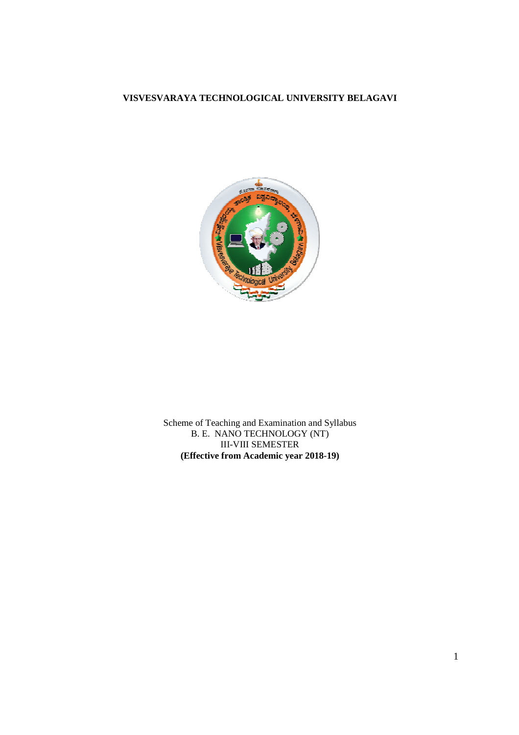**VISVESVARAYA TECHNOLOGICAL UNIVERSITY BELAGAVI**

Scheme of Teaching and Examination and Syllabus
B. E. NANO TECHNOLOGY (NT)
III-VIII SEMESTER
**(Effective from Academic year 2018-19)**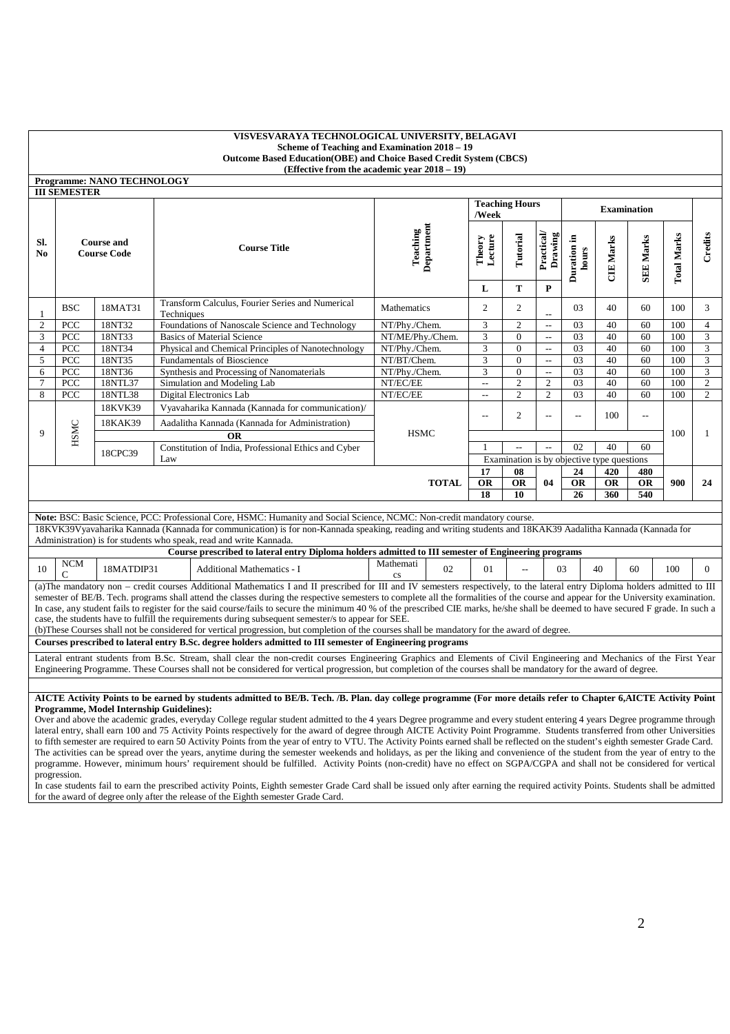**VISVESVARAYA TECHNOLOGICAL UNIVERSITY, BELAGAVI**
**Scheme of Teaching and Examination 2018 – 19**
**Outcome Based Education(OBE) and Choice Based Credit System (CBCS)**
**(Effective from the academic year 2018 – 19)**

**Programme: NANO TECHNOLOGY**

**III SEMESTER**

| Sl. No | Course and Course Code | | Course Title | Teaching Department | Teaching Hours /Week | | | Examination | | | | Credits |
|---|---|---|---|---|---|---|---|---|---|---|---|---|
| | | | | | Theory Lecture | Tutorial | Practical/ Drawing | Duration in hours | CIE Marks | SEE Marks | Total Marks | |
| | | | | | L | T | P | | | | | |
| 1 | BSC | 18MAT31 | Transform Calculus, Fourier Series and Numerical Techniques | Mathematics | 2 | 2 | -- | 03 | 40 | 60 | 100 | 3 |
| 2 | PCC | 18NT32 | Foundations of Nanoscale Science and Technology | NT/Phy./Chem. | 3 | 2 | -- | 03 | 40 | 60 | 100 | 4 |
| 3 | PCC | 18NT33 | Basics of Material Science | NT/ME/Phy./Chem. | 3 | 0 | -- | 03 | 40 | 60 | 100 | 3 |
| 4 | PCC | 18NT34 | Physical and Chemical Principles of Nanotechnology | NT/Phy./Chem. | 3 | 0 | -- | 03 | 40 | 60 | 100 | 3 |
| 5 | PCC | 18NT35 | Fundamentals of Bioscience | NT/BT/Chem. | 3 | 0 | -- | 03 | 40 | 60 | 100 | 3 |
| 6 | PCC | 18NT36 | Synthesis and Processing of Nanomaterials | NT/Phy./Chem. | 3 | 0 | -- | 03 | 40 | 60 | 100 | 3 |
| 7 | PCC | 18NTL37 | Simulation and Modeling Lab | NT/EC/EE | -- | 2 | 2 | 03 | 40 | 60 | 100 | 2 |
| 8 | PCC | 18NTL38 | Digital Electronics Lab | NT/EC/EE | -- | 2 | 2 | 03 | 40 | 60 | 100 | 2 |
| 9 | HSMC | 18KVK39 | Vyavaharika Kannada (Kannada for communication)/ | HSMC | -- | 2 | -- | -- | 100 | -- | 100 | 1 |
| | | 18KAK39 | Aadalitha Kannada (Kannada for Administration) | | | | | | | | | |
| | | | OR | | | | | | | | | |
| | | 18CPC39 | Constitution of India, Professional Ethics and Cyber Law | | 1 | -- | -- | 02 | 40 | 60 | | |
| | | | | | Examination is by objective type questions | | | | | | | |
| | | | | **TOTAL** | 17 OR 18 | 08 OR 10 | 04 | 24 OR 26 | 420 OR 360 | 480 OR 540 | 900 | 24 |

**Note:** BSC: Basic Science, PCC: Professional Core, HSMC: Humanity and Social Science, NCMC: Non-credit mandatory course.
18KVK39Vyavaharika Kannada (Kannada for communication) is for non-Kannada speaking, reading and writing students and 18KAK39 Aadalitha Kannada (Kannada for Administration) is for students who speak, read and write Kannada.

**Course prescribed to lateral entry Diploma holders admitted to III semester of Engineering programs**

| 10 | NCMC | 18MATDIP31 | Additional Mathematics - I | Mathematics | 02 | 01 | -- | 03 | 40 | 60 | 100 | 0 |
|---|---|---|---|---|---|---|---|---|---|---|---|---|

(a)The mandatory non – credit courses Additional Mathematics I and II prescribed for III and IV semesters respectively, to the lateral entry Diploma holders admitted to III semester of BE/B. Tech. programs shall attend the classes during the respective semesters to complete all the formalities of the course and appear for the University examination. In case, any student fails to register for the said course/fails to secure the minimum 40 % of the prescribed CIE marks, he/she shall be deemed to have secured F grade. In such a case, the students have to fulfill the requirements during subsequent semester/s to appear for SEE.
(b)These Courses shall not be considered for vertical progression, but completion of the courses shall be mandatory for the award of degree.

**Courses prescribed to lateral entry B.Sc. degree holders admitted to III semester of Engineering programs**

Lateral entrant students from B.Sc. Stream, shall clear the non-credit courses Engineering Graphics and Elements of Civil Engineering and Mechanics of the First Year Engineering Programme. These Courses shall not be considered for vertical progression, but completion of the courses shall be mandatory for the award of degree.

**AICTE Activity Points to be earned by students admitted to BE/B. Tech. /B. Plan. day college programme (For more details refer to Chapter 6,AICTE Activity Point Programme, Model Internship Guidelines):**
Over and above the academic grades, everyday College regular student admitted to the 4 years Degree programme and every student entering 4 years Degree programme through lateral entry, shall earn 100 and 75 Activity Points respectively for the award of degree through AICTE Activity Point Programme. Students transferred from other Universities to fifth semester are required to earn 50 Activity Points from the year of entry to VTU. The Activity Points earned shall be reflected on the student's eighth semester Grade Card. The activities can be spread over the years, anytime during the semester weekends and holidays, as per the liking and convenience of the student from the year of entry to the programme. However, minimum hours' requirement should be fulfilled. Activity Points (non-credit) have no effect on SGPA/CGPA and shall not be considered for vertical progression.
In case students fail to earn the prescribed activity Points, Eighth semester Grade Card shall be issued only after earning the required activity Points. Students shall be admitted for the award of degree only after the release of the Eighth semester Grade Card.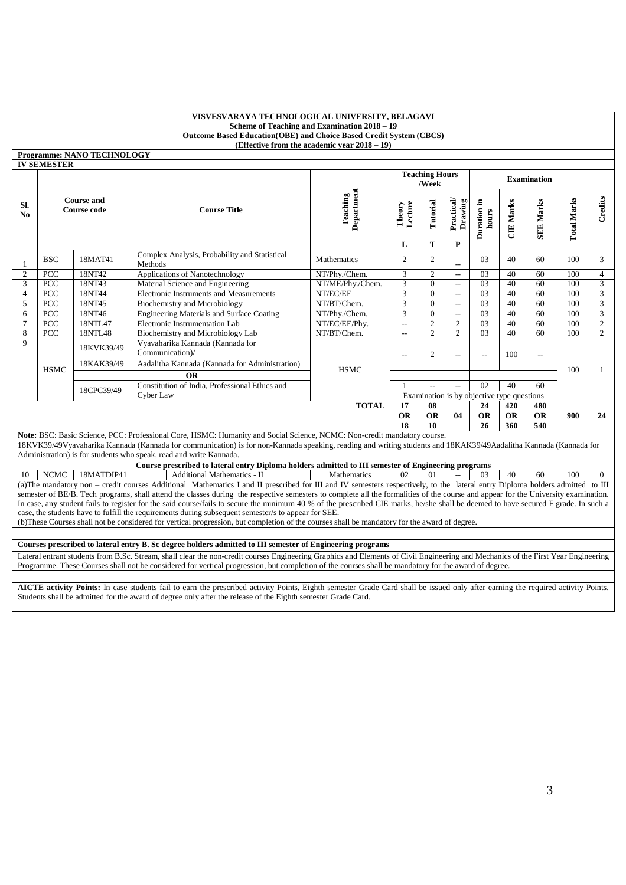**VISVESVARAYA TECHNOLOGICAL UNIVERSITY, BELAGAVI**
**Scheme of Teaching and Examination 2018 – 19**
**Outcome Based Education(OBE) and Choice Based Credit System (CBCS)**
**(Effective from the academic year 2018 – 19)**

**Programme: NANO TECHNOLOGY**

**IV SEMESTER**

| Sl. No | Course and Course code | | Course Title | Teaching Department | Teaching Hours /Week | | | Examination | | | | Credits |
|---|---|---|---|---|---|---|---|---|---|---|---|---|
| | | | | | Theory Lecture | Tutorial | Practical/ Drawing | Duration in hours | CIE Marks | SEE Marks | Total Marks | |
| | | | | | L | T | P | | | | | |
| 1 | BSC | 18MAT41 | Complex Analysis, Probability and Statistical Methods | Mathematics | 2 | 2 | -- | 03 | 40 | 60 | 100 | 3 |
| 2 | PCC | 18NT42 | Applications of Nanotechnology | NT/Phy./Chem. | 3 | 2 | -- | 03 | 40 | 60 | 100 | 4 |
| 3 | PCC | 18NT43 | Material Science and Engineering | NT/ME/Phy./Chem. | 3 | 0 | -- | 03 | 40 | 60 | 100 | 3 |
| 4 | PCC | 18NT44 | Electronic Instruments and Measurements | NT/EC/EE | 3 | 0 | -- | 03 | 40 | 60 | 100 | 3 |
| 5 | PCC | 18NT45 | Biochemistry and Microbiology | NT/BT/Chem. | 3 | 0 | -- | 03 | 40 | 60 | 100 | 3 |
| 6 | PCC | 18NT46 | Engineering Materials and Surface Coating | NT/Phy./Chem. | 3 | 0 | -- | 03 | 40 | 60 | 100 | 3 |
| 7 | PCC | 18NTL47 | Electronic Instrumentation Lab | NT/EC/EE/Phy. | -- | 2 | 2 | 03 | 40 | 60 | 100 | 2 |
| 8 | PCC | 18NTL48 | Biochemistry and Microbiology Lab | NT/BT/Chem. | -- | 2 | 2 | 03 | 40 | 60 | 100 | 2 |
| 9 | HSMC | 18KVK39/49 | Vyavaharika Kannada (Kannada for Communication)/ | HSMC | -- | 2 | -- | -- | 100 | -- | 100 | 1 |
| | | 18KAK39/49 | Aadalitha Kannada (Kannada for Administration) | | | | | | | | | |
| | | | OR | | | | | | | | | |
| | | 18CPC39/49 | Constitution of India, Professional Ethics and Cyber Law | | 1 | -- | -- | 02 | 40 | 60 | | |
| | | | | | Examination is by objective type questions | | | | | | | |
| | | | | **TOTAL** | **17 OR 18** | **08 OR 10** | **04** | **24 OR 26** | **420 OR 360** | **480 OR 540** | **900** | **24** |

**Note:** BSC: Basic Science, PCC: Professional Core, HSMC: Humanity and Social Science, NCMC: Non-credit mandatory course.

18KVK39/49Vyavaharika Kannada (Kannada for communication) is for non-Kannada speaking, reading and writing students and 18KAK39/49Aadalitha Kannada (Kannada for Administration) is for students who speak, read and write Kannada.

**Course prescribed to lateral entry Diploma holders admitted to III semester of Engineering programs**

| Sl. No | | Course code | Course Title | Teaching Department | L | T | P | Duration in hours | CIE Marks | SEE Marks | Total Marks | Credits |
|---|---|---|---|---|---|---|---|---|---|---|---|---|
| 10 | NCMC | 18MATDIP41 | Additional Mathematics - II | Mathematics | 02 | 01 | -- | 03 | 40 | 60 | 100 | 0 |

(a)The mandatory non – credit courses Additional Mathematics I and II prescribed for III and IV semesters respectively, to the lateral entry Diploma holders admitted to III semester of BE/B. Tech programs, shall attend the classes during the respective semesters to complete all the formalities of the course and appear for the University examination. In case, any student fails to register for the said course/fails to secure the minimum 40 % of the prescribed CIE marks, he/she shall be deemed to have secured F grade. In such a case, the students have to fulfill the requirements during subsequent semester/s to appear for SEE.

(b)These Courses shall not be considered for vertical progression, but completion of the courses shall be mandatory for the award of degree.

**Courses prescribed to lateral entry B. Sc degree holders admitted to III semester of Engineering programs**

Lateral entrant students from B.Sc. Stream, shall clear the non-credit courses Engineering Graphics and Elements of Civil Engineering and Mechanics of the First Year Engineering Programme. These Courses shall not be considered for vertical progression, but completion of the courses shall be mandatory for the award of degree.

**AICTE activity Points:** In case students fail to earn the prescribed activity Points, Eighth semester Grade Card shall be issued only after earning the required activity Points. Students shall be admitted for the award of degree only after the release of the Eighth semester Grade Card.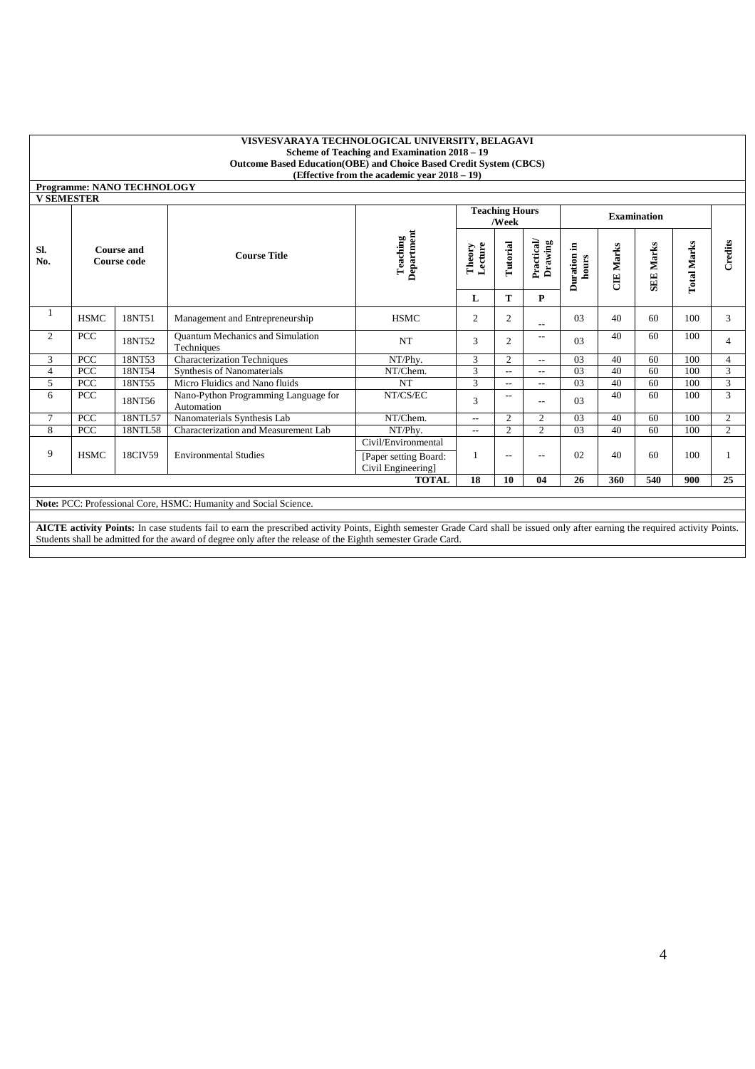**VISVESVARAYA TECHNOLOGICAL UNIVERSITY, BELAGAVI**
**Scheme of Teaching and Examination 2018 – 19**
**Outcome Based Education(OBE) and Choice Based Credit System (CBCS)**
**(Effective from the academic year 2018 – 19)**

**Programme: NANO TECHNOLOGY**

**V SEMESTER**

| Sl. No. | Course and Course code | | Course Title | Teaching Department | Teaching Hours /Week | | | Examination | | | | Credits |
|---|---|---|---|---|---|---|---|---|---|---|---|---|
| | | | | | Theory Lecture | Tutorial | Practical/ Drawing | Duration in hours | CIE Marks | SEE Marks | Total Marks | |
| | | | | | L | T | P | | | | | |
| 1 | HSMC | 18NT51 | Management and Entrepreneurship | HSMC | 2 | 2 | -- | 03 | 40 | 60 | 100 | 3 |
| 2 | PCC | 18NT52 | Quantum Mechanics and Simulation Techniques | NT | 3 | 2 | -- | 03 | 40 | 60 | 100 | 4 |
| 3 | PCC | 18NT53 | Characterization Techniques | NT/Phy. | 3 | 2 | -- | 03 | 40 | 60 | 100 | 4 |
| 4 | PCC | 18NT54 | Synthesis of Nanomaterials | NT/Chem. | 3 | -- | -- | 03 | 40 | 60 | 100 | 3 |
| 5 | PCC | 18NT55 | Micro Fluidics and Nano fluids | NT | 3 | -- | -- | 03 | 40 | 60 | 100 | 3 |
| 6 | PCC | 18NT56 | Nano-Python Programming Language for Automation | NT/CS/EC | 3 | -- | -- | 03 | 40 | 60 | 100 | 3 |
| 7 | PCC | 18NTL57 | Nanomaterials Synthesis Lab | NT/Chem. | -- | 2 | 2 | 03 | 40 | 60 | 100 | 2 |
| 8 | PCC | 18NTL58 | Characterization and Measurement Lab | NT/Phy. | -- | 2 | 2 | 03 | 40 | 60 | 100 | 2 |
| 9 | HSMC | 18CIV59 | Environmental Studies | Civil/Environmental [Paper setting Board: Civil Engineering] | 1 | -- | -- | 02 | 40 | 60 | 100 | 1 |
| | | | | **TOTAL** | **18** | **10** | **04** | **26** | **360** | **540** | **900** | **25** |

**Note:** PCC: Professional Core, HSMC: Humanity and Social Science.

**AICTE activity Points:** In case students fail to earn the prescribed activity Points, Eighth semester Grade Card shall be issued only after earning the required activity Points. Students shall be admitted for the award of degree only after the release of the Eighth semester Grade Card.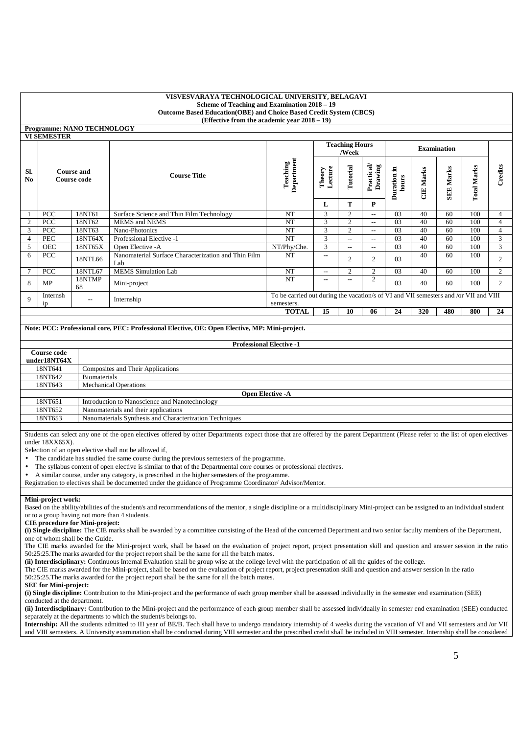**VISVESVARAYA TECHNOLOGICAL UNIVERSITY, BELAGAVI**
**Scheme of Teaching and Examination 2018 – 19**
**Outcome Based Education(OBE) and Choice Based Credit System (CBCS)**
**(Effective from the academic year 2018 – 19)**

**Programme: NANO TECHNOLOGY**

**VI SEMESTER**

| Sl. No | Course and Course code | | Course Title | Teaching Department | Teaching Hours /Week | | | Examination | | | | Credits |
|---|---|---|---|---|---|---|---|---|---|---|---|---|
| | | | | | Theory Lecture | Tutorial | Practical/ Drawing | Duration in hours | CIE Marks | SEE Marks | Total Marks | |
| | | | | | L | T | P | | | | | |
| 1 | PCC | 18NT61 | Surface Science and Thin Film Technology | NT | 3 | 2 | -- | 03 | 40 | 60 | 100 | 4 |
| 2 | PCC | 18NT62 | MEMS and NEMS | NT | 3 | 2 | -- | 03 | 40 | 60 | 100 | 4 |
| 3 | PCC | 18NT63 | Nano-Photonics | NT | 3 | 2 | -- | 03 | 40 | 60 | 100 | 4 |
| 4 | PEC | 18NT64X | Professional Elective -1 | NT | 3 | -- | -- | 03 | 40 | 60 | 100 | 3 |
| 5 | OEC | 18NT65X | Open Elective -A | NT/Phy/Che. | 3 | -- | -- | 03 | 40 | 60 | 100 | 3 |
| 6 | PCC | 18NTL66 | Nanomaterial Surface Characterization and Thin Film Lab | NT | -- | 2 | 2 | 03 | 40 | 60 | 100 | 2 |
| 7 | PCC | 18NTL67 | MEMS Simulation Lab | NT | -- | 2 | 2 | 03 | 40 | 60 | 100 | 2 |
| 8 | MP | 18NTMP68 | Mini-project | NT | -- | -- | 2 | 03 | 40 | 60 | 100 | 2 |
| 9 | Internship | -- | Internship | To be carried out during the vacation/s of VI and VII semesters and /or VII and VIII semesters. | | | | | | | | |
| | | | | **TOTAL** | **15** | **10** | **06** | **24** | **320** | **480** | **800** | **24** |

**Note: PCC: Professional core, PEC: Professional Elective, OE: Open Elective, MP: Mini-project.**

**Professional Elective -1**

| Course code under18NT64X | |
|---|---|
| 18NT641 | Composites and Their Applications |
| 18NT642 | Biomaterials |
| 18NT643 | Mechanical Operations |

**Open Elective -A**

| | |
|---|---|
| 18NT651 | Introduction to Nanoscience and Nanotechnology |
| 18NT652 | Nanomaterials and their applications |
| 18NT653 | Nanomaterials Synthesis and Characterization Techniques |

Students can select any one of the open electives offered by other Departments expect those that are offered by the parent Department (Please refer to the list of open electives under 18XX65X).

Selection of an open elective shall not be allowed if,

- The candidate has studied the same course during the previous semesters of the programme.
- The syllabus content of open elective is similar to that of the Departmental core courses or professional electives.
- A similar course, under any category, is prescribed in the higher semesters of the programme.

Registration to electives shall be documented under the guidance of Programme Coordinator/ Advisor/Mentor.

**Mini-project work:**

Based on the ability/abilities of the student/s and recommendations of the mentor, a single discipline or a multidisciplinary Mini-project can be assigned to an individual student or to a group having not more than 4 students.

**CIE procedure for Mini-project:**

**(i) Single discipline:** The CIE marks shall be awarded by a committee consisting of the Head of the concerned Department and two senior faculty members of the Department, one of whom shall be the Guide.

The CIE marks awarded for the Mini-project work, shall be based on the evaluation of project report, project presentation skill and question and answer session in the ratio 50:25:25.The marks awarded for the project report shall be the same for all the batch mates.

**(ii) Interdisciplinary:** Continuous Internal Evaluation shall be group wise at the college level with the participation of all the guides of the college.

The CIE marks awarded for the Mini-project, shall be based on the evaluation of project report, project presentation skill and question and answer session in the ratio 50:25:25.The marks awarded for the project report shall be the same for all the batch mates.

**SEE for Mini-project:**

**(i) Single discipline:** Contribution to the Mini-project and the performance of each group member shall be assessed individually in the semester end examination (SEE) conducted at the department.

**(ii) Interdisciplinary:** Contribution to the Mini-project and the performance of each group member shall be assessed individually in semester end examination (SEE) conducted separately at the departments to which the student/s belongs to.

**Internship:** All the students admitted to III year of BE/B. Tech shall have to undergo mandatory internship of 4 weeks during the vacation of VI and VII semesters and /or VII and VIII semesters. A University examination shall be conducted during VIII semester and the prescribed credit shall be included in VIII semester. Internship shall be considered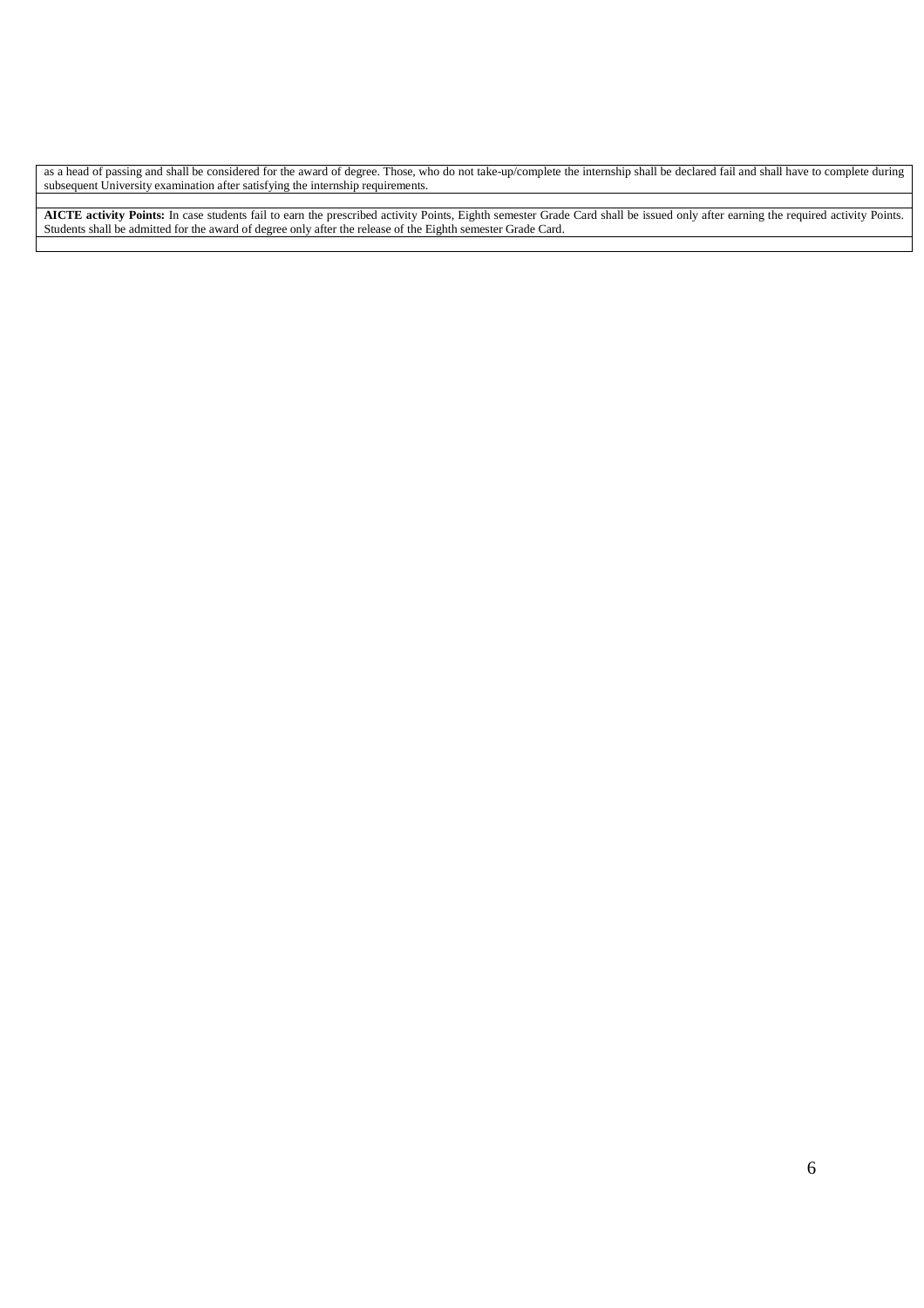as a head of passing and shall be considered for the award of degree. Those, who do not take-up/complete the internship shall be declared fail and shall have to complete during subsequent University examination after satisfying the internship requirements.

**AICTE activity Points:** In case students fail to earn the prescribed activity Points, Eighth semester Grade Card shall be issued only after earning the required activity Points. Students shall be admitted for the award of degree only after the release of the Eighth semester Grade Card.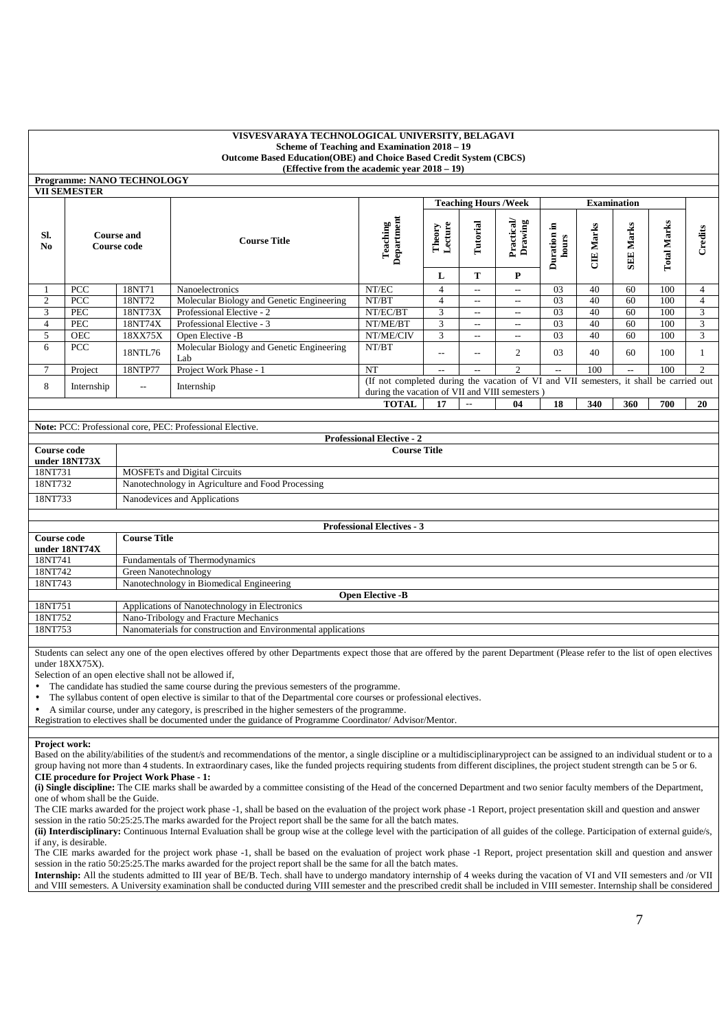**VISVESVARAYA TECHNOLOGICAL UNIVERSITY, BELAGAVI**
**Scheme of Teaching and Examination 2018 – 19**
**Outcome Based Education(OBE) and Choice Based Credit System (CBCS)**
**(Effective from the academic year 2018 – 19)**

**Programme: NANO TECHNOLOGY**

**VII SEMESTER**

| Sl. No | Course and Course code | | Course Title | Teaching Department | Teaching Hours /Week | | | Examination | | | | Credits |
|---|---|---|---|---|---|---|---|---|---|---|---|---|
| | | | | | Theory Lecture | Tutorial | Practical/ Drawing | Duration in hours | CIE Marks | SEE Marks | Total Marks | |
| | | | | | L | T | P | | | | | |
| 1 | PCC | 18NT71 | Nanoelectronics | NT/EC | 4 | -- | -- | 03 | 40 | 60 | 100 | 4 |
| 2 | PCC | 18NT72 | Molecular Biology and Genetic Engineering | NT/BT | 4 | -- | -- | 03 | 40 | 60 | 100 | 4 |
| 3 | PEC | 18NT73X | Professional Elective - 2 | NT/EC/BT | 3 | -- | -- | 03 | 40 | 60 | 100 | 3 |
| 4 | PEC | 18NT74X | Professional Elective - 3 | NT/ME/BT | 3 | -- | -- | 03 | 40 | 60 | 100 | 3 |
| 5 | OEC | 18XX75X | Open Elective -B | NT/ME/CIV | 3 | -- | -- | 03 | 40 | 60 | 100 | 3 |
| 6 | PCC | 18NTL76 | Molecular Biology and Genetic Engineering Lab | NT/BT | -- | -- | 2 | 03 | 40 | 60 | 100 | 1 |
| 7 | Project | 18NTP77 | Project Work Phase - 1 | NT | -- | -- | 2 | -- | 100 | -- | 100 | 2 |
| 8 | Internship | -- | Internship | (If not completed during the vacation of VI and VII semesters, it shall be carried out during the vacation of VII and VIII semesters ) | | | | | | | | |
| | | | | **TOTAL** | **17** | -- | **04** | **18** | **340** | **360** | **700** | **20** |

**Note:** PCC: Professional core, PEC: Professional Elective.

**Professional Elective - 2**

| Course code under 18NT73X | Course Title |
|---|---|
| 18NT731 | MOSFETs and Digital Circuits |
| 18NT732 | Nanotechnology in Agriculture and Food Processing |
| 18NT733 | Nanodevices and Applications |

**Professional Electives - 3**

| Course code under 18NT74X | Course Title |
|---|---|
| 18NT741 | Fundamentals of Thermodynamics |
| 18NT742 | Green Nanotechnology |
| 18NT743 | Nanotechnology in Biomedical Engineering |

**Open Elective -B**

| Course code | Course Title |
|---|---|
| 18NT751 | Applications of Nanotechnology in Electronics |
| 18NT752 | Nano-Tribology and Fracture Mechanics |
| 18NT753 | Nanomaterials for construction and Environmental applications |

Students can select any one of the open electives offered by other Departments expect those that are offered by the parent Department (Please refer to the list of open electives under 18XX75X).

Selection of an open elective shall not be allowed if,

- The candidate has studied the same course during the previous semesters of the programme.
- The syllabus content of open elective is similar to that of the Departmental core courses or professional electives.
- A similar course, under any category, is prescribed in the higher semesters of the programme.

Registration to electives shall be documented under the guidance of Programme Coordinator/ Advisor/Mentor.

**Project work:**
Based on the ability/abilities of the student/s and recommendations of the mentor, a single discipline or a multidisciplinaryproject can be assigned to an individual student or to a group having not more than 4 students. In extraordinary cases, like the funded projects requiring students from different disciplines, the project student strength can be 5 or 6.

**CIE procedure for Project Work Phase - 1:**

**(i) Single discipline:** The CIE marks shall be awarded by a committee consisting of the Head of the concerned Department and two senior faculty members of the Department, one of whom shall be the Guide.

The CIE marks awarded for the project work phase -1, shall be based on the evaluation of the project work phase -1 Report, project presentation skill and question and answer session in the ratio 50:25:25.The marks awarded for the Project report shall be the same for all the batch mates.

**(ii) Interdisciplinary:** Continuous Internal Evaluation shall be group wise at the college level with the participation of all guides of the college. Participation of external guide/s, if any, is desirable.

The CIE marks awarded for the project work phase -1, shall be based on the evaluation of project work phase -1 Report, project presentation skill and question and answer session in the ratio 50:25:25.The marks awarded for the project report shall be the same for all the batch mates.

**Internship:** All the students admitted to III year of BE/B. Tech. shall have to undergo mandatory internship of 4 weeks during the vacation of VI and VII semesters and /or VII and VIII semesters. A University examination shall be conducted during VIII semester and the prescribed credit shall be included in VIII semester. Internship shall be considered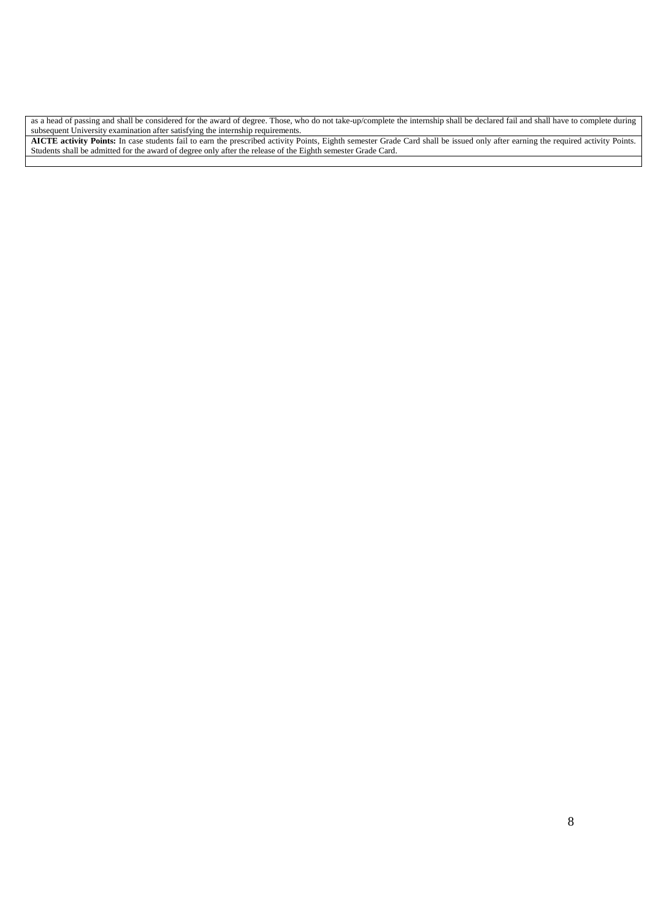as a head of passing and shall be considered for the award of degree. Those, who do not take-up/complete the internship shall be declared fail and shall have to complete during subsequent University examination after satisfying the internship requirements.

**AICTE activity Points:** In case students fail to earn the prescribed activity Points, Eighth semester Grade Card shall be issued only after earning the required activity Points. Students shall be admitted for the award of degree only after the release of the Eighth semester Grade Card.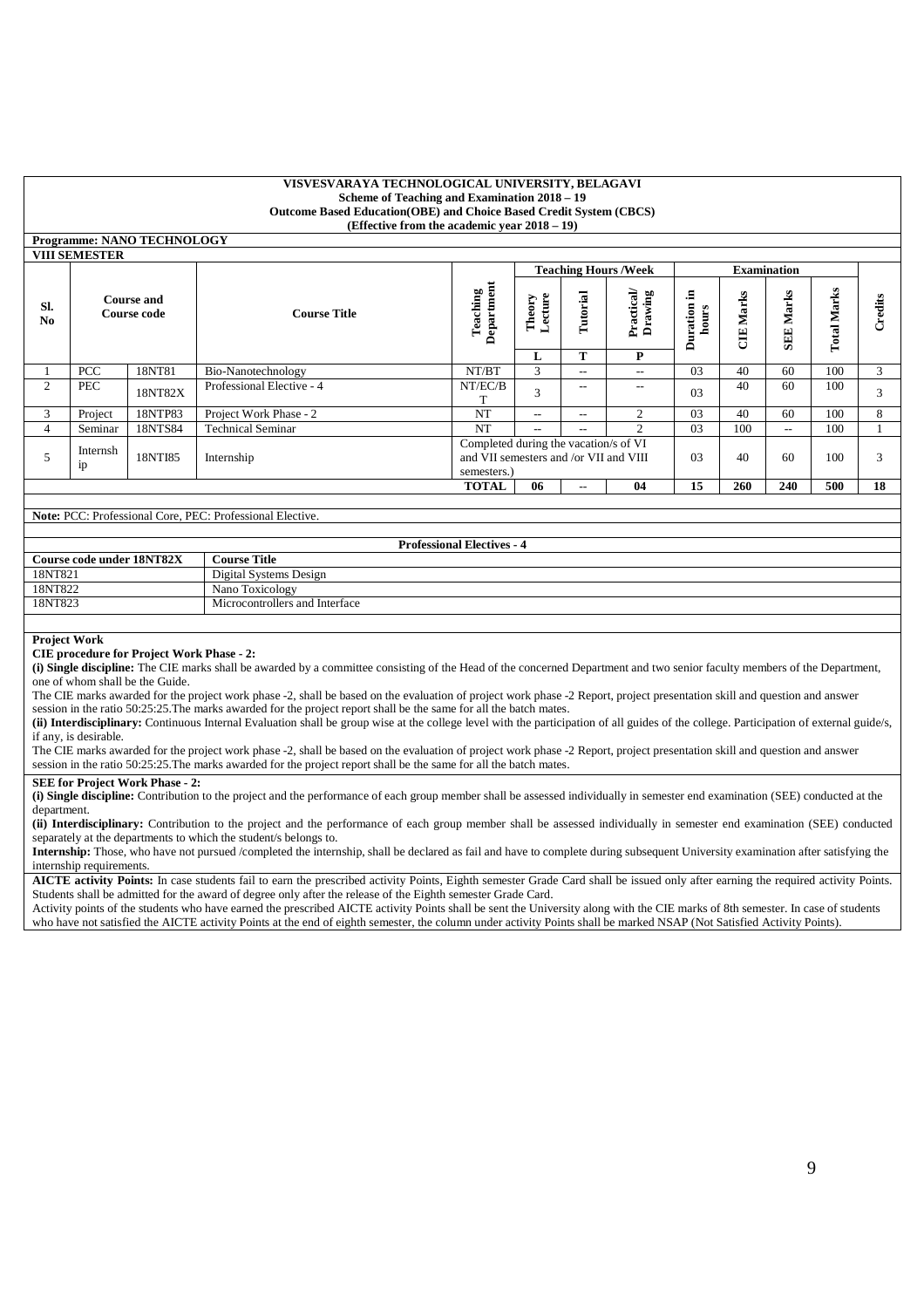**VISVESVARAYA TECHNOLOGICAL UNIVERSITY, BELAGAVI**
**Scheme of Teaching and Examination 2018 – 19**
**Outcome Based Education(OBE) and Choice Based Credit System (CBCS)**
**(Effective from the academic year 2018 – 19)**

**Programme: NANO TECHNOLOGY**

**VIII SEMESTER**

| Sl. No | Course and Course code | | Course Title | Teaching Department | Teaching Hours /Week | | | Examination | | | | Credits |
|---|---|---|---|---|---|---|---|---|---|---|---|---|
| | | | | | Theory Lecture | Tutorial | Practical/ Drawing | Duration in hours | CIE Marks | SEE Marks | Total Marks | |
| | | | | | L | T | P | | | | | |
| 1 | PCC | 18NT81 | Bio-Nanotechnology | NT/BT | 3 | -- | -- | 03 | 40 | 60 | 100 | 3 |
| 2 | PEC | 18NT82X | Professional Elective - 4 | NT/EC/BT | 3 | -- | -- | 03 | 40 | 60 | 100 | 3 |
| 3 | Project | 18NTP83 | Project Work Phase - 2 | NT | -- | -- | 2 | 03 | 40 | 60 | 100 | 8 |
| 4 | Seminar | 18NTS84 | Technical Seminar | NT | -- | -- | 2 | 03 | 100 | -- | 100 | 1 |
| 5 | Internship | 18NTI85 | Internship | Completed during the vacation/s of VI and VII semesters and /or VII and VIII semesters.) | | | | 03 | 40 | 60 | 100 | 3 |
| | | | | **TOTAL** | **06** | **--** | **04** | **15** | **260** | **240** | **500** | **18** |

**Note:** PCC: Professional Core, PEC: Professional Elective.

**Professional Electives - 4**

| Course code under 18NT82X | Course Title |
|---|---|
| 18NT821 | Digital Systems Design |
| 18NT822 | Nano Toxicology |
| 18NT823 | Microcontrollers and Interface |

**Project Work**

**CIE procedure for Project Work Phase - 2:**

**(i) Single discipline:** The CIE marks shall be awarded by a committee consisting of the Head of the concerned Department and two senior faculty members of the Department, one of whom shall be the Guide.

The CIE marks awarded for the project work phase -2, shall be based on the evaluation of project work phase -2 Report, project presentation skill and question and answer session in the ratio 50:25:25.The marks awarded for the project report shall be the same for all the batch mates.

**(ii) Interdisciplinary:** Continuous Internal Evaluation shall be group wise at the college level with the participation of all guides of the college. Participation of external guide/s, if any, is desirable.

The CIE marks awarded for the project work phase -2, shall be based on the evaluation of project work phase -2 Report, project presentation skill and question and answer session in the ratio 50:25:25.The marks awarded for the project report shall be the same for all the batch mates.

**SEE for Project Work Phase - 2:**

**(i) Single discipline:** Contribution to the project and the performance of each group member shall be assessed individually in semester end examination (SEE) conducted at the department.

**(ii) Interdisciplinary:** Contribution to the project and the performance of each group member shall be assessed individually in semester end examination (SEE) conducted separately at the departments to which the student/s belongs to.

**Internship:** Those, who have not pursued /completed the internship, shall be declared as fail and have to complete during subsequent University examination after satisfying the internship requirements.

**AICTE activity Points:** In case students fail to earn the prescribed activity Points, Eighth semester Grade Card shall be issued only after earning the required activity Points. Students shall be admitted for the award of degree only after the release of the Eighth semester Grade Card.

Activity points of the students who have earned the prescribed AICTE activity Points shall be sent the University along with the CIE marks of 8th semester. In case of students who have not satisfied the AICTE activity Points at the end of eighth semester, the column under activity Points shall be marked NSAP (Not Satisfied Activity Points).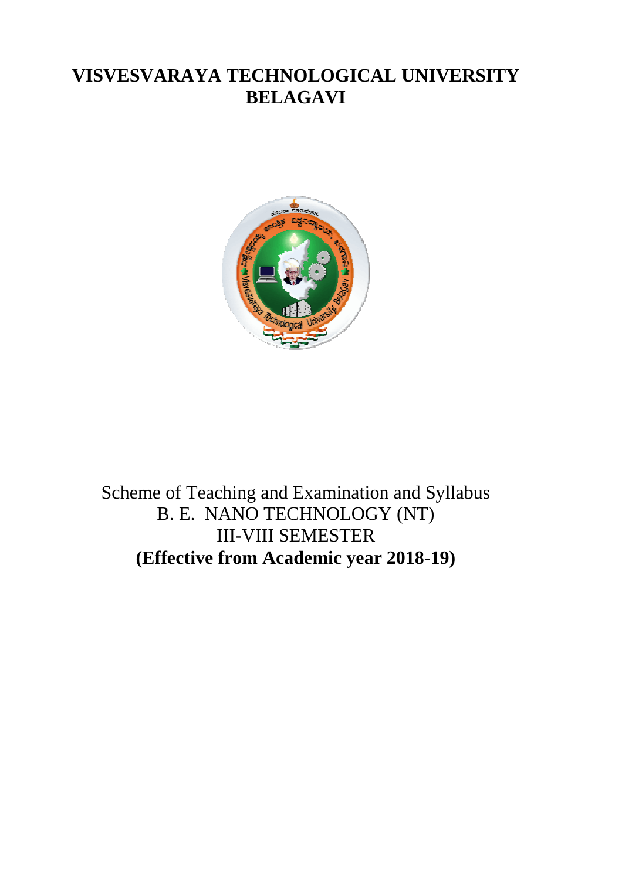# VISVESVARAYA TECHNOLOGICAL UNIVERSITY
# BELAGAVI

Scheme of Teaching and Examination and Syllabus

B. E. NANO TECHNOLOGY (NT)

III-VIII SEMESTER

**(Effective from Academic year 2018-19)**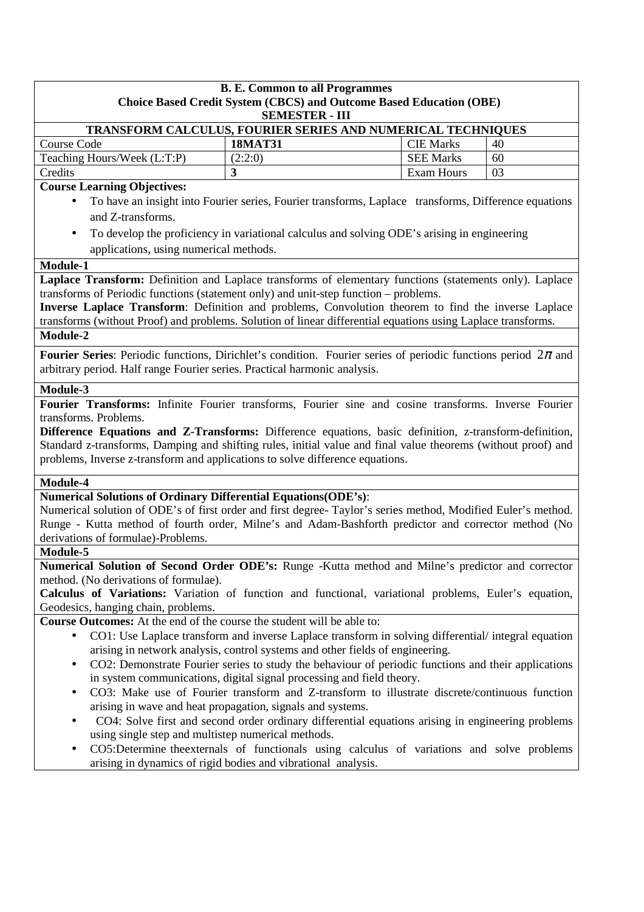**B. E. Common to all Programmes**
**Choice Based Credit System (CBCS) and Outcome Based Education (OBE)**
**SEMESTER - III**

**TRANSFORM CALCULUS, FOURIER SERIES AND NUMERICAL TECHNIQUES**

| Course Code | **18MAT31** | CIE Marks | 40 |
|---|---|---|---|
| Teaching Hours/Week (L:T:P) | (2:2:0) | SEE Marks | 60 |
| Credits | **3** | Exam Hours | 03 |

**Course Learning Objectives:**

- To have an insight into Fourier series, Fourier transforms, Laplace transforms, Difference equations and Z-transforms.
- To develop the proficiency in variational calculus and solving ODE's arising in engineering applications, using numerical methods.

**Module-1**

**Laplace Transform:** Definition and Laplace transforms of elementary functions (statements only). Laplace transforms of Periodic functions (statement only) and unit-step function – problems.

**Inverse Laplace Transform**: Definition and problems, Convolution theorem to find the inverse Laplace transforms (without Proof) and problems. Solution of linear differential equations using Laplace transforms.

**Module-2**

**Fourier Series**: Periodic functions, Dirichlet's condition. Fourier series of periodic functions period $2\pi$ and arbitrary period. Half range Fourier series. Practical harmonic analysis.

**Module-3**

**Fourier Transforms:** Infinite Fourier transforms, Fourier sine and cosine transforms. Inverse Fourier transforms. Problems.

**Difference Equations and Z-Transforms:** Difference equations, basic definition, z-transform-definition, Standard z-transforms, Damping and shifting rules, initial value and final value theorems (without proof) and problems, Inverse z-transform and applications to solve difference equations.

**Module-4**

**Numerical Solutions of Ordinary Differential Equations(ODE's)**:
Numerical solution of ODE's of first order and first degree- Taylor's series method, Modified Euler's method. Runge - Kutta method of fourth order, Milne's and Adam-Bashforth predictor and corrector method (No derivations of formulae)-Problems.

**Module-5**

**Numerical Solution of Second Order ODE's:** Runge -Kutta method and Milne's predictor and corrector method. (No derivations of formulae).

**Calculus of Variations:** Variation of function and functional, variational problems, Euler's equation, Geodesics, hanging chain, problems.

**Course Outcomes:** At the end of the course the student will be able to:

- CO1: Use Laplace transform and inverse Laplace transform in solving differential/ integral equation arising in network analysis, control systems and other fields of engineering.
- CO2: Demonstrate Fourier series to study the behaviour of periodic functions and their applications in system communications, digital signal processing and field theory.
- CO3: Make use of Fourier transform and Z-transform to illustrate discrete/continuous function arising in wave and heat propagation, signals and systems.
- CO4: Solve first and second order ordinary differential equations arising in engineering problems using single step and multistep numerical methods.
- CO5:Determine theexternals of functionals using calculus of variations and solve problems arising in dynamics of rigid bodies and vibrational analysis.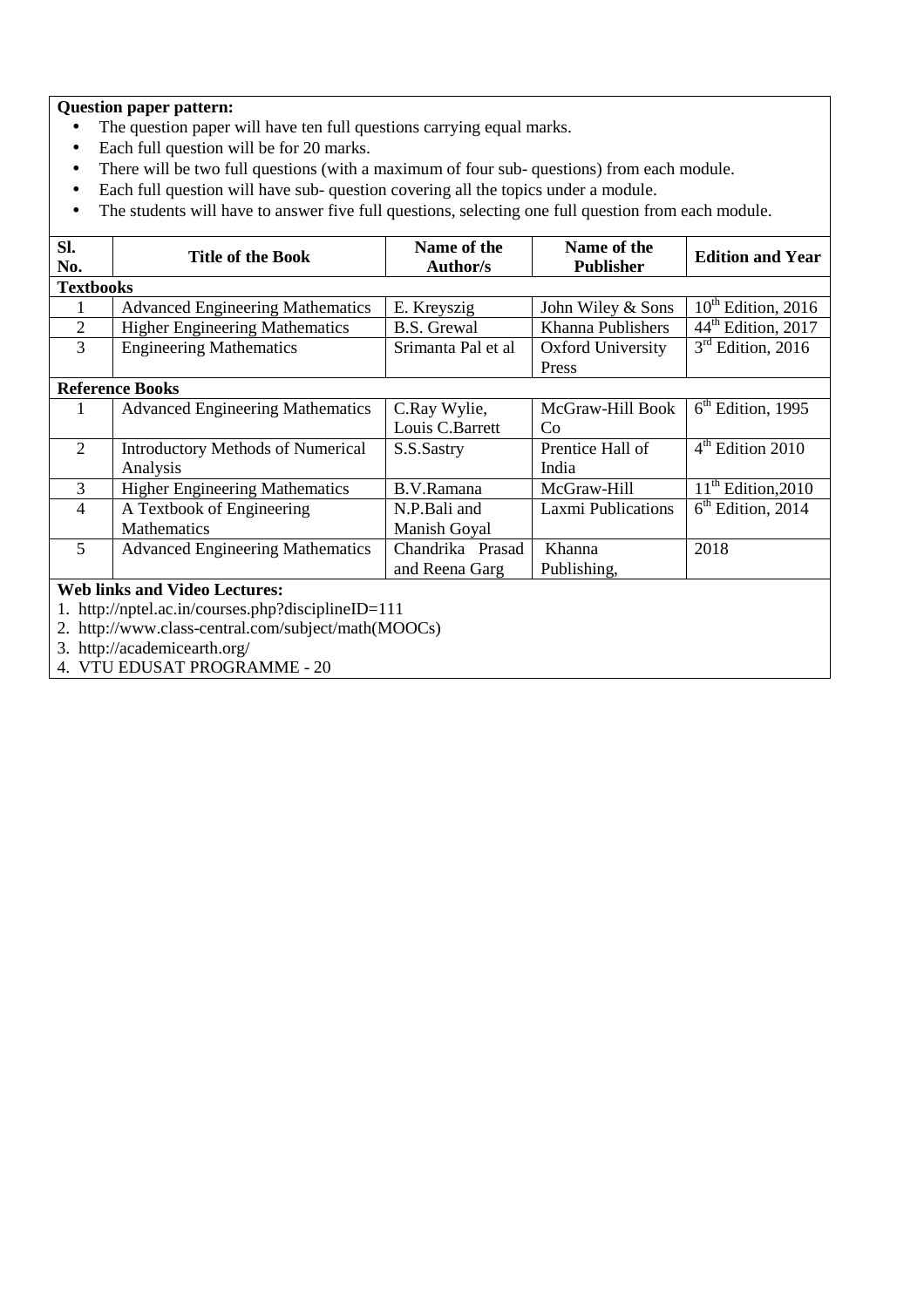**Question paper pattern:**

- The question paper will have ten full questions carrying equal marks.
- Each full question will be for 20 marks.
- There will be two full questions (with a maximum of four sub- questions) from each module.
- Each full question will have sub- question covering all the topics under a module.
- The students will have to answer five full questions, selecting one full question from each module.

| Sl. No. | Title of the Book | Name of the Author/s | Name of the Publisher | Edition and Year |
|---|---|---|---|---|
| **Textbooks** | | | | |
| 1 | Advanced Engineering Mathematics | E. Kreyszig | John Wiley & Sons | 10th Edition, 2016 |
| 2 | Higher Engineering Mathematics | B.S. Grewal | Khanna Publishers | 44th Edition, 2017 |
| 3 | Engineering Mathematics | Srimanta Pal et al | Oxford University Press | 3rd Edition, 2016 |
| **Reference Books** | | | | |
| 1 | Advanced Engineering Mathematics | C.Ray Wylie, Louis C.Barrett | McGraw-Hill Book Co | 6th Edition, 1995 |
| 2 | Introductory Methods of Numerical Analysis | S.S.Sastry | Prentice Hall of India | 4th Edition 2010 |
| 3 | Higher Engineering Mathematics | B.V.Ramana | McGraw-Hill | 11th Edition,2010 |
| 4 | A Textbook of Engineering Mathematics | N.P.Bali and Manish Goyal | Laxmi Publications | 6th Edition, 2014 |
| 5 | Advanced Engineering Mathematics | Chandrika Prasad and Reena Garg | Khanna Publishing, | 2018 |

**Web links and Video Lectures:**

1. http://nptel.ac.in/courses.php?disciplineID=111
2. http://www.class-central.com/subject/math(MOOCs)
3. http://academicearth.org/
4. VTU EDUSAT PROGRAMME - 20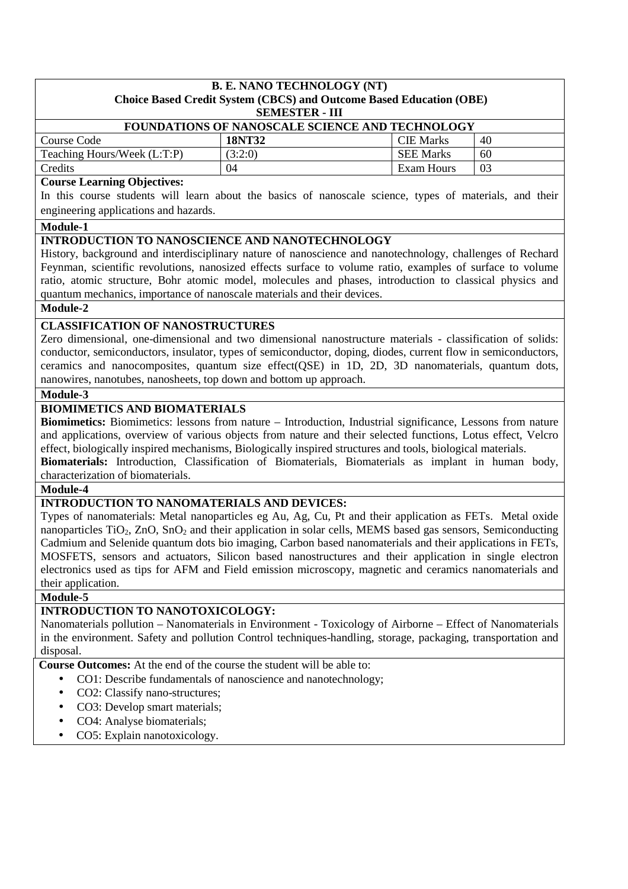**B. E. NANO TECHNOLOGY (NT)**
**Choice Based Credit System (CBCS) and Outcome Based Education (OBE)**
**SEMESTER - III**

**FOUNDATIONS OF NANOSCALE SCIENCE AND TECHNOLOGY**

| Course Code | **18NT32** | CIE Marks | 40 |
|---|---|---|---|
| Teaching Hours/Week (L:T:P) | (3:2:0) | SEE Marks | 60 |
| Credits | 04 | Exam Hours | 03 |

**Course Learning Objectives:**

In this course students will learn about the basics of nanoscale science, types of materials, and their engineering applications and hazards.

**Module-1**

**INTRODUCTION TO NANOSCIENCE AND NANOTECHNOLOGY**

History, background and interdisciplinary nature of nanoscience and nanotechnology, challenges of Rechard Feynman, scientific revolutions, nanosized effects surface to volume ratio, examples of surface to volume ratio, atomic structure, Bohr atomic model, molecules and phases, introduction to classical physics and quantum mechanics, importance of nanoscale materials and their devices.

**Module-2**

**CLASSIFICATION OF NANOSTRUCTURES**

Zero dimensional, one-dimensional and two dimensional nanostructure materials - classification of solids: conductor, semiconductors, insulator, types of semiconductor, doping, diodes, current flow in semiconductors, ceramics and nanocomposites, quantum size effect(QSE) in 1D, 2D, 3D nanomaterials, quantum dots, nanowires, nanotubes, nanosheets, top down and bottom up approach.

**Module-3**

**BIOMIMETICS AND BIOMATERIALS**

**Biomimetics:** Biomimetics: lessons from nature – Introduction, Industrial significance, Lessons from nature and applications, overview of various objects from nature and their selected functions, Lotus effect, Velcro effect, biologically inspired mechanisms, Biologically inspired structures and tools, biological materials.

**Biomaterials:** Introduction, Classification of Biomaterials, Biomaterials as implant in human body, characterization of biomaterials.

**Module-4**

**INTRODUCTION TO NANOMATERIALS AND DEVICES:**

Types of nanomaterials: Metal nanoparticles eg Au, Ag, Cu, Pt and their application as FETs. Metal oxide nanoparticles $TiO_2$, ZnO, $SnO_2$ and their application in solar cells, MEMS based gas sensors, Semiconducting Cadmium and Selenide quantum dots bio imaging, Carbon based nanomaterials and their applications in FETs, MOSFETS, sensors and actuators, Silicon based nanostructures and their application in single electron electronics used as tips for AFM and Field emission microscopy, magnetic and ceramics nanomaterials and their application.

**Module-5**

**INTRODUCTION TO NANOTOXICOLOGY:**

Nanomaterials pollution – Nanomaterials in Environment - Toxicology of Airborne – Effect of Nanomaterials in the environment. Safety and pollution Control techniques-handling, storage, packaging, transportation and disposal.

**Course Outcomes:** At the end of the course the student will be able to:

- CO1: Describe fundamentals of nanoscience and nanotechnology;
- CO2: Classify nano-structures;
- CO3: Develop smart materials;
- CO4: Analyse biomaterials;
- CO5: Explain nanotoxicology.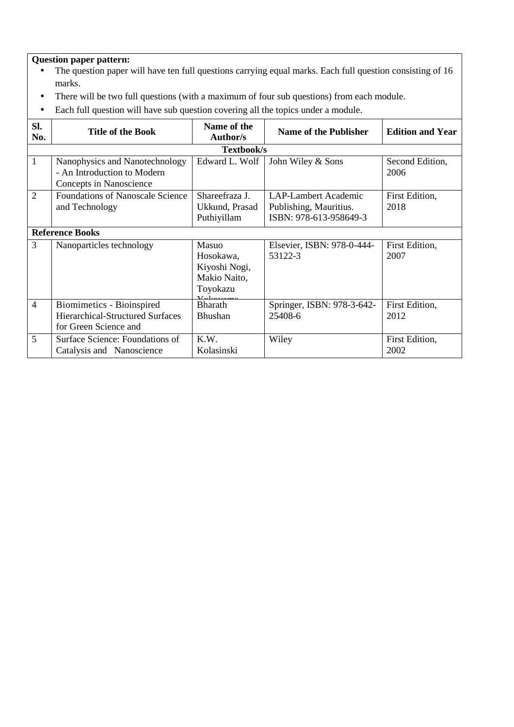**Question paper pattern:**

- The question paper will have ten full questions carrying equal marks. Each full question consisting of 16 marks.
- There will be two full questions (with a maximum of four sub questions) from each module.
- Each full question will have sub question covering all the topics under a module.

| Sl. No. | Title of the Book | Name of the Author/s | Name of the Publisher | Edition and Year |
|---|---|---|---|---|
| **Textbook/s** | | | | |
| 1 | Nanophysics and Nanotechnology - An Introduction to Modern Concepts in Nanoscience | Edward L. Wolf | John Wiley & Sons | Second Edition, 2006 |
| 2 | Foundations of Nanoscale Science and Technology | Shareefraza J. Ukkund, Prasad Puthiyillam | LAP-Lambert Academic Publishing, Mauritius. ISBN: 978-613-958649-3 | First Edition, 2018 |
| **Reference Books** | | | | |
| 3 | Nanoparticles technology | Masuo Hosokawa, Kiyoshi Nogi, Makio Naito, Toyokazu Yokoyama | Elsevier, ISBN: 978-0-444-53122-3 | First Edition, 2007 |
| 4 | Biomimetics - Bioinspired Hierarchical-Structured Surfaces for Green Science and | Bharath Bhushan | Springer, ISBN: 978-3-642-25408-6 | First Edition, 2012 |
| 5 | Surface Science: Foundations of Catalysis and Nanoscience | K.W. Kolasinski | Wiley | First Edition, 2002 |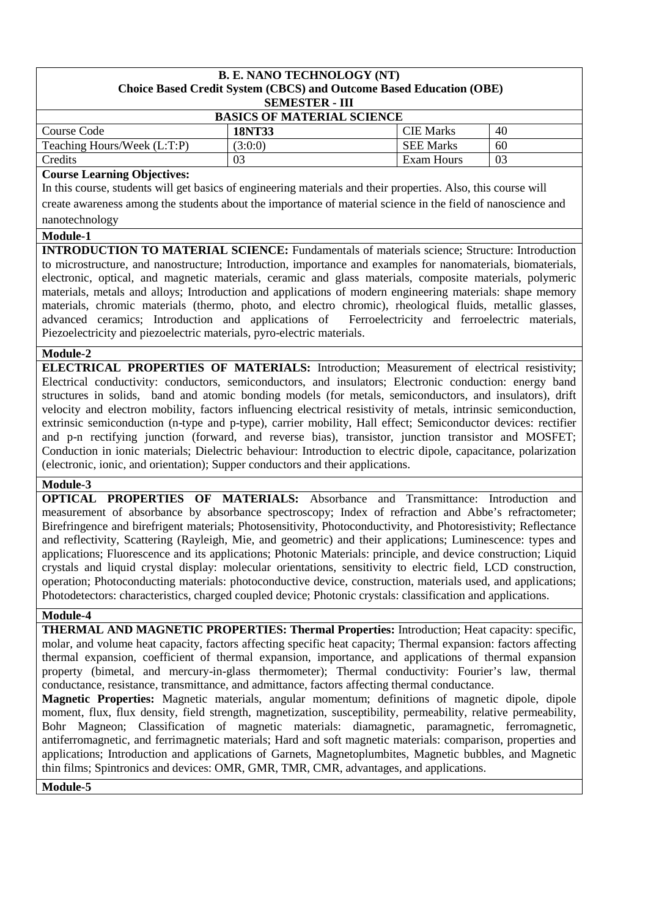**B. E. NANO TECHNOLOGY (NT)**
**Choice Based Credit System (CBCS) and Outcome Based Education (OBE)**
**SEMESTER - III**

## BASICS OF MATERIAL SCIENCE

| | | | |
|---|---|---|---|
| Course Code | **18NT33** | CIE Marks | 40 |
| Teaching Hours/Week (L:T:P) | (3:0:0) | SEE Marks | 60 |
| Credits | 03 | Exam Hours | 03 |

**Course Learning Objectives:**

In this course, students will get basics of engineering materials and their properties. Also, this course will create awareness among the students about the importance of material science in the field of nanoscience and nanotechnology

**Module-1**

**INTRODUCTION TO MATERIAL SCIENCE:** Fundamentals of materials science; Structure: Introduction to microstructure, and nanostructure; Introduction, importance and examples for nanomaterials, biomaterials, electronic, optical, and magnetic materials, ceramic and glass materials, composite materials, polymeric materials, metals and alloys; Introduction and applications of modern engineering materials: shape memory materials, chromic materials (thermo, photo, and electro chromic), rheological fluids, metallic glasses, advanced ceramics; Introduction and applications of Ferroelectricity and ferroelectric materials, Piezoelectricity and piezoelectric materials, pyro-electric materials.

**Module-2**

**ELECTRICAL PROPERTIES OF MATERIALS:** Introduction; Measurement of electrical resistivity; Electrical conductivity: conductors, semiconductors, and insulators; Electronic conduction: energy band structures in solids, band and atomic bonding models (for metals, semiconductors, and insulators), drift velocity and electron mobility, factors influencing electrical resistivity of metals, intrinsic semiconduction, extrinsic semiconduction (n-type and p-type), carrier mobility, Hall effect; Semiconductor devices: rectifier and p-n rectifying junction (forward, and reverse bias), transistor, junction transistor and MOSFET; Conduction in ionic materials; Dielectric behaviour: Introduction to electric dipole, capacitance, polarization (electronic, ionic, and orientation); Supper conductors and their applications.

**Module-3**

**OPTICAL PROPERTIES OF MATERIALS:** Absorbance and Transmittance: Introduction and measurement of absorbance by absorbance spectroscopy; Index of refraction and Abbe's refractometer; Birefringence and birefrigent materials; Photosensitivity, Photoconductivity, and Photoresistivity; Reflectance and reflectivity, Scattering (Rayleigh, Mie, and geometric) and their applications; Luminescence: types and applications; Fluorescence and its applications; Photonic Materials: principle, and device construction; Liquid crystals and liquid crystal display: molecular orientations, sensitivity to electric field, LCD construction, operation; Photoconducting materials: photoconductive device, construction, materials used, and applications; Photodetectors: characteristics, charged coupled device; Photonic crystals: classification and applications.

**Module-4**

**THERMAL AND MAGNETIC PROPERTIES: Thermal Properties:** Introduction; Heat capacity: specific, molar, and volume heat capacity, factors affecting specific heat capacity; Thermal expansion: factors affecting thermal expansion, coefficient of thermal expansion, importance, and applications of thermal expansion property (bimetal, and mercury-in-glass thermometer); Thermal conductivity: Fourier's law, thermal conductance, resistance, transmittance, and admittance, factors affecting thermal conductance.

**Magnetic Properties:** Magnetic materials, angular momentum; definitions of magnetic dipole, dipole moment, flux, flux density, field strength, magnetization, susceptibility, permeability, relative permeability, Bohr Magneon; Classification of magnetic materials: diamagnetic, paramagnetic, ferromagnetic, antiferromagnetic, and ferrimagnetic materials; Hard and soft magnetic materials: comparison, properties and applications; Introduction and applications of Garnets, Magnetoplumbites, Magnetic bubbles, and Magnetic thin films; Spintronics and devices: OMR, GMR, TMR, CMR, advantages, and applications.

**Module-5**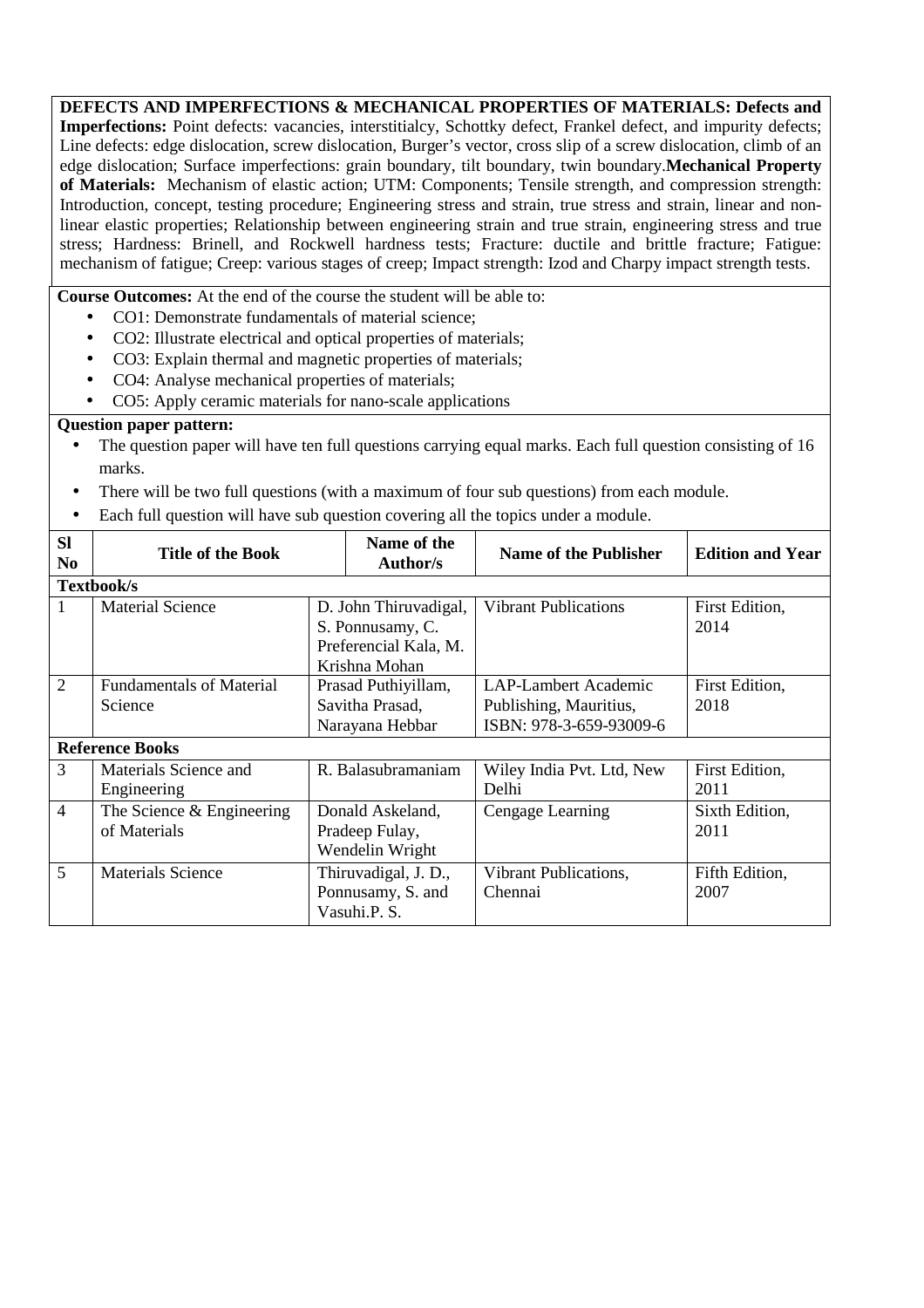**DEFECTS AND IMPERFECTIONS & MECHANICAL PROPERTIES OF MATERIALS: Defects and Imperfections:** Point defects: vacancies, interstitialcy, Schottky defect, Frankel defect, and impurity defects; Line defects: edge dislocation, screw dislocation, Burger's vector, cross slip of a screw dislocation, climb of an edge dislocation; Surface imperfections: grain boundary, tilt boundary, twin boundary.**Mechanical Property of Materials:** Mechanism of elastic action; UTM: Components; Tensile strength, and compression strength: Introduction, concept, testing procedure; Engineering stress and strain, true stress and strain, linear and non-linear elastic properties; Relationship between engineering strain and true strain, engineering stress and true stress; Hardness: Brinell, and Rockwell hardness tests; Fracture: ductile and brittle fracture; Fatigue: mechanism of fatigue; Creep: various stages of creep; Impact strength: Izod and Charpy impact strength tests.

**Course Outcomes:** At the end of the course the student will be able to:

- CO1: Demonstrate fundamentals of material science;
- CO2: Illustrate electrical and optical properties of materials;
- CO3: Explain thermal and magnetic properties of materials;
- CO4: Analyse mechanical properties of materials;
- CO5: Apply ceramic materials for nano-scale applications

**Question paper pattern:**

- The question paper will have ten full questions carrying equal marks. Each full question consisting of 16 marks.
- There will be two full questions (with a maximum of four sub questions) from each module.
- Each full question will have sub question covering all the topics under a module.

| Sl No | Title of the Book | Name of the Author/s | Name of the Publisher | Edition and Year |
|---|---|---|---|---|
| **Textbook/s** | | | | |
| 1 | Material Science | D. John Thiruvadigal, S. Ponnusamy, C. Preferencial Kala, M. Krishna Mohan | Vibrant Publications | First Edition, 2014 |
| 2 | Fundamentals of Material Science | Prasad Puthiyillam, Savitha Prasad, Narayana Hebbar | LAP-Lambert Academic Publishing, Mauritius, ISBN: 978-3-659-93009-6 | First Edition, 2018 |
| **Reference Books** | | | | |
| 3 | Materials Science and Engineering | R. Balasubramaniam | Wiley India Pvt. Ltd, New Delhi | First Edition, 2011 |
| 4 | The Science & Engineering of Materials | Donald Askeland, Pradeep Fulay, Wendelin Wright | Cengage Learning | Sixth Edition, 2011 |
| 5 | Materials Science | Thiruvadigal, J. D., Ponnusamy, S. and Vasuhi.P. S. | Vibrant Publications, Chennai | Fifth Edition, 2007 |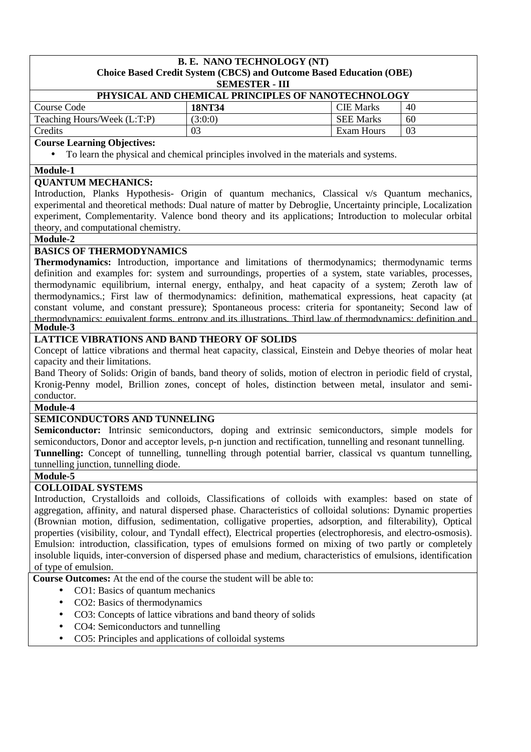**B. E. NANO TECHNOLOGY (NT)**
**Choice Based Credit System (CBCS) and Outcome Based Education (OBE)**
**SEMESTER - III**

## PHYSICAL AND CHEMICAL PRINCIPLES OF NANOTECHNOLOGY

| Course Code | **18NT34** | CIE Marks | 40 |
|---|---|---|---|
| Teaching Hours/Week (L:T:P) | (3:0:0) | SEE Marks | 60 |
| Credits | 03 | Exam Hours | 03 |

**Course Learning Objectives:**

- To learn the physical and chemical principles involved in the materials and systems.

**Module-1**

**QUANTUM MECHANICS:**

Introduction, Planks Hypothesis- Origin of quantum mechanics, Classical v/s Quantum mechanics, experimental and theoretical methods: Dual nature of matter by Debroglie, Uncertainty principle, Localization experiment, Complementarity. Valence bond theory and its applications; Introduction to molecular orbital theory, and computational chemistry.

**Module-2**

**BASICS OF THERMODYNAMICS**

**Thermodynamics:** Introduction, importance and limitations of thermodynamics; thermodynamic terms definition and examples for: system and surroundings, properties of a system, state variables, processes, thermodynamic equilibrium, internal energy, enthalpy, and heat capacity of a system; Zeroth law of thermodynamics.; First law of thermodynamics: definition, mathematical expressions, heat capacity (at constant volume, and constant pressure); Spontaneous process: criteria for spontaneity; Second law of thermodynamics: equivalent forms, entropy and its illustrations. Third law of thermodynamics: definition and

**Module-3**

**LATTICE VIBRATIONS AND BAND THEORY OF SOLIDS**

Concept of lattice vibrations and thermal heat capacity, classical, Einstein and Debye theories of molar heat capacity and their limitations.

Band Theory of Solids: Origin of bands, band theory of solids, motion of electron in periodic field of crystal, Kronig-Penny model, Brillion zones, concept of holes, distinction between metal, insulator and semi-conductor.

**Module-4**

**SEMICONDUCTORS AND TUNNELING**

**Semiconductor:** Intrinsic semiconductors, doping and extrinsic semiconductors, simple models for semiconductors, Donor and acceptor levels, p-n junction and rectification, tunnelling and resonant tunnelling.

**Tunnelling:** Concept of tunnelling, tunnelling through potential barrier, classical vs quantum tunnelling, tunnelling junction, tunnelling diode.

**Module-5**

**COLLOIDAL SYSTEMS**

Introduction, Crystalloids and colloids, Classifications of colloids with examples: based on state of aggregation, affinity, and natural dispersed phase. Characteristics of colloidal solutions: Dynamic properties (Brownian motion, diffusion, sedimentation, colligative properties, adsorption, and filterability), Optical properties (visibility, colour, and Tyndall effect), Electrical properties (electrophoresis, and electro-osmosis). Emulsion: introduction, classification, types of emulsions formed on mixing of two partly or completely insoluble liquids, inter-conversion of dispersed phase and medium, characteristics of emulsions, identification of type of emulsion.

**Course Outcomes:** At the end of the course the student will be able to:

- CO1: Basics of quantum mechanics
- CO2: Basics of thermodynamics
- CO3: Concepts of lattice vibrations and band theory of solids
- CO4: Semiconductors and tunnelling
- CO5: Principles and applications of colloidal systems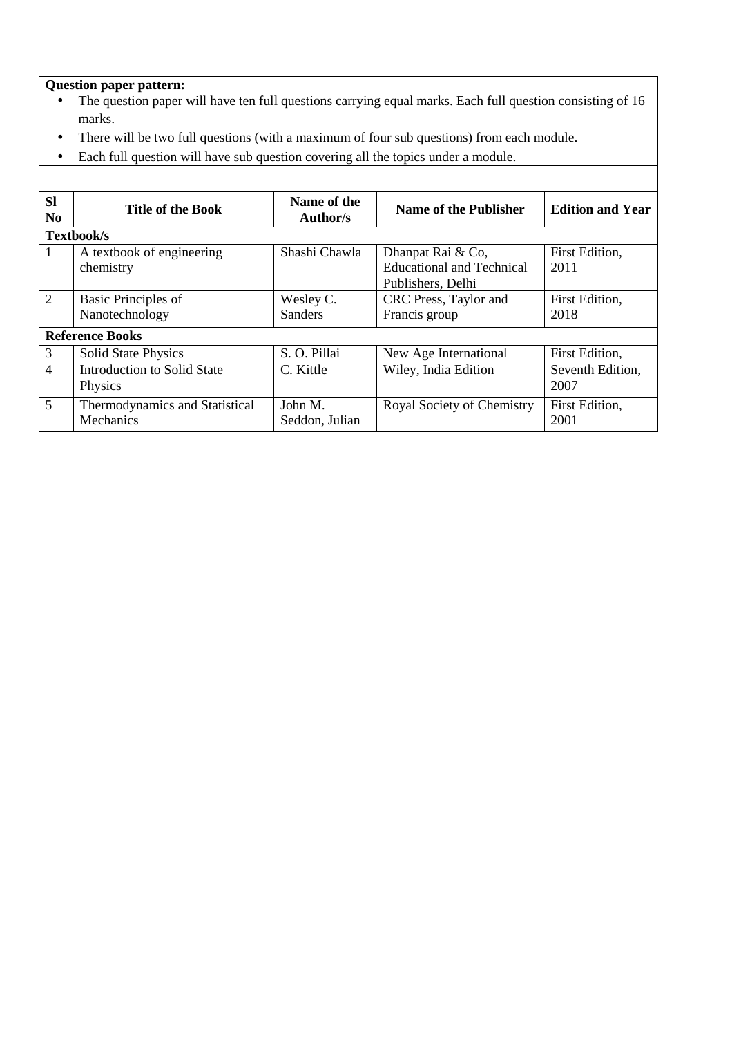**Question paper pattern:**

- The question paper will have ten full questions carrying equal marks. Each full question consisting of 16 marks.
- There will be two full questions (with a maximum of four sub questions) from each module.
- Each full question will have sub question covering all the topics under a module.

| Sl No | Title of the Book | Name of the Author/s | Name of the Publisher | Edition and Year |
|---|---|---|---|---|
| **Textbook/s** | | | | |
| 1 | A textbook of engineering chemistry | Shashi Chawla | Dhanpat Rai & Co, Educational and Technical Publishers, Delhi | First Edition, 2011 |
| 2 | Basic Principles of Nanotechnology | Wesley C. Sanders | CRC Press, Taylor and Francis group | First Edition, 2018 |
| **Reference Books** | | | | |
| 3 | Solid State Physics | S. O. Pillai | New Age International | First Edition, |
| 4 | Introduction to Solid State Physics | C. Kittle | Wiley, India Edition | Seventh Edition, 2007 |
| 5 | Thermodynamics and Statistical Mechanics | John M. Seddon, Julian | Royal Society of Chemistry | First Edition, 2001 |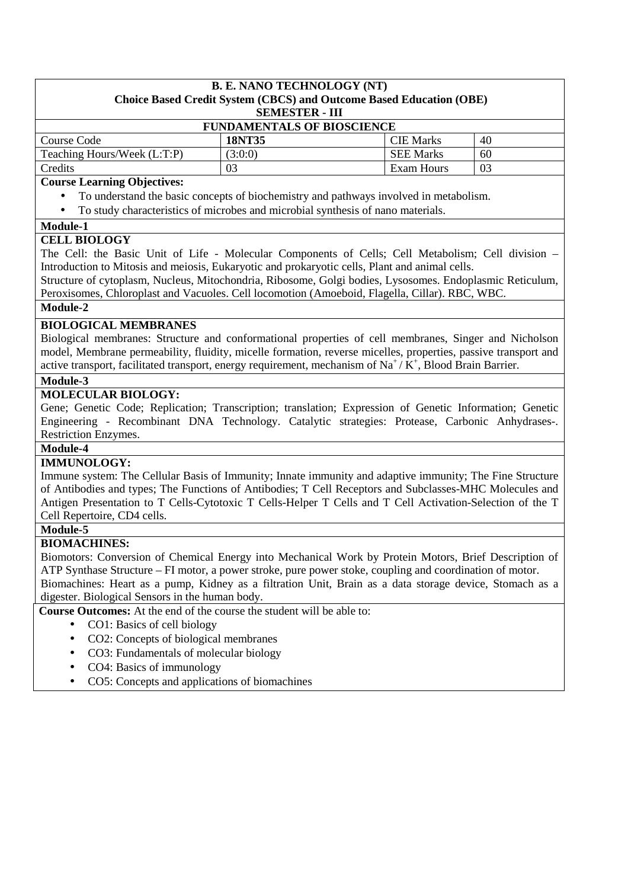**B. E. NANO TECHNOLOGY (NT)**
**Choice Based Credit System (CBCS) and Outcome Based Education (OBE)**
**SEMESTER - III**

**FUNDAMENTALS OF BIOSCIENCE**

| Course Code | **18NT35** | CIE Marks | 40 |
|---|---|---|---|
| Teaching Hours/Week (L:T:P) | (3:0:0) | SEE Marks | 60 |
| Credits | 03 | Exam Hours | 03 |

**Course Learning Objectives:**

- To understand the basic concepts of biochemistry and pathways involved in metabolism.
- To study characteristics of microbes and microbial synthesis of nano materials.

**Module-1**

**CELL BIOLOGY**

The Cell: the Basic Unit of Life - Molecular Components of Cells; Cell Metabolism; Cell division – Introduction to Mitosis and meiosis, Eukaryotic and prokaryotic cells, Plant and animal cells.
Structure of cytoplasm, Nucleus, Mitochondria, Ribosome, Golgi bodies, Lysosomes. Endoplasmic Reticulum, Peroxisomes, Chloroplast and Vacuoles. Cell locomotion (Amoeboid, Flagella, Cillar). RBC, WBC.

**Module-2**

**BIOLOGICAL MEMBRANES**

Biological membranes: Structure and conformational properties of cell membranes, Singer and Nicholson model, Membrane permeability, fluidity, micelle formation, reverse micelles, properties, passive transport and active transport, facilitated transport, energy requirement, mechanism of $Na^+ / K^+$, Blood Brain Barrier.

**Module-3**

**MOLECULAR BIOLOGY:**

Gene; Genetic Code; Replication; Transcription; translation; Expression of Genetic Information; Genetic Engineering - Recombinant DNA Technology. Catalytic strategies: Protease, Carbonic Anhydrases-. Restriction Enzymes.

**Module-4**

**IMMUNOLOGY:**

Immune system: The Cellular Basis of Immunity; Innate immunity and adaptive immunity; The Fine Structure of Antibodies and types; The Functions of Antibodies; T Cell Receptors and Subclasses-MHC Molecules and Antigen Presentation to T Cells-Cytotoxic T Cells-Helper T Cells and T Cell Activation-Selection of the T Cell Repertoire, CD4 cells.

**Module-5**

**BIOMACHINES:**

Biomotors: Conversion of Chemical Energy into Mechanical Work by Protein Motors, Brief Description of ATP Synthase Structure – FI motor, a power stroke, pure power stoke, coupling and coordination of motor.
Biomachines: Heart as a pump, Kidney as a filtration Unit, Brain as a data storage device, Stomach as a digester. Biological Sensors in the human body.

**Course Outcomes:** At the end of the course the student will be able to:

- CO1: Basics of cell biology
- CO2: Concepts of biological membranes
- CO3: Fundamentals of molecular biology
- CO4: Basics of immunology
- CO5: Concepts and applications of biomachines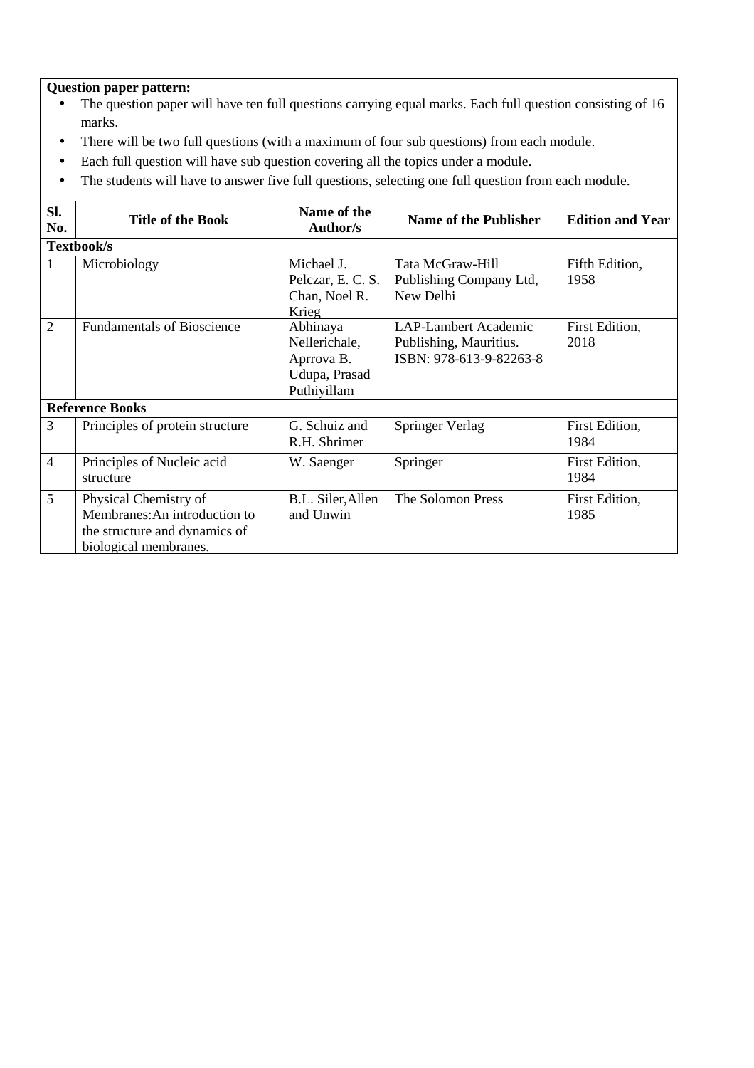**Question paper pattern:**

- The question paper will have ten full questions carrying equal marks. Each full question consisting of 16 marks.
- There will be two full questions (with a maximum of four sub questions) from each module.
- Each full question will have sub question covering all the topics under a module.
- The students will have to answer five full questions, selecting one full question from each module.

| Sl. No. | Title of the Book | Name of the Author/s | Name of the Publisher | Edition and Year |
|---|---|---|---|---|
| **Textbook/s** | | | | |
| 1 | Microbiology | Michael J. Pelczar, E. C. S. Chan, Noel R. Krieg | Tata McGraw-Hill Publishing Company Ltd, New Delhi | Fifth Edition, 1958 |
| 2 | Fundamentals of Bioscience | Abhinaya Nellerichale, Aprrova B. Udupa, Prasad Puthiyillam | LAP-Lambert Academic Publishing, Mauritius. ISBN: 978-613-9-82263-8 | First Edition, 2018 |
| **Reference Books** | | | | |
| 3 | Principles of protein structure | G. Schuiz and R.H. Shrimer | Springer Verlag | First Edition, 1984 |
| 4 | Principles of Nucleic acid structure | W. Saenger | Springer | First Edition, 1984 |
| 5 | Physical Chemistry of Membranes:An introduction to the structure and dynamics of biological membranes. | B.L. Siler,Allen and Unwin | The Solomon Press | First Edition, 1985 |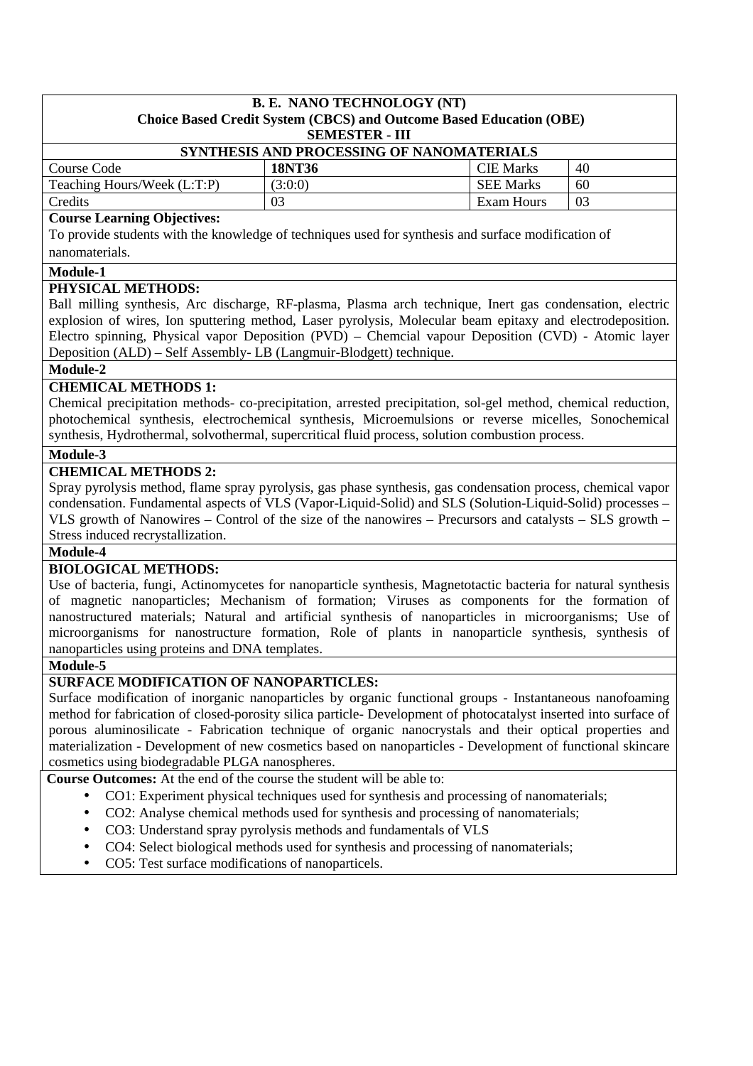**B. E. NANO TECHNOLOGY (NT)**
**Choice Based Credit System (CBCS) and Outcome Based Education (OBE)**
**SEMESTER - III**

**SYNTHESIS AND PROCESSING OF NANOMATERIALS**

| Course Code | **18NT36** | CIE Marks | 40 |
|---|---|---|---|
| Teaching Hours/Week (L:T:P) | (3:0:0) | SEE Marks | 60 |
| Credits | 03 | Exam Hours | 03 |

**Course Learning Objectives:**

To provide students with the knowledge of techniques used for synthesis and surface modification of nanomaterials.

**Module-1**

**PHYSICAL METHODS:**

Ball milling synthesis, Arc discharge, RF-plasma, Plasma arch technique, Inert gas condensation, electric explosion of wires, Ion sputtering method, Laser pyrolysis, Molecular beam epitaxy and electrodeposition. Electro spinning, Physical vapor Deposition (PVD) – Chemcial vapour Deposition (CVD) - Atomic layer Deposition (ALD) – Self Assembly- LB (Langmuir-Blodgett) technique.

**Module-2**

**CHEMICAL METHODS 1:**

Chemical precipitation methods- co-precipitation, arrested precipitation, sol-gel method, chemical reduction, photochemical synthesis, electrochemical synthesis, Microemulsions or reverse micelles, Sonochemical synthesis, Hydrothermal, solvothermal, supercritical fluid process, solution combustion process.

**Module-3**

**CHEMICAL METHODS 2:**

Spray pyrolysis method, flame spray pyrolysis, gas phase synthesis, gas condensation process, chemical vapor condensation. Fundamental aspects of VLS (Vapor-Liquid-Solid) and SLS (Solution-Liquid-Solid) processes – VLS growth of Nanowires – Control of the size of the nanowires – Precursors and catalysts – SLS growth – Stress induced recrystallization.

**Module-4**

**BIOLOGICAL METHODS:**

Use of bacteria, fungi, Actinomycetes for nanoparticle synthesis, Magnetotactic bacteria for natural synthesis of magnetic nanoparticles; Mechanism of formation; Viruses as components for the formation of nanostructured materials; Natural and artificial synthesis of nanoparticles in microorganisms; Use of microorganisms for nanostructure formation, Role of plants in nanoparticle synthesis, synthesis of nanoparticles using proteins and DNA templates.

**Module-5**

**SURFACE MODIFICATION OF NANOPARTICLES:**

Surface modification of inorganic nanoparticles by organic functional groups - Instantaneous nanofoaming method for fabrication of closed-porosity silica particle- Development of photocatalyst inserted into surface of porous aluminosilicate - Fabrication technique of organic nanocrystals and their optical properties and materialization - Development of new cosmetics based on nanoparticles - Development of functional skincare cosmetics using biodegradable PLGA nanospheres.

**Course Outcomes:** At the end of the course the student will be able to:

- CO1: Experiment physical techniques used for synthesis and processing of nanomaterials;
- CO2: Analyse chemical methods used for synthesis and processing of nanomaterials;
- CO3: Understand spray pyrolysis methods and fundamentals of VLS
- CO4: Select biological methods used for synthesis and processing of nanomaterials;
- CO5: Test surface modifications of nanoparticels.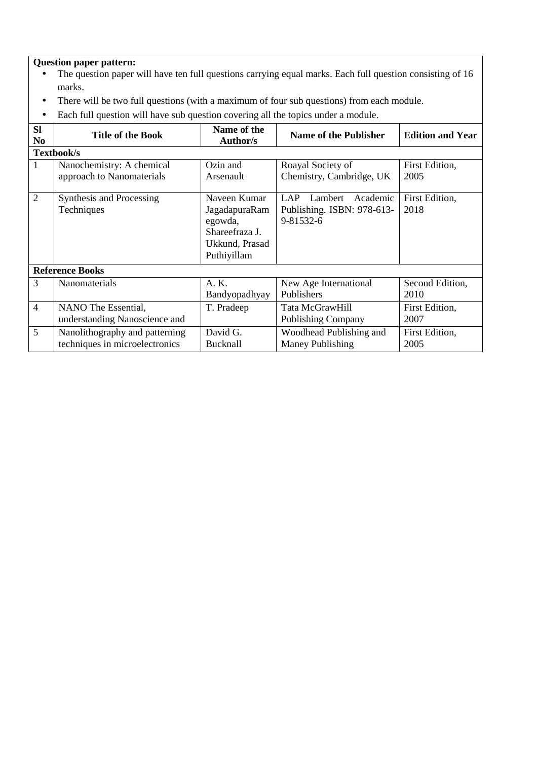**Question paper pattern:**

- The question paper will have ten full questions carrying equal marks. Each full question consisting of 16 marks.
- There will be two full questions (with a maximum of four sub questions) from each module.
- Each full question will have sub question covering all the topics under a module.

| Sl No | Title of the Book | Name of the Author/s | Name of the Publisher | Edition and Year |
|---|---|---|---|---|
| **Textbook/s** | | | | |
| 1 | Nanochemistry: A chemical approach to Nanomaterials | Ozin and Arsenault | Roayal Society of Chemistry, Cambridge, UK | First Edition, 2005 |
| 2 | Synthesis and Processing Techniques | Naveen Kumar JagadapuraRamegowda, Shareefraza J. Ukkund, Prasad Puthiyillam | LAP Lambert Academic Publishing. ISBN: 978-613-9-81532-6 | First Edition, 2018 |
| **Reference Books** | | | | |
| 3 | Nanomaterials | A. K. Bandyopadhyay | New Age International Publishers | Second Edition, 2010 |
| 4 | NANO The Essential, understanding Nanoscience and | T. Pradeep | Tata McGrawHill Publishing Company | First Edition, 2007 |
| 5 | Nanolithography and patterning techniques in microelectronics | David G. Bucknall | Woodhead Publishing and Maney Publishing | First Edition, 2005 |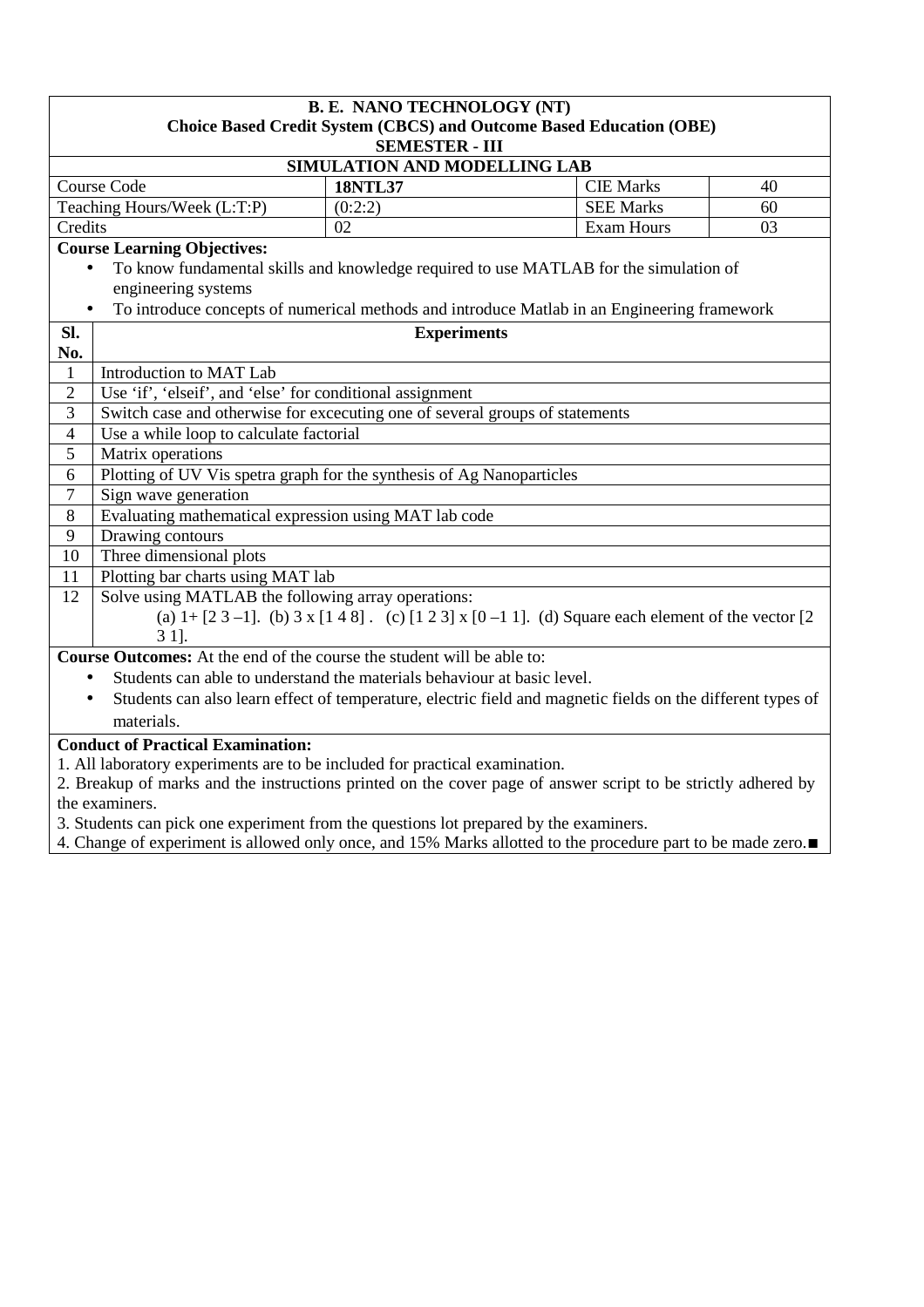**B. E. NANO TECHNOLOGY (NT)**
**Choice Based Credit System (CBCS) and Outcome Based Education (OBE)**
**SEMESTER - III**

**SIMULATION AND MODELLING LAB**

| Course Code | **18NTL37** | CIE Marks | 40 |
|---|---|---|---|
| Teaching Hours/Week (L:T:P) | (0:2:2) | SEE Marks | 60 |
| Credits | 02 | Exam Hours | 03 |

**Course Learning Objectives:**

- To know fundamental skills and knowledge required to use MATLAB for the simulation of engineering systems
- To introduce concepts of numerical methods and introduce Matlab in an Engineering framework

| Sl. No. | Experiments |
|---|---|
| 1 | Introduction to MAT Lab |
| 2 | Use 'if', 'elseif', and 'else' for conditional assignment |
| 3 | Switch case and otherwise for excecuting one of several groups of statements |
| 4 | Use a while loop to calculate factorial |
| 5 | Matrix operations |
| 6 | Plotting of UV Vis spetra graph for the synthesis of Ag Nanoparticles |
| 7 | Sign wave generation |
| 8 | Evaluating mathematical expression using MAT lab code |
| 9 | Drawing contours |
| 10 | Three dimensional plots |
| 11 | Plotting bar charts using MAT lab |
| 12 | Solve using MATLAB the following array operations: (a) 1+ [2 3 –1]. (b) 3 x [1 4 8] . (c) [1 2 3] x [0 –1 1]. (d) Square each element of the vector [2 3 1]. |

**Course Outcomes:** At the end of the course the student will be able to:

- Students can able to understand the materials behaviour at basic level.
- Students can also learn effect of temperature, electric field and magnetic fields on the different types of materials.

**Conduct of Practical Examination:**

1. All laboratory experiments are to be included for practical examination.
2. Breakup of marks and the instructions printed on the cover page of answer script to be strictly adhered by the examiners.
3. Students can pick one experiment from the questions lot prepared by the examiners.
4. Change of experiment is allowed only once, and 15% Marks allotted to the procedure part to be made zero.■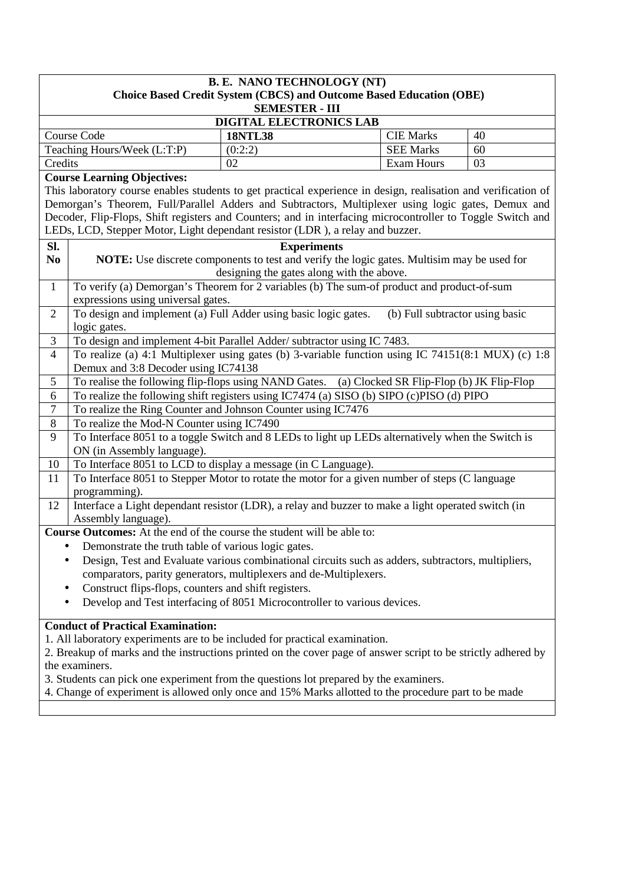**B. E. NANO TECHNOLOGY (NT)**
**Choice Based Credit System (CBCS) and Outcome Based Education (OBE)**
**SEMESTER - III**

**DIGITAL ELECTRONICS LAB**

| Course Code | **18NTL38** | CIE Marks | 40 |
|---|---|---|---|
| Teaching Hours/Week (L:T:P) | (0:2:2) | SEE Marks | 60 |
| Credits | 02 | Exam Hours | 03 |

**Course Learning Objectives:**

This laboratory course enables students to get practical experience in design, realisation and verification of Demorgan's Theorem, Full/Parallel Adders and Subtractors, Multiplexer using logic gates, Demux and Decoder, Flip-Flops, Shift registers and Counters; and in interfacing microcontroller to Toggle Switch and LEDs, LCD, Stepper Motor, Light dependant resistor (LDR ), a relay and buzzer.

| Sl. No | Experiments<br>**NOTE:** Use discrete components to test and verify the logic gates. Multisim may be used for designing the gates along with the above. |
|---|---|
| 1 | To verify (a) Demorgan's Theorem for 2 variables (b) The sum-of product and product-of-sum expressions using universal gates. |
| 2 | To design and implement (a) Full Adder using basic logic gates. (b) Full subtractor using basic logic gates. |
| 3 | To design and implement 4-bit Parallel Adder/ subtractor using IC 7483. |
| 4 | To realize (a) 4:1 Multiplexer using gates (b) 3-variable function using IC 74151(8:1 MUX) (c) 1:8 Demux and 3:8 Decoder using IC74138 |
| 5 | To realise the following flip-flops using NAND Gates. (a) Clocked SR Flip-Flop (b) JK Flip-Flop |
| 6 | To realize the following shift registers using IC7474 (a) SISO (b) SIPO (c)PISO (d) PIPO |
| 7 | To realize the Ring Counter and Johnson Counter using IC7476 |
| 8 | To realize the Mod-N Counter using IC7490 |
| 9 | To Interface 8051 to a toggle Switch and 8 LEDs to light up LEDs alternatively when the Switch is ON (in Assembly language). |
| 10 | To Interface 8051 to LCD to display a message (in C Language). |
| 11 | To Interface 8051 to Stepper Motor to rotate the motor for a given number of steps (C language programming). |
| 12 | Interface a Light dependant resistor (LDR), a relay and buzzer to make a light operated switch (in Assembly language). |

**Course Outcomes:** At the end of the course the student will be able to:

- Demonstrate the truth table of various logic gates.
- Design, Test and Evaluate various combinational circuits such as adders, subtractors, multipliers, comparators, parity generators, multiplexers and de-Multiplexers.
- Construct flips-flops, counters and shift registers.
- Develop and Test interfacing of 8051 Microcontroller to various devices.

**Conduct of Practical Examination:**

1. All laboratory experiments are to be included for practical examination.
2. Breakup of marks and the instructions printed on the cover page of answer script to be strictly adhered by the examiners.
3. Students can pick one experiment from the questions lot prepared by the examiners.
4. Change of experiment is allowed only once and 15% Marks allotted to the procedure part to be made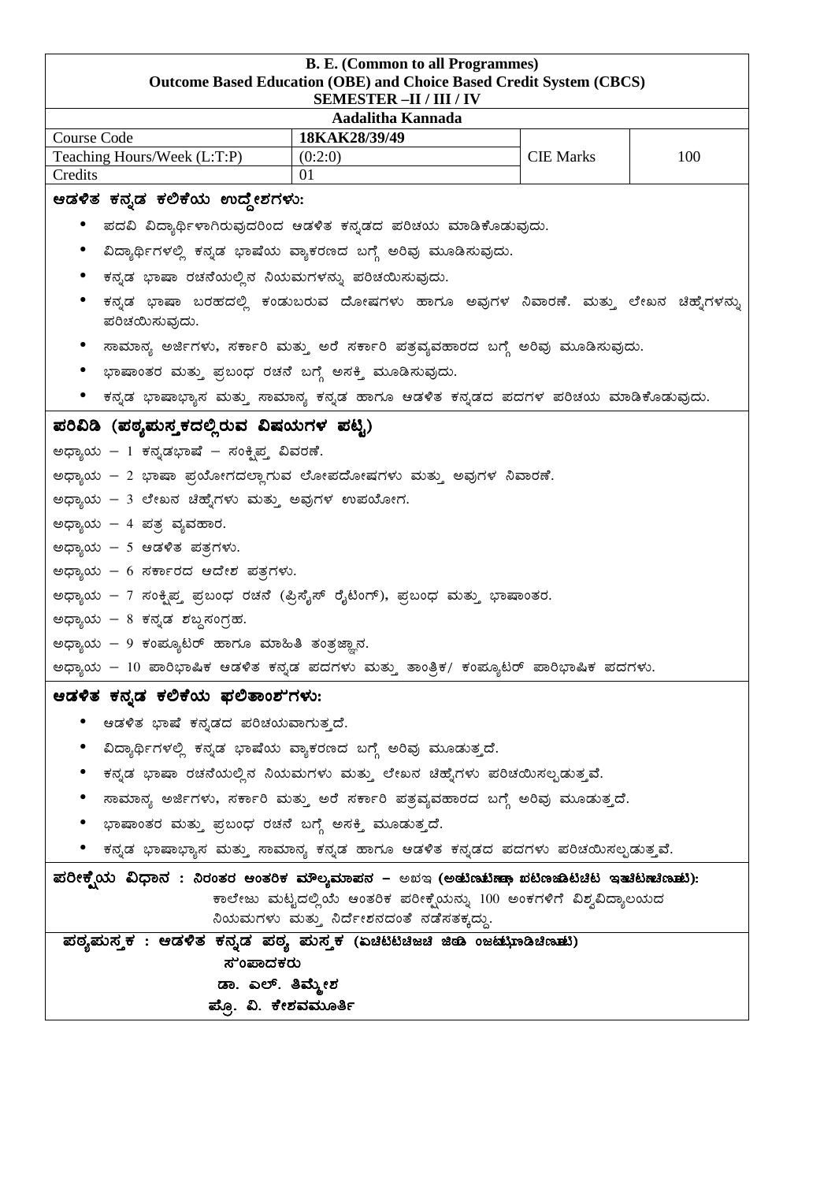**B. E. (Common to all Programmes)**
**Outcome Based Education (OBE) and Choice Based Credit System (CBCS)**
**SEMESTER –II / III / IV**

**Aadalitha Kannada**

| Course Code | 18KAK28/39/49 | | |
|---|---|---|---|
| Teaching Hours/Week (L:T:P) | (0:2:0) | CIE Marks | 100 |
| Credits | 01 | | |

**ಆಡಳಿತ ಕನ್ನಡ ಕಲಿಕೆಯ ಉದ್ದೇಶಗಳು:**

- ಪದವಿ ವಿದ್ಯಾರ್ಥಿಗಳಾಗಿರುವುದರಿಂದ ಆಡಳಿತ ಕನ್ನಡದ ಪರಿಚಯ ಮಾಡಿಕೊಡುವುದು.
- ವಿದ್ಯಾರ್ಥಿಗಳಲ್ಲಿ ಕನ್ನಡ ಭಾಷೆಯ ವ್ಯಾಕರಣದ ಬಗ್ಗೆ ಅರಿವು ಮೂಡಿಸುವುದು.
- ಕನ್ನಡ ಭಾಷಾ ರಚನೆಯಲ್ಲಿನ ನಿಯಮಗಳನ್ನು ಪರಿಚಯಿಸುವುದು.
- ಕನ್ನಡ ಭಾಷಾ ಬರಹದಲ್ಲಿ ಕಂಡುಬರುವ ದೋಷಗಳು ಹಾಗೂ ಅವುಗಳ ನಿವಾರಣೆ. ಮತ್ತು ಲೇಖನ ಚಿಹ್ನೆಗಳನ್ನು ಪರಿಚಯಿಸುವುದು.
- ಸಾಮಾನ್ಯ ಅರ್ಜಿಗಳು, ಸರ್ಕಾರಿ ಮತ್ತು ಅರೆ ಸರ್ಕಾರಿ ಪತ್ರವ್ಯವಹಾರದ ಬಗ್ಗೆ ಅರಿವು ಮೂಡಿಸುವುದು.
- ಭಾಷಾಂತರ ಮತ್ತು ಪ್ರಬಂಧ ರಚನೆ ಬಗ್ಗೆ ಅಸಕ್ತಿ ಮೂಡಿಸುವುದು.
- ಕನ್ನಡ ಭಾಷಾಭ್ಯಾಸ ಮತ್ತು ಸಾಮಾನ್ಯ ಕನ್ನಡ ಹಾಗೂ ಆಡಳಿತ ಕನ್ನಡದ ಪದಗಳ ಪರಿಚಯ ಮಾಡಿಕೊಡುವುದು.

**ಪರಿವಿಡಿ (ಪಠ್ಯಪುಸ್ತಕದಲ್ಲಿರುವ ವಿಷಯಗಳ ಪಟ್ಟಿ)**

ಅಧ್ಯಾಯ – 1 ಕನ್ನಡಭಾಷೆ – ಸಂಕ್ಷಿಪ್ತ ವಿವರಣೆ.

ಅಧ್ಯಾಯ – 2 ಭಾಷಾ ಪ್ರಯೋಗದಲ್ಲಾಗುವ ಲೋಪದೋಷಗಳು ಮತ್ತು ಅವುಗಳ ನಿವಾರಣೆ.

ಅಧ್ಯಾಯ – 3 ಲೇಖನ ಚಿಹ್ನೆಗಳು ಮತ್ತು ಅವುಗಳ ಉಪಯೋಗ.

ಅಧ್ಯಾಯ – 4 ಪತ್ರ ವ್ಯವಹಾರ.

ಅಧ್ಯಾಯ – 5 ಆಡಳಿತ ಪತ್ರಗಳು.

ಅಧ್ಯಾಯ – 6 ಸರ್ಕಾರದ ಆದೇಶ ಪತ್ರಗಳು.

ಅಧ್ಯಾಯ – 7 ಸಂಕ್ಷಿಪ್ತ ಪ್ರಬಂಧ ರಚನೆ (ಪ್ರಿಸೈಸ್ ರೈಟಿಂಗ್), ಪ್ರಬಂಧ ಮತ್ತು ಭಾಷಾಂತರ.

ಅಧ್ಯಾಯ – 8 ಕನ್ನಡ ಶಬ್ದಸಂಗ್ರಹ.

ಅಧ್ಯಾಯ – 9 ಕಂಪ್ಯೂಟರ್ ಹಾಗೂ ಮಾಹಿತಿ ತಂತ್ರಜ್ಞಾನ.

ಅಧ್ಯಾಯ – 10 ಪಾರಿಭಾಷಿಕ ಆಡಳಿತ ಕನ್ನಡ ಪದಗಳು ಮತ್ತು ತಾಂತ್ರಿಕ/ ಕಂಪ್ಯೂಟರ್ ಪಾರಿಭಾಷಿಕ ಪದಗಳು.

**ಆಡಳಿತ ಕನ್ನಡ ಕಲಿಕೆಯ ಫಲಿತಾಂಶಗಳು:**

- ಆಡಳಿತ ಭಾಷೆ ಕನ್ನಡದ ಪರಿಚಯವಾಗುತ್ತದೆ.
- ವಿದ್ಯಾರ್ಥಿಗಳಲ್ಲಿ ಕನ್ನಡ ಭಾಷೆಯ ವ್ಯಾಕರಣದ ಬಗ್ಗೆ ಅರಿವು ಮೂಡುತ್ತದೆ.
- ಕನ್ನಡ ಭಾಷಾ ರಚನೆಯಲ್ಲಿನ ನಿಯಮಗಳು ಮತ್ತು ಲೇಖನ ಚಿಹ್ನೆಗಳು ಪರಿಚಯಿಸಲ್ಪಡುತ್ತವೆ.
- ಸಾಮಾನ್ಯ ಅರ್ಜಿಗಳು, ಸರ್ಕಾರಿ ಮತ್ತು ಅರೆ ಸರ್ಕಾರಿ ಪತ್ರವ್ಯವಹಾರದ ಬಗ್ಗೆ ಅರಿವು ಮೂಡುತ್ತದೆ.
- ಭಾಷಾಂತರ ಮತ್ತು ಪ್ರಬಂಧ ರಚನೆ ಬಗ್ಗೆ ಅಸಕ್ತಿ ಮೂಡುತ್ತದೆ.
- ಕನ್ನಡ ಭಾಷಾಭ್ಯಾಸ ಮತ್ತು ಸಾಮಾನ್ಯ ಕನ್ನಡ ಹಾಗೂ ಆಡಳಿತ ಕನ್ನಡದ ಪದಗಳು ಪರಿಚಯಿಸಲ್ಪಡುತ್ತವೆ.

**ಪರೀಕ್ಷೆಯ ವಿಧಾನ : ನಿರಂತರ ಆಂತರಿಕ ಮೌಲ್ಯಮಾಪನ – ಅಋಇ (ಅಟಿಣiಟಿuouಜ Iಟಿಣeಡಿಟಿಚಿಟ ಇvಚಿಟuಚಿಣioಟಿ):**

ಕಾಲೇಜು ಮಟ್ಟದಲ್ಲಿಯೆ ಆಂತರಿಕ ಪರೀಕ್ಷೆಯನ್ನು 100 ಅಂಕಗಳಿಗೆ ವಿಶ್ವವಿದ್ಯಾಲಯದ ನಿಯಮಗಳು ಮತ್ತು ನಿರ್ದೇಶನದಂತೆ ನಡೆಸತಕ್ಕದ್ದು.

**ಪಠ್ಯಪುಸ್ತಕ : ಆಡಳಿತ ಕನ್ನಡ ಪಠ್ಯ ಪುಸ್ತಕ (ಐಚಿಟಿಚಿಜಚಿ ಜಿoಡಿ ಂಜmiಟಿisಣಡಿಚಿಣioಟಿ)**

**ಸಂಪಾದಕರು**

**ಡಾ. ಎಲ್. ತಿಮ್ಮೇಶ**

**ಪ್ರೊ. ವಿ. ಕೇಶವಮೂರ್ತಿ**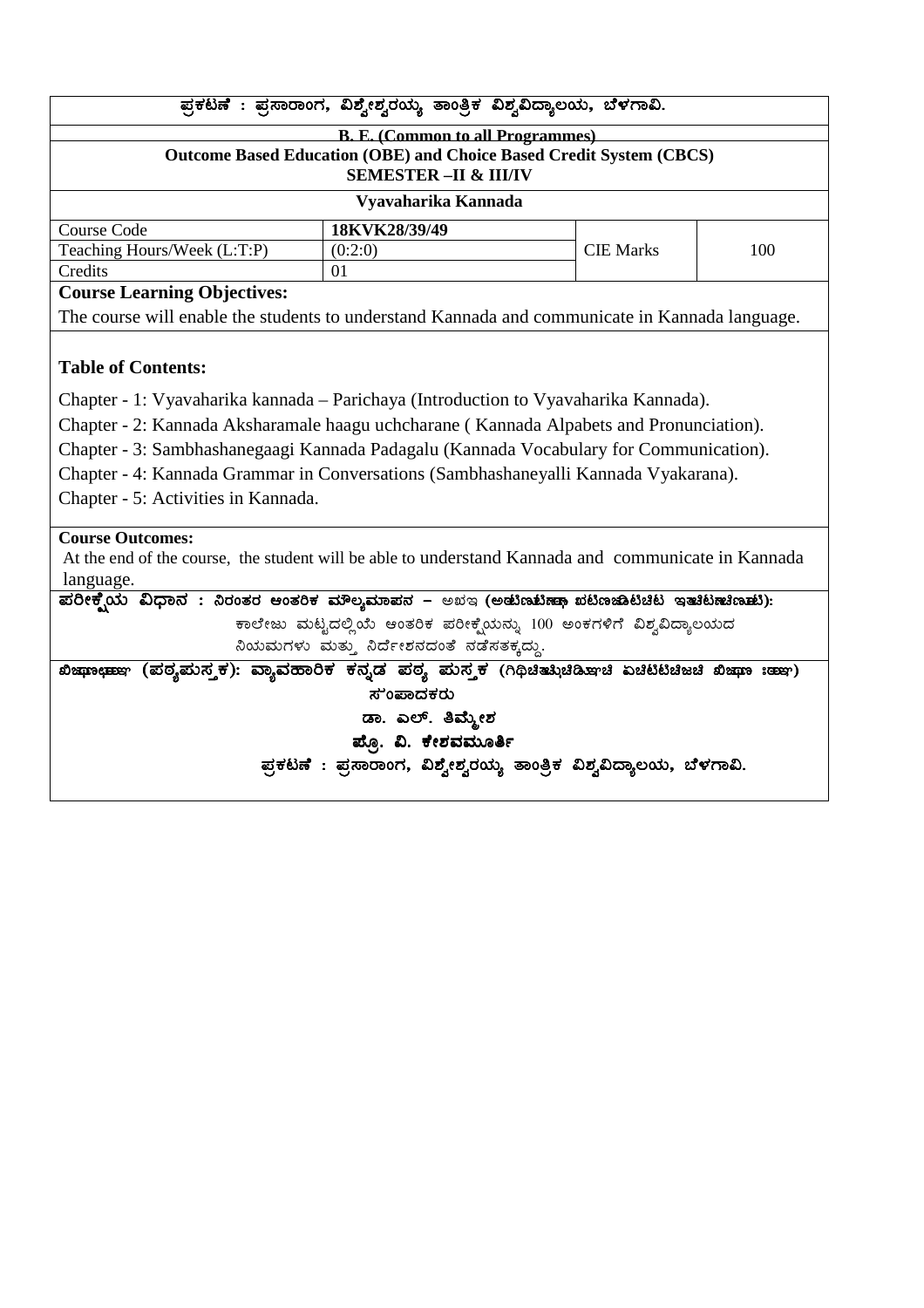ಪ್ರಕಟಣೆ : ಪ್ರಸಾರಾಂಗ, ವಿಶ್ವೇಶ್ವರಯ್ಯ ತಾಂತ್ರಿಕ ವಿಶ್ವವಿದ್ಯಾಲಯ, ಬೆಳಗಾವಿ.

**B. E. (Common to all Programmes)**

**Outcome Based Education (OBE) and Choice Based Credit System (CBCS)**

**SEMESTER –II & III/IV**

**Vyavaharika Kannada**

| Course Code | 18KVK28/39/49 | CIE Marks | 100 |
|---|---|---|---|
| Teaching Hours/Week (L:T:P) | (0:2:0) | | |
| Credits | 01 | | |

**Course Learning Objectives:**

The course will enable the students to understand Kannada and communicate in Kannada language.

**Table of Contents:**

Chapter - 1: Vyavaharika kannada – Parichaya (Introduction to Vyavaharika Kannada).

Chapter - 2: Kannada Aksharamale haagu uchcharane ( Kannada Alpabets and Pronunciation).

Chapter - 3: Sambhashanegaagi Kannada Padagalu (Kannada Vocabulary for Communication).

Chapter - 4: Kannada Grammar in Conversations (Sambhashaneyalli Kannada Vyakarana).

Chapter - 5: Activities in Kannada.

**Course Outcomes:**

At the end of the course, the student will be able to understand Kannada and communicate in Kannada language.

**ಪರೀಕ್ಷೆಯ ವಿಧಾನ :** ನಿರಂತರ ಆಂತರಿಕ ಮೌಲ್ಯಮಾಪನ – ಅಖಇ **(ಅಟಿಣಟಿಣಾ ಖಟಿಣಿಜಿಟಿಚಿಟ ಇತಿಚಿಟಣಚಿಣಟ):**

ಕಾಲೇಜು ಮಟ್ಟದಲ್ಲಿಯೆ ಆಂತರಿಕ ಪರೀಕ್ಷೆಯನ್ನು 100 ಅಂಕಗಳಿಗೆ ವಿಶ್ವವಿದ್ಯಾಲಯದ ನಿಯಮಗಳು ಮತ್ತು ನಿರ್ದೇಶನದಂತೆ ನಡೆಸತಕ್ಕದ್ದು.

**ಖಿಜಾಣಾಜಾ (ಪಠ್ಯಪುಸ್ತಕ): ವ್ಯಾವಹಾರಿಕ ಕನ್ನಡ ಪಠ್ಯ ಪುಸ್ತಕ (ಗಿಥಿಚಿತುಚಿಡಿಇಚಿ ಏಚಿಟಿಟಿಚಿಜಚಿ ಖಿಜಾಣ ಃಹಾ)**

**ಸ್ಂಪಾದಕರು**

**ಡಾ. ಎಲ್. ತಿಮ್ಮೇಶ**

**ಪ್ರೊ. ವಿ. ಕೇಶವಮೂರ್ತಿ**

**ಪ್ರಕಟಣೆ : ಪ್ರಸಾರಾಂಗ, ವಿಶ್ವೇಶ್ವರಯ್ಯ ತಾಂತ್ರಿಕ ವಿಶ್ವವಿದ್ಯಾಲಯ, ಬೆಳಗಾವಿ.**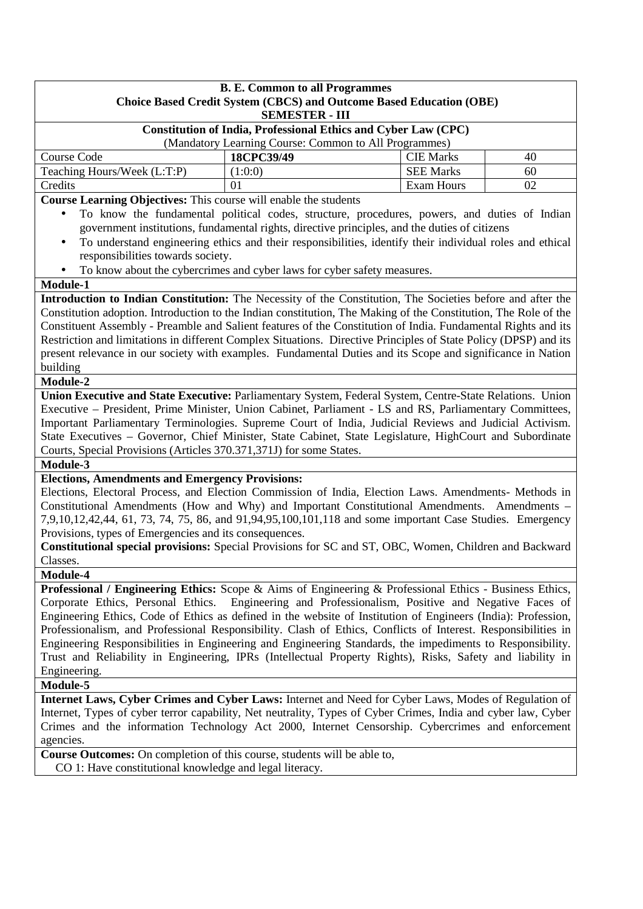**B. E. Common to all Programmes**
**Choice Based Credit System (CBCS) and Outcome Based Education (OBE)**
**SEMESTER - III**

**Constitution of India, Professional Ethics and Cyber Law (CPC)**
(Mandatory Learning Course: Common to All Programmes)

| Course Code | **18CPC39/49** | CIE Marks | 40 |
|---|---|---|---|
| Teaching Hours/Week (L:T:P) | (1:0:0) | SEE Marks | 60 |
| Credits | 01 | Exam Hours | 02 |

**Course Learning Objectives:** This course will enable the students

- To know the fundamental political codes, structure, procedures, powers, and duties of Indian government institutions, fundamental rights, directive principles, and the duties of citizens
- To understand engineering ethics and their responsibilities, identify their individual roles and ethical responsibilities towards society.
- To know about the cybercrimes and cyber laws for cyber safety measures.

**Module-1**

**Introduction to Indian Constitution:** The Necessity of the Constitution, The Societies before and after the Constitution adoption. Introduction to the Indian constitution, The Making of the Constitution, The Role of the Constituent Assembly - Preamble and Salient features of the Constitution of India. Fundamental Rights and its Restriction and limitations in different Complex Situations. Directive Principles of State Policy (DPSP) and its present relevance in our society with examples. Fundamental Duties and its Scope and significance in Nation building

**Module-2**

**Union Executive and State Executive:** Parliamentary System, Federal System, Centre-State Relations. Union Executive – President, Prime Minister, Union Cabinet, Parliament - LS and RS, Parliamentary Committees, Important Parliamentary Terminologies. Supreme Court of India, Judicial Reviews and Judicial Activism. State Executives – Governor, Chief Minister, State Cabinet, State Legislature, HighCourt and Subordinate Courts, Special Provisions (Articles 370.371,371J) for some States.

**Module-3**

**Elections, Amendments and Emergency Provisions:**
Elections, Electoral Process, and Election Commission of India, Election Laws. Amendments- Methods in Constitutional Amendments (How and Why) and Important Constitutional Amendments. Amendments – 7,9,10,12,42,44, 61, 73, 74, 75, 86, and 91,94,95,100,101,118 and some important Case Studies. Emergency Provisions, types of Emergencies and its consequences.

**Constitutional special provisions:** Special Provisions for SC and ST, OBC, Women, Children and Backward Classes.

**Module-4**

**Professional / Engineering Ethics:** Scope & Aims of Engineering & Professional Ethics - Business Ethics, Corporate Ethics, Personal Ethics. Engineering and Professionalism, Positive and Negative Faces of Engineering Ethics, Code of Ethics as defined in the website of Institution of Engineers (India): Profession, Professionalism, and Professional Responsibility. Clash of Ethics, Conflicts of Interest. Responsibilities in Engineering Responsibilities in Engineering and Engineering Standards, the impediments to Responsibility. Trust and Reliability in Engineering, IPRs (Intellectual Property Rights), Risks, Safety and liability in Engineering.

**Module-5**

**Internet Laws, Cyber Crimes and Cyber Laws:** Internet and Need for Cyber Laws, Modes of Regulation of Internet, Types of cyber terror capability, Net neutrality, Types of Cyber Crimes, India and cyber law, Cyber Crimes and the information Technology Act 2000, Internet Censorship. Cybercrimes and enforcement agencies.

**Course Outcomes:** On completion of this course, students will be able to,

CO 1: Have constitutional knowledge and legal literacy.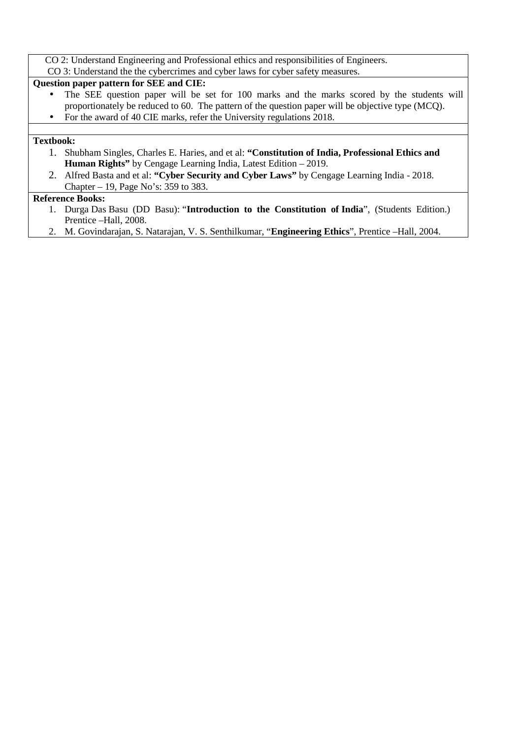CO 2: Understand Engineering and Professional ethics and responsibilities of Engineers.

CO 3: Understand the the cybercrimes and cyber laws for cyber safety measures.

**Question paper pattern for SEE and CIE:**

- The SEE question paper will be set for 100 marks and the marks scored by the students will proportionately be reduced to 60. The pattern of the question paper will be objective type (MCQ).
- For the award of 40 CIE marks, refer the University regulations 2018.

**Textbook:**

1. Shubham Singles, Charles E. Haries, and et al: **"Constitution of India, Professional Ethics and Human Rights"** by Cengage Learning India, Latest Edition – 2019.
2. Alfred Basta and et al: **"Cyber Security and Cyber Laws"** by Cengage Learning India - 2018. Chapter – 19, Page No's: 359 to 383.

**Reference Books:**

1. Durga Das Basu (DD Basu): "**Introduction to the Constitution of India**", (Students Edition.) Prentice –Hall, 2008.
2. M. Govindarajan, S. Natarajan, V. S. Senthilkumar, "**Engineering Ethics**", Prentice –Hall, 2004.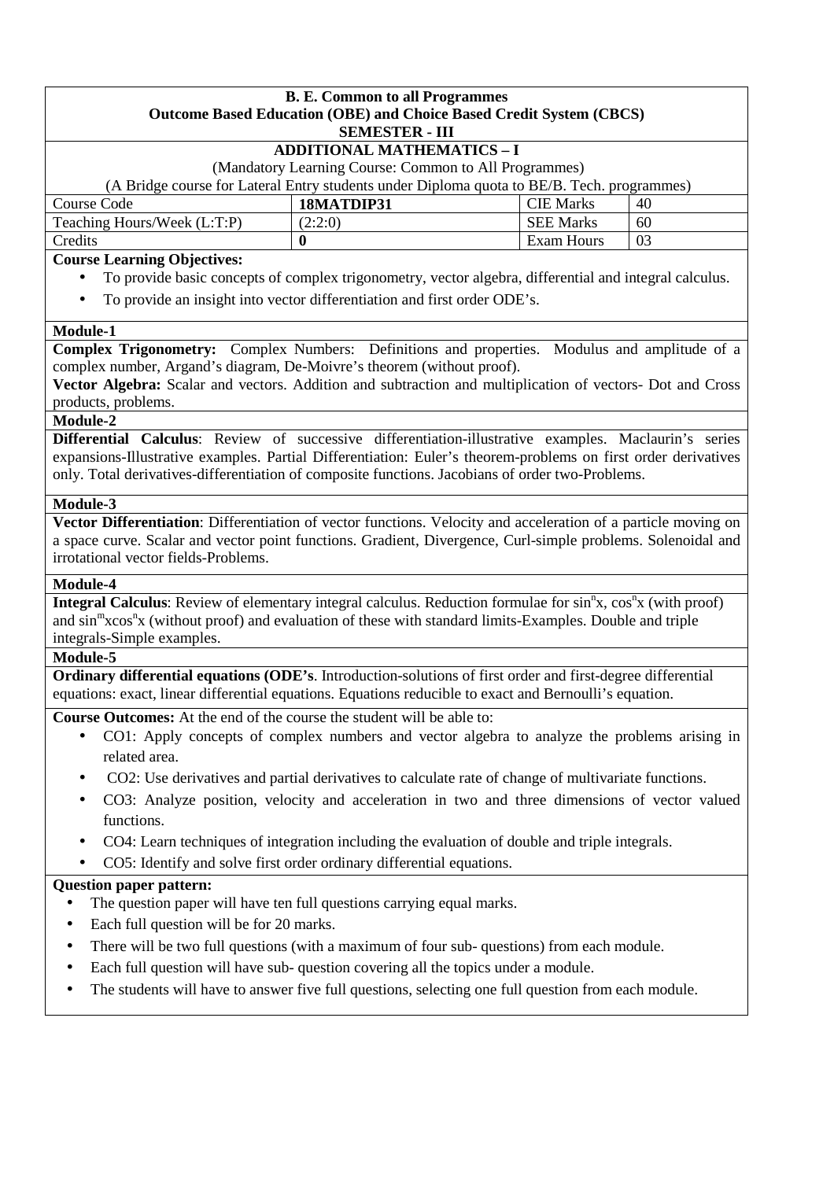**B. E. Common to all Programmes**
**Outcome Based Education (OBE) and Choice Based Credit System (CBCS)**
**SEMESTER - III**

## ADDITIONAL MATHEMATICS – I

(Mandatory Learning Course: Common to All Programmes)

(A Bridge course for Lateral Entry students under Diploma quota to BE/B. Tech. programmes)

| Course Code | **18MATDIP31** | CIE Marks | 40 |
|---|---|---|---|
| Teaching Hours/Week (L:T:P) | (2:2:0) | SEE Marks | 60 |
| Credits | **0** | Exam Hours | 03 |

**Course Learning Objectives:**

- To provide basic concepts of complex trigonometry, vector algebra, differential and integral calculus.
- To provide an insight into vector differentiation and first order ODE's.

**Module-1**

**Complex Trigonometry:** Complex Numbers: Definitions and properties. Modulus and amplitude of a complex number, Argand's diagram, De-Moivre's theorem (without proof).

**Vector Algebra:** Scalar and vectors. Addition and subtraction and multiplication of vectors- Dot and Cross products, problems.

**Module-2**

**Differential Calculus**: Review of successive differentiation-illustrative examples. Maclaurin's series expansions-Illustrative examples. Partial Differentiation: Euler's theorem-problems on first order derivatives only. Total derivatives-differentiation of composite functions. Jacobians of order two-Problems.

**Module-3**

**Vector Differentiation**: Differentiation of vector functions. Velocity and acceleration of a particle moving on a space curve. Scalar and vector point functions. Gradient, Divergence, Curl-simple problems. Solenoidal and irrotational vector fields-Problems.

**Module-4**

**Integral Calculus**: Review of elementary integral calculus. Reduction formulae for $\sin^n x$, $\cos^n x$ (with proof) and $\sin^m x \cos^n x$ (without proof) and evaluation of these with standard limits-Examples. Double and triple integrals-Simple examples.

**Module-5**

**Ordinary differential equations (ODE's**. Introduction-solutions of first order and first-degree differential equations: exact, linear differential equations. Equations reducible to exact and Bernoulli's equation.

**Course Outcomes:** At the end of the course the student will be able to:

- CO1: Apply concepts of complex numbers and vector algebra to analyze the problems arising in related area.
- CO2: Use derivatives and partial derivatives to calculate rate of change of multivariate functions.
- CO3: Analyze position, velocity and acceleration in two and three dimensions of vector valued functions.
- CO4: Learn techniques of integration including the evaluation of double and triple integrals.
- CO5: Identify and solve first order ordinary differential equations.

**Question paper pattern:**

- The question paper will have ten full questions carrying equal marks.
- Each full question will be for 20 marks.
- There will be two full questions (with a maximum of four sub- questions) from each module.
- Each full question will have sub- question covering all the topics under a module.
- The students will have to answer five full questions, selecting one full question from each module.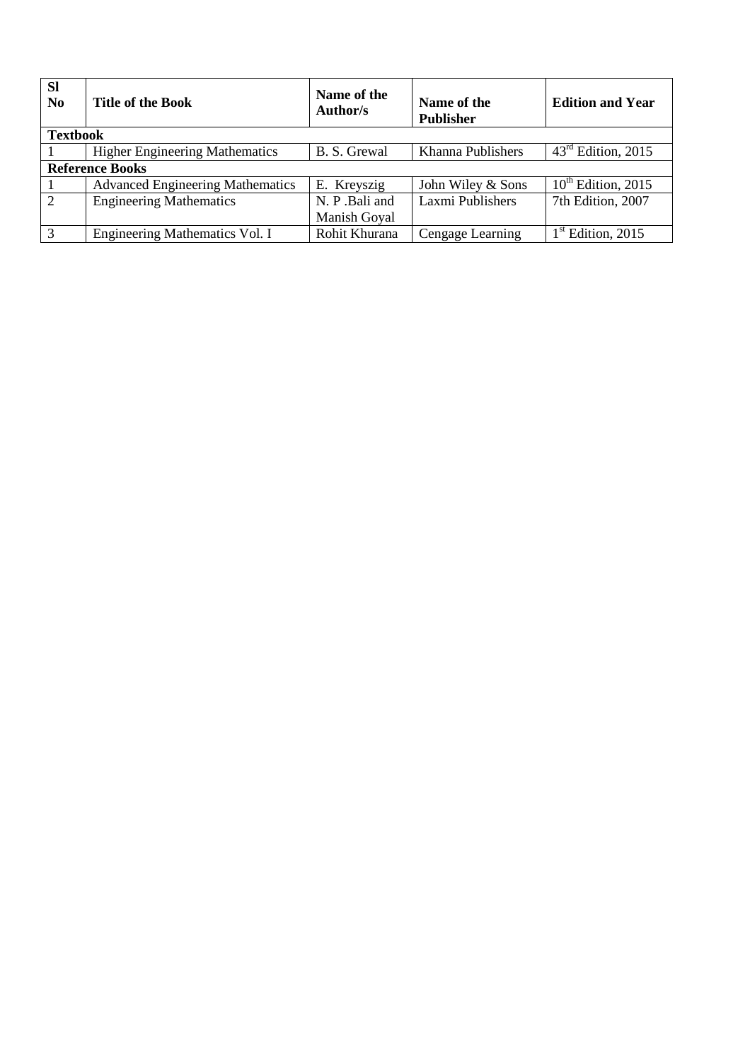| Sl No | Title of the Book | Name of the Author/s | Name of the Publisher | Edition and Year |
|---|---|---|---|---|
| **Textbook** | | | | |
| 1 | Higher Engineering Mathematics | B. S. Grewal | Khanna Publishers | 43rd Edition, 2015 |
| **Reference Books** | | | | |
| 1 | Advanced Engineering Mathematics | E. Kreyszig | John Wiley & Sons | 10th Edition, 2015 |
| 2 | Engineering Mathematics | N. P .Bali and Manish Goyal | Laxmi Publishers | 7th Edition, 2007 |
| 3 | Engineering Mathematics Vol. I | Rohit Khurana | Cengage Learning | 1st Edition, 2015 |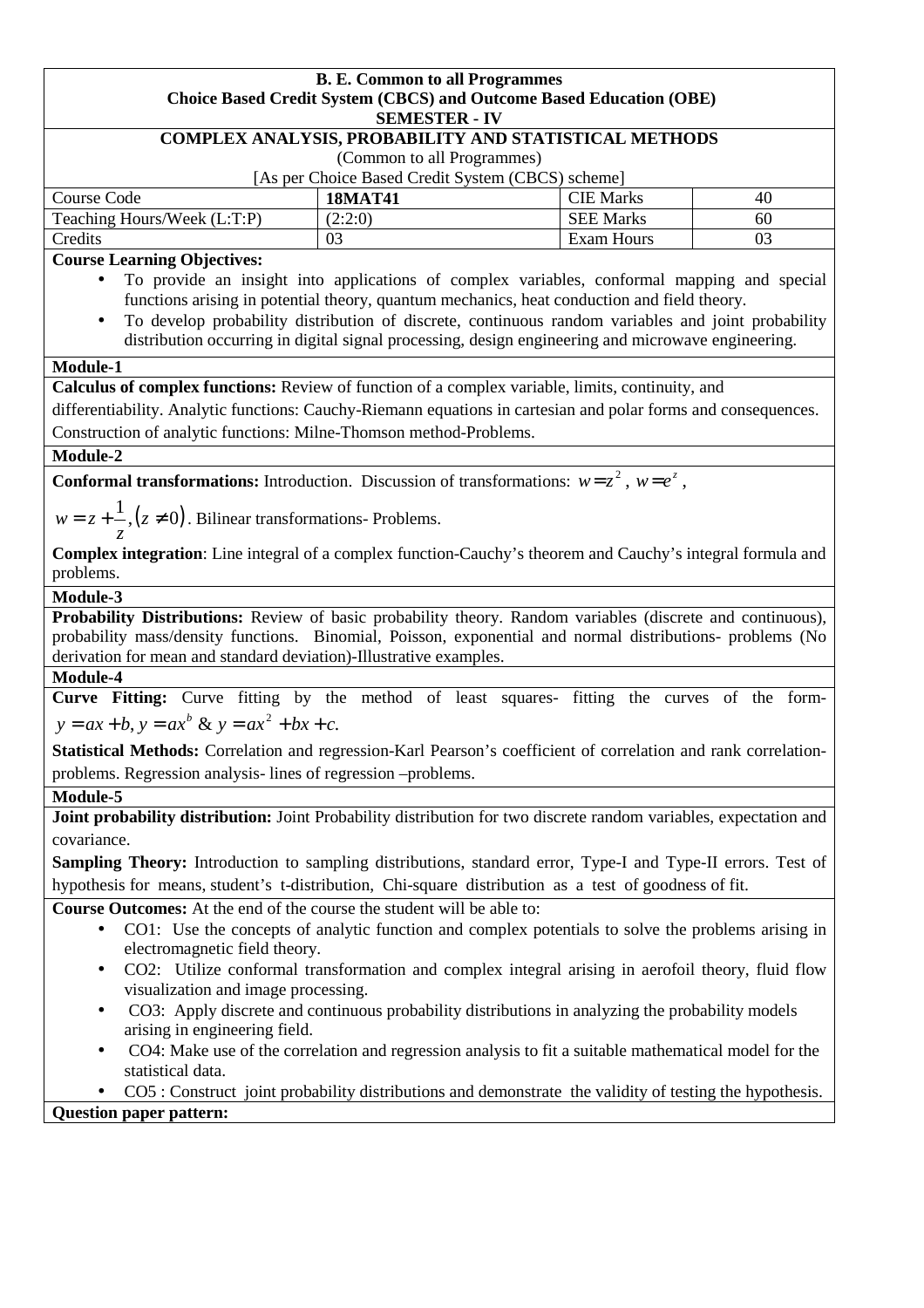**B. E. Common to all Programmes**
**Choice Based Credit System (CBCS) and Outcome Based Education (OBE)**
**SEMESTER - IV**

**COMPLEX ANALYSIS, PROBABILITY AND STATISTICAL METHODS**
(Common to all Programmes)
[As per Choice Based Credit System (CBCS) scheme]

| Course Code | **18MAT41** | CIE Marks | 40 |
|---|---|---|---|
| Teaching Hours/Week (L:T:P) | (2:2:0) | SEE Marks | 60 |
| Credits | 03 | Exam Hours | 03 |

**Course Learning Objectives:**

- To provide an insight into applications of complex variables, conformal mapping and special functions arising in potential theory, quantum mechanics, heat conduction and field theory.
- To develop probability distribution of discrete, continuous random variables and joint probability distribution occurring in digital signal processing, design engineering and microwave engineering.

**Module-1**

**Calculus of complex functions:** Review of function of a complex variable, limits, continuity, and differentiability. Analytic functions: Cauchy-Riemann equations in cartesian and polar forms and consequences. Construction of analytic functions: Milne-Thomson method-Problems.

**Module-2**

**Conformal transformations:** Introduction. Discussion of transformations: $w = z^2$, $w = e^z$, $w = z + \frac{1}{z}, (z \neq 0)$. Bilinear transformations- Problems.

**Complex integration**: Line integral of a complex function-Cauchy's theorem and Cauchy's integral formula and problems.

**Module-3**

**Probability Distributions:** Review of basic probability theory. Random variables (discrete and continuous), probability mass/density functions. Binomial, Poisson, exponential and normal distributions- problems (No derivation for mean and standard deviation)-Illustrative examples.

**Module-4**

**Curve Fitting:** Curve fitting by the method of least squares- fitting the curves of the form- $y = ax + b, y = ax^b$ & $y = ax^2 + bx + c.$

**Statistical Methods:** Correlation and regression-Karl Pearson's coefficient of correlation and rank correlation-problems. Regression analysis- lines of regression –problems.

**Module-5**

**Joint probability distribution:** Joint Probability distribution for two discrete random variables, expectation and covariance.

**Sampling Theory:** Introduction to sampling distributions, standard error, Type-I and Type-II errors. Test of hypothesis for means, student's t-distribution, Chi-square distribution as a test of goodness of fit.

**Course Outcomes:** At the end of the course the student will be able to:

- CO1: Use the concepts of analytic function and complex potentials to solve the problems arising in electromagnetic field theory.
- CO2: Utilize conformal transformation and complex integral arising in aerofoil theory, fluid flow visualization and image processing.
- CO3: Apply discrete and continuous probability distributions in analyzing the probability models arising in engineering field.
- CO4: Make use of the correlation and regression analysis to fit a suitable mathematical model for the statistical data.
- CO5 : Construct joint probability distributions and demonstrate the validity of testing the hypothesis.

**Question paper pattern:**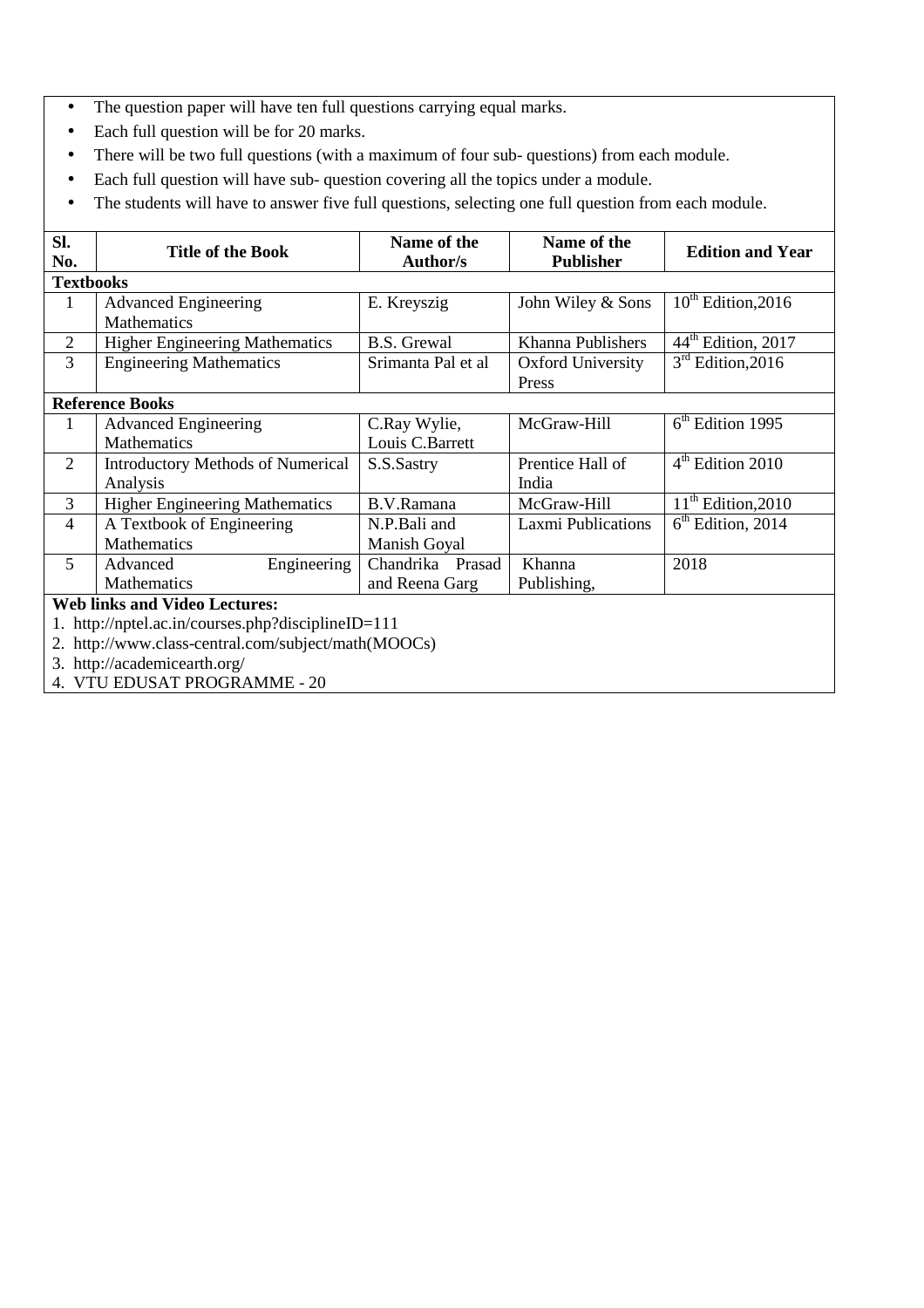- The question paper will have ten full questions carrying equal marks.
- Each full question will be for 20 marks.
- There will be two full questions (with a maximum of four sub- questions) from each module.
- Each full question will have sub- question covering all the topics under a module.
- The students will have to answer five full questions, selecting one full question from each module.

| Sl. No. | Title of the Book | Name of the Author/s | Name of the Publisher | Edition and Year |
|---|---|---|---|---|
| **Textbooks** | | | | |
| 1 | Advanced Engineering Mathematics | E. Kreyszig | John Wiley & Sons | 10th Edition,2016 |
| 2 | Higher Engineering Mathematics | B.S. Grewal | Khanna Publishers | 44th Edition, 2017 |
| 3 | Engineering Mathematics | Srimanta Pal et al | Oxford University Press | 3rd Edition,2016 |
| **Reference Books** | | | | |
| 1 | Advanced Engineering Mathematics | C.Ray Wylie, Louis C.Barrett | McGraw-Hill | 6th Edition 1995 |
| 2 | Introductory Methods of Numerical Analysis | S.S.Sastry | Prentice Hall of India | 4th Edition 2010 |
| 3 | Higher Engineering Mathematics | B.V.Ramana | McGraw-Hill | 11th Edition,2010 |
| 4 | A Textbook of Engineering Mathematics | N.P.Bali and Manish Goyal | Laxmi Publications | 6th Edition, 2014 |
| 5 | Advanced Engineering Mathematics | Chandrika Prasad and Reena Garg | Khanna Publishing, | 2018 |

**Web links and Video Lectures:**

1. http://nptel.ac.in/courses.php?disciplineID=111
2. http://www.class-central.com/subject/math(MOOCs)
3. http://academicearth.org/
4. VTU EDUSAT PROGRAMME - 20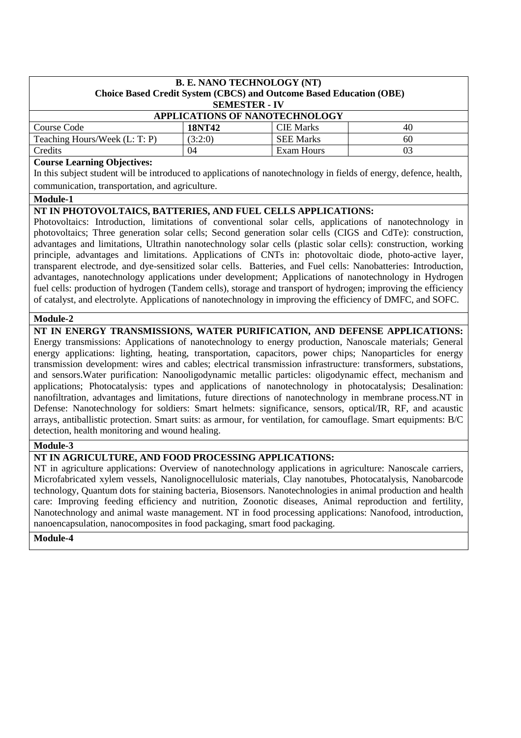**B. E. NANO TECHNOLOGY (NT)**
**Choice Based Credit System (CBCS) and Outcome Based Education (OBE)**
**SEMESTER - IV**

**APPLICATIONS OF NANOTECHNOLOGY**

| Course Code | **18NT42** | CIE Marks | 40 |
|---|---|---|---|
| Teaching Hours/Week (L: T: P) | (3:2:0) | SEE Marks | 60 |
| Credits | 04 | Exam Hours | 03 |

**Course Learning Objectives:**

In this subject student will be introduced to applications of nanotechnology in fields of energy, defence, health, communication, transportation, and agriculture.

**Module-1**

**NT IN PHOTOVOLTAICS, BATTERIES, AND FUEL CELLS APPLICATIONS:**

Photovoltaics: Introduction, limitations of conventional solar cells, applications of nanotechnology in photovoltaics; Three generation solar cells; Second generation solar cells (CIGS and CdTe): construction, advantages and limitations, Ultrathin nanotechnology solar cells (plastic solar cells): construction, working principle, advantages and limitations. Applications of CNTs in: photovoltaic diode, photo-active layer, transparent electrode, and dye-sensitized solar cells. Batteries, and Fuel cells: Nanobatteries: Introduction, advantages, nanotechnology applications under development; Applications of nanotechnology in Hydrogen fuel cells: production of hydrogen (Tandem cells), storage and transport of hydrogen; improving the efficiency of catalyst, and electrolyte. Applications of nanotechnology in improving the efficiency of DMFC, and SOFC.

**Module-2**

**NT IN ENERGY TRANSMISSIONS, WATER PURIFICATION, AND DEFENSE APPLICATIONS:**

Energy transmissions: Applications of nanotechnology to energy production, Nanoscale materials; General energy applications: lighting, heating, transportation, capacitors, power chips; Nanoparticles for energy transmission development: wires and cables; electrical transmission infrastructure: transformers, substations, and sensors.Water purification: Nanooligodynamic metallic particles: oligodynamic effect, mechanism and applications; Photocatalysis: types and applications of nanotechnology in photocatalysis; Desalination: nanofiltration, advantages and limitations, future directions of nanotechnology in membrane process.NT in Defense: Nanotechnology for soldiers: Smart helmets: significance, sensors, optical/IR, RF, and acaustic arrays, antiballistic protection. Smart suits: as armour, for ventilation, for camouflage. Smart equipments: B/C detection, health monitoring and wound healing.

**Module-3**

**NT IN AGRICULTURE, AND FOOD PROCESSING APPLICATIONS:**

NT in agriculture applications: Overview of nanotechnology applications in agriculture: Nanoscale carriers, Microfabricated xylem vessels, Nanolignocellulosic materials, Clay nanotubes, Photocatalysis, Nanobarcode technology, Quantum dots for staining bacteria, Biosensors. Nanotechnologies in animal production and health care: Improving feeding efficiency and nutrition, Zoonotic diseases, Animal reproduction and fertility, Nanotechnology and animal waste management. NT in food processing applications: Nanofood, introduction, nanoencapsulation, nanocomposites in food packaging, smart food packaging.

**Module-4**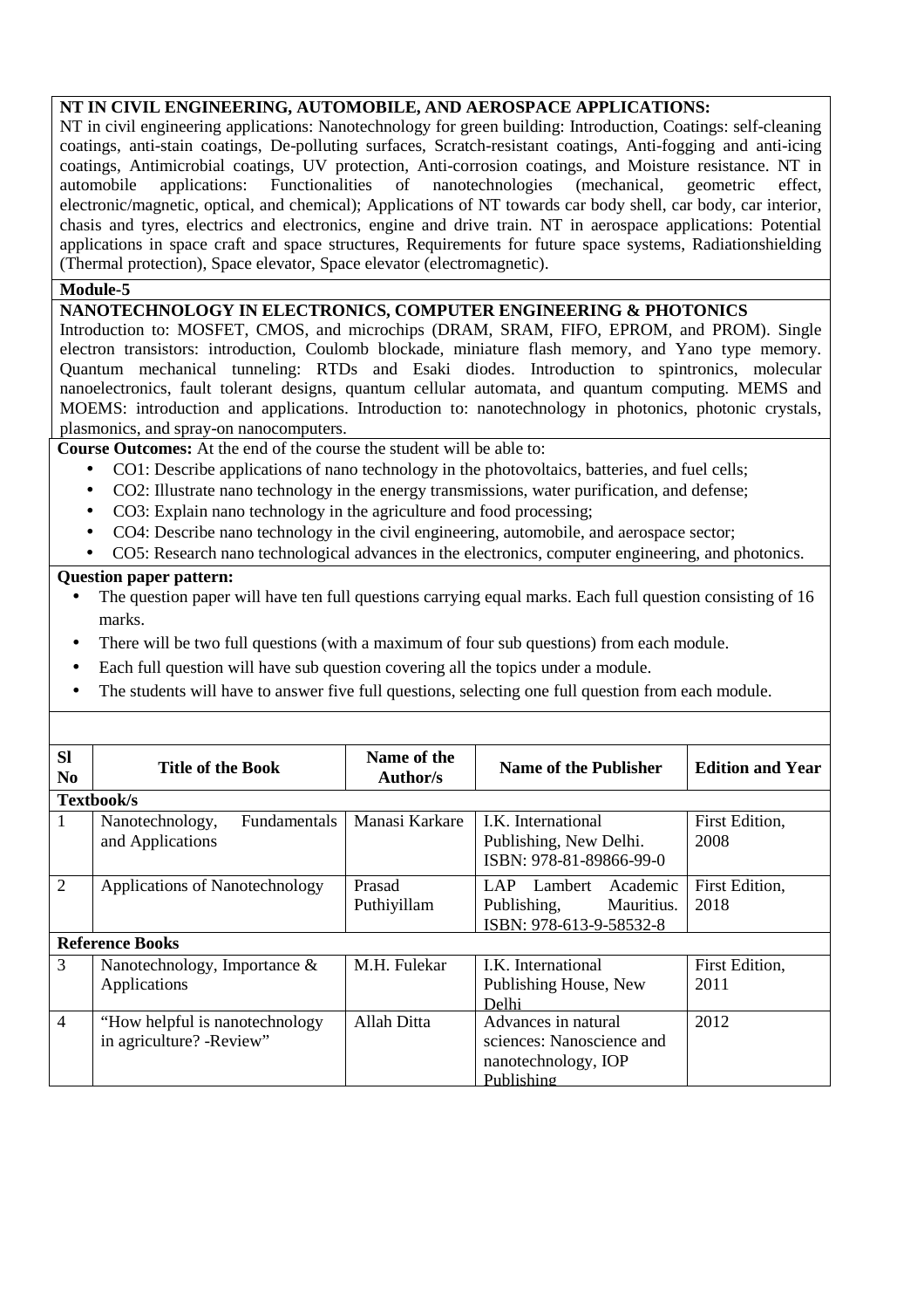**NT IN CIVIL ENGINEERING, AUTOMOBILE, AND AEROSPACE APPLICATIONS:**

NT in civil engineering applications: Nanotechnology for green building: Introduction, Coatings: self-cleaning coatings, anti-stain coatings, De-polluting surfaces, Scratch-resistant coatings, Anti-fogging and anti-icing coatings, Antimicrobial coatings, UV protection, Anti-corrosion coatings, and Moisture resistance. NT in automobile applications: Functionalities of nanotechnologies (mechanical, geometric effect, electronic/magnetic, optical, and chemical); Applications of NT towards car body shell, car body, car interior, chasis and tyres, electrics and electronics, engine and drive train. NT in aerospace applications: Potential applications in space craft and space structures, Requirements for future space systems, Radiationshielding (Thermal protection), Space elevator, Space elevator (electromagnetic).

**Module-5**

**NANOTECHNOLOGY IN ELECTRONICS, COMPUTER ENGINEERING & PHOTONICS**

Introduction to: MOSFET, CMOS, and microchips (DRAM, SRAM, FIFO, EPROM, and PROM). Single electron transistors: introduction, Coulomb blockade, miniature flash memory, and Yano type memory. Quantum mechanical tunneling: RTDs and Esaki diodes. Introduction to spintronics, molecular nanoelectronics, fault tolerant designs, quantum cellular automata, and quantum computing. MEMS and MOEMS: introduction and applications. Introduction to: nanotechnology in photonics, photonic crystals, plasmonics, and spray-on nanocomputers.

**Course Outcomes:** At the end of the course the student will be able to:

- CO1: Describe applications of nano technology in the photovoltaics, batteries, and fuel cells;
- CO2: Illustrate nano technology in the energy transmissions, water purification, and defense;
- CO3: Explain nano technology in the agriculture and food processing;
- CO4: Describe nano technology in the civil engineering, automobile, and aerospace sector;
- CO5: Research nano technological advances in the electronics, computer engineering, and photonics.

**Question paper pattern:**

- The question paper will have ten full questions carrying equal marks. Each full question consisting of 16 marks.
- There will be two full questions (with a maximum of four sub questions) from each module.
- Each full question will have sub question covering all the topics under a module.
- The students will have to answer five full questions, selecting one full question from each module.

| Sl No | Title of the Book | Name of the Author/s | Name of the Publisher | Edition and Year |
|---|---|---|---|---|
| **Textbook/s** | | | | |
| 1 | Nanotechnology, Fundamentals and Applications | Manasi Karkare | I.K. International Publishing, New Delhi. ISBN: 978-81-89866-99-0 | First Edition, 2008 |
| 2 | Applications of Nanotechnology | Prasad Puthiyillam | LAP Lambert Academic Publishing, Mauritius. ISBN: 978-613-9-58532-8 | First Edition, 2018 |
| **Reference Books** | | | | |
| 3 | Nanotechnology, Importance & Applications | M.H. Fulekar | I.K. International Publishing House, New Delhi | First Edition, 2011 |
| 4 | "How helpful is nanotechnology in agriculture? -Review" | Allah Ditta | Advances in natural sciences: Nanoscience and nanotechnology, IOP Publishing | 2012 |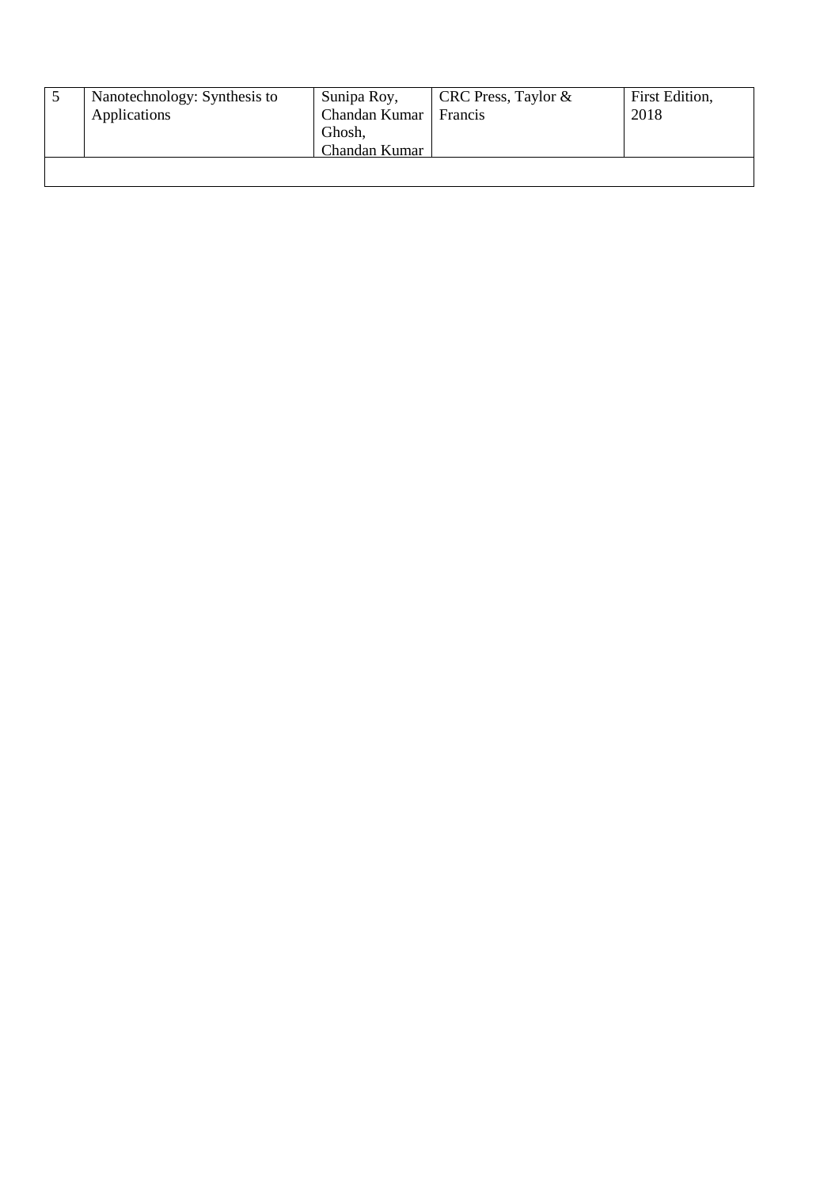| 5 | Nanotechnology: Synthesis to Applications | Sunipa Roy, Chandan Kumar Ghosh, Chandan Kumar | CRC Press, Taylor & Francis | First Edition, 2018 |
| --- | --- | --- | --- | --- |
| | | | | |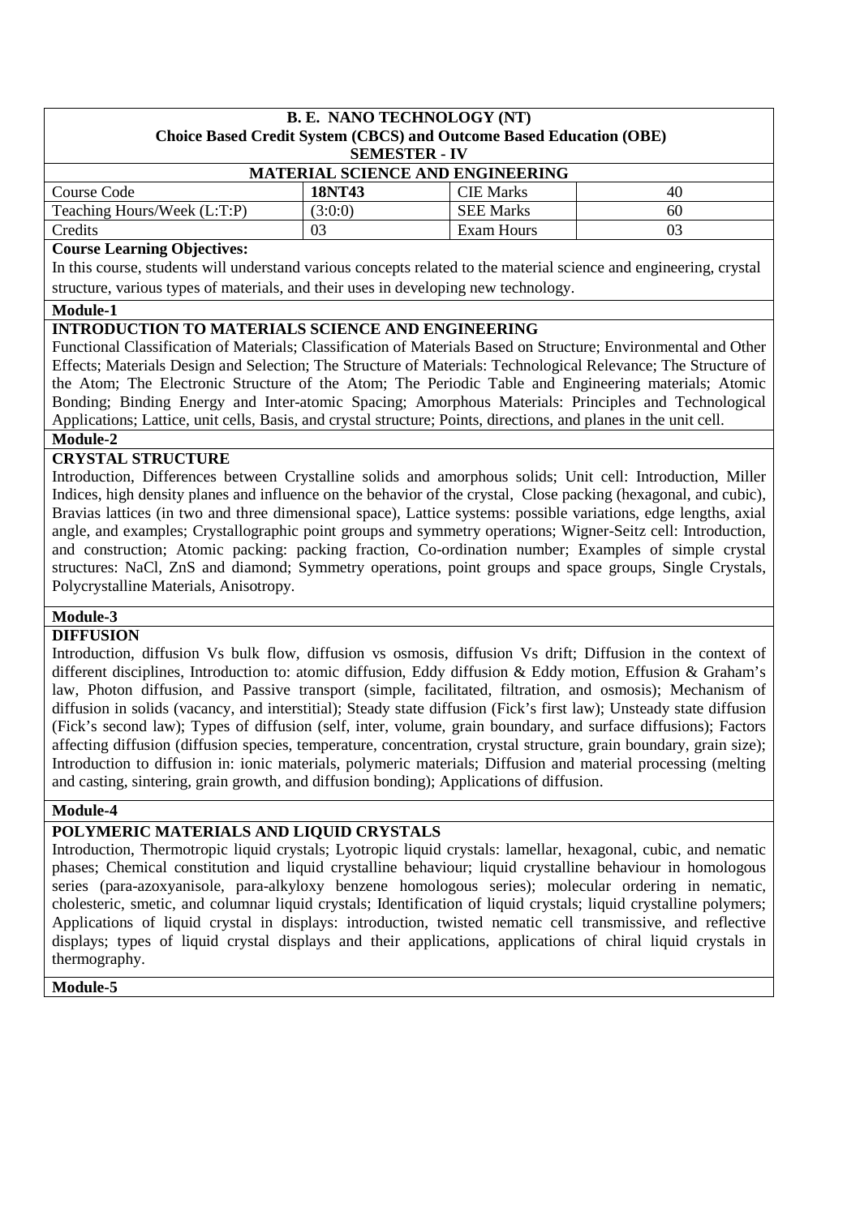**B. E. NANO TECHNOLOGY (NT)**
**Choice Based Credit System (CBCS) and Outcome Based Education (OBE)**
**SEMESTER - IV**

**MATERIAL SCIENCE AND ENGINEERING**

| Course Code | **18NT43** | CIE Marks | 40 |
|---|---|---|---|
| Teaching Hours/Week (L:T:P) | (3:0:0) | SEE Marks | 60 |
| Credits | 03 | Exam Hours | 03 |

**Course Learning Objectives:**

In this course, students will understand various concepts related to the material science and engineering, crystal structure, various types of materials, and their uses in developing new technology.

**Module-1**

**INTRODUCTION TO MATERIALS SCIENCE AND ENGINEERING**

Functional Classification of Materials; Classification of Materials Based on Structure; Environmental and Other Effects; Materials Design and Selection; The Structure of Materials: Technological Relevance; The Structure of the Atom; The Electronic Structure of the Atom; The Periodic Table and Engineering materials; Atomic Bonding; Binding Energy and Inter-atomic Spacing; Amorphous Materials: Principles and Technological Applications; Lattice, unit cells, Basis, and crystal structure; Points, directions, and planes in the unit cell.

**Module-2**

**CRYSTAL STRUCTURE**

Introduction, Differences between Crystalline solids and amorphous solids; Unit cell: Introduction, Miller Indices, high density planes and influence on the behavior of the crystal, Close packing (hexagonal, and cubic), Bravias lattices (in two and three dimensional space), Lattice systems: possible variations, edge lengths, axial angle, and examples; Crystallographic point groups and symmetry operations; Wigner-Seitz cell: Introduction, and construction; Atomic packing: packing fraction, Co-ordination number; Examples of simple crystal structures: NaCl, ZnS and diamond; Symmetry operations, point groups and space groups, Single Crystals, Polycrystalline Materials, Anisotropy.

**Module-3**

**DIFFUSION**

Introduction, diffusion Vs bulk flow, diffusion vs osmosis, diffusion Vs drift; Diffusion in the context of different disciplines, Introduction to: atomic diffusion, Eddy diffusion & Eddy motion, Effusion & Graham's law, Photon diffusion, and Passive transport (simple, facilitated, filtration, and osmosis); Mechanism of diffusion in solids (vacancy, and interstitial); Steady state diffusion (Fick's first law); Unsteady state diffusion (Fick's second law); Types of diffusion (self, inter, volume, grain boundary, and surface diffusions); Factors affecting diffusion (diffusion species, temperature, concentration, crystal structure, grain boundary, grain size); Introduction to diffusion in: ionic materials, polymeric materials; Diffusion and material processing (melting and casting, sintering, grain growth, and diffusion bonding); Applications of diffusion.

**Module-4**

**POLYMERIC MATERIALS AND LIQUID CRYSTALS**

Introduction, Thermotropic liquid crystals; Lyotropic liquid crystals: lamellar, hexagonal, cubic, and nematic phases; Chemical constitution and liquid crystalline behaviour; liquid crystalline behaviour in homologous series (para-azoxyanisole, para-alkyloxy benzene homologous series); molecular ordering in nematic, cholesteric, smetic, and columnar liquid crystals; Identification of liquid crystals; liquid crystalline polymers; Applications of liquid crystal in displays: introduction, twisted nematic cell transmissive, and reflective displays; types of liquid crystal displays and their applications, applications of chiral liquid crystals in thermography.

**Module-5**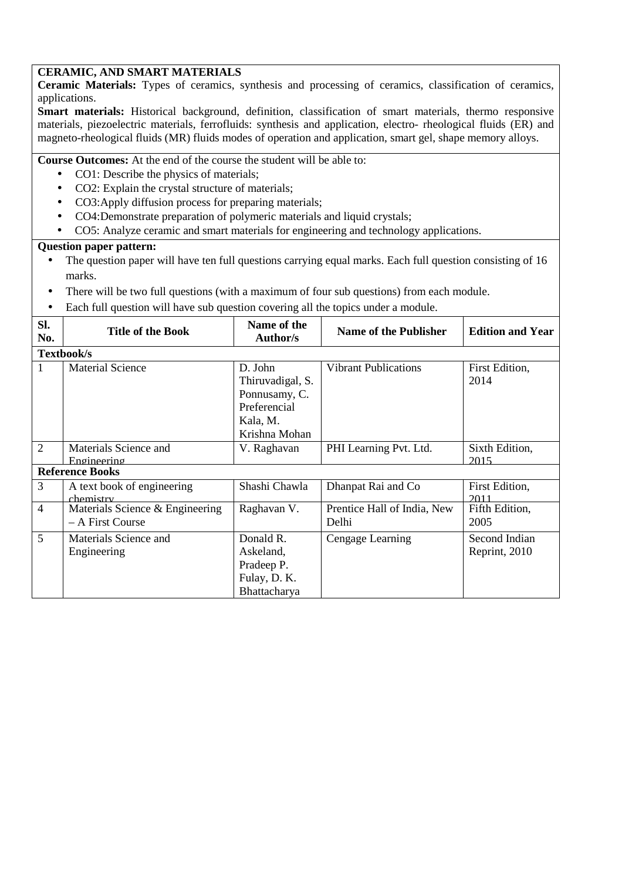**CERAMIC, AND SMART MATERIALS**

**Ceramic Materials:** Types of ceramics, synthesis and processing of ceramics, classification of ceramics, applications.

**Smart materials:** Historical background, definition, classification of smart materials, thermo responsive materials, piezoelectric materials, ferrofluids: synthesis and application, electro- rheological fluids (ER) and magneto-rheological fluids (MR) fluids modes of operation and application, smart gel, shape memory alloys.

**Course Outcomes:** At the end of the course the student will be able to:

- CO1: Describe the physics of materials;
- CO2: Explain the crystal structure of materials;
- CO3:Apply diffusion process for preparing materials;
- CO4:Demonstrate preparation of polymeric materials and liquid crystals;
- CO5: Analyze ceramic and smart materials for engineering and technology applications.

**Question paper pattern:**

- The question paper will have ten full questions carrying equal marks. Each full question consisting of 16 marks.
- There will be two full questions (with a maximum of four sub questions) from each module.
- Each full question will have sub question covering all the topics under a module.

| Sl. No. | Title of the Book | Name of the Author/s | Name of the Publisher | Edition and Year |
|---|---|---|---|---|
| **Textbook/s** | | | | |
| 1 | Material Science | D. John Thiruvadigal, S. Ponnusamy, C. Preferencial Kala, M. Krishna Mohan | Vibrant Publications | First Edition, 2014 |
| 2 | Materials Science and Engineering | V. Raghavan | PHI Learning Pvt. Ltd. | Sixth Edition, 2015 |
| **Reference Books** | | | | |
| 3 | A text book of engineering chemistry | Shashi Chawla | Dhanpat Rai and Co | First Edition, 2011 |
| 4 | Materials Science & Engineering – A First Course | Raghavan V. | Prentice Hall of India, New Delhi | Fifth Edition, 2005 |
| 5 | Materials Science and Engineering | Donald R. Askeland, Pradeep P. Fulay, D. K. Bhattacharya | Cengage Learning | Second Indian Reprint, 2010 |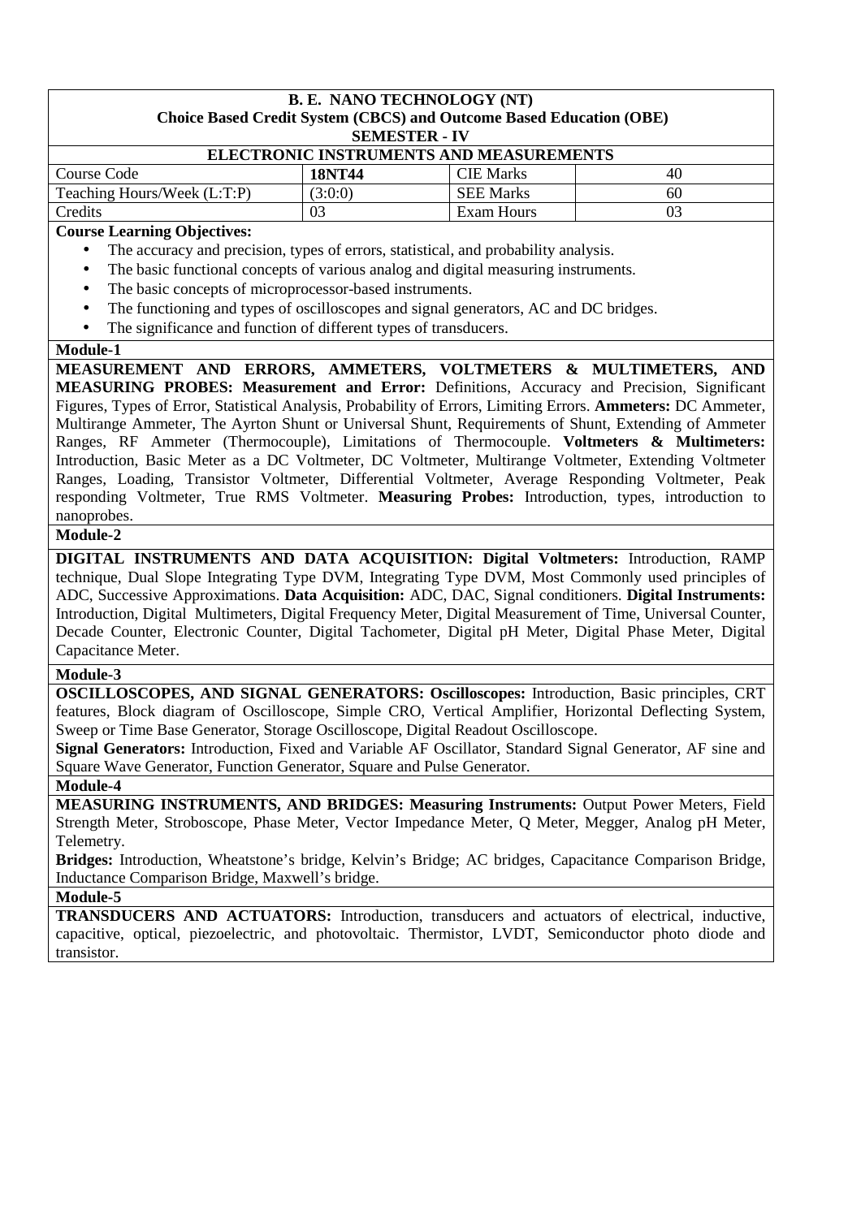**B. E. NANO TECHNOLOGY (NT)**
**Choice Based Credit System (CBCS) and Outcome Based Education (OBE)**
**SEMESTER - IV**

**ELECTRONIC INSTRUMENTS AND MEASUREMENTS**

| Course Code | **18NT44** | CIE Marks | 40 |
|---|---|---|---|
| Teaching Hours/Week (L:T:P) | (3:0:0) | SEE Marks | 60 |
| Credits | 03 | Exam Hours | 03 |

**Course Learning Objectives:**

- The accuracy and precision, types of errors, statistical, and probability analysis.
- The basic functional concepts of various analog and digital measuring instruments.
- The basic concepts of microprocessor-based instruments.
- The functioning and types of oscilloscopes and signal generators, AC and DC bridges.
- The significance and function of different types of transducers.

**Module-1**

**MEASUREMENT AND ERRORS, AMMETERS, VOLTMETERS & MULTIMETERS, AND MEASURING PROBES: Measurement and Error:** Definitions, Accuracy and Precision, Significant Figures, Types of Error, Statistical Analysis, Probability of Errors, Limiting Errors. **Ammeters:** DC Ammeter, Multirange Ammeter, The Ayrton Shunt or Universal Shunt, Requirements of Shunt, Extending of Ammeter Ranges, RF Ammeter (Thermocouple), Limitations of Thermocouple. **Voltmeters & Multimeters:** Introduction, Basic Meter as a DC Voltmeter, DC Voltmeter, Multirange Voltmeter, Extending Voltmeter Ranges, Loading, Transistor Voltmeter, Differential Voltmeter, Average Responding Voltmeter, Peak responding Voltmeter, True RMS Voltmeter. **Measuring Probes:** Introduction, types, introduction to nanoprobes.

**Module-2**

**DIGITAL INSTRUMENTS AND DATA ACQUISITION: Digital Voltmeters:** Introduction, RAMP technique, Dual Slope Integrating Type DVM, Integrating Type DVM, Most Commonly used principles of ADC, Successive Approximations. **Data Acquisition:** ADC, DAC, Signal conditioners. **Digital Instruments:** Introduction, Digital Multimeters, Digital Frequency Meter, Digital Measurement of Time, Universal Counter, Decade Counter, Electronic Counter, Digital Tachometer, Digital pH Meter, Digital Phase Meter, Digital Capacitance Meter.

**Module-3**

**OSCILLOSCOPES, AND SIGNAL GENERATORS: Oscilloscopes:** Introduction, Basic principles, CRT features, Block diagram of Oscilloscope, Simple CRO, Vertical Amplifier, Horizontal Deflecting System, Sweep or Time Base Generator, Storage Oscilloscope, Digital Readout Oscilloscope.

**Signal Generators:** Introduction, Fixed and Variable AF Oscillator, Standard Signal Generator, AF sine and Square Wave Generator, Function Generator, Square and Pulse Generator.

**Module-4**

**MEASURING INSTRUMENTS, AND BRIDGES: Measuring Instruments:** Output Power Meters, Field Strength Meter, Stroboscope, Phase Meter, Vector Impedance Meter, Q Meter, Megger, Analog pH Meter, Telemetry.

**Bridges:** Introduction, Wheatstone's bridge, Kelvin's Bridge; AC bridges, Capacitance Comparison Bridge, Inductance Comparison Bridge, Maxwell's bridge.

**Module-5**

**TRANSDUCERS AND ACTUATORS:** Introduction, transducers and actuators of electrical, inductive, capacitive, optical, piezoelectric, and photovoltaic. Thermistor, LVDT, Semiconductor photo diode and transistor.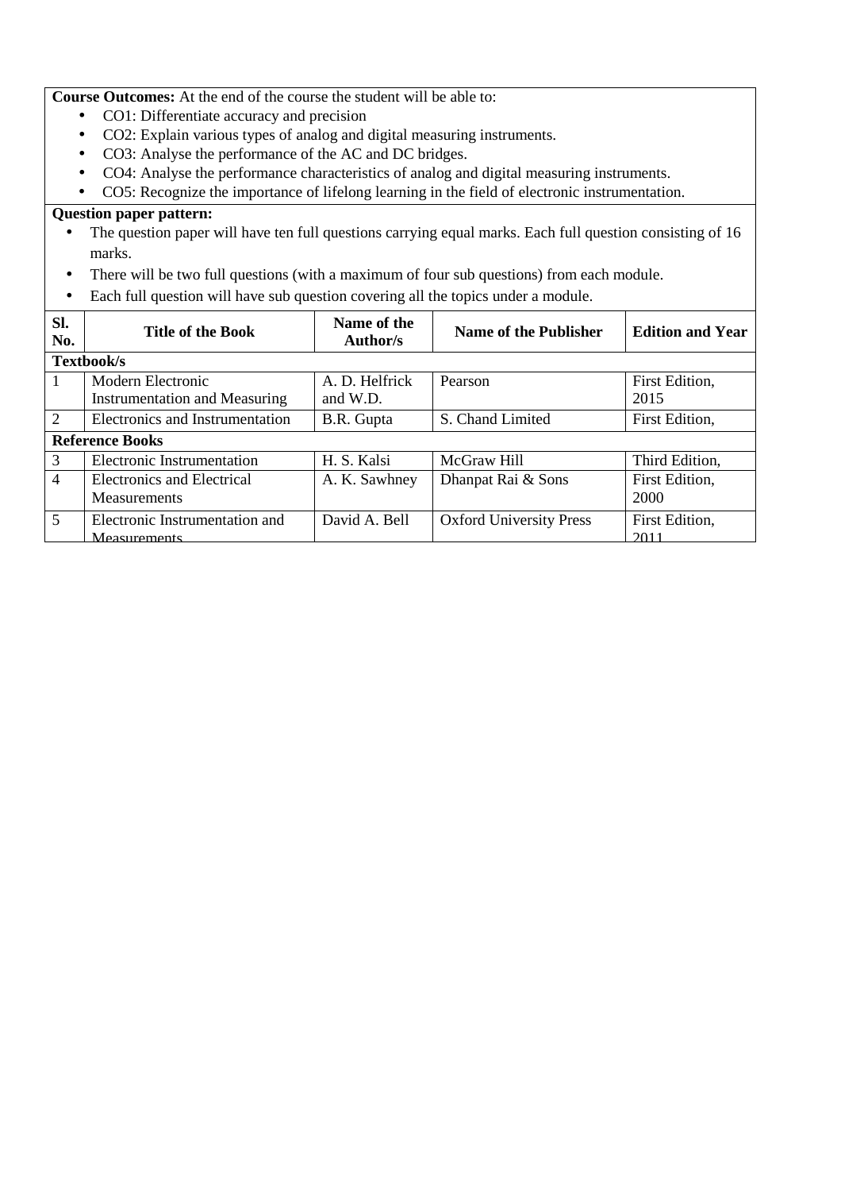**Course Outcomes:** At the end of the course the student will be able to:

- CO1: Differentiate accuracy and precision
- CO2: Explain various types of analog and digital measuring instruments.
- CO3: Analyse the performance of the AC and DC bridges.
- CO4: Analyse the performance characteristics of analog and digital measuring instruments.
- CO5: Recognize the importance of lifelong learning in the field of electronic instrumentation.

**Question paper pattern:**

- The question paper will have ten full questions carrying equal marks. Each full question consisting of 16 marks.
- There will be two full questions (with a maximum of four sub questions) from each module.
- Each full question will have sub question covering all the topics under a module.

| Sl. No. | Title of the Book | Name of the Author/s | Name of the Publisher | Edition and Year |
|---|---|---|---|---|
| **Textbook/s** | | | | |
| 1 | Modern Electronic Instrumentation and Measuring | A. D. Helfrick and W.D. | Pearson | First Edition, 2015 |
| 2 | Electronics and Instrumentation | B.R. Gupta | S. Chand Limited | First Edition, |
| **Reference Books** | | | | |
| 3 | Electronic Instrumentation | H. S. Kalsi | McGraw Hill | Third Edition, |
| 4 | Electronics and Electrical Measurements | A. K. Sawhney | Dhanpat Rai & Sons | First Edition, 2000 |
| 5 | Electronic Instrumentation and Measurements | David A. Bell | Oxford University Press | First Edition, 2011 |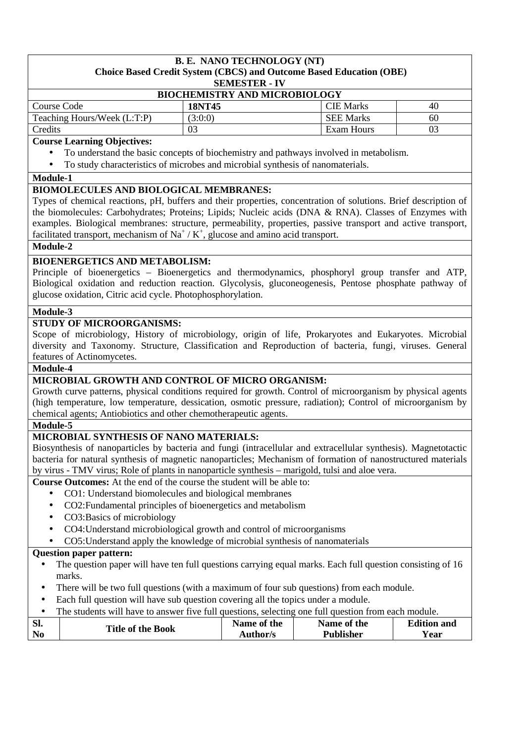**B. E. NANO TECHNOLOGY (NT)**
**Choice Based Credit System (CBCS) and Outcome Based Education (OBE)**
**SEMESTER - IV**

**BIOCHEMISTRY AND MICROBIOLOGY**

| Course Code | **18NT45** | CIE Marks | 40 |
|---|---|---|---|
| Teaching Hours/Week (L:T:P) | (3:0:0) | SEE Marks | 60 |
| Credits | 03 | Exam Hours | 03 |

**Course Learning Objectives:**

- To understand the basic concepts of biochemistry and pathways involved in metabolism.
- To study characteristics of microbes and microbial synthesis of nanomaterials.

**Module-1**

**BIOMOLECULES AND BIOLOGICAL MEMBRANES:**
Types of chemical reactions, pH, buffers and their properties, concentration of solutions. Brief description of the biomolecules: Carbohydrates; Proteins; Lipids; Nucleic acids (DNA & RNA). Classes of Enzymes with examples. Biological membranes: structure, permeability, properties, passive transport and active transport, facilitated transport, mechanism of $Na^+$ / $K^+$, glucose and amino acid transport.

**Module-2**

**BIOENERGETICS AND METABOLISM:**
Principle of bioenergetics – Bioenergetics and thermodynamics, phosphoryl group transfer and ATP, Biological oxidation and reduction reaction. Glycolysis, gluconeogenesis, Pentose phosphate pathway of glucose oxidation, Citric acid cycle. Photophosphorylation.

**Module-3**

**STUDY OF MICROORGANISMS:**
Scope of microbiology, History of microbiology, origin of life, Prokaryotes and Eukaryotes. Microbial diversity and Taxonomy. Structure, Classification and Reproduction of bacteria, fungi, viruses. General features of Actinomycetes.

**Module-4**

**MICROBIAL GROWTH AND CONTROL OF MICRO ORGANISM:**
Growth curve patterns, physical conditions required for growth. Control of microorganism by physical agents (high temperature, low temperature, dessication, osmotic pressure, radiation); Control of microorganism by chemical agents; Antiobiotics and other chemotherapeutic agents.

**Module-5**

**MICROBIAL SYNTHESIS OF NANO MATERIALS:**
Biosynthesis of nanoparticles by bacteria and fungi (intracellular and extracellular synthesis). Magnetotactic bacteria for natural synthesis of magnetic nanoparticles; Mechanism of formation of nanostructured materials by virus - TMV virus; Role of plants in nanoparticle synthesis – marigold, tulsi and aloe vera.

**Course Outcomes:** At the end of the course the student will be able to:

- CO1: Understand biomolecules and biological membranes
- CO2:Fundamental principles of bioenergetics and metabolism
- CO3:Basics of microbiology
- CO4:Understand microbiological growth and control of microorganisms
- CO5:Understand apply the knowledge of microbial synthesis of nanomaterials

**Question paper pattern:**

- The question paper will have ten full questions carrying equal marks. Each full question consisting of 16 marks.
- There will be two full questions (with a maximum of four sub questions) from each module.
- Each full question will have sub question covering all the topics under a module.
- The students will have to answer five full questions, selecting one full question from each module.

| Sl. No | Title of the Book | Name of the Author/s | Name of the Publisher | Edition and Year |
|---|---|---|---|---|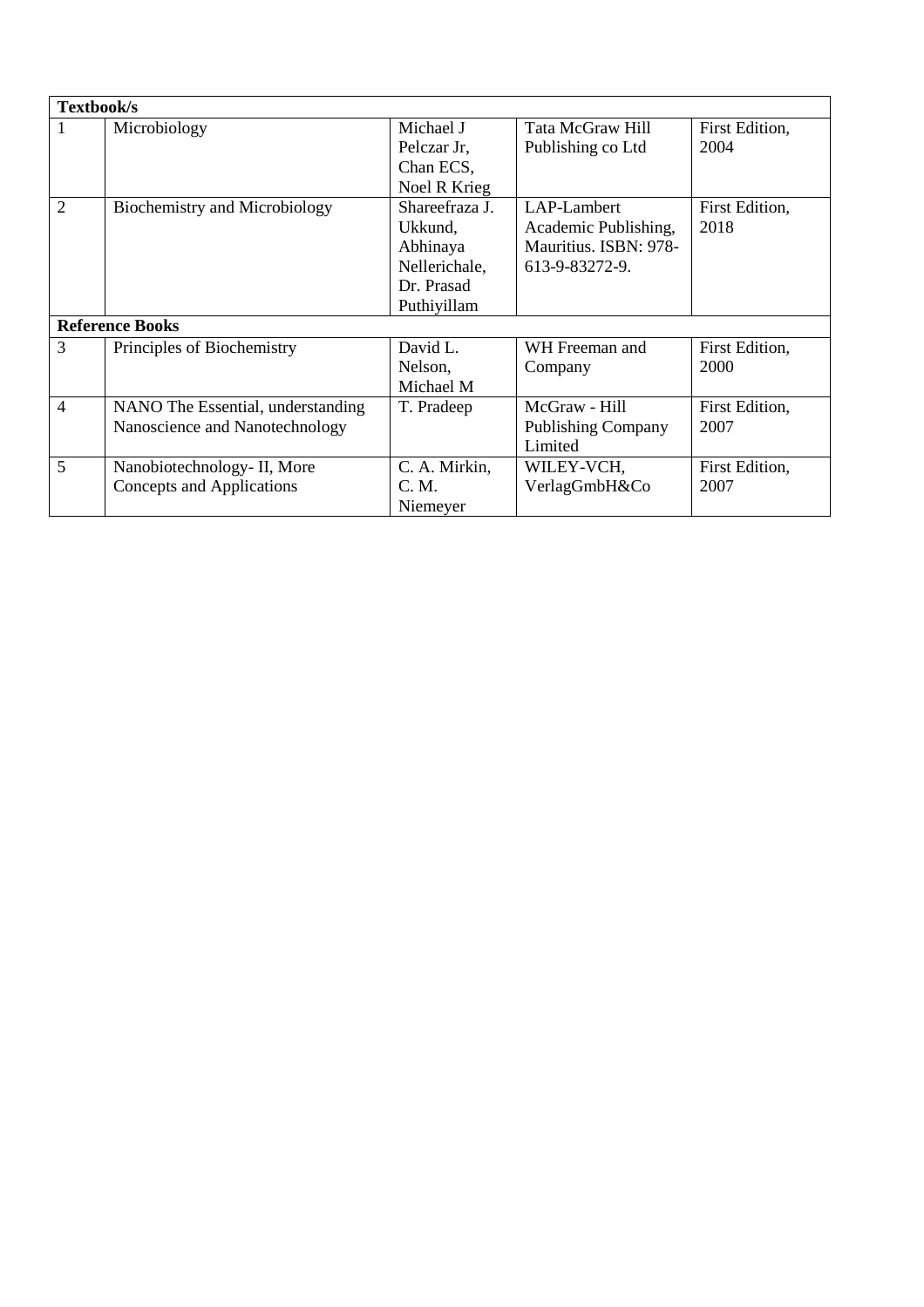| Textbook/s | | | | |
|---|---|---|---|---|
| 1 | Microbiology | Michael J Pelczar Jr, Chan ECS, Noel R Krieg | Tata McGraw Hill Publishing co Ltd | First Edition, 2004 |
| 2 | Biochemistry and Microbiology | Shareefraza J. Ukkund, Abhinaya Nellerichale, Dr. Prasad Puthiyillam | LAP-Lambert Academic Publishing, Mauritius. ISBN: 978-613-9-83272-9. | First Edition, 2018 |
| **Reference Books** | | | | |
| 3 | Principles of Biochemistry | David L. Nelson, Michael M | WH Freeman and Company | First Edition, 2000 |
| 4 | NANO The Essential, understanding Nanoscience and Nanotechnology | T. Pradeep | McGraw - Hill Publishing Company Limited | First Edition, 2007 |
| 5 | Nanobiotechnology- II, More Concepts and Applications | C. A. Mirkin, C. M. Niemeyer | WILEY-VCH, VerlagGmbH&Co | First Edition, 2007 |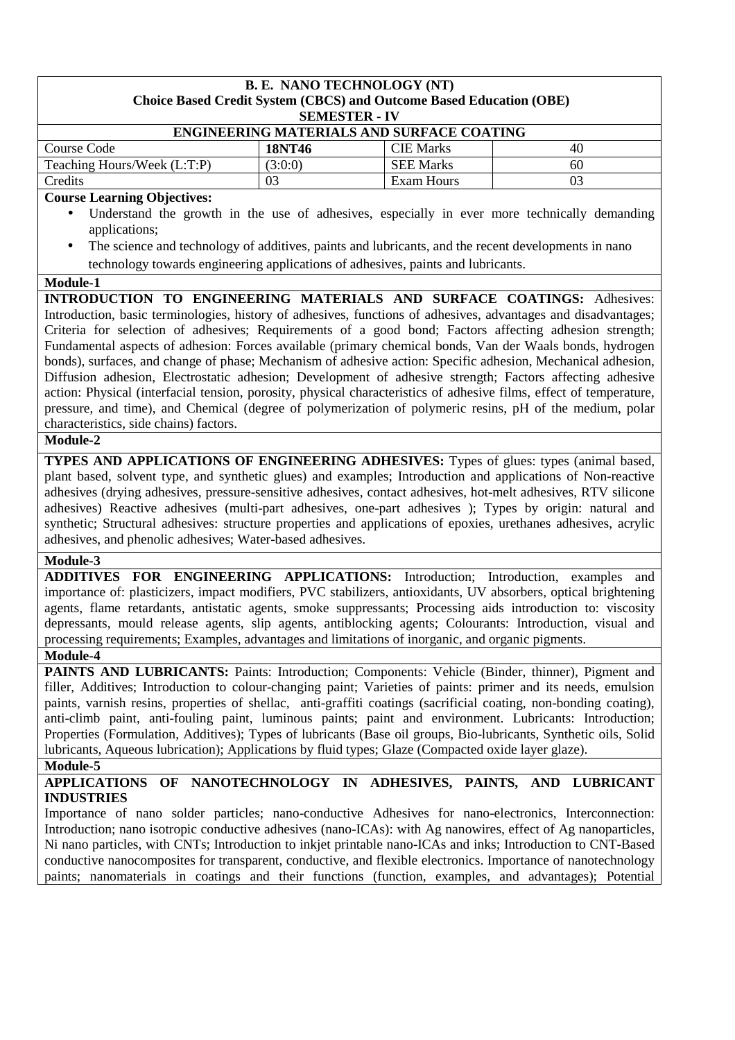**B. E. NANO TECHNOLOGY (NT)**
**Choice Based Credit System (CBCS) and Outcome Based Education (OBE)**
**SEMESTER - IV**

**ENGINEERING MATERIALS AND SURFACE COATING**

| Course Code | **18NT46** | CIE Marks | 40 |
|---|---|---|---|
| Teaching Hours/Week (L:T:P) | (3:0:0) | SEE Marks | 60 |
| Credits | 03 | Exam Hours | 03 |

**Course Learning Objectives:**

- Understand the growth in the use of adhesives, especially in ever more technically demanding applications;
- The science and technology of additives, paints and lubricants, and the recent developments in nano technology towards engineering applications of adhesives, paints and lubricants.

**Module-1**

**INTRODUCTION TO ENGINEERING MATERIALS AND SURFACE COATINGS:** Adhesives: Introduction, basic terminologies, history of adhesives, functions of adhesives, advantages and disadvantages; Criteria for selection of adhesives; Requirements of a good bond; Factors affecting adhesion strength; Fundamental aspects of adhesion: Forces available (primary chemical bonds, Van der Waals bonds, hydrogen bonds), surfaces, and change of phase; Mechanism of adhesive action: Specific adhesion, Mechanical adhesion, Diffusion adhesion, Electrostatic adhesion; Development of adhesive strength; Factors affecting adhesive action: Physical (interfacial tension, porosity, physical characteristics of adhesive films, effect of temperature, pressure, and time), and Chemical (degree of polymerization of polymeric resins, pH of the medium, polar characteristics, side chains) factors.

**Module-2**

**TYPES AND APPLICATIONS OF ENGINEERING ADHESIVES:** Types of glues: types (animal based, plant based, solvent type, and synthetic glues) and examples; Introduction and applications of Non-reactive adhesives (drying adhesives, pressure-sensitive adhesives, contact adhesives, hot-melt adhesives, RTV silicone adhesives) Reactive adhesives (multi-part adhesives, one-part adhesives ); Types by origin: natural and synthetic; Structural adhesives: structure properties and applications of epoxies, urethanes adhesives, acrylic adhesives, and phenolic adhesives; Water-based adhesives.

**Module-3**

**ADDITIVES FOR ENGINEERING APPLICATIONS:** Introduction; Introduction, examples and importance of: plasticizers, impact modifiers, PVC stabilizers, antioxidants, UV absorbers, optical brightening agents, flame retardants, antistatic agents, smoke suppressants; Processing aids introduction to: viscosity depressants, mould release agents, slip agents, antiblocking agents; Colourants: Introduction, visual and processing requirements; Examples, advantages and limitations of inorganic, and organic pigments.

**Module-4**

**PAINTS AND LUBRICANTS:** Paints: Introduction; Components: Vehicle (Binder, thinner), Pigment and filler, Additives; Introduction to colour-changing paint; Varieties of paints: primer and its needs, emulsion paints, varnish resins, properties of shellac, anti-graffiti coatings (sacrificial coating, non-bonding coating), anti-climb paint, anti-fouling paint, luminous paints; paint and environment. Lubricants: Introduction; Properties (Formulation, Additives); Types of lubricants (Base oil groups, Bio-lubricants, Synthetic oils, Solid lubricants, Aqueous lubrication); Applications by fluid types; Glaze (Compacted oxide layer glaze).

**Module-5**

**APPLICATIONS OF NANOTECHNOLOGY IN ADHESIVES, PAINTS, AND LUBRICANT INDUSTRIES**

Importance of nano solder particles; nano-conductive Adhesives for nano-electronics, Interconnection: Introduction; nano isotropic conductive adhesives (nano-ICAs): with Ag nanowires, effect of Ag nanoparticles, Ni nano particles, with CNTs; Introduction to inkjet printable nano-ICAs and inks; Introduction to CNT-Based conductive nanocomposites for transparent, conductive, and flexible electronics. Importance of nanotechnology paints; nanomaterials in coatings and their functions (function, examples, and advantages); Potential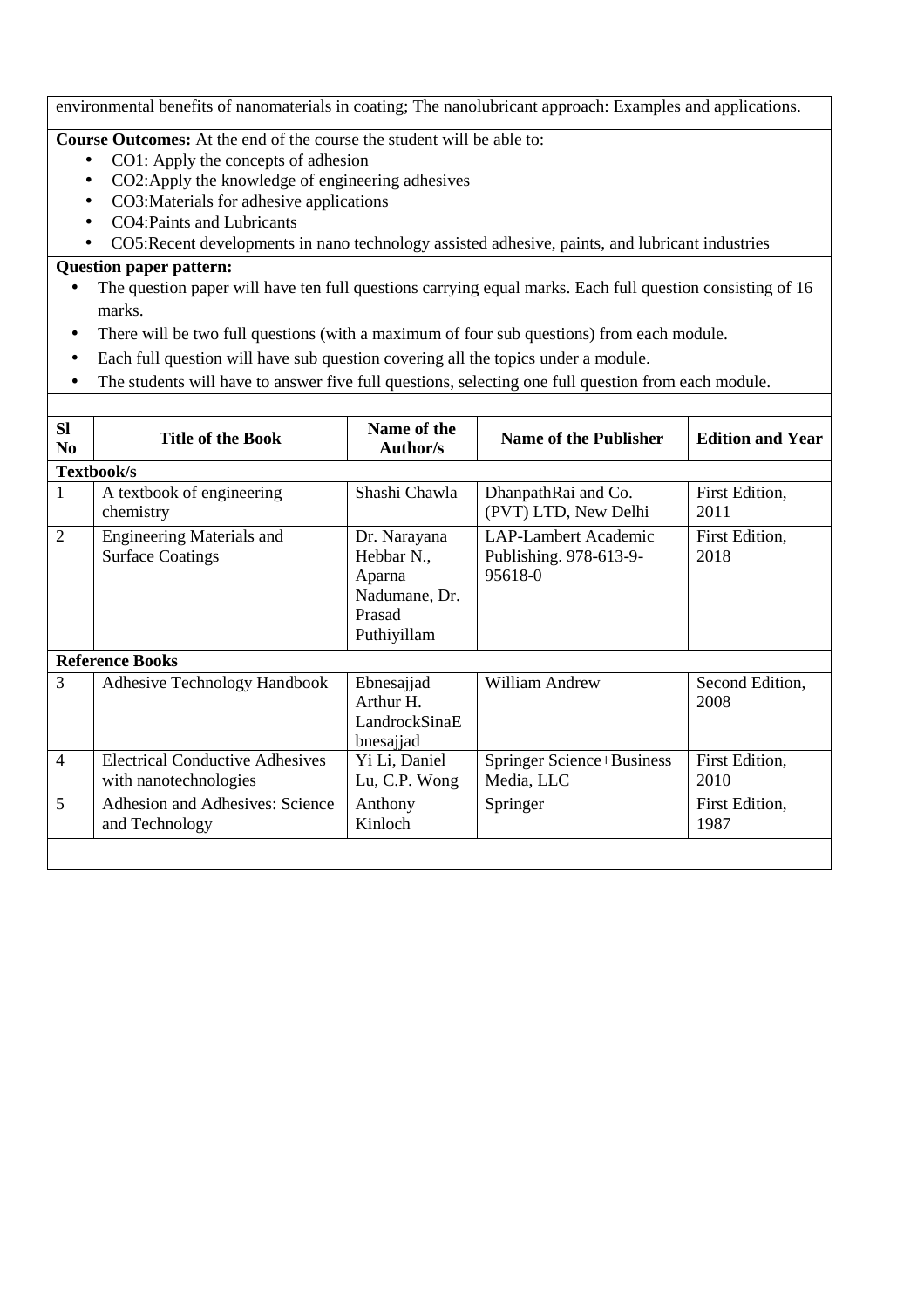environmental benefits of nanomaterials in coating; The nanolubricant approach: Examples and applications.

**Course Outcomes:** At the end of the course the student will be able to:

- CO1: Apply the concepts of adhesion
- CO2:Apply the knowledge of engineering adhesives
- CO3:Materials for adhesive applications
- CO4:Paints and Lubricants
- CO5:Recent developments in nano technology assisted adhesive, paints, and lubricant industries

**Question paper pattern:**

- The question paper will have ten full questions carrying equal marks. Each full question consisting of 16 marks.
- There will be two full questions (with a maximum of four sub questions) from each module.
- Each full question will have sub question covering all the topics under a module.
- The students will have to answer five full questions, selecting one full question from each module.

| Sl No | Title of the Book | Name of the Author/s | Name of the Publisher | Edition and Year |
|---|---|---|---|---|
| **Textbook/s** | | | | |
| 1 | A textbook of engineering chemistry | Shashi Chawla | DhanpathRai and Co. (PVT) LTD, New Delhi | First Edition, 2011 |
| 2 | Engineering Materials and Surface Coatings | Dr. Narayana Hebbar N., Aparna Nadumane, Dr. Prasad Puthiyillam | LAP-Lambert Academic Publishing. 978-613-9-95618-0 | First Edition, 2018 |
| **Reference Books** | | | | |
| 3 | Adhesive Technology Handbook | Ebnesajjad Arthur H. LandrockSinaE bnesajjad | William Andrew | Second Edition, 2008 |
| 4 | Electrical Conductive Adhesives with nanotechnologies | Yi Li, Daniel Lu, C.P. Wong | Springer Science+Business Media, LLC | First Edition, 2010 |
| 5 | Adhesion and Adhesives: Science and Technology | Anthony Kinloch | Springer | First Edition, 1987 |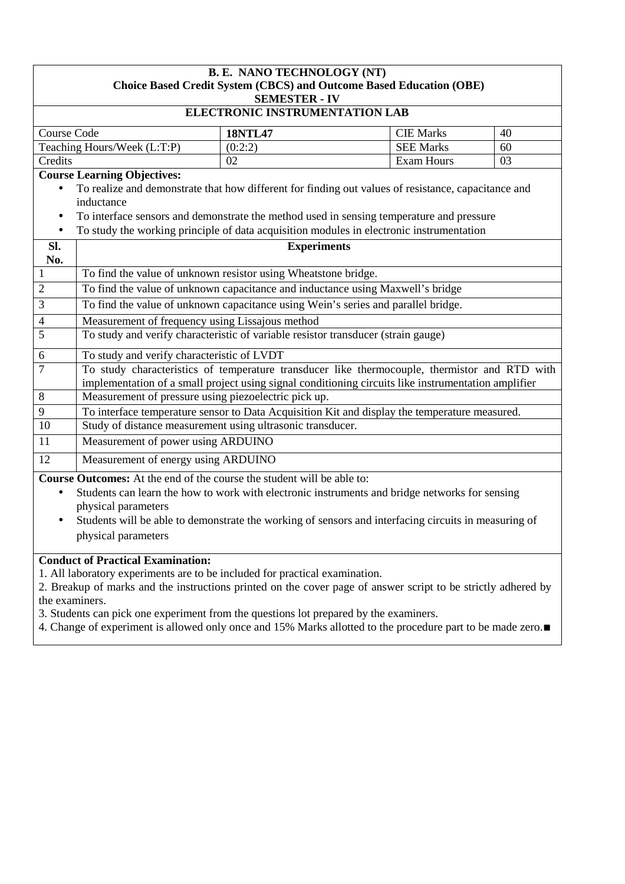**B. E. NANO TECHNOLOGY (NT)**
**Choice Based Credit System (CBCS) and Outcome Based Education (OBE)**
**SEMESTER - IV**

## ELECTRONIC INSTRUMENTATION LAB

| Course Code | **18NTL47** | CIE Marks | 40 |
|---|---|---|---|
| Teaching Hours/Week (L:T:P) | (0:2:2) | SEE Marks | 60 |
| Credits | 02 | Exam Hours | 03 |

**Course Learning Objectives:**

- To realize and demonstrate that how different for finding out values of resistance, capacitance and inductance
- To interface sensors and demonstrate the method used in sensing temperature and pressure
- To study the working principle of data acquisition modules in electronic instrumentation

| Sl. No. | Experiments |
|---|---|
| 1 | To find the value of unknown resistor using Wheatstone bridge. |
| 2 | To find the value of unknown capacitance and inductance using Maxwell's bridge |
| 3 | To find the value of unknown capacitance using Wein's series and parallel bridge. |
| 4 | Measurement of frequency using Lissajous method |
| 5 | To study and verify characteristic of variable resistor transducer (strain gauge) |
| 6 | To study and verify characteristic of LVDT |
| 7 | To study characteristics of temperature transducer like thermocouple, thermistor and RTD with implementation of a small project using signal conditioning circuits like instrumentation amplifier |
| 8 | Measurement of pressure using piezoelectric pick up. |
| 9 | To interface temperature sensor to Data Acquisition Kit and display the temperature measured. |
| 10 | Study of distance measurement using ultrasonic transducer. |
| 11 | Measurement of power using ARDUINO |
| 12 | Measurement of energy using ARDUINO |

**Course Outcomes:** At the end of the course the student will be able to:

- Students can learn the how to work with electronic instruments and bridge networks for sensing physical parameters
- Students will be able to demonstrate the working of sensors and interfacing circuits in measuring of physical parameters

**Conduct of Practical Examination:**

1. All laboratory experiments are to be included for practical examination.
2. Breakup of marks and the instructions printed on the cover page of answer script to be strictly adhered by the examiners.
3. Students can pick one experiment from the questions lot prepared by the examiners.
4. Change of experiment is allowed only once and 15% Marks allotted to the procedure part to be made zero.■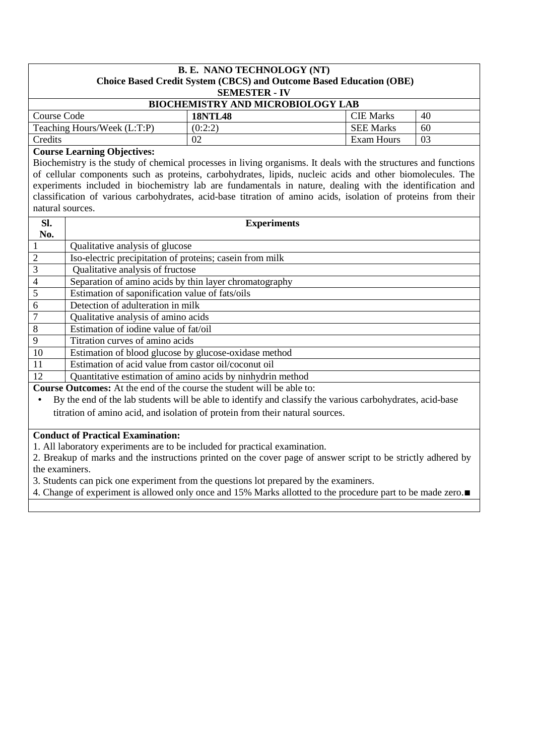**B. E. NANO TECHNOLOGY (NT)**
**Choice Based Credit System (CBCS) and Outcome Based Education (OBE)**
**SEMESTER - IV**

## BIOCHEMISTRY AND MICROBIOLOGY LAB

| Course Code | **18NTL48** | CIE Marks | 40 |
|---|---|---|---|
| Teaching Hours/Week (L:T:P) | (0:2:2) | SEE Marks | 60 |
| Credits | 02 | Exam Hours | 03 |

**Course Learning Objectives:**

Biochemistry is the study of chemical processes in living organisms. It deals with the structures and functions of cellular components such as proteins, carbohydrates, lipids, nucleic acids and other biomolecules. The experiments included in biochemistry lab are fundamentals in nature, dealing with the identification and classification of various carbohydrates, acid-base titration of amino acids, isolation of proteins from their natural sources.

| Sl. No. | Experiments |
|---|---|
| 1 | Qualitative analysis of glucose |
| 2 | Iso-electric precipitation of proteins; casein from milk |
| 3 | Qualitative analysis of fructose |
| 4 | Separation of amino acids by thin layer chromatography |
| 5 | Estimation of saponification value of fats/oils |
| 6 | Detection of adulteration in milk |
| 7 | Qualitative analysis of amino acids |
| 8 | Estimation of iodine value of fat/oil |
| 9 | Titration curves of amino acids |
| 10 | Estimation of blood glucose by glucose-oxidase method |
| 11 | Estimation of acid value from castor oil/coconut oil |
| 12 | Quantitative estimation of amino acids by ninhydrin method |

**Course Outcomes:** At the end of the course the student will be able to:

- By the end of the lab students will be able to identify and classify the various carbohydrates, acid-base titration of amino acid, and isolation of protein from their natural sources.

**Conduct of Practical Examination:**

1. All laboratory experiments are to be included for practical examination.
2. Breakup of marks and the instructions printed on the cover page of answer script to be strictly adhered by the examiners.
3. Students can pick one experiment from the questions lot prepared by the examiners.
4. Change of experiment is allowed only once and 15% Marks allotted to the procedure part to be made zero.■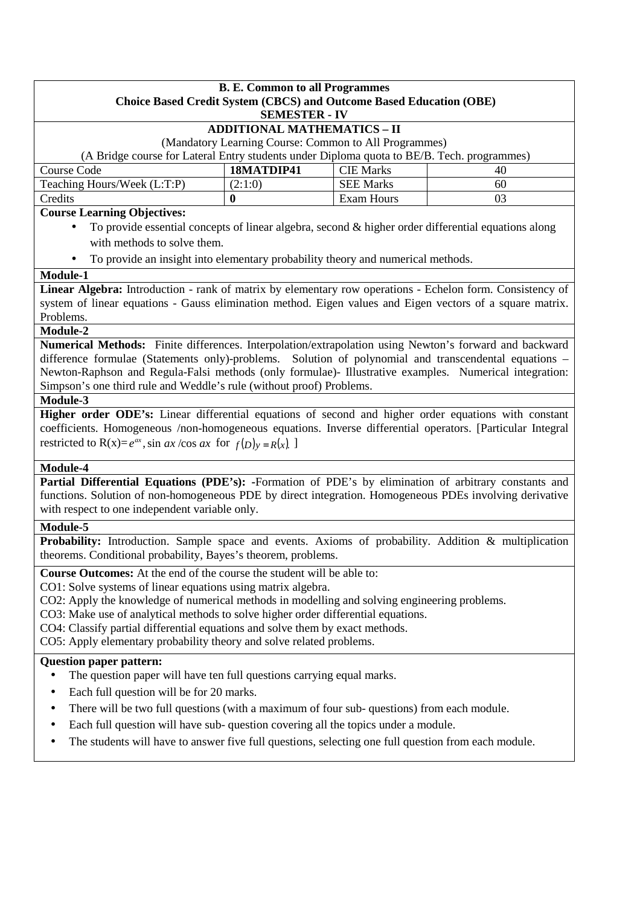**B. E. Common to all Programmes**
**Choice Based Credit System (CBCS) and Outcome Based Education (OBE)**
**SEMESTER - IV**

## ADDITIONAL MATHEMATICS – II

(Mandatory Learning Course: Common to All Programmes)
(A Bridge course for Lateral Entry students under Diploma quota to BE/B. Tech. programmes)

| Course Code | **18MATDIP41** | CIE Marks | 40 |
|---|---|---|---|
| Teaching Hours/Week (L:T:P) | (2:1:0) | SEE Marks | 60 |
| Credits | **0** | Exam Hours | 03 |

**Course Learning Objectives:**

- To provide essential concepts of linear algebra, second & higher order differential equations along with methods to solve them.
- To provide an insight into elementary probability theory and numerical methods.

**Module-1**

**Linear Algebra:** Introduction - rank of matrix by elementary row operations - Echelon form. Consistency of system of linear equations - Gauss elimination method. Eigen values and Eigen vectors of a square matrix. Problems.

**Module-2**

**Numerical Methods:** Finite differences. Interpolation/extrapolation using Newton's forward and backward difference formulae (Statements only)-problems. Solution of polynomial and transcendental equations – Newton-Raphson and Regula-Falsi methods (only formulae)- Illustrative examples. Numerical integration: Simpson's one third rule and Weddle's rule (without proof) Problems.

**Module-3**

**Higher order ODE's:** Linear differential equations of second and higher order equations with constant coefficients. Homogeneous /non-homogeneous equations. Inverse differential operators. [Particular Integral restricted to R(x)= $e^{ax}$, $\sin ax$ /$\cos ax$ for $f(D)y = R(x)$. ]

**Module-4**

**Partial Differential Equations (PDE's): -**Formation of PDE's by elimination of arbitrary constants and functions. Solution of non-homogeneous PDE by direct integration. Homogeneous PDEs involving derivative with respect to one independent variable only.

**Module-5**

**Probability:** Introduction. Sample space and events. Axioms of probability. Addition & multiplication theorems. Conditional probability, Bayes's theorem, problems.

**Course Outcomes:** At the end of the course the student will be able to:

CO1: Solve systems of linear equations using matrix algebra.
CO2: Apply the knowledge of numerical methods in modelling and solving engineering problems.
CO3: Make use of analytical methods to solve higher order differential equations.
CO4: Classify partial differential equations and solve them by exact methods.
CO5: Apply elementary probability theory and solve related problems.

**Question paper pattern:**

- The question paper will have ten full questions carrying equal marks.
- Each full question will be for 20 marks.
- There will be two full questions (with a maximum of four sub- questions) from each module.
- Each full question will have sub- question covering all the topics under a module.
- The students will have to answer five full questions, selecting one full question from each module.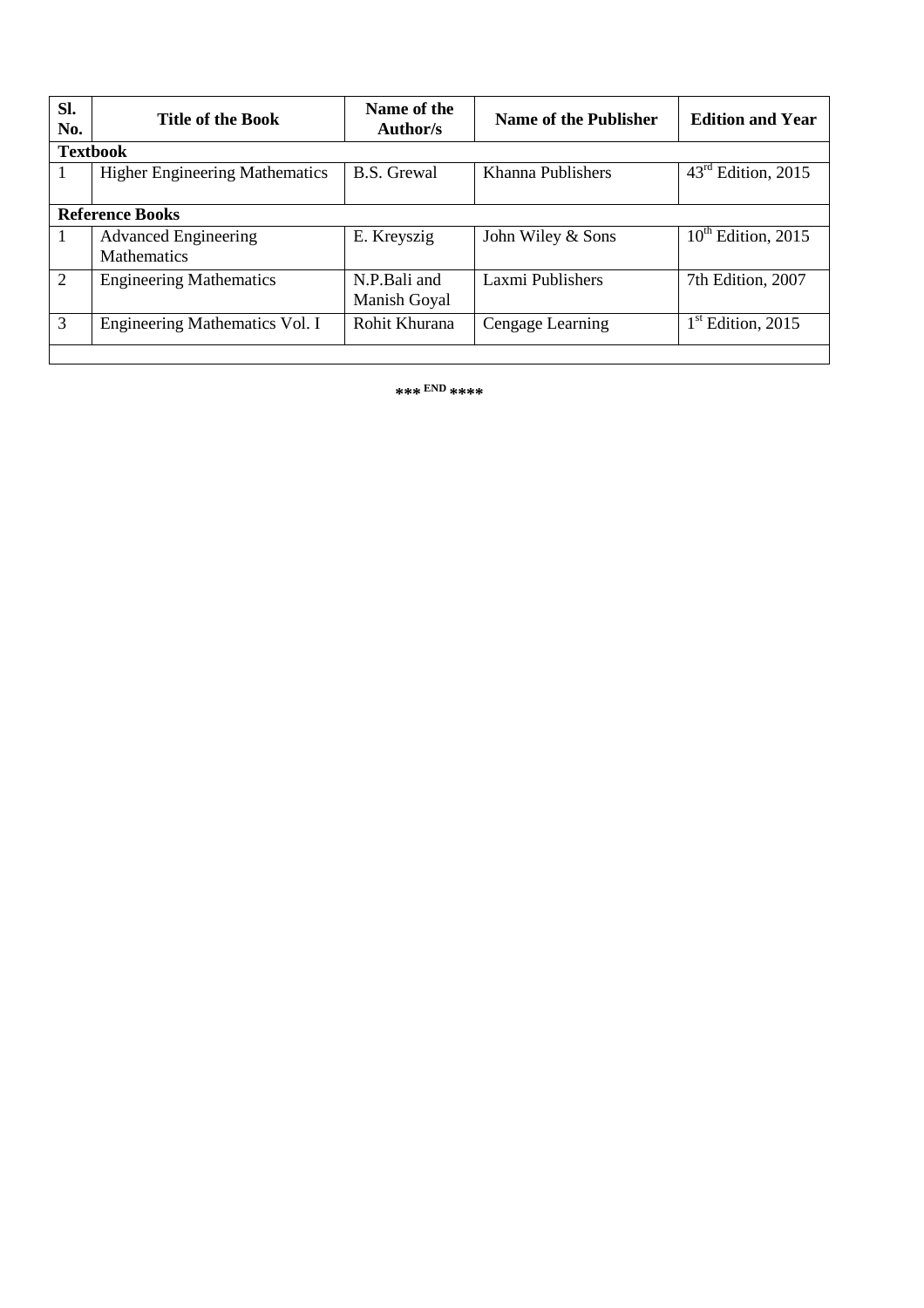| Sl. No. | Title of the Book | Name of the Author/s | Name of the Publisher | Edition and Year |
|---|---|---|---|---|
| **Textbook** | | | | |
| 1 | Higher Engineering Mathematics | B.S. Grewal | Khanna Publishers | $43^{rd}$ Edition, 2015 |
| **Reference Books** | | | | |
| 1 | Advanced Engineering Mathematics | E. Kreyszig | John Wiley & Sons | $10^{th}$ Edition, 2015 |
| 2 | Engineering Mathematics | N.P.Bali and Manish Goyal | Laxmi Publishers | 7th Edition, 2007 |
| 3 | Engineering Mathematics Vol. I | Rohit Khurana | Cengage Learning | $1^{st}$ Edition, 2015 |

*** END ****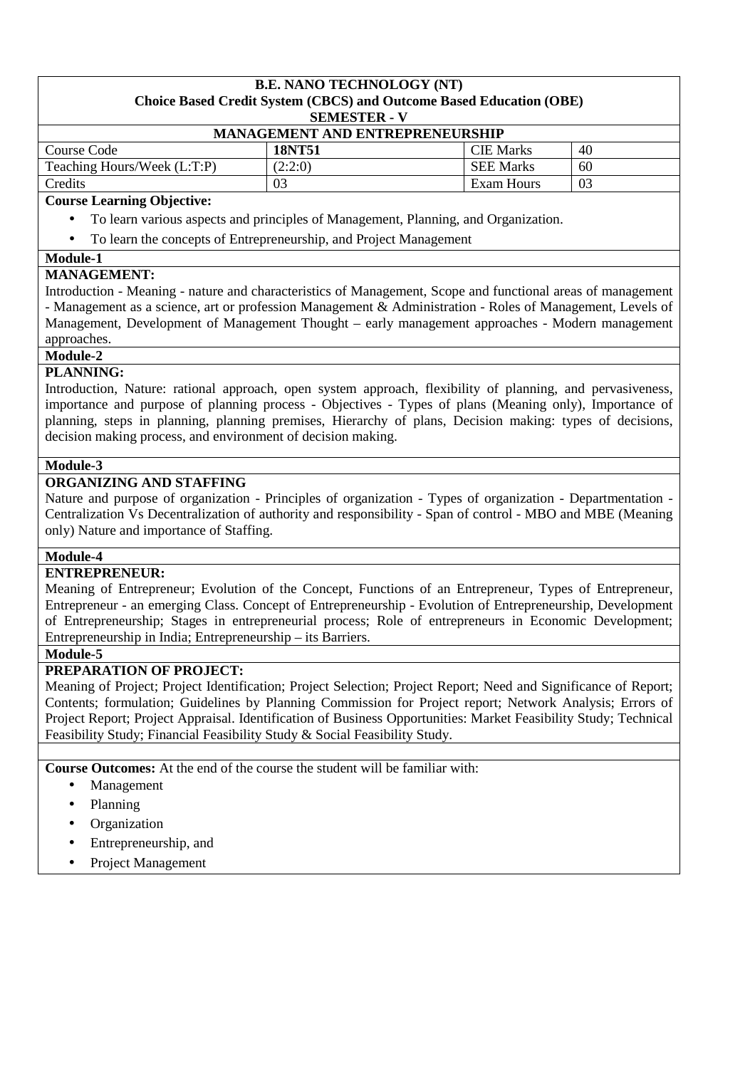**B.E. NANO TECHNOLOGY (NT)**
**Choice Based Credit System (CBCS) and Outcome Based Education (OBE)**
**SEMESTER - V**

**MANAGEMENT AND ENTREPRENEURSHIP**

| Course Code | **18NT51** | CIE Marks | 40 |
|---|---|---|---|
| Teaching Hours/Week (L:T:P) | (2:2:0) | SEE Marks | 60 |
| Credits | 03 | Exam Hours | 03 |

**Course Learning Objective:**

- To learn various aspects and principles of Management, Planning, and Organization.
- To learn the concepts of Entrepreneurship, and Project Management

**Module-1**

**MANAGEMENT:**

Introduction - Meaning - nature and characteristics of Management, Scope and functional areas of management - Management as a science, art or profession Management & Administration - Roles of Management, Levels of Management, Development of Management Thought – early management approaches - Modern management approaches.

**Module-2**

**PLANNING:**

Introduction, Nature: rational approach, open system approach, flexibility of planning, and pervasiveness, importance and purpose of planning process - Objectives - Types of plans (Meaning only), Importance of planning, steps in planning, planning premises, Hierarchy of plans, Decision making: types of decisions, decision making process, and environment of decision making.

**Module-3**

**ORGANIZING AND STAFFING**

Nature and purpose of organization - Principles of organization - Types of organization - Departmentation - Centralization Vs Decentralization of authority and responsibility - Span of control - MBO and MBE (Meaning only) Nature and importance of Staffing.

**Module-4**

**ENTREPRENEUR:**

Meaning of Entrepreneur; Evolution of the Concept, Functions of an Entrepreneur, Types of Entrepreneur, Entrepreneur - an emerging Class. Concept of Entrepreneurship - Evolution of Entrepreneurship, Development of Entrepreneurship; Stages in entrepreneurial process; Role of entrepreneurs in Economic Development; Entrepreneurship in India; Entrepreneurship – its Barriers.

**Module-5**

**PREPARATION OF PROJECT:**

Meaning of Project; Project Identification; Project Selection; Project Report; Need and Significance of Report; Contents; formulation; Guidelines by Planning Commission for Project report; Network Analysis; Errors of Project Report; Project Appraisal. Identification of Business Opportunities: Market Feasibility Study; Technical Feasibility Study; Financial Feasibility Study & Social Feasibility Study.

**Course Outcomes:** At the end of the course the student will be familiar with:

- Management
- Planning
- Organization
- Entrepreneurship, and
- Project Management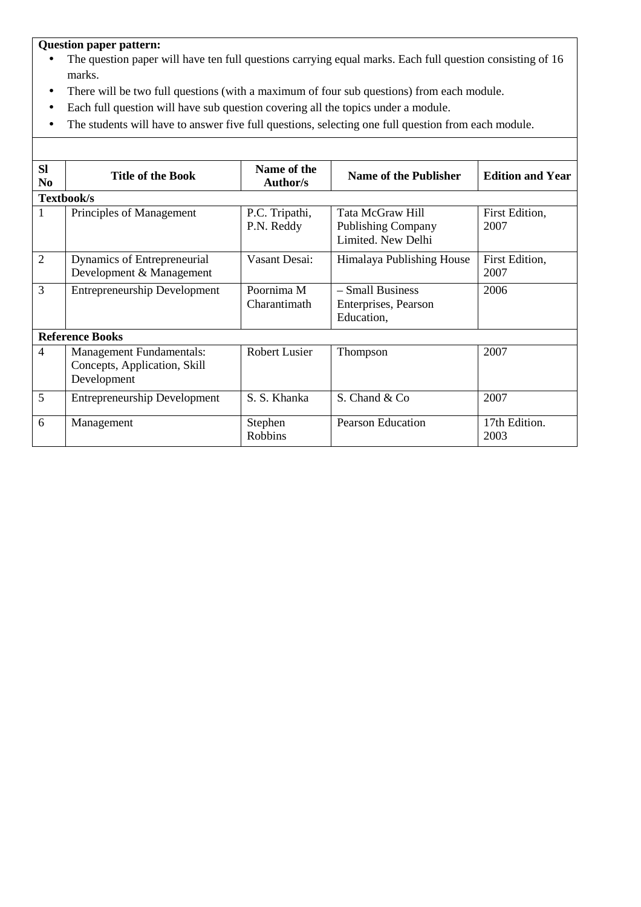**Question paper pattern:**

- The question paper will have ten full questions carrying equal marks. Each full question consisting of 16 marks.
- There will be two full questions (with a maximum of four sub questions) from each module.
- Each full question will have sub question covering all the topics under a module.
- The students will have to answer five full questions, selecting one full question from each module.

| Sl No | Title of the Book | Name of the Author/s | Name of the Publisher | Edition and Year |
|---|---|---|---|---|
| **Textbook/s** | | | | |
| 1 | Principles of Management | P.C. Tripathi, P.N. Reddy | Tata McGraw Hill Publishing Company Limited. New Delhi | First Edition, 2007 |
| 2 | Dynamics of Entrepreneurial Development & Management | Vasant Desai: | Himalaya Publishing House | First Edition, 2007 |
| 3 | Entrepreneurship Development | Poornima M Charantimath | – Small Business Enterprises, Pearson Education, | 2006 |
| **Reference Books** | | | | |
| 4 | Management Fundamentals: Concepts, Application, Skill Development | Robert Lusier | Thompson | 2007 |
| 5 | Entrepreneurship Development | S. S. Khanka | S. Chand & Co | 2007 |
| 6 | Management | Stephen Robbins | Pearson Education | 17th Edition. 2003 |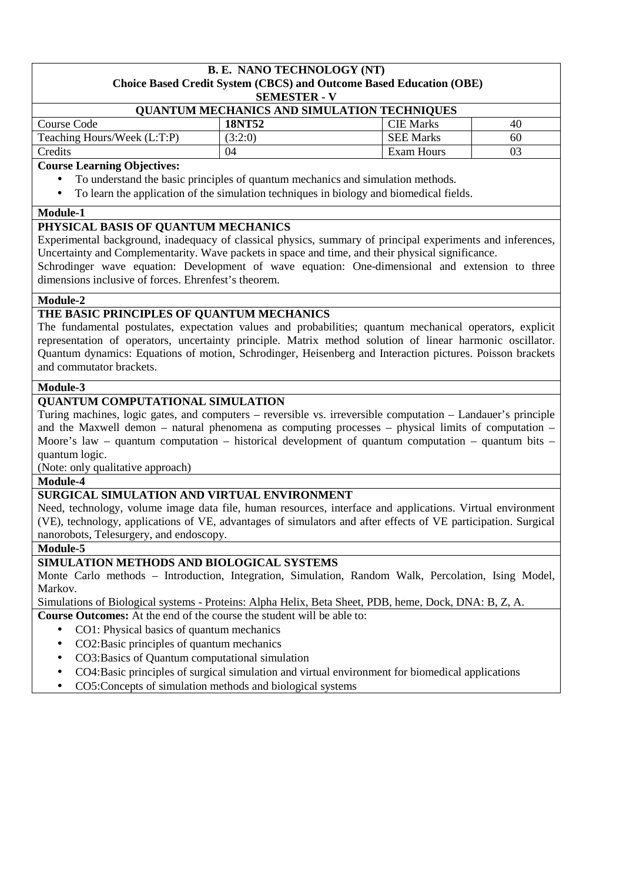**B. E. NANO TECHNOLOGY (NT)**
**Choice Based Credit System (CBCS) and Outcome Based Education (OBE)**
**SEMESTER - V**

**QUANTUM MECHANICS AND SIMULATION TECHNIQUES**

| Course Code | **18NT52** | CIE Marks | 40 |
|---|---|---|---|
| Teaching Hours/Week (L:T:P) | (3:2:0) | SEE Marks | 60 |
| Credits | 04 | Exam Hours | 03 |

**Course Learning Objectives:**

- To understand the basic principles of quantum mechanics and simulation methods.
- To learn the application of the simulation techniques in biology and biomedical fields.

**Module-1**

**PHYSICAL BASIS OF QUANTUM MECHANICS**

Experimental background, inadequacy of classical physics, summary of principal experiments and inferences, Uncertainty and Complementarity. Wave packets in space and time, and their physical significance.
Schrodinger wave equation: Development of wave equation: One-dimensional and extension to three dimensions inclusive of forces. Ehrenfest's theorem.

**Module-2**

**THE BASIC PRINCIPLES OF QUANTUM MECHANICS**

The fundamental postulates, expectation values and probabilities; quantum mechanical operators, explicit representation of operators, uncertainty principle. Matrix method solution of linear harmonic oscillator. Quantum dynamics: Equations of motion, Schrodinger, Heisenberg and Interaction pictures. Poisson brackets and commutator brackets.

**Module-3**

**QUANTUM COMPUTATIONAL SIMULATION**

Turing machines, logic gates, and computers – reversible vs. irreversible computation – Landauer's principle and the Maxwell demon – natural phenomena as computing processes – physical limits of computation – Moore's law – quantum computation – historical development of quantum computation – quantum bits – quantum logic.
(Note: only qualitative approach)

**Module-4**

**SURGICAL SIMULATION AND VIRTUAL ENVIRONMENT**

Need, technology, volume image data file, human resources, interface and applications. Virtual environment (VE), technology, applications of VE, advantages of simulators and after effects of VE participation. Surgical nanorobots, Telesurgery, and endoscopy.

**Module-5**

**SIMULATION METHODS AND BIOLOGICAL SYSTEMS**

Monte Carlo methods – Introduction, Integration, Simulation, Random Walk, Percolation, Ising Model, Markov.
Simulations of Biological systems - Proteins: Alpha Helix, Beta Sheet, PDB, heme, Dock, DNA: B, Z, A.

**Course Outcomes:** At the end of the course the student will be able to:

- CO1: Physical basics of quantum mechanics
- CO2:Basic principles of quantum mechanics
- CO3:Basics of Quantum computational simulation
- CO4:Basic principles of surgical simulation and virtual environment for biomedical applications
- CO5:Concepts of simulation methods and biological systems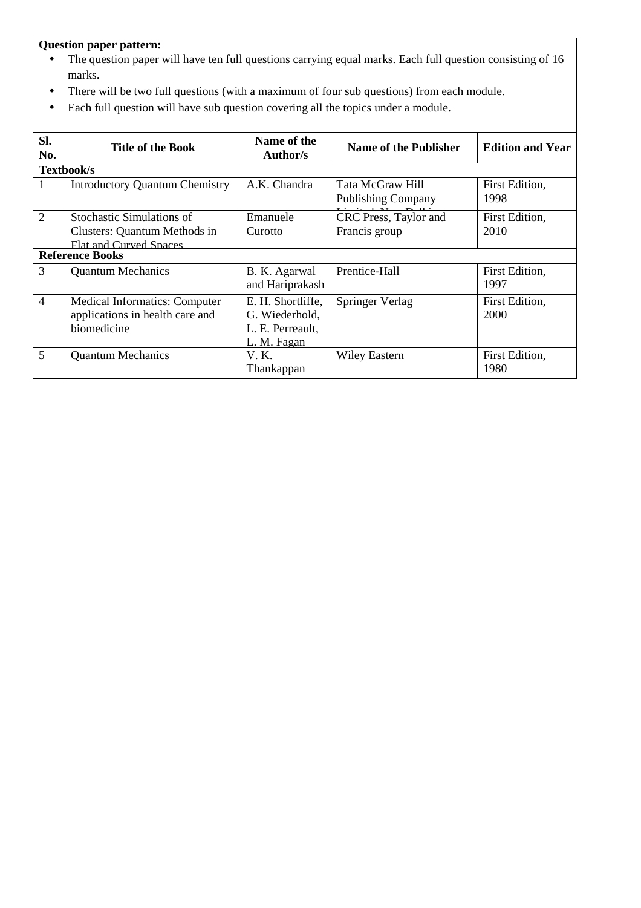**Question paper pattern:**

- The question paper will have ten full questions carrying equal marks. Each full question consisting of 16 marks.
- There will be two full questions (with a maximum of four sub questions) from each module.
- Each full question will have sub question covering all the topics under a module.

| Sl. No. | Title of the Book | Name of the Author/s | Name of the Publisher | Edition and Year |
|---|---|---|---|---|
| **Textbook/s** | | | | |
| 1 | Introductory Quantum Chemistry | A.K. Chandra | Tata McGraw Hill Publishing Company Limited, New Delhi | First Edition, 1998 |
| 2 | Stochastic Simulations of Clusters: Quantum Methods in Flat and Curved Spaces | Emanuele Curotto | CRC Press, Taylor and Francis group | First Edition, 2010 |
| **Reference Books** | | | | |
| 3 | Quantum Mechanics | B. K. Agarwal and Hariprakash | Prentice-Hall | First Edition, 1997 |
| 4 | Medical Informatics: Computer applications in health care and biomedicine | E. H. Shortliffe, G. Wiederhold, L. E. Perreault, L. M. Fagan | Springer Verlag | First Edition, 2000 |
| 5 | Quantum Mechanics | V. K. Thankappan | Wiley Eastern | First Edition, 1980 |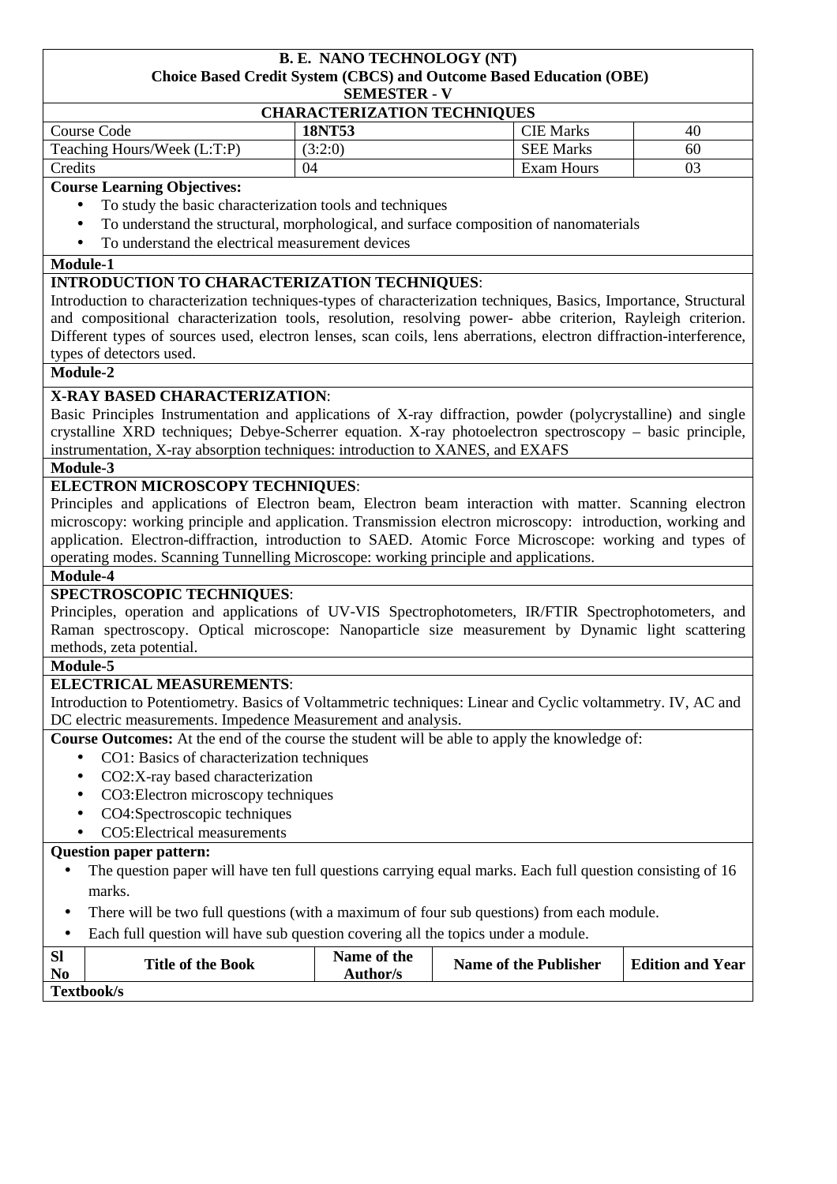**B. E. NANO TECHNOLOGY (NT)**
**Choice Based Credit System (CBCS) and Outcome Based Education (OBE)**
**SEMESTER - V**

## CHARACTERIZATION TECHNIQUES

| Course Code | **18NT53** | CIE Marks | 40 |
|---|---|---|---|
| Teaching Hours/Week (L:T:P) | (3:2:0) | SEE Marks | 60 |
| Credits | 04 | Exam Hours | 03 |

**Course Learning Objectives:**

- To study the basic characterization tools and techniques
- To understand the structural, morphological, and surface composition of nanomaterials
- To understand the electrical measurement devices

**Module-1**

**INTRODUCTION TO CHARACTERIZATION TECHNIQUES**:
Introduction to characterization techniques-types of characterization techniques, Basics, Importance, Structural and compositional characterization tools, resolution, resolving power- abbe criterion, Rayleigh criterion. Different types of sources used, electron lenses, scan coils, lens aberrations, electron diffraction-interference, types of detectors used.

**Module-2**

**X-RAY BASED CHARACTERIZATION**:
Basic Principles Instrumentation and applications of X-ray diffraction, powder (polycrystalline) and single crystalline XRD techniques; Debye-Scherrer equation. X-ray photoelectron spectroscopy – basic principle, instrumentation, X-ray absorption techniques: introduction to XANES, and EXAFS

**Module-3**

**ELECTRON MICROSCOPY TECHNIQUES**:
Principles and applications of Electron beam, Electron beam interaction with matter. Scanning electron microscopy: working principle and application. Transmission electron microscopy: introduction, working and application. Electron-diffraction, introduction to SAED. Atomic Force Microscope: working and types of operating modes. Scanning Tunnelling Microscope: working principle and applications.

**Module-4**

**SPECTROSCOPIC TECHNIQUES**:
Principles, operation and applications of UV-VIS Spectrophotometers, IR/FTIR Spectrophotometers, and Raman spectroscopy. Optical microscope: Nanoparticle size measurement by Dynamic light scattering methods, zeta potential.

**Module-5**

**ELECTRICAL MEASUREMENTS**:
Introduction to Potentiometry. Basics of Voltammetric techniques: Linear and Cyclic voltammetry. IV, AC and DC electric measurements. Impedence Measurement and analysis.

**Course Outcomes:** At the end of the course the student will be able to apply the knowledge of:

- CO1: Basics of characterization techniques
- CO2:X-ray based characterization
- CO3:Electron microscopy techniques
- CO4:Spectroscopic techniques
- CO5:Electrical measurements

**Question paper pattern:**

- The question paper will have ten full questions carrying equal marks. Each full question consisting of 16 marks.
- There will be two full questions (with a maximum of four sub questions) from each module.
- Each full question will have sub question covering all the topics under a module.

| Sl No | Title of the Book | Name of the Author/s | Name of the Publisher | Edition and Year |
|---|---|---|---|---|
| **Textbook/s** | | | | |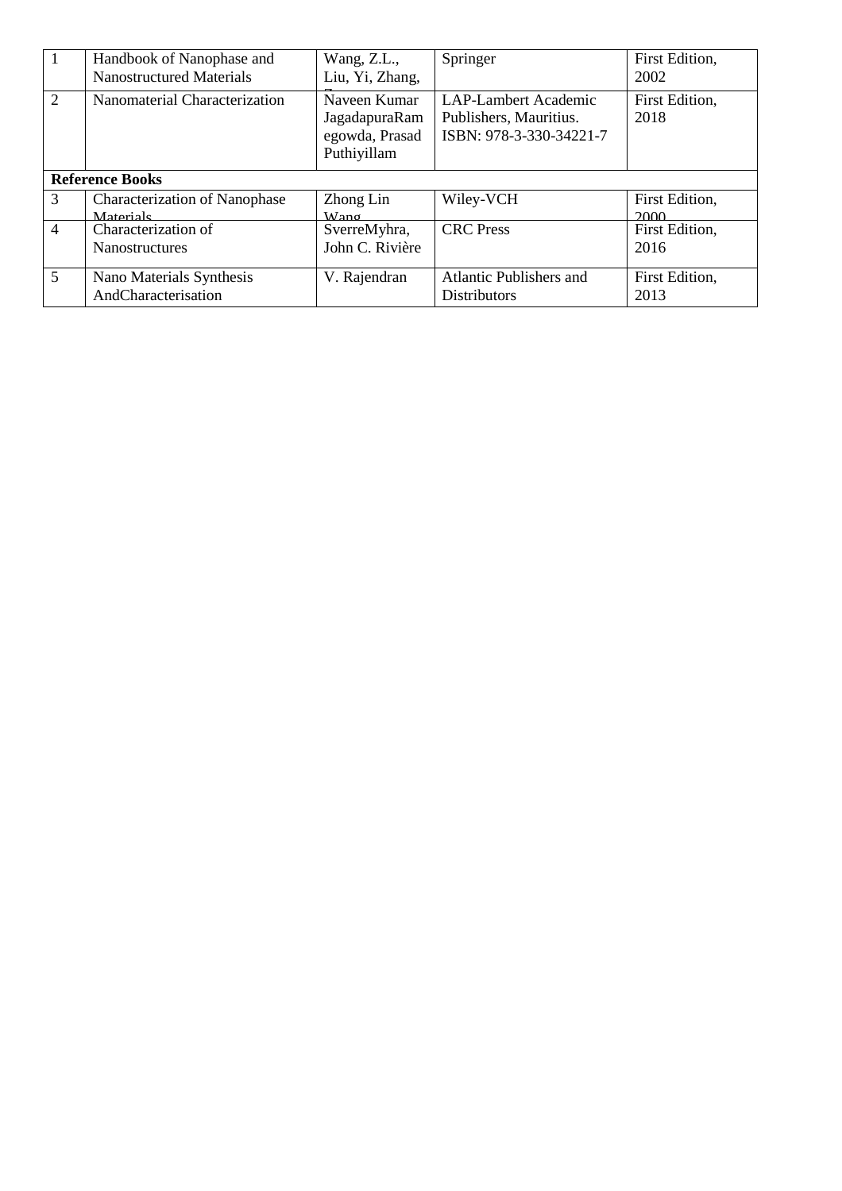| 1 | Handbook of Nanophase and Nanostructured Materials | Wang, Z.L., Liu, Yi, Zhang, Z | Springer | First Edition, 2002 |
|---|---|---|---|---|
| 2 | Nanomaterial Characterization | Naveen Kumar JagadapuraRamegowda, Prasad Puthiyillam | LAP-Lambert Academic Publishers, Mauritius. ISBN: 978-3-330-34221-7 | First Edition, 2018 |
| **Reference Books** | | | | |
| 3 | Characterization of Nanophase Materials | Zhong Lin Wang | Wiley-VCH | First Edition, 2000 |
| 4 | Characterization of Nanostructures | SverreMyhra, John C. Rivière | CRC Press | First Edition, 2016 |
| 5 | Nano Materials Synthesis AndCharacterisation | V. Rajendran | Atlantic Publishers and Distributors | First Edition, 2013 |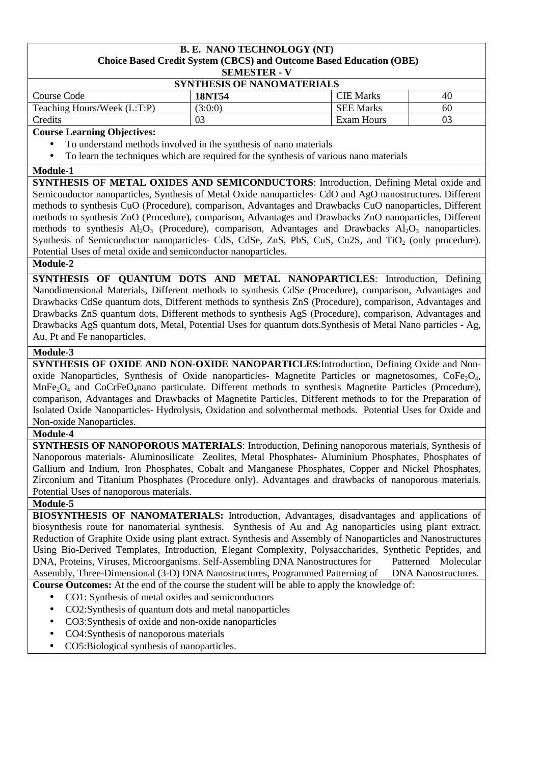**B. E. NANO TECHNOLOGY (NT)**
**Choice Based Credit System (CBCS) and Outcome Based Education (OBE)**
**SEMESTER - V**

**SYNTHESIS OF NANOMATERIALS**

| Course Code | **18NT54** | CIE Marks | 40 |
|---|---|---|---|
| Teaching Hours/Week (L:T:P) | (3:0:0) | SEE Marks | 60 |
| Credits | 03 | Exam Hours | 03 |

**Course Learning Objectives:**

- To understand methods involved in the synthesis of nano materials
- To learn the techniques which are required for the synthesis of various nano materials

**Module-1**

**SYNTHESIS OF METAL OXIDES AND SEMICONDUCTORS**: Introduction, Defining Metal oxide and Semiconductor nanoparticles, Synthesis of Metal Oxide nanoparticles- CdO and AgO nanostructures. Different methods to synthesis CuO (Procedure), comparison, Advantages and Drawbacks CuO nanoparticles, Different methods to synthesis ZnO (Procedure), comparison, Advantages and Drawbacks ZnO nanoparticles, Different methods to synthesis $Al_2O_3$ (Procedure), comparison, Advantages and Drawbacks $Al_2O_3$ nanoparticles. Synthesis of Semiconductor nanoparticles- CdS, CdSe, ZnS, PbS, CuS, Cu2S, and $TiO_2$ (only procedure). Potential Uses of metal oxide and semiconductor nanoparticles.

**Module-2**

**SYNTHESIS OF QUANTUM DOTS AND METAL NANOPARTICLES**: Introduction, Defining Nanodimensional Materials, Different methods to synthesis CdSe (Procedure), comparison, Advantages and Drawbacks CdSe quantum dots, Different methods to synthesis ZnS (Procedure), comparison, Advantages and Drawbacks ZnS quantum dots, Different methods to synthesis AgS (Procedure), comparison, Advantages and Drawbacks AgS quantum dots, Metal, Potential Uses for quantum dots.Synthesis of Metal Nano particles - Ag, Au, Pt and Fe nanoparticles.

**Module-3**

**SYNTHESIS OF OXIDE AND NON-OXIDE NANOPARTICLES**:Introduction, Defining Oxide and Non-oxide Nanoparticles, Synthesis of Oxide nanoparticles- Magnetite Particles or magnetosomes, $CoFe_2O_4$, $MnFe_2O_4$ and $CoCrFeO_4$nano particulate. Different methods to synthesis Magnetite Particles (Procedure), comparison, Advantages and Drawbacks of Magnetite Particles, Different methods to for the Preparation of Isolated Oxide Nanoparticles- Hydrolysis, Oxidation and solvothermal methods. Potential Uses for Oxide and Non-oxide Nanoparticles.

**Module-4**

**SYNTHESIS OF NANOPOROUS MATERIALS**: Introduction, Defining nanoporous materials, Synthesis of Nanoporous materials- Aluminosilicate Zeolites, Metal Phosphates- Aluminium Phosphates, Phosphates of Gallium and Indium, Iron Phosphates, Cobalt and Manganese Phosphates, Copper and Nickel Phosphates, Zirconium and Titanium Phosphates (Procedure only). Advantages and drawbacks of nanoporous materials. Potential Uses of nanoporous materials.

**Module-5**

**BIOSYNTHESIS OF NANOMATERIALS:** Introduction, Advantages, disadvantages and applications of biosynthesis route for nanomaterial synthesis. Synthesis of Au and Ag nanoparticles using plant extract. Reduction of Graphite Oxide using plant extract. Synthesis and Assembly of Nanoparticles and Nanostructures Using Bio-Derived Templates, Introduction, Elegant Complexity, Polysaccharides, Synthetic Peptides, and DNA, Proteins, Viruses, Microorganisms. Self-Assembling DNA Nanostructures for Patterned Molecular Assembly, Three-Dimensional (3-D) DNA Nanostructures, Programmed Patterning of DNA Nanostructures.

**Course Outcomes:** At the end of the course the student will be able to apply the knowledge of:

- CO1: Synthesis of metal oxides and semiconductors
- CO2:Synthesis of quantum dots and metal nanoparticles
- CO3:Synthesis of oxide and non-oxide nanoparticles
- CO4:Synthesis of nanoporous materials
- CO5:Biological synthesis of nanoparticles.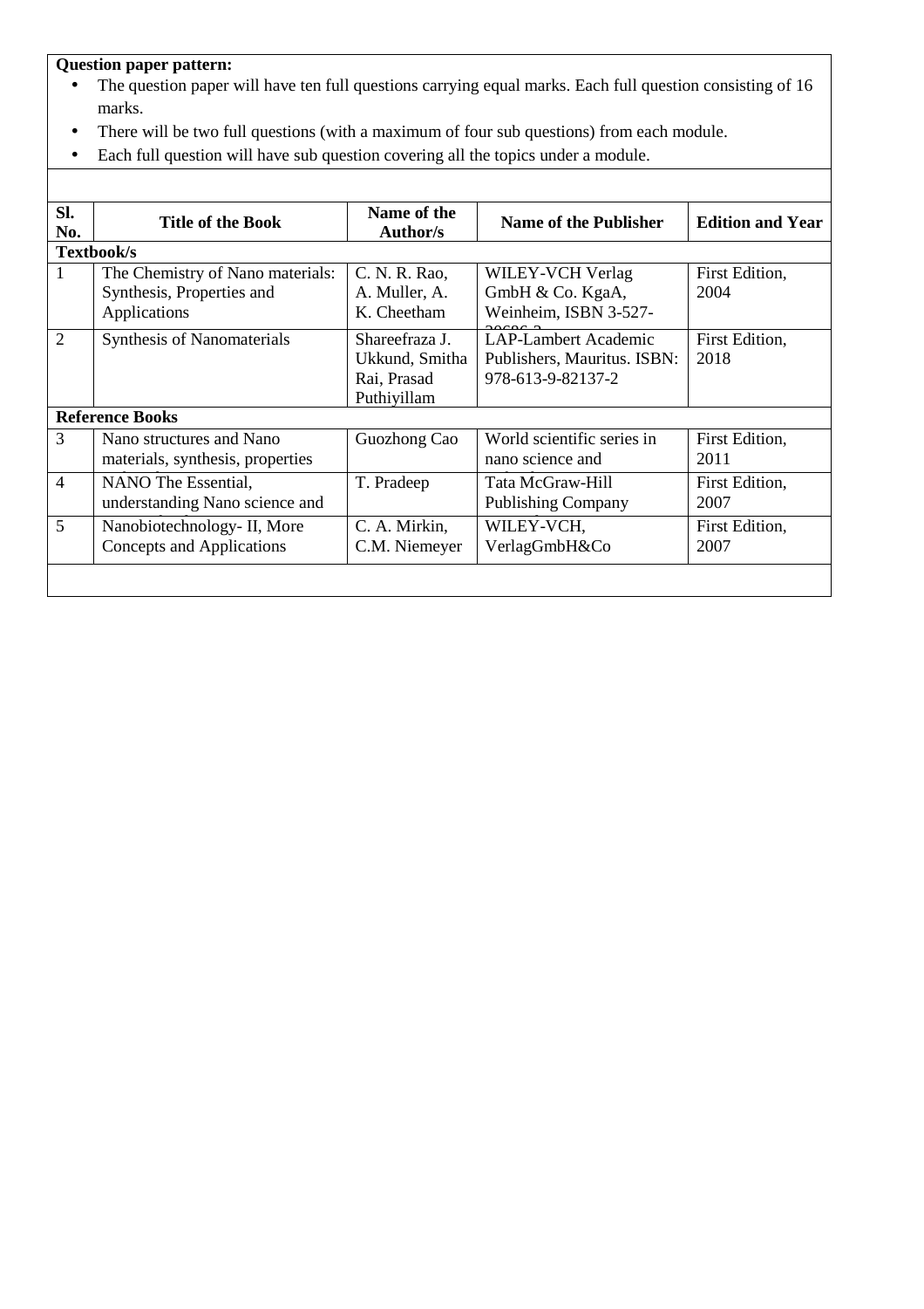**Question paper pattern:**

- The question paper will have ten full questions carrying equal marks. Each full question consisting of 16 marks.
- There will be two full questions (with a maximum of four sub questions) from each module.
- Each full question will have sub question covering all the topics under a module.

| Sl. No. | Title of the Book | Name of the Author/s | Name of the Publisher | Edition and Year |
|---|---|---|---|---|
| **Textbook/s** | | | | |
| 1 | The Chemistry of Nano materials: Synthesis, Properties and Applications | C. N. R. Rao, A. Muller, A. K. Cheetham | WILEY-VCH Verlag GmbH & Co. KgaA, Weinheim, ISBN 3-527-30686-2 | First Edition, 2004 |
| 2 | Synthesis of Nanomaterials | Shareefraza J. Ukkund, Smitha Rai, Prasad Puthiyillam | LAP-Lambert Academic Publishers, Mauritus. ISBN: 978-613-9-82137-2 | First Edition, 2018 |
| **Reference Books** | | | | |
| 3 | Nano structures and Nano materials, synthesis, properties | Guozhong Cao | World scientific series in nano science and | First Edition, 2011 |
| 4 | NANO The Essential, understanding Nano science and | T. Pradeep | Tata McGraw-Hill Publishing Company | First Edition, 2007 |
| 5 | Nanobiotechnology- II, More Concepts and Applications | C. A. Mirkin, C.M. Niemeyer | WILEY-VCH, VerlagGmbH&Co | First Edition, 2007 |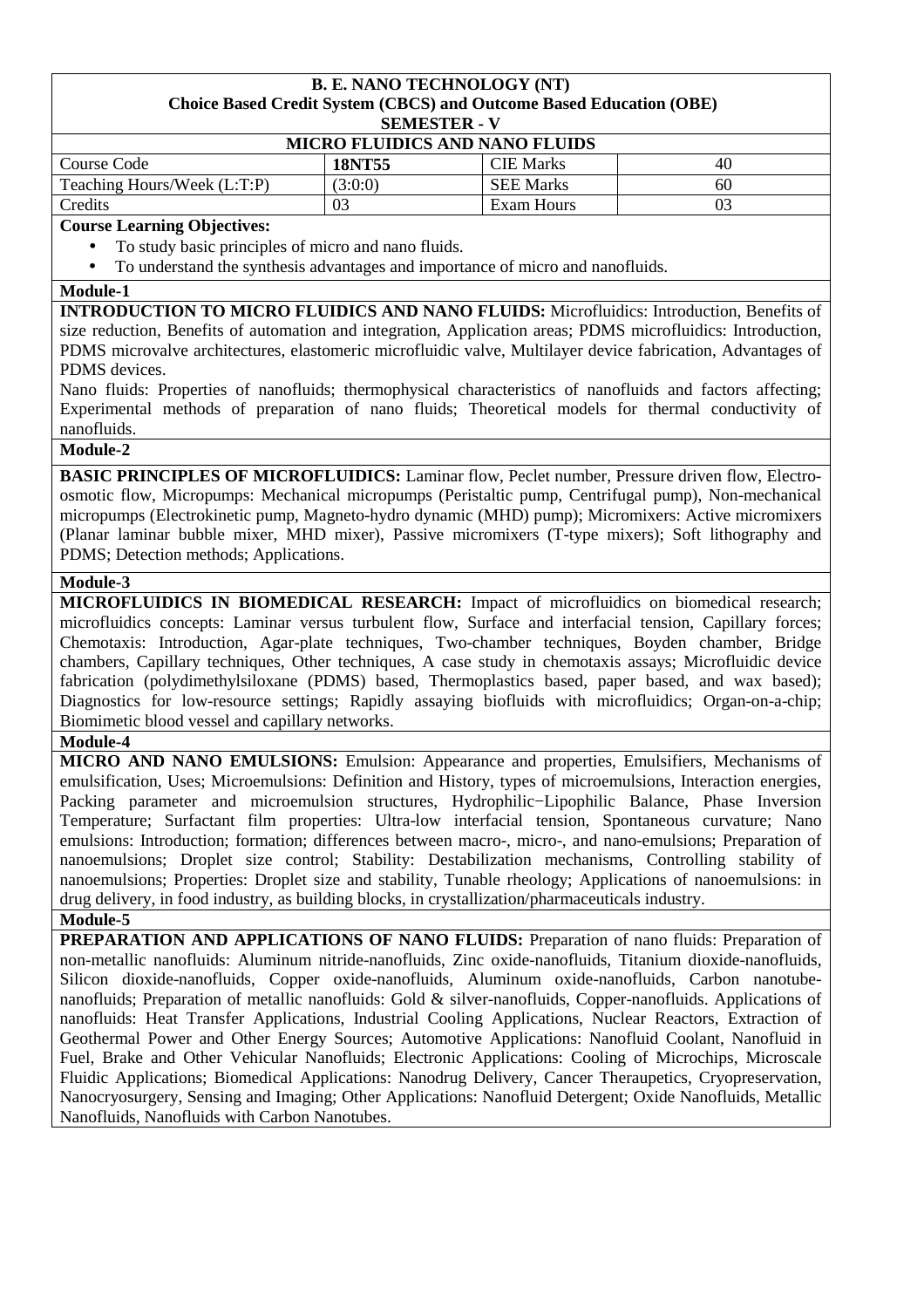**B. E. NANO TECHNOLOGY (NT)**
**Choice Based Credit System (CBCS) and Outcome Based Education (OBE)**
**SEMESTER - V**

**MICRO FLUIDICS AND NANO FLUIDS**

| Course Code | **18NT55** | CIE Marks | 40 |
|---|---|---|---|
| Teaching Hours/Week (L:T:P) | (3:0:0) | SEE Marks | 60 |
| Credits | 03 | Exam Hours | 03 |

**Course Learning Objectives:**

- To study basic principles of micro and nano fluids.
- To understand the synthesis advantages and importance of micro and nanofluids.

**Module-1**

**INTRODUCTION TO MICRO FLUIDICS AND NANO FLUIDS:** Microfluidics: Introduction, Benefits of size reduction, Benefits of automation and integration, Application areas; PDMS microfluidics: Introduction, PDMS microvalve architectures, elastomeric microfluidic valve, Multilayer device fabrication, Advantages of PDMS devices.

Nano fluids: Properties of nanofluids; thermophysical characteristics of nanofluids and factors affecting; Experimental methods of preparation of nano fluids; Theoretical models for thermal conductivity of nanofluids.

**Module-2**

**BASIC PRINCIPLES OF MICROFLUIDICS:** Laminar flow, Peclet number, Pressure driven flow, Electro-osmotic flow, Micropumps: Mechanical micropumps (Peristaltic pump, Centrifugal pump), Non-mechanical micropumps (Electrokinetic pump, Magneto-hydro dynamic (MHD) pump); Micromixers: Active micromixers (Planar laminar bubble mixer, MHD mixer), Passive micromixers (T-type mixers); Soft lithography and PDMS; Detection methods; Applications.

**Module-3**

**MICROFLUIDICS IN BIOMEDICAL RESEARCH:** Impact of microfluidics on biomedical research; microfluidics concepts: Laminar versus turbulent flow, Surface and interfacial tension, Capillary forces; Chemotaxis: Introduction, Agar-plate techniques, Two-chamber techniques, Boyden chamber, Bridge chambers, Capillary techniques, Other techniques, A case study in chemotaxis assays; Microfluidic device fabrication (polydimethylsiloxane (PDMS) based, Thermoplastics based, paper based, and wax based); Diagnostics for low-resource settings; Rapidly assaying biofluids with microfluidics; Organ-on-a-chip; Biomimetic blood vessel and capillary networks.

**Module-4**

**MICRO AND NANO EMULSIONS:** Emulsion: Appearance and properties, Emulsifiers, Mechanisms of emulsification, Uses; Microemulsions: Definition and History, types of microemulsions, Interaction energies, Packing parameter and microemulsion structures, Hydrophilic−Lipophilic Balance, Phase Inversion Temperature; Surfactant film properties: Ultra-low interfacial tension, Spontaneous curvature; Nano emulsions: Introduction; formation; differences between macro-, micro-, and nano-emulsions; Preparation of nanoemulsions; Droplet size control; Stability: Destabilization mechanisms, Controlling stability of nanoemulsions; Properties: Droplet size and stability, Tunable rheology; Applications of nanoemulsions: in drug delivery, in food industry, as building blocks, in crystallization/pharmaceuticals industry.

**Module-5**

**PREPARATION AND APPLICATIONS OF NANO FLUIDS:** Preparation of nano fluids: Preparation of non-metallic nanofluids: Aluminum nitride-nanofluids, Zinc oxide-nanofluids, Titanium dioxide-nanofluids, Silicon dioxide-nanofluids, Copper oxide-nanofluids, Aluminum oxide-nanofluids, Carbon nanotube-nanofluids; Preparation of metallic nanofluids: Gold & silver-nanofluids, Copper-nanofluids. Applications of nanofluids: Heat Transfer Applications, Industrial Cooling Applications, Nuclear Reactors, Extraction of Geothermal Power and Other Energy Sources; Automotive Applications: Nanofluid Coolant, Nanofluid in Fuel, Brake and Other Vehicular Nanofluids; Electronic Applications: Cooling of Microchips, Microscale Fluidic Applications; Biomedical Applications: Nanodrug Delivery, Cancer Theraupetics, Cryopreservation, Nanocryosurgery, Sensing and Imaging; Other Applications: Nanofluid Detergent; Oxide Nanofluids, Metallic Nanofluids, Nanofluids with Carbon Nanotubes.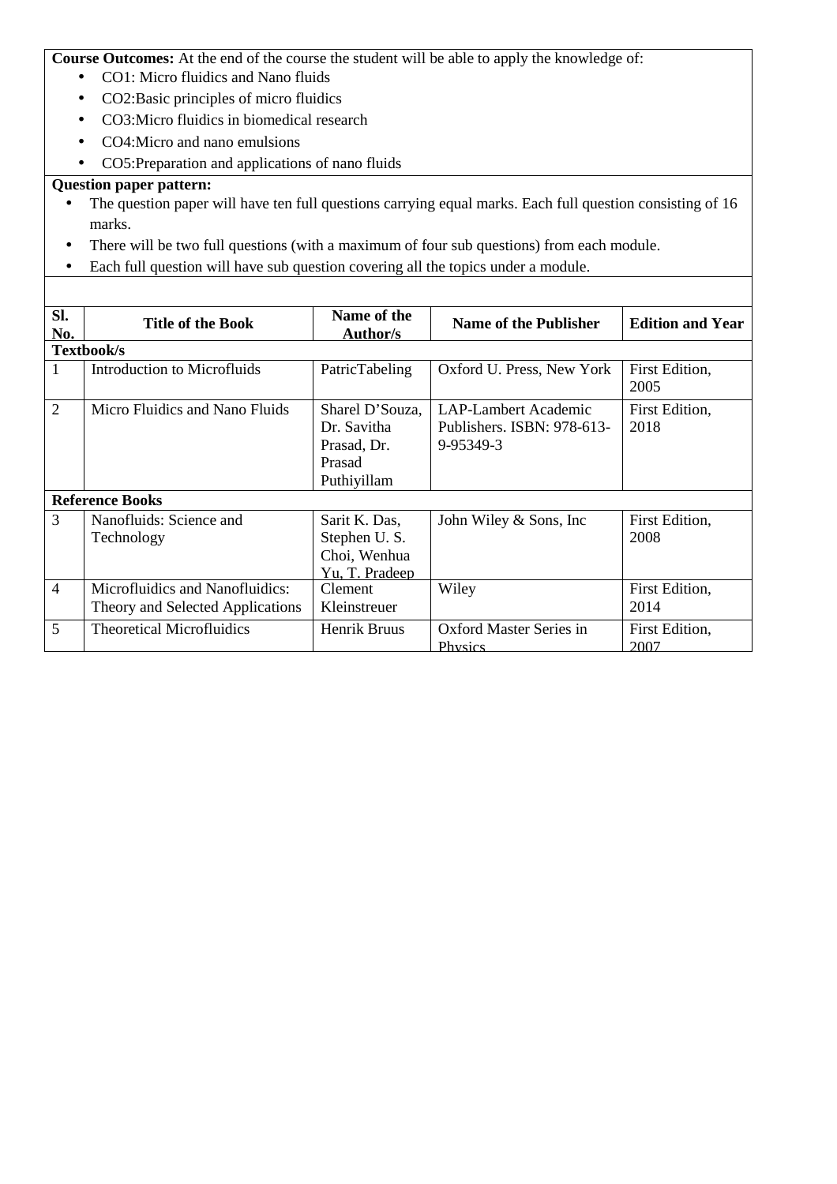**Course Outcomes:** At the end of the course the student will be able to apply the knowledge of:

- CO1: Micro fluidics and Nano fluids
- CO2:Basic principles of micro fluidics
- CO3:Micro fluidics in biomedical research
- CO4:Micro and nano emulsions
- CO5:Preparation and applications of nano fluids

**Question paper pattern:**

- The question paper will have ten full questions carrying equal marks. Each full question consisting of 16 marks.
- There will be two full questions (with a maximum of four sub questions) from each module.
- Each full question will have sub question covering all the topics under a module.

| Sl. No. | Title of the Book | Name of the Author/s | Name of the Publisher | Edition and Year |
|---|---|---|---|---|
| **Textbook/s** | | | | |
| 1 | Introduction to Microfluids | PatricTabeling | Oxford U. Press, New York | First Edition, 2005 |
| 2 | Micro Fluidics and Nano Fluids | Sharel D'Souza, Dr. Savitha Prasad, Dr. Prasad Puthiyillam | LAP-Lambert Academic Publishers. ISBN: 978-613-9-95349-3 | First Edition, 2018 |
| **Reference Books** | | | | |
| 3 | Nanofluids: Science and Technology | Sarit K. Das, Stephen U. S. Choi, Wenhua Yu, T. Pradeep | John Wiley & Sons, Inc | First Edition, 2008 |
| 4 | Microfluidics and Nanofluidics: Theory and Selected Applications | Clement Kleinstreuer | Wiley | First Edition, 2014 |
| 5 | Theoretical Microfluidics | Henrik Bruus | Oxford Master Series in Physics | First Edition, 2007 |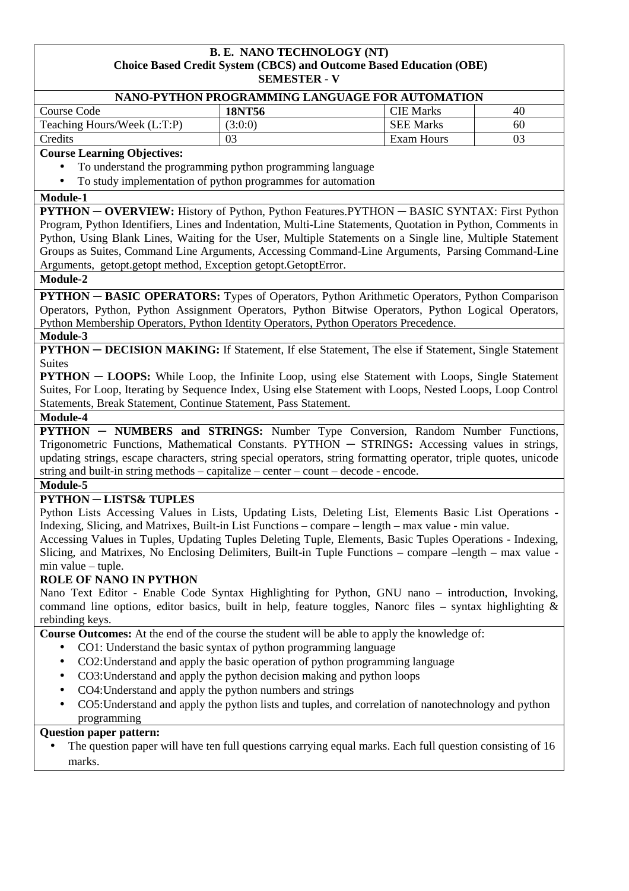**B. E. NANO TECHNOLOGY (NT)**
**Choice Based Credit System (CBCS) and Outcome Based Education (OBE)**
**SEMESTER - V**

**NANO-PYTHON PROGRAMMING LANGUAGE FOR AUTOMATION**

| Course Code | **18NT56** | CIE Marks | 40 |
|---|---|---|---|
| Teaching Hours/Week (L:T:P) | (3:0:0) | SEE Marks | 60 |
| Credits | 03 | Exam Hours | 03 |

**Course Learning Objectives:**

- To understand the programming python programming language
- To study implementation of python programmes for automation

**Module-1**

**PYTHON ─ OVERVIEW:** History of Python, Python Features.PYTHON ─ BASIC SYNTAX: First Python Program, Python Identifiers, Lines and Indentation, Multi-Line Statements, Quotation in Python, Comments in Python, Using Blank Lines, Waiting for the User, Multiple Statements on a Single line, Multiple Statement Groups as Suites, Command Line Arguments, Accessing Command-Line Arguments, Parsing Command-Line Arguments, getopt.getopt method, Exception getopt.GetoptError.

**Module-2**

**PYTHON ─ BASIC OPERATORS:** Types of Operators, Python Arithmetic Operators, Python Comparison Operators, Python, Python Assignment Operators, Python Bitwise Operators, Python Logical Operators, Python Membership Operators, Python Identity Operators, Python Operators Precedence.

**Module-3**

**PYTHON ─ DECISION MAKING:** If Statement, If else Statement, The else if Statement, Single Statement Suites

**PYTHON ─ LOOPS:** While Loop, the Infinite Loop, using else Statement with Loops, Single Statement Suites, For Loop, Iterating by Sequence Index, Using else Statement with Loops, Nested Loops, Loop Control Statements, Break Statement, Continue Statement, Pass Statement.

**Module-4**

**PYTHON ─ NUMBERS and STRINGS:** Number Type Conversion, Random Number Functions, Trigonometric Functions, Mathematical Constants. PYTHON ─ STRINGS**:** Accessing values in strings, updating strings, escape characters, string special operators, string formatting operator, triple quotes, unicode string and built-in string methods – capitalize – center – count – decode - encode.

**Module-5**

**PYTHON ─ LISTS& TUPLES**

Python Lists Accessing Values in Lists, Updating Lists, Deleting List, Elements Basic List Operations - Indexing, Slicing, and Matrixes, Built-in List Functions – compare – length – max value - min value.

Accessing Values in Tuples, Updating Tuples Deleting Tuple, Elements, Basic Tuples Operations - Indexing, Slicing, and Matrixes, No Enclosing Delimiters, Built-in Tuple Functions – compare –length – max value - min value – tuple.

**ROLE OF NANO IN PYTHON**

Nano Text Editor - Enable Code Syntax Highlighting for Python, GNU nano – introduction, Invoking, command line options, editor basics, built in help, feature toggles, Nanorc files – syntax highlighting & rebinding keys.

**Course Outcomes:** At the end of the course the student will be able to apply the knowledge of:

- CO1: Understand the basic syntax of python programming language
- CO2:Understand and apply the basic operation of python programming language
- CO3:Understand and apply the python decision making and python loops
- CO4:Understand and apply the python numbers and strings
- CO5:Understand and apply the python lists and tuples, and correlation of nanotechnology and python programming

**Question paper pattern:**

- The question paper will have ten full questions carrying equal marks. Each full question consisting of 16 marks.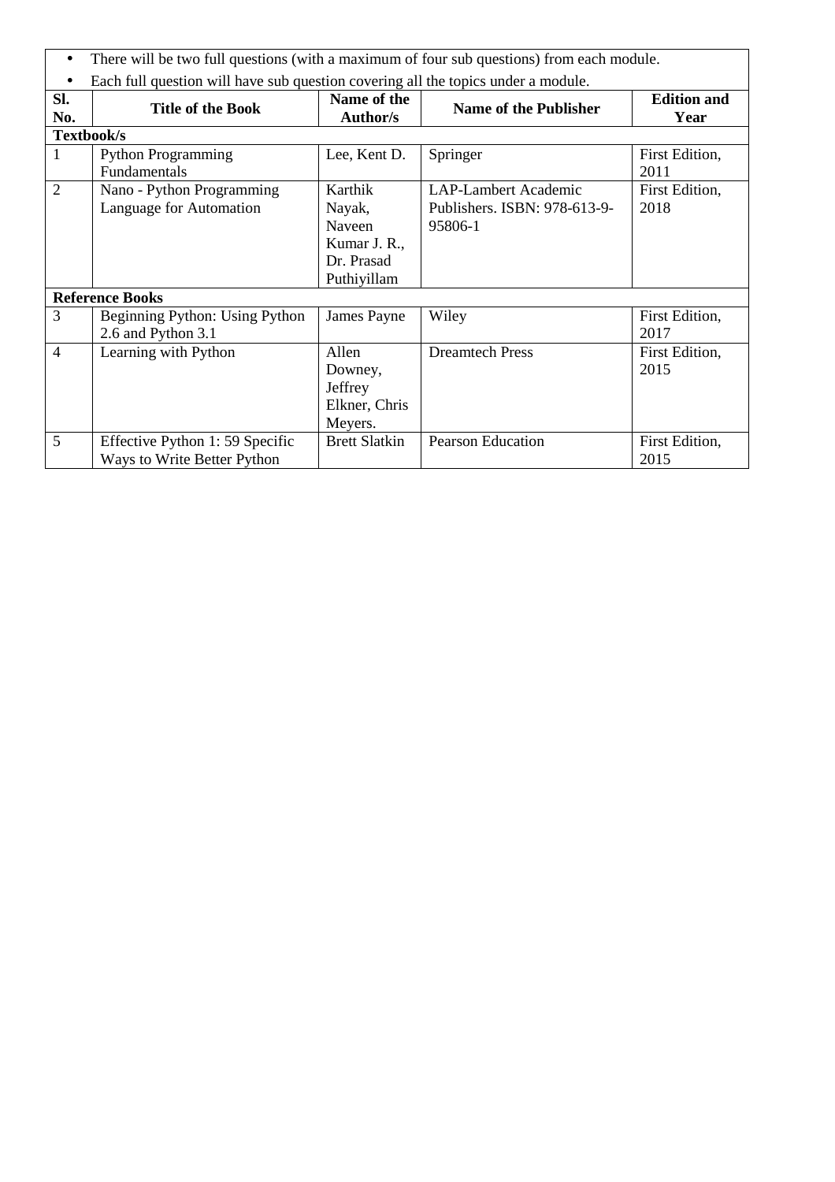- There will be two full questions (with a maximum of four sub questions) from each module.
- Each full question will have sub question covering all the topics under a module.

| Sl. No. | Title of the Book | Name of the Author/s | Name of the Publisher | Edition and Year |
|---|---|---|---|---|
| **Textbook/s** | | | | |
| 1 | Python Programming Fundamentals | Lee, Kent D. | Springer | First Edition, 2011 |
| 2 | Nano - Python Programming Language for Automation | Karthik Nayak, Naveen Kumar J. R., Dr. Prasad Puthiyillam | LAP-Lambert Academic Publishers. ISBN: 978-613-9-95806-1 | First Edition, 2018 |
| **Reference Books** | | | | |
| 3 | Beginning Python: Using Python 2.6 and Python 3.1 | James Payne | Wiley | First Edition, 2017 |
| 4 | Learning with Python | Allen Downey, Jeffrey Elkner, Chris Meyers. | Dreamtech Press | First Edition, 2015 |
| 5 | Effective Python 1: 59 Specific Ways to Write Better Python | Brett Slatkin | Pearson Education | First Edition, 2015 |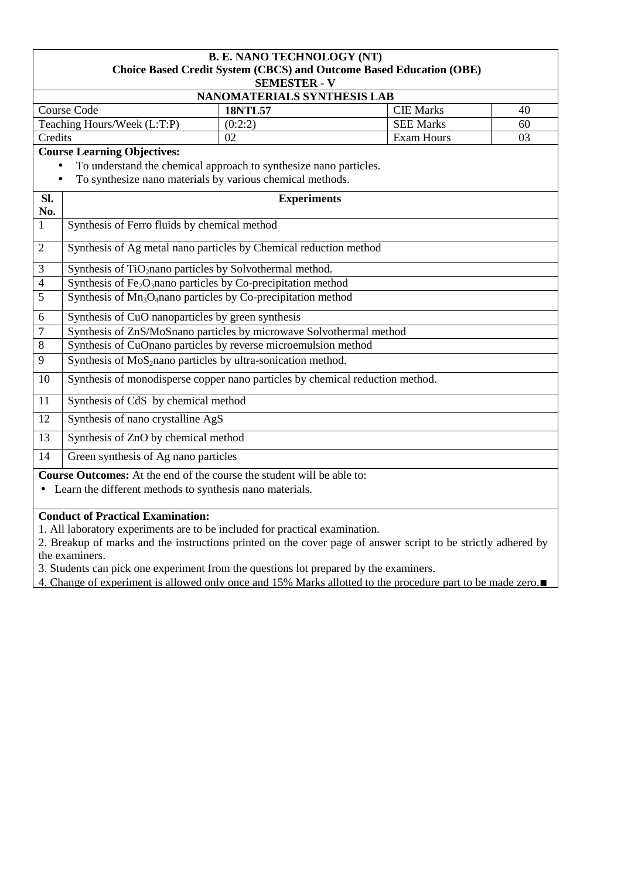**B. E. NANO TECHNOLOGY (NT)**
**Choice Based Credit System (CBCS) and Outcome Based Education (OBE)**
**SEMESTER - V**

**NANOMATERIALS SYNTHESIS LAB**

| Course Code | **18NTL57** | CIE Marks | 40 |
|---|---|---|---|
| Teaching Hours/Week (L:T:P) | (0:2:2) | SEE Marks | 60 |
| Credits | 02 | Exam Hours | 03 |

**Course Learning Objectives:**

- To understand the chemical approach to synthesize nano particles.
- To synthesize nano materials by various chemical methods.

| Sl. No. | Experiments |
|---|---|
| 1 | Synthesis of Ferro fluids by chemical method |
| 2 | Synthesis of Ag metal nano particles by Chemical reduction method |
| 3 | Synthesis of $TiO_2$nano particles by Solvothermal method. |
| 4 | Synthesis of $Fe_2O_3$nano particles by Co-precipitation method |
| 5 | Synthesis of $Mn_3O_4$nano particles by Co-precipitation method |
| 6 | Synthesis of CuO nanoparticles by green synthesis |
| 7 | Synthesis of ZnS/MoSnano particles by microwave Solvothermal method |
| 8 | Synthesis of CuOnano particles by reverse microemulsion method |
| 9 | Synthesis of $MoS_2$nano particles by ultra-sonication method. |
| 10 | Synthesis of monodisperse copper nano particles by chemical reduction method. |
| 11 | Synthesis of CdS by chemical method |
| 12 | Synthesis of nano crystalline AgS |
| 13 | Synthesis of ZnO by chemical method |
| 14 | Green synthesis of Ag nano particles |

**Course Outcomes:** At the end of the course the student will be able to:

- Learn the different methods to synthesis nano materials.

**Conduct of Practical Examination:**

1. All laboratory experiments are to be included for practical examination.
2. Breakup of marks and the instructions printed on the cover page of answer script to be strictly adhered by the examiners.
3. Students can pick one experiment from the questions lot prepared by the examiners.
4. Change of experiment is allowed only once and 15% Marks allotted to the procedure part to be made zero.■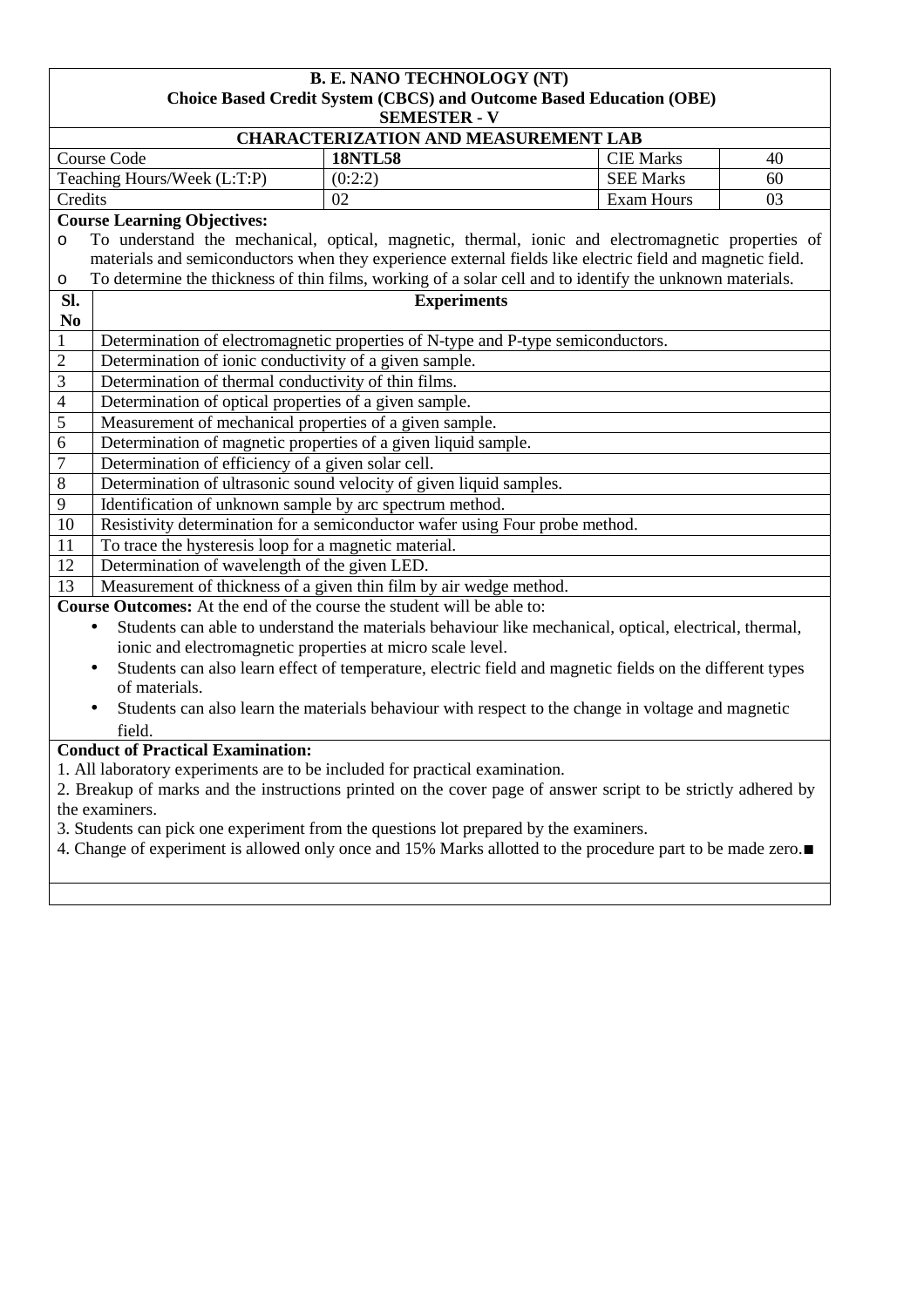**B. E. NANO TECHNOLOGY (NT)**
**Choice Based Credit System (CBCS) and Outcome Based Education (OBE)**
**SEMESTER - V**

## CHARACTERIZATION AND MEASUREMENT LAB

| Course Code | **18NTL58** | CIE Marks | 40 |
|---|---|---|---|
| Teaching Hours/Week (L:T:P) | (0:2:2) | SEE Marks | 60 |
| Credits | 02 | Exam Hours | 03 |

**Course Learning Objectives:**

- To understand the mechanical, optical, magnetic, thermal, ionic and electromagnetic properties of materials and semiconductors when they experience external fields like electric field and magnetic field.
- To determine the thickness of thin films, working of a solar cell and to identify the unknown materials.

| Sl. No | Experiments |
|---|---|
| 1 | Determination of electromagnetic properties of N-type and P-type semiconductors. |
| 2 | Determination of ionic conductivity of a given sample. |
| 3 | Determination of thermal conductivity of thin films. |
| 4 | Determination of optical properties of a given sample. |
| 5 | Measurement of mechanical properties of a given sample. |
| 6 | Determination of magnetic properties of a given liquid sample. |
| 7 | Determination of efficiency of a given solar cell. |
| 8 | Determination of ultrasonic sound velocity of given liquid samples. |
| 9 | Identification of unknown sample by arc spectrum method. |
| 10 | Resistivity determination for a semiconductor wafer using Four probe method. |
| 11 | To trace the hysteresis loop for a magnetic material. |
| 12 | Determination of wavelength of the given LED. |
| 13 | Measurement of thickness of a given thin film by air wedge method. |

**Course Outcomes:** At the end of the course the student will be able to:

- Students can able to understand the materials behaviour like mechanical, optical, electrical, thermal, ionic and electromagnetic properties at micro scale level.
- Students can also learn effect of temperature, electric field and magnetic fields on the different types of materials.
- Students can also learn the materials behaviour with respect to the change in voltage and magnetic field.

**Conduct of Practical Examination:**

1. All laboratory experiments are to be included for practical examination.
2. Breakup of marks and the instructions printed on the cover page of answer script to be strictly adhered by the examiners.
3. Students can pick one experiment from the questions lot prepared by the examiners.
4. Change of experiment is allowed only once and 15% Marks allotted to the procedure part to be made zero.■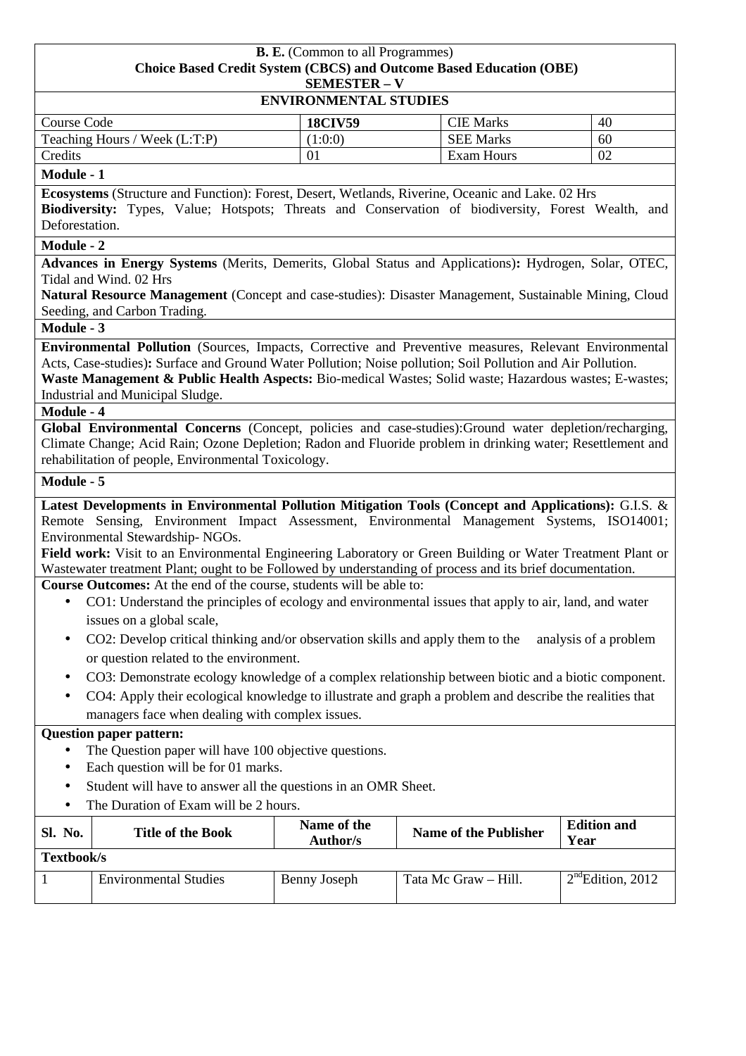**B. E.** (Common to all Programmes)
**Choice Based Credit System (CBCS) and Outcome Based Education (OBE)**
**SEMESTER – V**

## ENVIRONMENTAL STUDIES

| Course Code | **18CIV59** | CIE Marks | 40 |
|---|---|---|---|
| Teaching Hours / Week (L:T:P) | (1:0:0) | SEE Marks | 60 |
| Credits | 01 | Exam Hours | 02 |

**Module - 1**

**Ecosystems** (Structure and Function): Forest, Desert, Wetlands, Riverine, Oceanic and Lake. 02 Hrs
**Biodiversity:** Types, Value; Hotspots; Threats and Conservation of biodiversity, Forest Wealth, and Deforestation.

**Module - 2**

**Advances in Energy Systems** (Merits, Demerits, Global Status and Applications)**:** Hydrogen, Solar, OTEC, Tidal and Wind. 02 Hrs
**Natural Resource Management** (Concept and case-studies): Disaster Management, Sustainable Mining, Cloud Seeding, and Carbon Trading.

**Module - 3**

**Environmental Pollution** (Sources, Impacts, Corrective and Preventive measures, Relevant Environmental Acts, Case-studies)**:** Surface and Ground Water Pollution; Noise pollution; Soil Pollution and Air Pollution.
**Waste Management & Public Health Aspects:** Bio-medical Wastes; Solid waste; Hazardous wastes; E-wastes; Industrial and Municipal Sludge.

**Module - 4**

**Global Environmental Concerns** (Concept, policies and case-studies):Ground water depletion/recharging, Climate Change; Acid Rain; Ozone Depletion; Radon and Fluoride problem in drinking water; Resettlement and rehabilitation of people, Environmental Toxicology.

**Module - 5**

**Latest Developments in Environmental Pollution Mitigation Tools (Concept and Applications):** G.I.S. & Remote Sensing, Environment Impact Assessment, Environmental Management Systems, ISO14001; Environmental Stewardship- NGOs.
**Field work:** Visit to an Environmental Engineering Laboratory or Green Building or Water Treatment Plant or Wastewater treatment Plant; ought to be Followed by understanding of process and its brief documentation.

**Course Outcomes:** At the end of the course, students will be able to:

- CO1: Understand the principles of ecology and environmental issues that apply to air, land, and water issues on a global scale,
- CO2: Develop critical thinking and/or observation skills and apply them to the analysis of a problem or question related to the environment.
- CO3: Demonstrate ecology knowledge of a complex relationship between biotic and a biotic component.
- CO4: Apply their ecological knowledge to illustrate and graph a problem and describe the realities that managers face when dealing with complex issues.

**Question paper pattern:**

- The Question paper will have 100 objective questions.
- Each question will be for 01 marks.
- Student will have to answer all the questions in an OMR Sheet.
- The Duration of Exam will be 2 hours.

| Sl. No. | Title of the Book | Name of the Author/s | Name of the Publisher | Edition and Year |
|---|---|---|---|---|
| **Textbook/s** | | | | |
| 1 | Environmental Studies | Benny Joseph | Tata Mc Graw – Hill. | 2nd Edition, 2012 |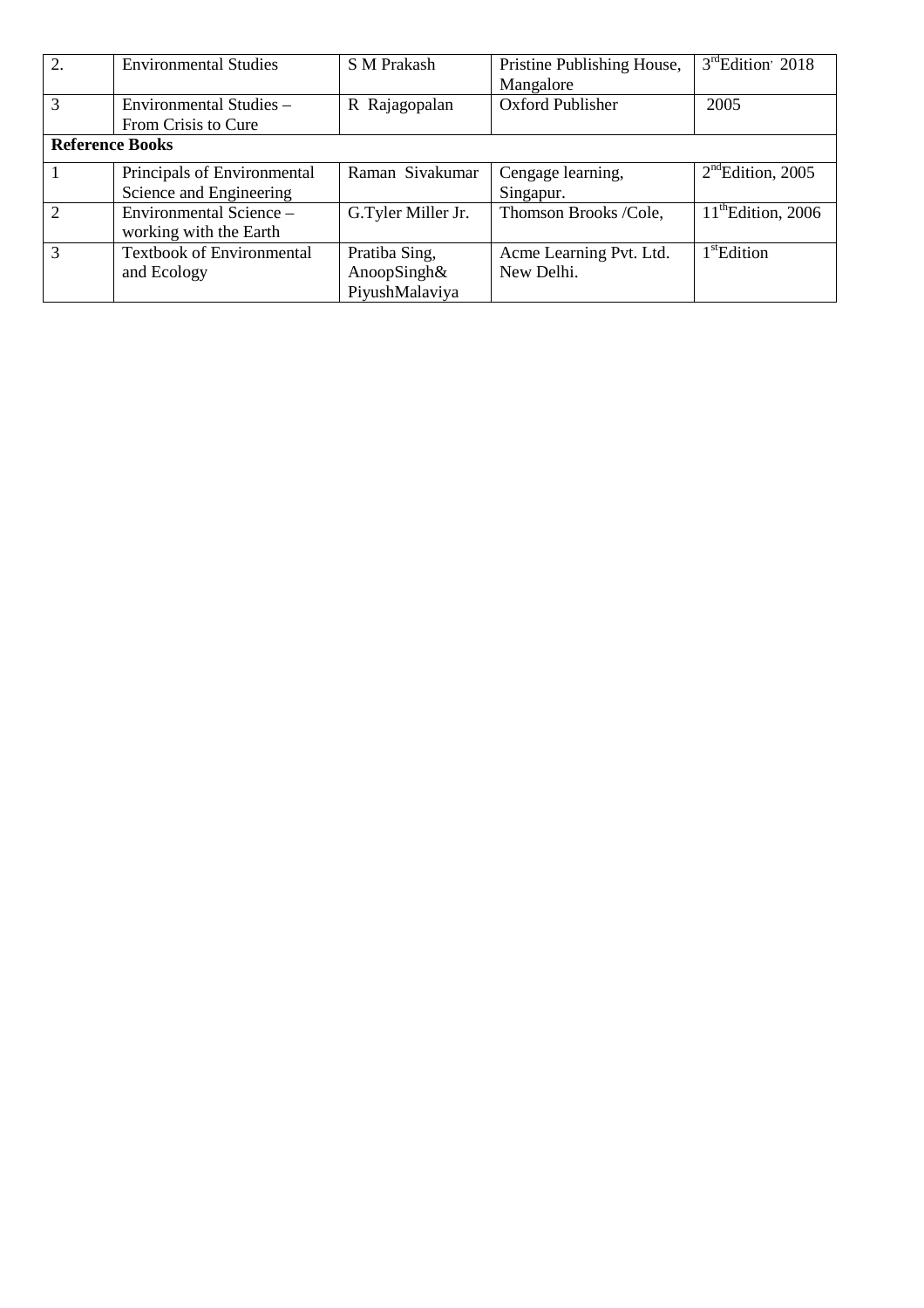| 2. | Environmental Studies | S M Prakash | Pristine Publishing House, Mangalore | 3rd Edition, 2018 |
|---|---|---|---|---|
| 3 | Environmental Studies – From Crisis to Cure | R Rajagopalan | Oxford Publisher | 2005 |
| **Reference Books** | | | | |
| 1 | Principals of Environmental Science and Engineering | Raman Sivakumar | Cengage learning, Singapur. | 2nd Edition, 2005 |
| 2 | Environmental Science – working with the Earth | G.Tyler Miller Jr. | Thomson Brooks /Cole, | 11th Edition, 2006 |
| 3 | Textbook of Environmental and Ecology | Pratiba Sing, AnoopSingh& PiyushMalaviya | Acme Learning Pvt. Ltd. New Delhi. | 1st Edition |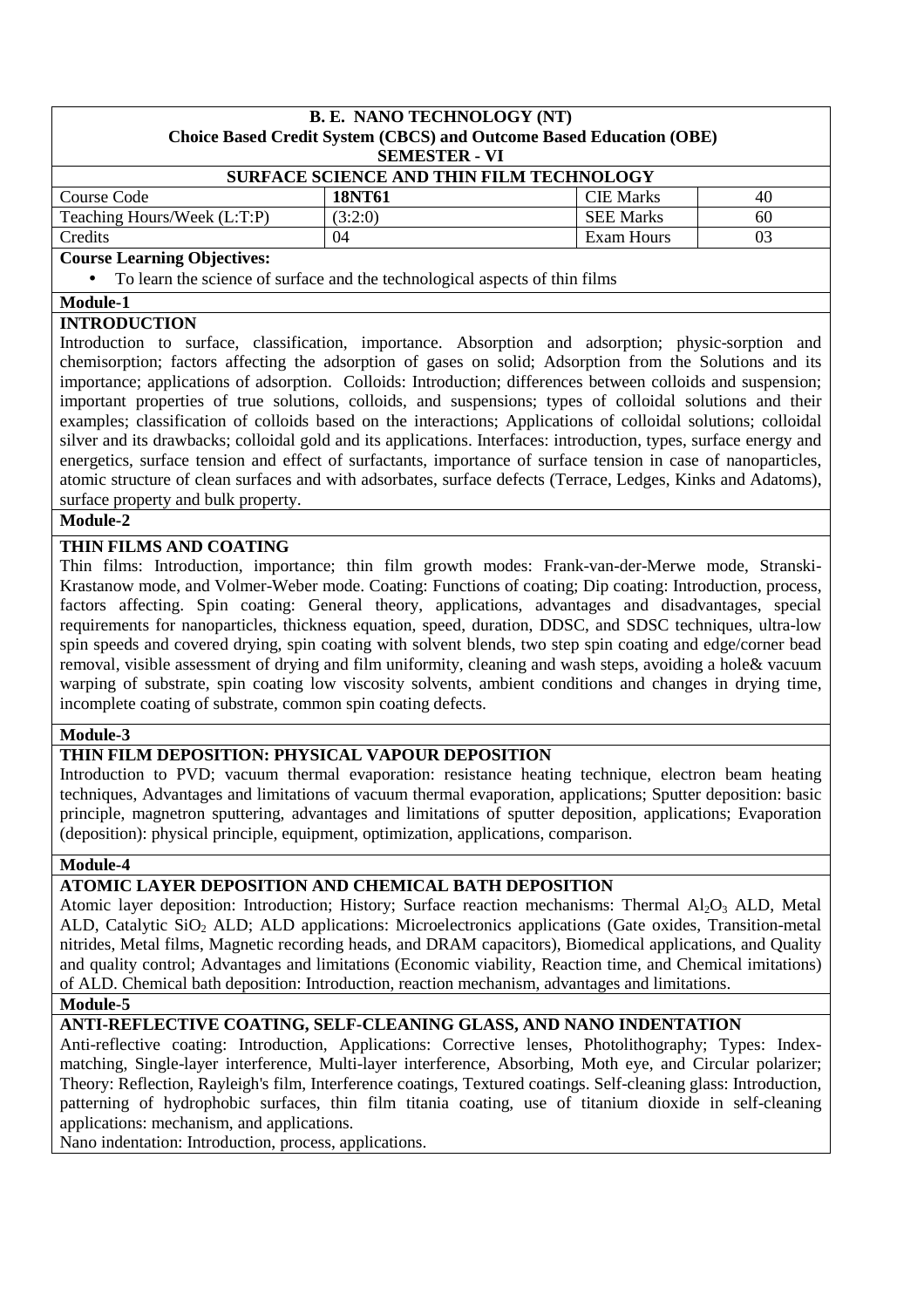**B. E. NANO TECHNOLOGY (NT)**
**Choice Based Credit System (CBCS) and Outcome Based Education (OBE)**
**SEMESTER - VI**

**SURFACE SCIENCE AND THIN FILM TECHNOLOGY**

| Course Code | **18NT61** | CIE Marks | 40 |
|---|---|---|---|
| Teaching Hours/Week (L:T:P) | (3:2:0) | SEE Marks | 60 |
| Credits | 04 | Exam Hours | 03 |

**Course Learning Objectives:**

- To learn the science of surface and the technological aspects of thin films

**Module-1**

**INTRODUCTION**

Introduction to surface, classification, importance. Absorption and adsorption; physic-sorption and chemisorption; factors affecting the adsorption of gases on solid; Adsorption from the Solutions and its importance; applications of adsorption. Colloids: Introduction; differences between colloids and suspension; important properties of true solutions, colloids, and suspensions; types of colloidal solutions and their examples; classification of colloids based on the interactions; Applications of colloidal solutions; colloidal silver and its drawbacks; colloidal gold and its applications. Interfaces: introduction, types, surface energy and energetics, surface tension and effect of surfactants, importance of surface tension in case of nanoparticles, atomic structure of clean surfaces and with adsorbates, surface defects (Terrace, Ledges, Kinks and Adatoms), surface property and bulk property.

**Module-2**

**THIN FILMS AND COATING**

Thin films: Introduction, importance; thin film growth modes: Frank-van-der-Merwe mode, Stranski-Krastanow mode, and Volmer-Weber mode. Coating: Functions of coating; Dip coating: Introduction, process, factors affecting. Spin coating: General theory, applications, advantages and disadvantages, special requirements for nanoparticles, thickness equation, speed, duration, DDSC, and SDSC techniques, ultra-low spin speeds and covered drying, spin coating with solvent blends, two step spin coating and edge/corner bead removal, visible assessment of drying and film uniformity, cleaning and wash steps, avoiding a hole& vacuum warping of substrate, spin coating low viscosity solvents, ambient conditions and changes in drying time, incomplete coating of substrate, common spin coating defects.

**Module-3**

**THIN FILM DEPOSITION: PHYSICAL VAPOUR DEPOSITION**

Introduction to PVD; vacuum thermal evaporation: resistance heating technique, electron beam heating techniques, Advantages and limitations of vacuum thermal evaporation, applications; Sputter deposition: basic principle, magnetron sputtering, advantages and limitations of sputter deposition, applications; Evaporation (deposition): physical principle, equipment, optimization, applications, comparison.

**Module-4**

**ATOMIC LAYER DEPOSITION AND CHEMICAL BATH DEPOSITION**

Atomic layer deposition: Introduction; History; Surface reaction mechanisms: Thermal $Al_2O_3$ ALD, Metal ALD, Catalytic $SiO_2$ ALD; ALD applications: Microelectronics applications (Gate oxides, Transition-metal nitrides, Metal films, Magnetic recording heads, and DRAM capacitors), Biomedical applications, and Quality and quality control; Advantages and limitations (Economic viability, Reaction time, and Chemical imitations) of ALD. Chemical bath deposition: Introduction, reaction mechanism, advantages and limitations.

**Module-5**

**ANTI-REFLECTIVE COATING, SELF-CLEANING GLASS, AND NANO INDENTATION**

Anti-reflective coating: Introduction, Applications: Corrective lenses, Photolithography; Types: Index-matching, Single-layer interference, Multi-layer interference, Absorbing, Moth eye, and Circular polarizer; Theory: Reflection, Rayleigh's film, Interference coatings, Textured coatings. Self-cleaning glass: Introduction, patterning of hydrophobic surfaces, thin film titania coating, use of titanium dioxide in self-cleaning applications: mechanism, and applications.

Nano indentation: Introduction, process, applications.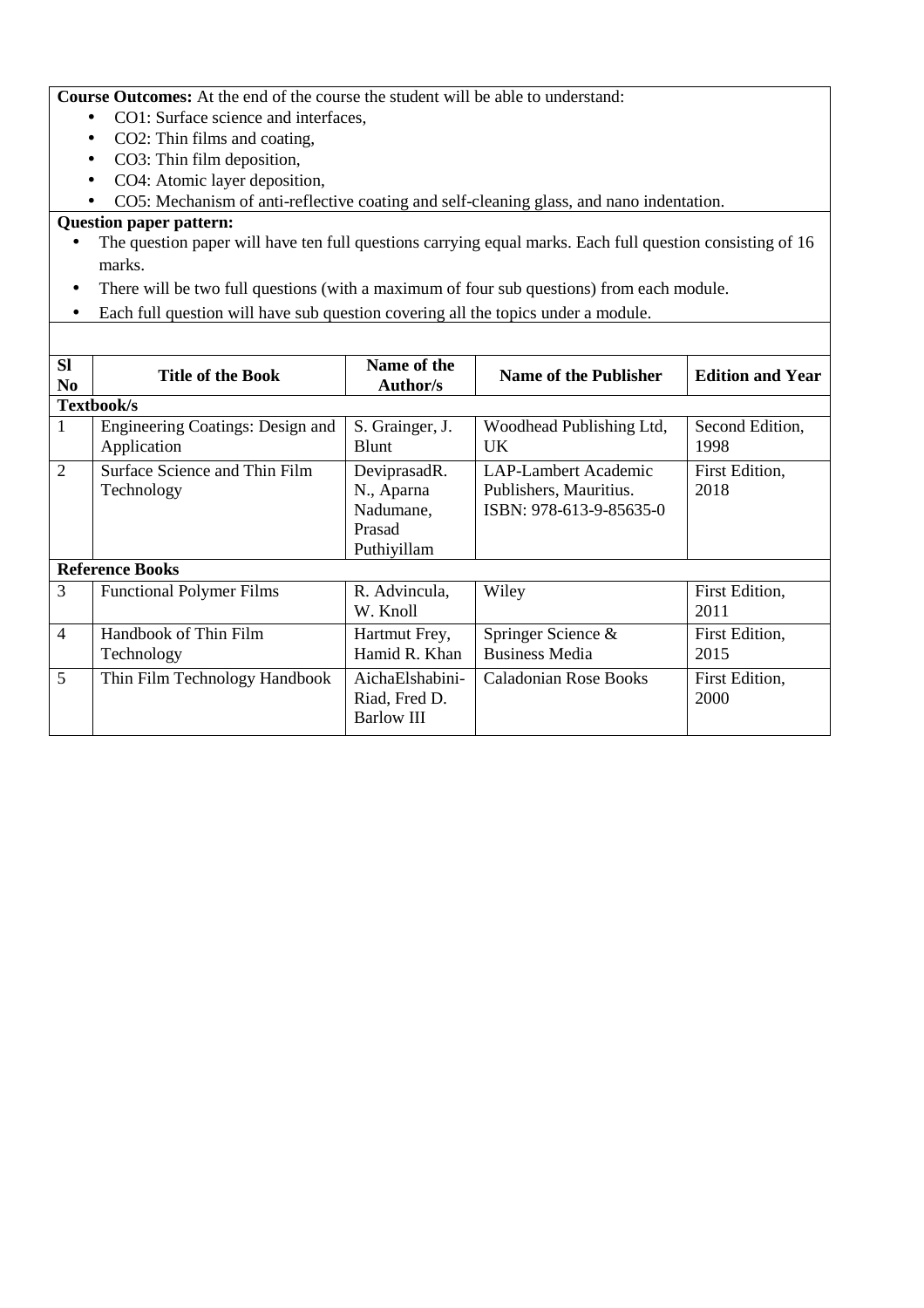**Course Outcomes:** At the end of the course the student will be able to understand:

- CO1: Surface science and interfaces,
- CO2: Thin films and coating,
- CO3: Thin film deposition,
- CO4: Atomic layer deposition,
- CO5: Mechanism of anti-reflective coating and self-cleaning glass, and nano indentation.

**Question paper pattern:**

- The question paper will have ten full questions carrying equal marks. Each full question consisting of 16 marks.
- There will be two full questions (with a maximum of four sub questions) from each module.
- Each full question will have sub question covering all the topics under a module.

| Sl No | Title of the Book | Name of the Author/s | Name of the Publisher | Edition and Year |
|---|---|---|---|---|
| **Textbook/s** | | | | |
| 1 | Engineering Coatings: Design and Application | S. Grainger, J. Blunt | Woodhead Publishing Ltd, UK | Second Edition, 1998 |
| 2 | Surface Science and Thin Film Technology | DeviprasadR. N., Aparna Nadumane, Prasad Puthiyillam | LAP-Lambert Academic Publishers, Mauritius. ISBN: 978-613-9-85635-0 | First Edition, 2018 |
| **Reference Books** | | | | |
| 3 | Functional Polymer Films | R. Advincula, W. Knoll | Wiley | First Edition, 2011 |
| 4 | Handbook of Thin Film Technology | Hartmut Frey, Hamid R. Khan | Springer Science & Business Media | First Edition, 2015 |
| 5 | Thin Film Technology Handbook | AichaElshabini-Riad, Fred D. Barlow III | Caladonian Rose Books | First Edition, 2000 |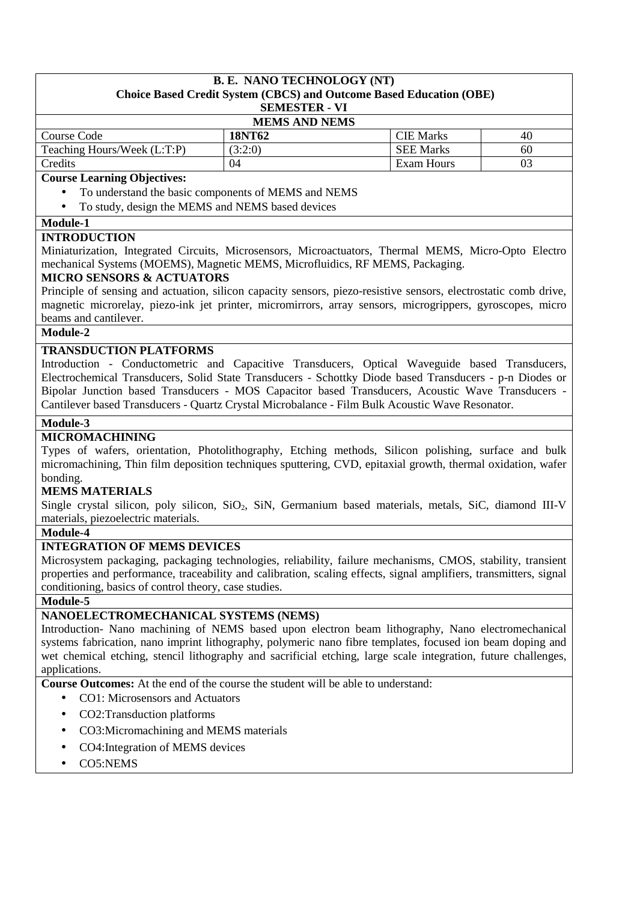**B. E. NANO TECHNOLOGY (NT)**
**Choice Based Credit System (CBCS) and Outcome Based Education (OBE)**
**SEMESTER - VI**

**MEMS AND NEMS**

| Course Code | **18NT62** | CIE Marks | 40 |
|---|---|---|---|
| Teaching Hours/Week (L:T:P) | (3:2:0) | SEE Marks | 60 |
| Credits | 04 | Exam Hours | 03 |

**Course Learning Objectives:**

- To understand the basic components of MEMS and NEMS
- To study, design the MEMS and NEMS based devices

**Module-1**

**INTRODUCTION**

Miniaturization, Integrated Circuits, Microsensors, Microactuators, Thermal MEMS, Micro-Opto Electro mechanical Systems (MOEMS), Magnetic MEMS, Microfluidics, RF MEMS, Packaging.

**MICRO SENSORS & ACTUATORS**

Principle of sensing and actuation, silicon capacity sensors, piezo-resistive sensors, electrostatic comb drive, magnetic microrelay, piezo-ink jet printer, micromirrors, array sensors, microgrippers, gyroscopes, micro beams and cantilever.

**Module-2**

**TRANSDUCTION PLATFORMS**

Introduction - Conductometric and Capacitive Transducers, Optical Waveguide based Transducers, Electrochemical Transducers, Solid State Transducers - Schottky Diode based Transducers - p-n Diodes or Bipolar Junction based Transducers - MOS Capacitor based Transducers, Acoustic Wave Transducers - Cantilever based Transducers - Quartz Crystal Microbalance - Film Bulk Acoustic Wave Resonator.

**Module-3**

**MICROMACHINING**

Types of wafers, orientation, Photolithography, Etching methods, Silicon polishing, surface and bulk micromachining, Thin film deposition techniques sputtering, CVD, epitaxial growth, thermal oxidation, wafer bonding.

**MEMS MATERIALS**

Single crystal silicon, poly silicon, $SiO_2$, SiN, Germanium based materials, metals, SiC, diamond III-V materials, piezoelectric materials.

**Module-4**

**INTEGRATION OF MEMS DEVICES**

Microsystem packaging, packaging technologies, reliability, failure mechanisms, CMOS, stability, transient properties and performance, traceability and calibration, scaling effects, signal amplifiers, transmitters, signal conditioning, basics of control theory, case studies.

**Module-5**

**NANOELECTROMECHANICAL SYSTEMS (NEMS)**

Introduction- Nano machining of NEMS based upon electron beam lithography, Nano electromechanical systems fabrication, nano imprint lithography, polymeric nano fibre templates, focused ion beam doping and wet chemical etching, stencil lithography and sacrificial etching, large scale integration, future challenges, applications.

**Course Outcomes:** At the end of the course the student will be able to understand:

- CO1: Microsensors and Actuators
- CO2:Transduction platforms
- CO3:Micromachining and MEMS materials
- CO4:Integration of MEMS devices
- CO5:NEMS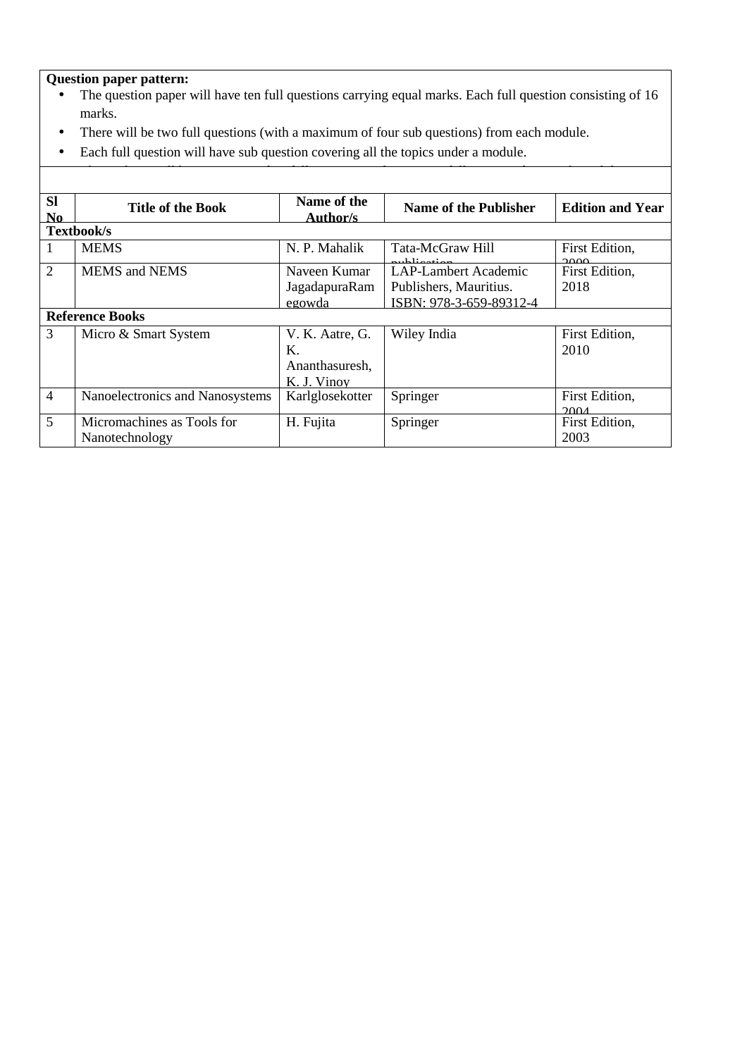**Question paper pattern:**

- The question paper will have ten full questions carrying equal marks. Each full question consisting of 16 marks.
- There will be two full questions (with a maximum of four sub questions) from each module.
- Each full question will have sub question covering all the topics under a module.

| Sl No | Title of the Book | Name of the Author/s | Name of the Publisher | Edition and Year |
|---|---|---|---|---|
| **Textbook/s** | | | | |
| 1 | MEMS | N. P. Mahalik | Tata-McGraw Hill publication | First Edition, 2009 |
| 2 | MEMS and NEMS | Naveen Kumar JagadapuraRamegowda | LAP-Lambert Academic Publishers, Mauritius. ISBN: 978-3-659-89312-4 | First Edition, 2018 |
| **Reference Books** | | | | |
| 3 | Micro & Smart System | V. K. Aatre, G. K. Ananthasuresh, K. J. Vinoy | Wiley India | First Edition, 2010 |
| 4 | Nanoelectronics and Nanosystems | Karlglosekotter | Springer | First Edition, 2004 |
| 5 | Micromachines as Tools for Nanotechnology | H. Fujita | Springer | First Edition, 2003 |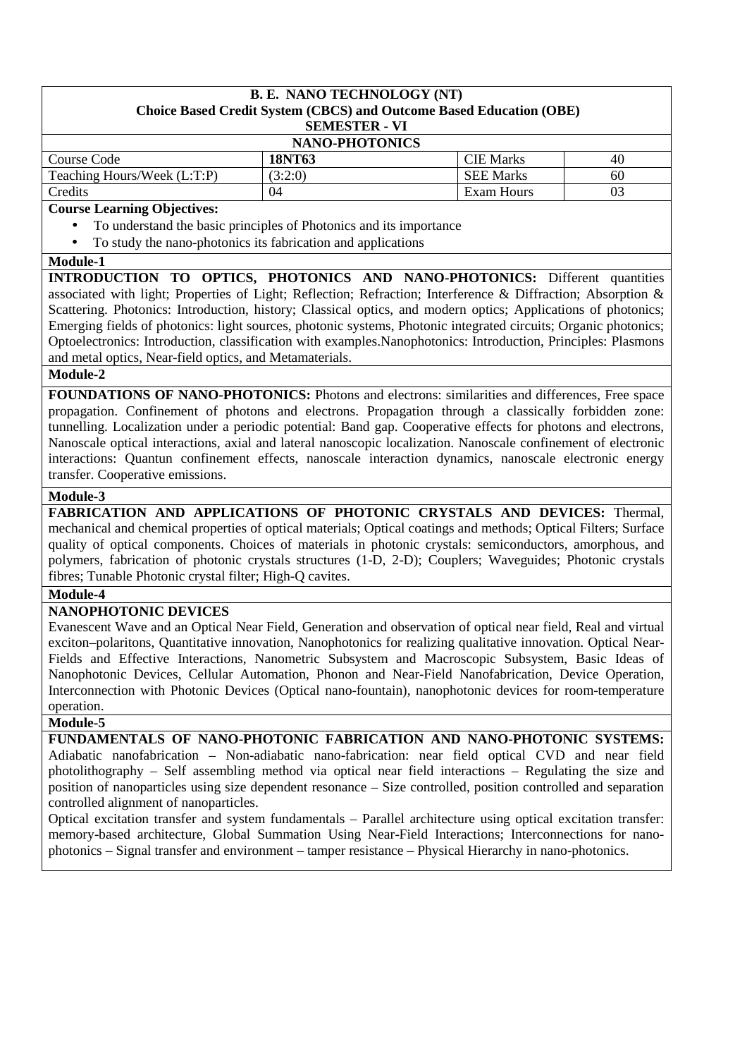**B. E. NANO TECHNOLOGY (NT)**
**Choice Based Credit System (CBCS) and Outcome Based Education (OBE)**
**SEMESTER - VI**

**NANO-PHOTONICS**

| Course Code | **18NT63** | CIE Marks | 40 |
| --- | --- | --- | --- |
| Teaching Hours/Week (L:T:P) | (3:2:0) | SEE Marks | 60 |
| Credits | 04 | Exam Hours | 03 |

**Course Learning Objectives:**

- To understand the basic principles of Photonics and its importance
- To study the nano-photonics its fabrication and applications

**Module-1**

**INTRODUCTION TO OPTICS, PHOTONICS AND NANO-PHOTONICS:** Different quantities associated with light; Properties of Light; Reflection; Refraction; Interference & Diffraction; Absorption & Scattering. Photonics: Introduction, history; Classical optics, and modern optics; Applications of photonics; Emerging fields of photonics: light sources, photonic systems, Photonic integrated circuits; Organic photonics; Optoelectronics: Introduction, classification with examples.Nanophotonics: Introduction, Principles: Plasmons and metal optics, Near-field optics, and Metamaterials.

**Module-2**

**FOUNDATIONS OF NANO-PHOTONICS:** Photons and electrons: similarities and differences, Free space propagation. Confinement of photons and electrons. Propagation through a classically forbidden zone: tunnelling. Localization under a periodic potential: Band gap. Cooperative effects for photons and electrons, Nanoscale optical interactions, axial and lateral nanoscopic localization. Nanoscale confinement of electronic interactions: Quantun confinement effects, nanoscale interaction dynamics, nanoscale electronic energy transfer. Cooperative emissions.

**Module-3**

**FABRICATION AND APPLICATIONS OF PHOTONIC CRYSTALS AND DEVICES:** Thermal, mechanical and chemical properties of optical materials; Optical coatings and methods; Optical Filters; Surface quality of optical components. Choices of materials in photonic crystals: semiconductors, amorphous, and polymers, fabrication of photonic crystals structures (1-D, 2-D); Couplers; Waveguides; Photonic crystals fibres; Tunable Photonic crystal filter; High-Q cavites.

**Module-4**

**NANOPHOTONIC DEVICES**

Evanescent Wave and an Optical Near Field, Generation and observation of optical near field, Real and virtual exciton–polaritons, Quantitative innovation, Nanophotonics for realizing qualitative innovation. Optical Near-Fields and Effective Interactions, Nanometric Subsystem and Macroscopic Subsystem, Basic Ideas of Nanophotonic Devices, Cellular Automation, Phonon and Near-Field Nanofabrication, Device Operation, Interconnection with Photonic Devices (Optical nano-fountain), nanophotonic devices for room-temperature operation.

**Module-5**

**FUNDAMENTALS OF NANO-PHOTONIC FABRICATION AND NANO-PHOTONIC SYSTEMS:** Adiabatic nanofabrication – Non-adiabatic nano-fabrication: near field optical CVD and near field photolithography – Self assembling method via optical near field interactions – Regulating the size and position of nanoparticles using size dependent resonance – Size controlled, position controlled and separation controlled alignment of nanoparticles.

Optical excitation transfer and system fundamentals – Parallel architecture using optical excitation transfer: memory-based architecture, Global Summation Using Near-Field Interactions; Interconnections for nano-photonics – Signal transfer and environment – tamper resistance – Physical Hierarchy in nano-photonics.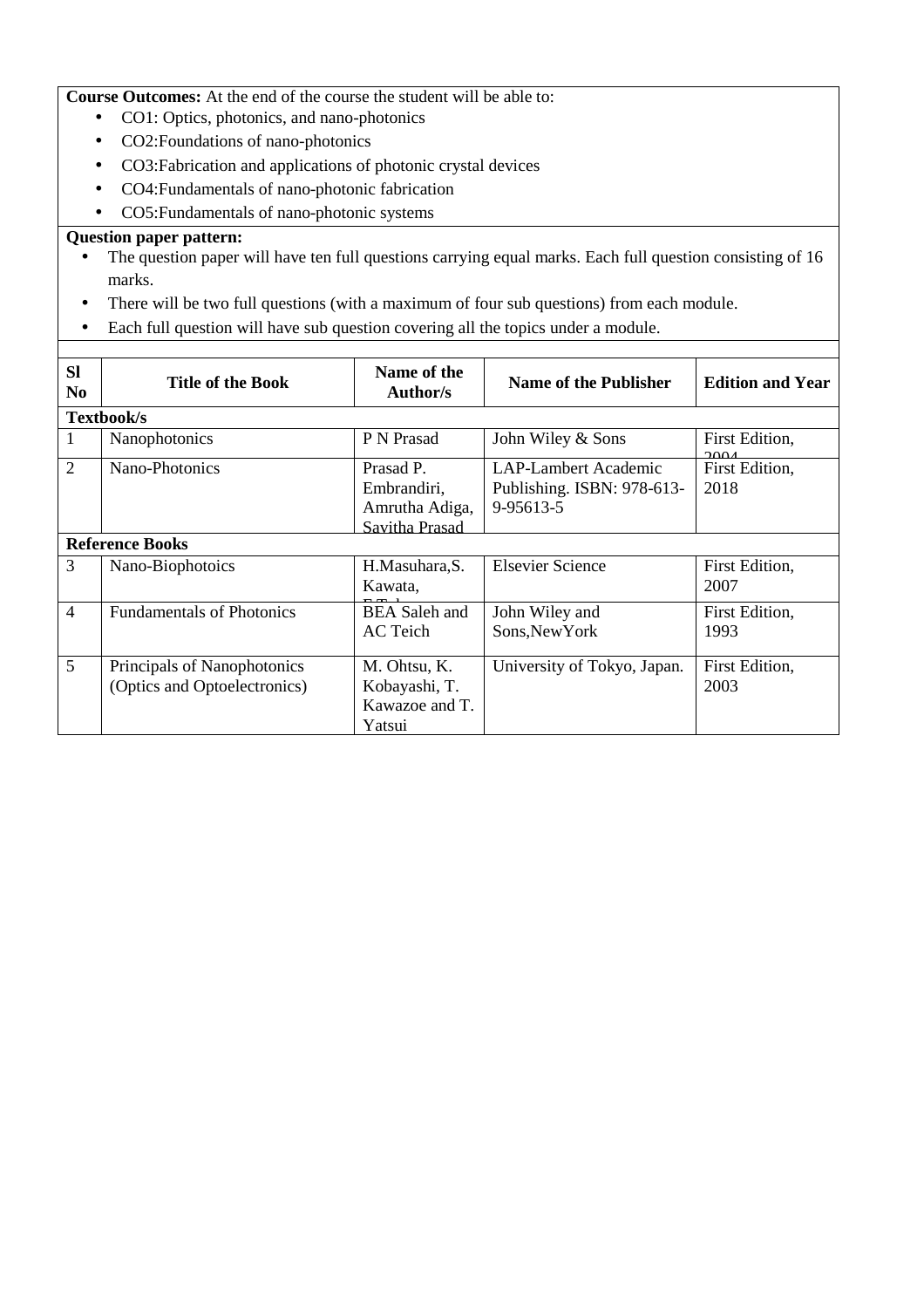**Course Outcomes:** At the end of the course the student will be able to:

- CO1: Optics, photonics, and nano-photonics
- CO2:Foundations of nano-photonics
- CO3:Fabrication and applications of photonic crystal devices
- CO4:Fundamentals of nano-photonic fabrication
- CO5:Fundamentals of nano-photonic systems

**Question paper pattern:**

- The question paper will have ten full questions carrying equal marks. Each full question consisting of 16 marks.
- There will be two full questions (with a maximum of four sub questions) from each module.
- Each full question will have sub question covering all the topics under a module.

| Sl No | Title of the Book | Name of the Author/s | Name of the Publisher | Edition and Year |
|---|---|---|---|---|
| **Textbook/s** | | | | |
| 1 | Nanophotonics | P N Prasad | John Wiley & Sons | First Edition, 2004 |
| 2 | Nano-Photonics | Prasad P. Embrandiri, Amrutha Adiga, Savitha Prasad | LAP-Lambert Academic Publishing. ISBN: 978-613-9-95613-5 | First Edition, 2018 |
| **Reference Books** | | | | |
| 3 | Nano-Biophotoics | H.Masuhara,S. Kawata, F.Tok | Elsevier Science | First Edition, 2007 |
| 4 | Fundamentals of Photonics | BEA Saleh and AC Teich | John Wiley and Sons,NewYork | First Edition, 1993 |
| 5 | Principals of Nanophotonics (Optics and Optoelectronics) | M. Ohtsu, K. Kobayashi, T. Kawazoe and T. Yatsui | University of Tokyo, Japan. | First Edition, 2003 |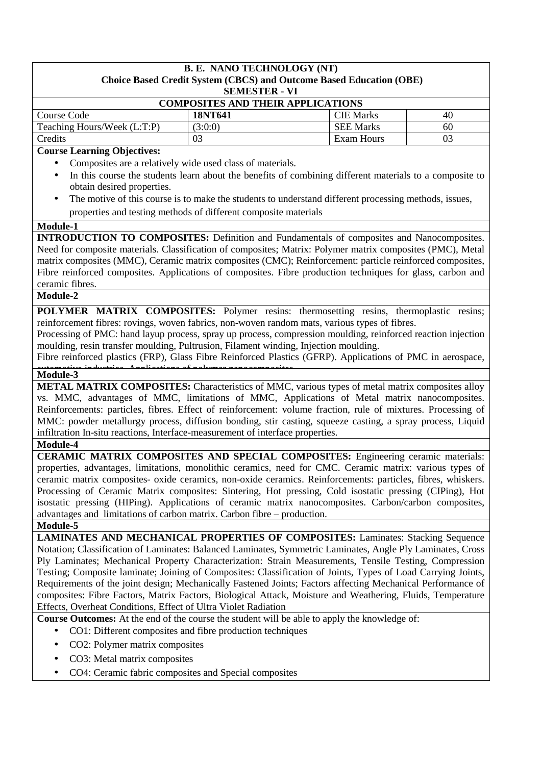**B. E. NANO TECHNOLOGY (NT)**
**Choice Based Credit System (CBCS) and Outcome Based Education (OBE)**
**SEMESTER - VI**

**COMPOSITES AND THEIR APPLICATIONS**

| Course Code | **18NT641** | CIE Marks | 40 |
|---|---|---|---|
| Teaching Hours/Week (L:T:P) | (3:0:0) | SEE Marks | 60 |
| Credits | 03 | Exam Hours | 03 |

**Course Learning Objectives:**

- Composites are a relatively wide used class of materials.
- In this course the students learn about the benefits of combining different materials to a composite to obtain desired properties.
- The motive of this course is to make the students to understand different processing methods, issues, properties and testing methods of different composite materials

**Module-1**

**INTRODUCTION TO COMPOSITES:** Definition and Fundamentals of composites and Nanocomposites. Need for composite materials. Classification of composites; Matrix: Polymer matrix composites (PMC), Metal matrix composites (MMC), Ceramic matrix composites (CMC); Reinforcement: particle reinforced composites, Fibre reinforced composites. Applications of composites. Fibre production techniques for glass, carbon and ceramic fibres.

**Module-2**

**POLYMER MATRIX COMPOSITES:** Polymer resins: thermosetting resins, thermoplastic resins; reinforcement fibres: rovings, woven fabrics, non-woven random mats, various types of fibres.
Processing of PMC: hand layup process, spray up process, compression moulding, reinforced reaction injection moulding, resin transfer moulding, Pultrusion, Filament winding, Injection moulding.
Fibre reinforced plastics (FRP), Glass Fibre Reinforced Plastics (GFRP). Applications of PMC in aerospace, automotive industries. Applications of polymer nanocomposites

**Module-3**

**METAL MATRIX COMPOSITES:** Characteristics of MMC, various types of metal matrix composites alloy vs. MMC, advantages of MMC, limitations of MMC, Applications of Metal matrix nanocomposites. Reinforcements: particles, fibres. Effect of reinforcement: volume fraction, rule of mixtures. Processing of MMC: powder metallurgy process, diffusion bonding, stir casting, squeeze casting, a spray process, Liquid infiltration In-situ reactions, Interface-measurement of interface properties.

**Module-4**

**CERAMIC MATRIX COMPOSITES AND SPECIAL COMPOSITES:** Engineering ceramic materials: properties, advantages, limitations, monolithic ceramics, need for CMC. Ceramic matrix: various types of ceramic matrix composites- oxide ceramics, non-oxide ceramics. Reinforcements: particles, fibres, whiskers. Processing of Ceramic Matrix composites: Sintering, Hot pressing, Cold isostatic pressing (CIPing), Hot isostatic pressing (HIPing). Applications of ceramic matrix nanocomposites. Carbon/carbon composites, advantages and limitations of carbon matrix. Carbon fibre – production.

**Module-5**

**LAMINATES AND MECHANICAL PROPERTIES OF COMPOSITES:** Laminates: Stacking Sequence Notation; Classification of Laminates: Balanced Laminates, Symmetric Laminates, Angle Ply Laminates, Cross Ply Laminates; Mechanical Property Characterization: Strain Measurements, Tensile Testing, Compression Testing; Composite laminate; Joining of Composites: Classification of Joints, Types of Load Carrying Joints, Requirements of the joint design; Mechanically Fastened Joints; Factors affecting Mechanical Performance of composites: Fibre Factors, Matrix Factors, Biological Attack, Moisture and Weathering, Fluids, Temperature Effects, Overheat Conditions, Effect of Ultra Violet Radiation

**Course Outcomes:** At the end of the course the student will be able to apply the knowledge of:

- CO1: Different composites and fibre production techniques
- CO2: Polymer matrix composites
- CO3: Metal matrix composites
- CO4: Ceramic fabric composites and Special composites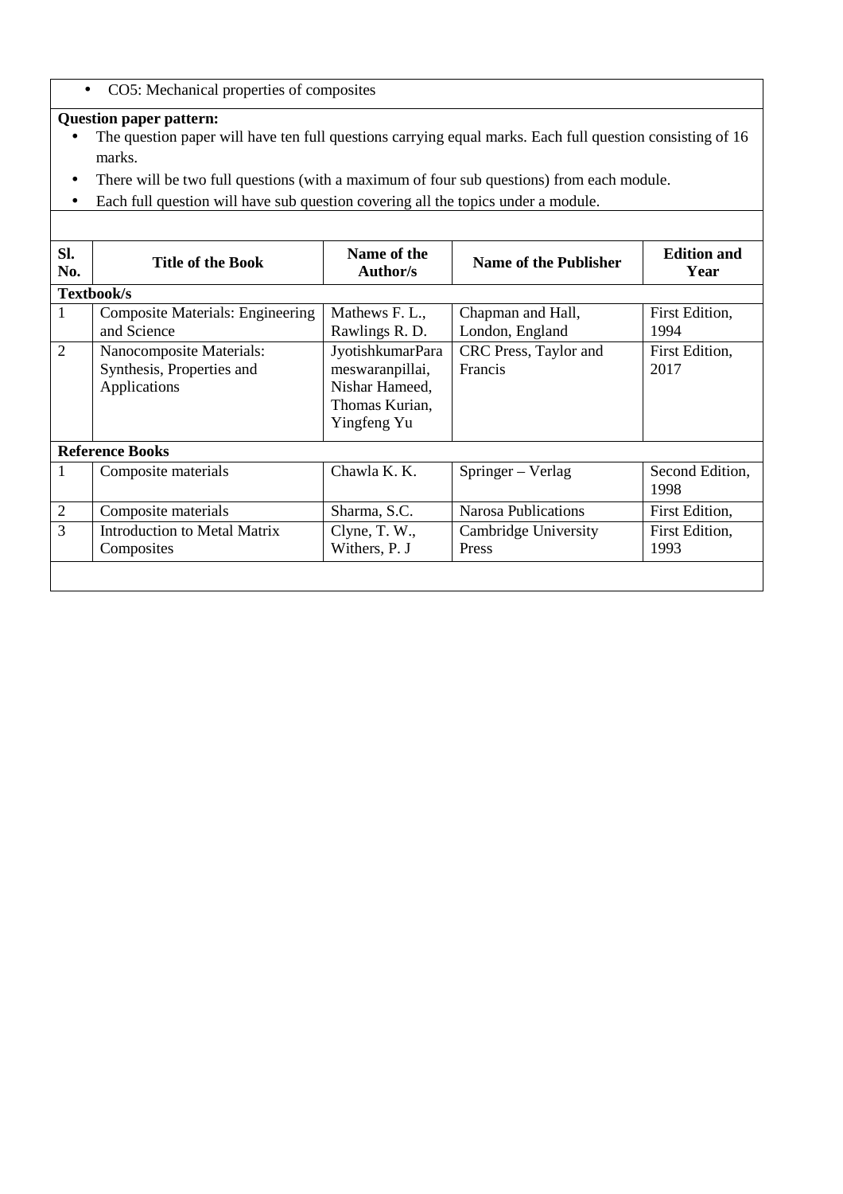- CO5: Mechanical properties of composites

**Question paper pattern:**

- The question paper will have ten full questions carrying equal marks. Each full question consisting of 16 marks.
- There will be two full questions (with a maximum of four sub questions) from each module.
- Each full question will have sub question covering all the topics under a module.

| Sl. No. | Title of the Book | Name of the Author/s | Name of the Publisher | Edition and Year |
|---|---|---|---|---|
| **Textbook/s** | | | | |
| 1 | Composite Materials: Engineering and Science | Mathews F. L., Rawlings R. D. | Chapman and Hall, London, England | First Edition, 1994 |
| 2 | Nanocomposite Materials: Synthesis, Properties and Applications | JyotishkumarParameswaranpillai, Nishar Hameed, Thomas Kurian, Yingfeng Yu | CRC Press, Taylor and Francis | First Edition, 2017 |
| **Reference Books** | | | | |
| 1 | Composite materials | Chawla K. K. | Springer – Verlag | Second Edition, 1998 |
| 2 | Composite materials | Sharma, S.C. | Narosa Publications | First Edition, |
| 3 | Introduction to Metal Matrix Composites | Clyne, T. W., Withers, P. J | Cambridge University Press | First Edition, 1993 |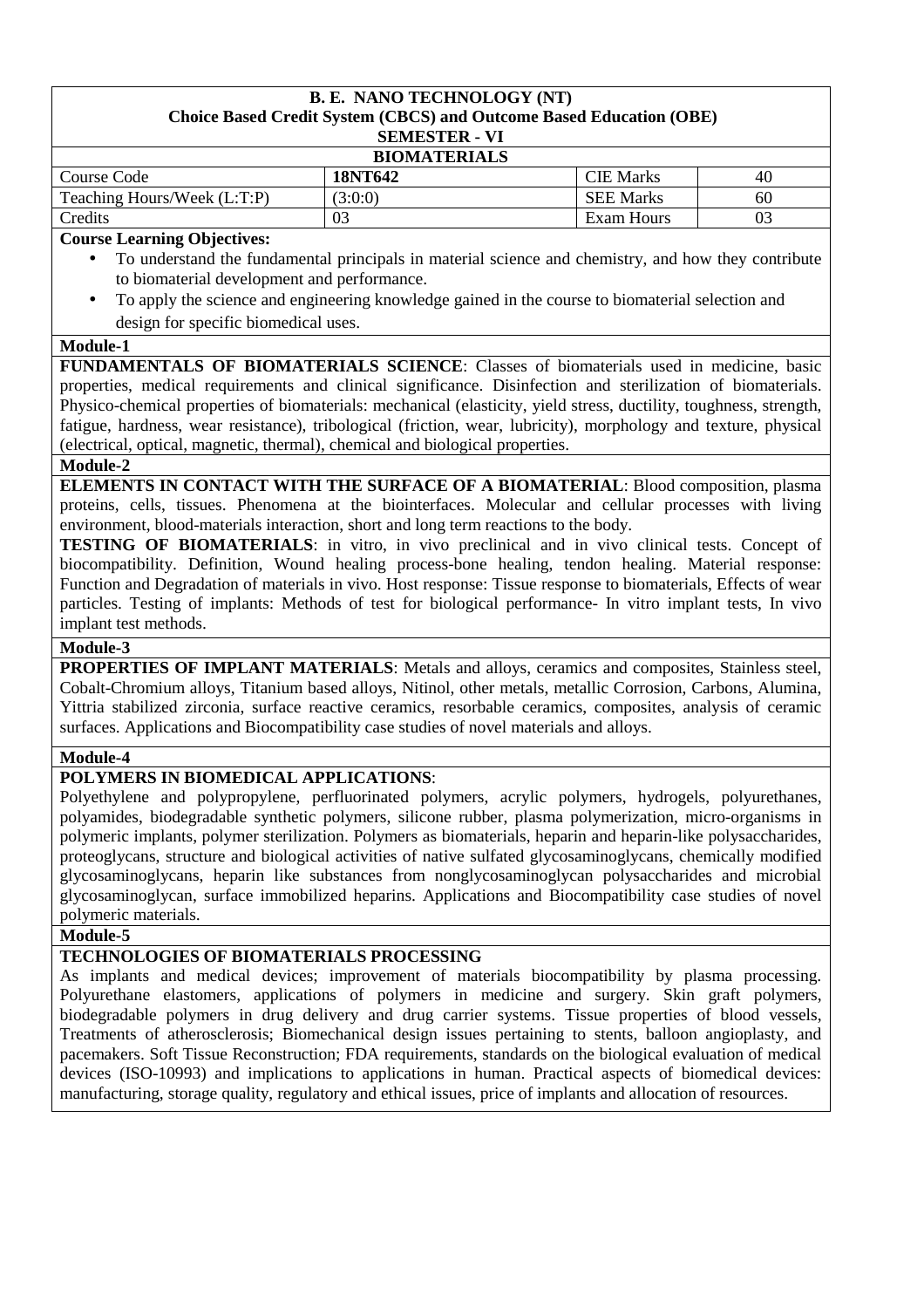**B. E. NANO TECHNOLOGY (NT)**
**Choice Based Credit System (CBCS) and Outcome Based Education (OBE)**
**SEMESTER - VI**

**BIOMATERIALS**

| | | | |
|---|---|---|---|
| Course Code | **18NT642** | CIE Marks | 40 |
| Teaching Hours/Week (L:T:P) | (3:0:0) | SEE Marks | 60 |
| Credits | 03 | Exam Hours | 03 |

**Course Learning Objectives:**

- To understand the fundamental principals in material science and chemistry, and how they contribute to biomaterial development and performance.
- To apply the science and engineering knowledge gained in the course to biomaterial selection and design for specific biomedical uses.

**Module-1**

**FUNDAMENTALS OF BIOMATERIALS SCIENCE**: Classes of biomaterials used in medicine, basic properties, medical requirements and clinical significance. Disinfection and sterilization of biomaterials. Physico-chemical properties of biomaterials: mechanical (elasticity, yield stress, ductility, toughness, strength, fatigue, hardness, wear resistance), tribological (friction, wear, lubricity), morphology and texture, physical (electrical, optical, magnetic, thermal), chemical and biological properties.

**Module-2**

**ELEMENTS IN CONTACT WITH THE SURFACE OF A BIOMATERIAL**: Blood composition, plasma proteins, cells, tissues. Phenomena at the biointerfaces. Molecular and cellular processes with living environment, blood-materials interaction, short and long term reactions to the body.

**TESTING OF BIOMATERIALS**: in vitro, in vivo preclinical and in vivo clinical tests. Concept of biocompatibility. Definition, Wound healing process-bone healing, tendon healing. Material response: Function and Degradation of materials in vivo. Host response: Tissue response to biomaterials, Effects of wear particles. Testing of implants: Methods of test for biological performance- In vitro implant tests, In vivo implant test methods.

**Module-3**

**PROPERTIES OF IMPLANT MATERIALS**: Metals and alloys, ceramics and composites, Stainless steel, Cobalt-Chromium alloys, Titanium based alloys, Nitinol, other metals, metallic Corrosion, Carbons, Alumina, Yittria stabilized zirconia, surface reactive ceramics, resorbable ceramics, composites, analysis of ceramic surfaces. Applications and Biocompatibility case studies of novel materials and alloys.

**Module-4**

**POLYMERS IN BIOMEDICAL APPLICATIONS**:

Polyethylene and polypropylene, perfluorinated polymers, acrylic polymers, hydrogels, polyurethanes, polyamides, biodegradable synthetic polymers, silicone rubber, plasma polymerization, micro-organisms in polymeric implants, polymer sterilization. Polymers as biomaterials, heparin and heparin-like polysaccharides, proteoglycans, structure and biological activities of native sulfated glycosaminoglycans, chemically modified glycosaminoglycans, heparin like substances from nonglycosaminoglycan polysaccharides and microbial glycosaminoglycan, surface immobilized heparins. Applications and Biocompatibility case studies of novel polymeric materials.

**Module-5**

**TECHNOLOGIES OF BIOMATERIALS PROCESSING**

As implants and medical devices; improvement of materials biocompatibility by plasma processing. Polyurethane elastomers, applications of polymers in medicine and surgery. Skin graft polymers, biodegradable polymers in drug delivery and drug carrier systems. Tissue properties of blood vessels, Treatments of atherosclerosis; Biomechanical design issues pertaining to stents, balloon angioplasty, and pacemakers. Soft Tissue Reconstruction; FDA requirements, standards on the biological evaluation of medical devices (ISO-10993) and implications to applications in human. Practical aspects of biomedical devices: manufacturing, storage quality, regulatory and ethical issues, price of implants and allocation of resources.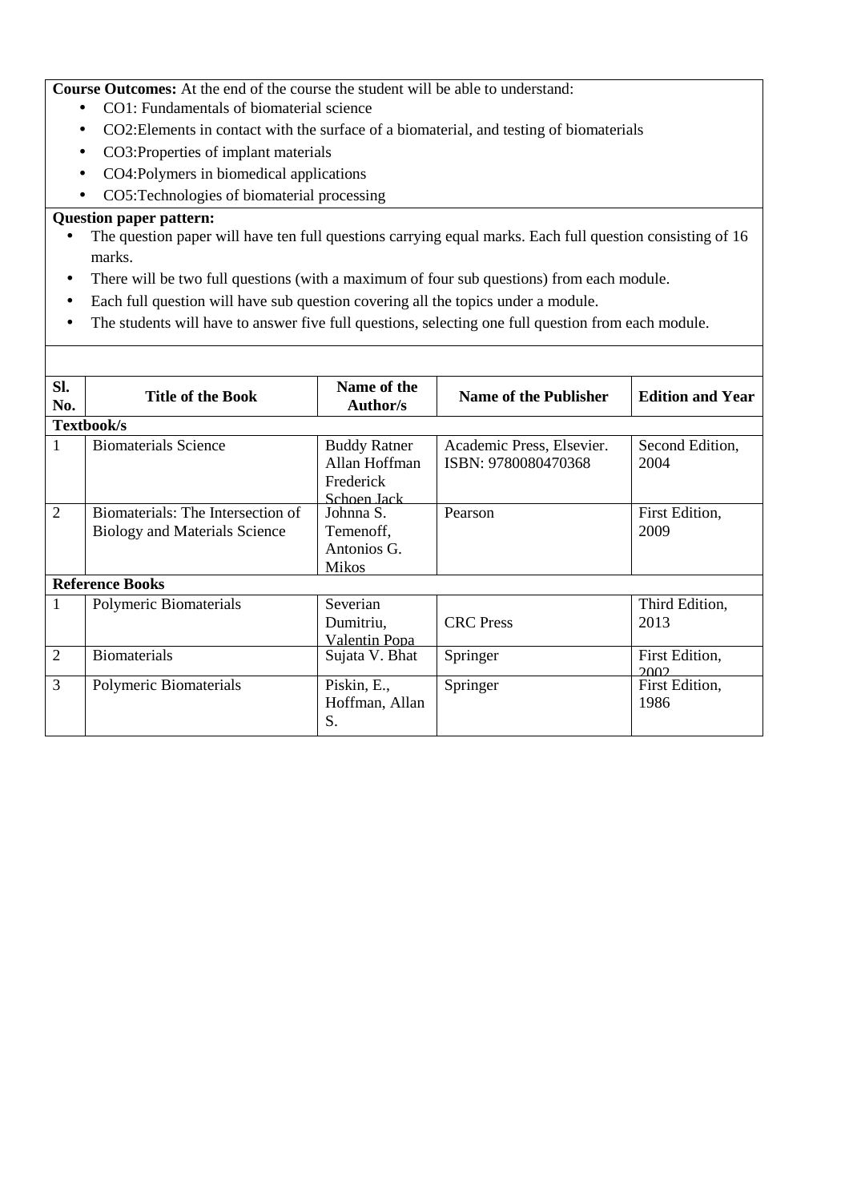**Course Outcomes:** At the end of the course the student will be able to understand:

- CO1: Fundamentals of biomaterial science
- CO2:Elements in contact with the surface of a biomaterial, and testing of biomaterials
- CO3:Properties of implant materials
- CO4:Polymers in biomedical applications
- CO5:Technologies of biomaterial processing

**Question paper pattern:**

- The question paper will have ten full questions carrying equal marks. Each full question consisting of 16 marks.
- There will be two full questions (with a maximum of four sub questions) from each module.
- Each full question will have sub question covering all the topics under a module.
- The students will have to answer five full questions, selecting one full question from each module.

| Sl. No. | Title of the Book | Name of the Author/s | Name of the Publisher | Edition and Year |
|---|---|---|---|---|
| **Textbook/s** | | | | |
| 1 | Biomaterials Science | Buddy Ratner Allan Hoffman Frederick Schoen Jack | Academic Press, Elsevier. ISBN: 9780080470368 | Second Edition, 2004 |
| 2 | Biomaterials: The Intersection of Biology and Materials Science | Johnna S. Temenoff, Antonios G. Mikos | Pearson | First Edition, 2009 |
| **Reference Books** | | | | |
| 1 | Polymeric Biomaterials | Severian Dumitriu, Valentin Popa | CRC Press | Third Edition, 2013 |
| 2 | Biomaterials | Sujata V. Bhat | Springer | First Edition, 2002 |
| 3 | Polymeric Biomaterials | Piskin, E., Hoffman, Allan S. | Springer | First Edition, 1986 |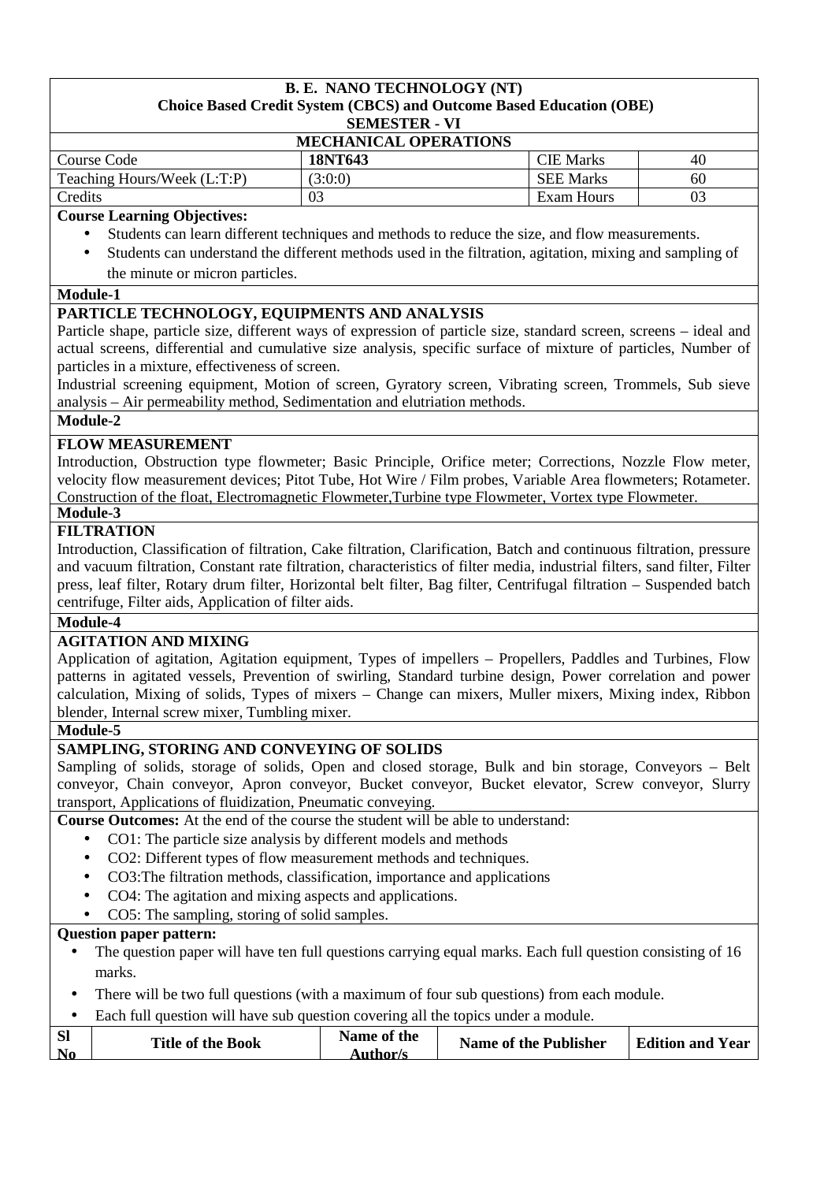**B. E. NANO TECHNOLOGY (NT)**
**Choice Based Credit System (CBCS) and Outcome Based Education (OBE)**
**SEMESTER - VI**

## MECHANICAL OPERATIONS

| Course Code | 18NT643 | CIE Marks | 40 |
|---|---|---|---|
| Teaching Hours/Week (L:T:P) | (3:0:0) | SEE Marks | 60 |
| Credits | 03 | Exam Hours | 03 |

**Course Learning Objectives:**

- Students can learn different techniques and methods to reduce the size, and flow measurements.
- Students can understand the different methods used in the filtration, agitation, mixing and sampling of the minute or micron particles.

**Module-1**

**PARTICLE TECHNOLOGY, EQUIPMENTS AND ANALYSIS**

Particle shape, particle size, different ways of expression of particle size, standard screen, screens – ideal and actual screens, differential and cumulative size analysis, specific surface of mixture of particles, Number of particles in a mixture, effectiveness of screen.

Industrial screening equipment, Motion of screen, Gyratory screen, Vibrating screen, Trommels, Sub sieve analysis – Air permeability method, Sedimentation and elutriation methods.

**Module-2**

**FLOW MEASUREMENT**

Introduction, Obstruction type flowmeter; Basic Principle, Orifice meter; Corrections, Nozzle Flow meter, velocity flow measurement devices; Pitot Tube, Hot Wire / Film probes, Variable Area flowmeters; Rotameter. Construction of the float, Electromagnetic Flowmeter,Turbine type Flowmeter, Vortex type Flowmeter.

**Module-3**

**FILTRATION**

Introduction, Classification of filtration, Cake filtration, Clarification, Batch and continuous filtration, pressure and vacuum filtration, Constant rate filtration, characteristics of filter media, industrial filters, sand filter, Filter press, leaf filter, Rotary drum filter, Horizontal belt filter, Bag filter, Centrifugal filtration – Suspended batch centrifuge, Filter aids, Application of filter aids.

**Module-4**

**AGITATION AND MIXING**

Application of agitation, Agitation equipment, Types of impellers – Propellers, Paddles and Turbines, Flow patterns in agitated vessels, Prevention of swirling, Standard turbine design, Power correlation and power calculation, Mixing of solids, Types of mixers – Change can mixers, Muller mixers, Mixing index, Ribbon blender, Internal screw mixer, Tumbling mixer.

**Module-5**

**SAMPLING, STORING AND CONVEYING OF SOLIDS**

Sampling of solids, storage of solids, Open and closed storage, Bulk and bin storage, Conveyors – Belt conveyor, Chain conveyor, Apron conveyor, Bucket conveyor, Bucket elevator, Screw conveyor, Slurry transport, Applications of fluidization, Pneumatic conveying.

**Course Outcomes:** At the end of the course the student will be able to understand:

- CO1: The particle size analysis by different models and methods
- CO2: Different types of flow measurement methods and techniques.
- CO3:The filtration methods, classification, importance and applications
- CO4: The agitation and mixing aspects and applications.
- CO5: The sampling, storing of solid samples.

**Question paper pattern:**

- The question paper will have ten full questions carrying equal marks. Each full question consisting of 16 marks.
- There will be two full questions (with a maximum of four sub questions) from each module.
- Each full question will have sub question covering all the topics under a module.

| Sl No | Title of the Book | Name of the Author/s | Name of the Publisher | Edition and Year |
|---|---|---|---|---|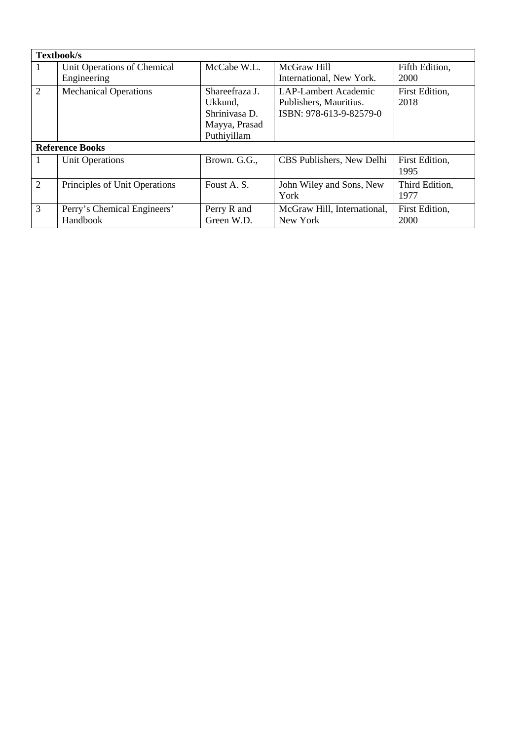| **Textbook/s** | | | | |
|---|---|---|---|---|
| 1 | Unit Operations of Chemical Engineering | McCabe W.L. | McGraw Hill International, New York. | Fifth Edition, 2000 |
| 2 | Mechanical Operations | Shareefraza J. Ukkund, Shrinivasa D. Mayya, Prasad Puthiyillam | LAP-Lambert Academic Publishers, Mauritius. ISBN: 978-613-9-82579-0 | First Edition, 2018 |
| **Reference Books** | | | | |
| 1 | Unit Operations | Brown. G.G., | CBS Publishers, New Delhi | First Edition, 1995 |
| 2 | Principles of Unit Operations | Foust A. S. | John Wiley and Sons, New York | Third Edition, 1977 |
| 3 | Perry's Chemical Engineers' Handbook | Perry R and Green W.D. | McGraw Hill, International, New York | First Edition, 2000 |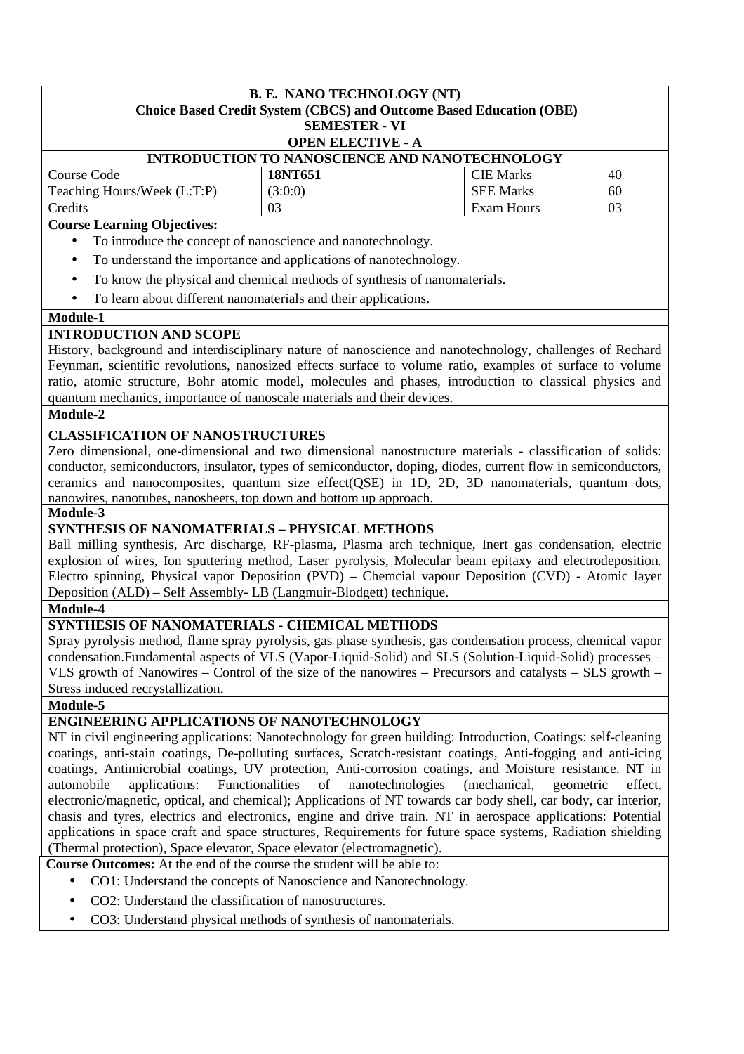**B. E. NANO TECHNOLOGY (NT)**
**Choice Based Credit System (CBCS) and Outcome Based Education (OBE)**
**SEMESTER - VI**

**OPEN ELECTIVE - A**

**INTRODUCTION TO NANOSCIENCE AND NANOTECHNOLOGY**

| Course Code | **18NT651** | CIE Marks | 40 |
|---|---|---|---|
| Teaching Hours/Week (L:T:P) | (3:0:0) | SEE Marks | 60 |
| Credits | 03 | Exam Hours | 03 |

**Course Learning Objectives:**

- To introduce the concept of nanoscience and nanotechnology.
- To understand the importance and applications of nanotechnology.
- To know the physical and chemical methods of synthesis of nanomaterials.
- To learn about different nanomaterials and their applications.

**Module-1**

**INTRODUCTION AND SCOPE**

History, background and interdisciplinary nature of nanoscience and nanotechnology, challenges of Rechard Feynman, scientific revolutions, nanosized effects surface to volume ratio, examples of surface to volume ratio, atomic structure, Bohr atomic model, molecules and phases, introduction to classical physics and quantum mechanics, importance of nanoscale materials and their devices.

**Module-2**

**CLASSIFICATION OF NANOSTRUCTURES**

Zero dimensional, one-dimensional and two dimensional nanostructure materials - classification of solids: conductor, semiconductors, insulator, types of semiconductor, doping, diodes, current flow in semiconductors, ceramics and nanocomposites, quantum size effect(QSE) in 1D, 2D, 3D nanomaterials, quantum dots, nanowires, nanotubes, nanosheets, top down and bottom up approach.

**Module-3**

**SYNTHESIS OF NANOMATERIALS – PHYSICAL METHODS**

Ball milling synthesis, Arc discharge, RF-plasma, Plasma arch technique, Inert gas condensation, electric explosion of wires, Ion sputtering method, Laser pyrolysis, Molecular beam epitaxy and electrodeposition. Electro spinning, Physical vapor Deposition (PVD) – Chemcial vapour Deposition (CVD) - Atomic layer Deposition (ALD) – Self Assembly- LB (Langmuir-Blodgett) technique.

**Module-4**

**SYNTHESIS OF NANOMATERIALS - CHEMICAL METHODS**

Spray pyrolysis method, flame spray pyrolysis, gas phase synthesis, gas condensation process, chemical vapor condensation.Fundamental aspects of VLS (Vapor-Liquid-Solid) and SLS (Solution-Liquid-Solid) processes – VLS growth of Nanowires – Control of the size of the nanowires – Precursors and catalysts – SLS growth – Stress induced recrystallization.

**Module-5**

**ENGINEERING APPLICATIONS OF NANOTECHNOLOGY**

NT in civil engineering applications: Nanotechnology for green building: Introduction, Coatings: self-cleaning coatings, anti-stain coatings, De-polluting surfaces, Scratch-resistant coatings, Anti-fogging and anti-icing coatings, Antimicrobial coatings, UV protection, Anti-corrosion coatings, and Moisture resistance. NT in automobile applications: Functionalities of nanotechnologies (mechanical, geometric effect, electronic/magnetic, optical, and chemical); Applications of NT towards car body shell, car body, car interior, chasis and tyres, electrics and electronics, engine and drive train. NT in aerospace applications: Potential applications in space craft and space structures, Requirements for future space systems, Radiation shielding (Thermal protection), Space elevator, Space elevator (electromagnetic).

**Course Outcomes:** At the end of the course the student will be able to:

- CO1: Understand the concepts of Nanoscience and Nanotechnology.
- CO2: Understand the classification of nanostructures.
- CO3: Understand physical methods of synthesis of nanomaterials.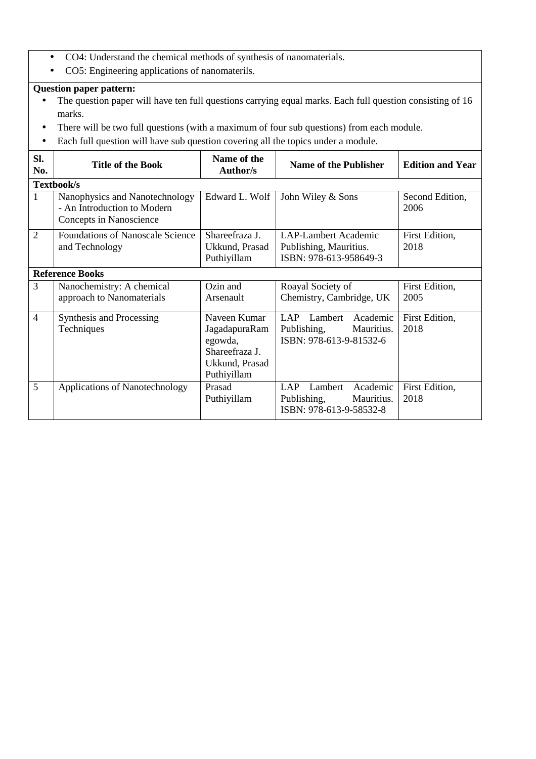- CO4: Understand the chemical methods of synthesis of nanomaterials.
- CO5: Engineering applications of nanomaterils.

**Question paper pattern:**

- The question paper will have ten full questions carrying equal marks. Each full question consisting of 16 marks.
- There will be two full questions (with a maximum of four sub questions) from each module.
- Each full question will have sub question covering all the topics under a module.

| Sl. No. | Title of the Book | Name of the Author/s | Name of the Publisher | Edition and Year |
|---|---|---|---|---|
| **Textbook/s** | | | | |
| 1 | Nanophysics and Nanotechnology - An Introduction to Modern Concepts in Nanoscience | Edward L. Wolf | John Wiley & Sons | Second Edition, 2006 |
| 2 | Foundations of Nanoscale Science and Technology | Shareefraza J. Ukkund, Prasad Puthiyillam | LAP-Lambert Academic Publishing, Mauritius. ISBN: 978-613-958649-3 | First Edition, 2018 |
| **Reference Books** | | | | |
| 3 | Nanochemistry: A chemical approach to Nanomaterials | Ozin and Arsenault | Roayal Society of Chemistry, Cambridge, UK | First Edition, 2005 |
| 4 | Synthesis and Processing Techniques | Naveen Kumar JagadapuraRamegowda, Shareefraza J. Ukkund, Prasad Puthiyillam | LAP Lambert Academic Publishing, Mauritius. ISBN: 978-613-9-81532-6 | First Edition, 2018 |
| 5 | Applications of Nanotechnology | Prasad Puthiyillam | LAP Lambert Academic Publishing, Mauritius. ISBN: 978-613-9-58532-8 | First Edition, 2018 |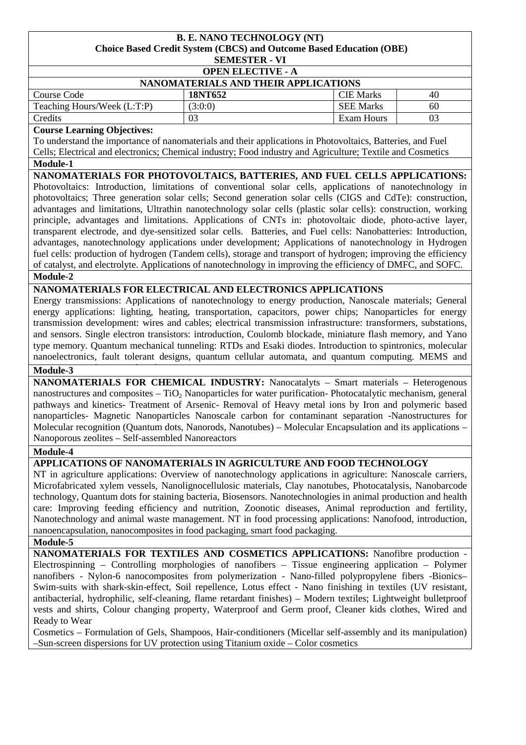**B. E. NANO TECHNOLOGY (NT)**
**Choice Based Credit System (CBCS) and Outcome Based Education (OBE)**
**SEMESTER - VI**

**OPEN ELECTIVE - A**

**NANOMATERIALS AND THEIR APPLICATIONS**

| Course Code | **18NT652** | CIE Marks | 40 |
|---|---|---|---|
| Teaching Hours/Week (L:T:P) | (3:0:0) | SEE Marks | 60 |
| Credits | 03 | Exam Hours | 03 |

**Course Learning Objectives:**

To understand the importance of nanomaterials and their applications in Photovoltaics, Batteries, and Fuel Cells; Electrical and electronics; Chemical industry; Food industry and Agriculture; Textile and Cosmetics

**Module-1**

**NANOMATERIALS FOR PHOTOVOLTAICS, BATTERIES, AND FUEL CELLS APPLICATIONS:** Photovoltaics: Introduction, limitations of conventional solar cells, applications of nanotechnology in photovoltaics; Three generation solar cells; Second generation solar cells (CIGS and CdTe): construction, advantages and limitations, Ultrathin nanotechnology solar cells (plastic solar cells): construction, working principle, advantages and limitations. Applications of CNTs in: photovoltaic diode, photo-active layer, transparent electrode, and dye-sensitized solar cells. Batteries, and Fuel cells: Nanobatteries: Introduction, advantages, nanotechnology applications under development; Applications of nanotechnology in Hydrogen fuel cells: production of hydrogen (Tandem cells), storage and transport of hydrogen; improving the efficiency of catalyst, and electrolyte. Applications of nanotechnology in improving the efficiency of DMFC, and SOFC.

**Module-2**

**NANOMATERIALS FOR ELECTRICAL AND ELECTRONICS APPLICATIONS**

Energy transmissions: Applications of nanotechnology to energy production, Nanoscale materials; General energy applications: lighting, heating, transportation, capacitors, power chips; Nanoparticles for energy transmission development: wires and cables; electrical transmission infrastructure: transformers, substations, and sensors. Single electron transistors: introduction, Coulomb blockade, miniature flash memory, and Yano type memory. Quantum mechanical tunneling: RTDs and Esaki diodes. Introduction to spintronics, molecular nanoelectronics, fault tolerant designs, quantum cellular automata, and quantum computing. MEMS and

**Module-3**

**NANOMATERIALS FOR CHEMICAL INDUSTRY:** Nanocatalyts – Smart materials – Heterogenous nanostructures and composites – $TiO_2$ Nanoparticles for water purification- Photocatalytic mechanism, general pathways and kinetics- Treatment of Arsenic- Removal of Heavy metal ions by Iron and polymeric based nanoparticles- Magnetic Nanoparticles Nanoscale carbon for contaminant separation -Nanostructures for Molecular recognition (Quantum dots, Nanorods, Nanotubes) – Molecular Encapsulation and its applications – Nanoporous zeolites – Self-assembled Nanoreactors

**Module-4**

**APPLICATIONS OF NANOMATERIALS IN AGRICULTURE AND FOOD TECHNOLOGY**

NT in agriculture applications: Overview of nanotechnology applications in agriculture: Nanoscale carriers, Microfabricated xylem vessels, Nanolignocellulosic materials, Clay nanotubes, Photocatalysis, Nanobarcode technology, Quantum dots for staining bacteria, Biosensors. Nanotechnologies in animal production and health care: Improving feeding efficiency and nutrition, Zoonotic diseases, Animal reproduction and fertility, Nanotechnology and animal waste management. NT in food processing applications: Nanofood, introduction, nanoencapsulation, nanocomposites in food packaging, smart food packaging.

**Module-5**

**NANOMATERIALS FOR TEXTILES AND COSMETICS APPLICATIONS:** Nanofibre production - Electrospinning – Controlling morphologies of nanofibers – Tissue engineering application – Polymer nanofibers - Nylon-6 nanocomposites from polymerization - Nano-filled polypropylene fibers -Bionics– Swim-suits with shark-skin-effect, Soil repellence, Lotus effect - Nano finishing in textiles (UV resistant, antibacterial, hydrophilic, self-cleaning, flame retardant finishes) – Modern textiles; Lightweight bulletproof vests and shirts, Colour changing property, Waterproof and Germ proof, Cleaner kids clothes, Wired and Ready to Wear

Cosmetics – Formulation of Gels, Shampoos, Hair-conditioners (Micellar self-assembly and its manipulation) –Sun-screen dispersions for UV protection using Titanium oxide – Color cosmetics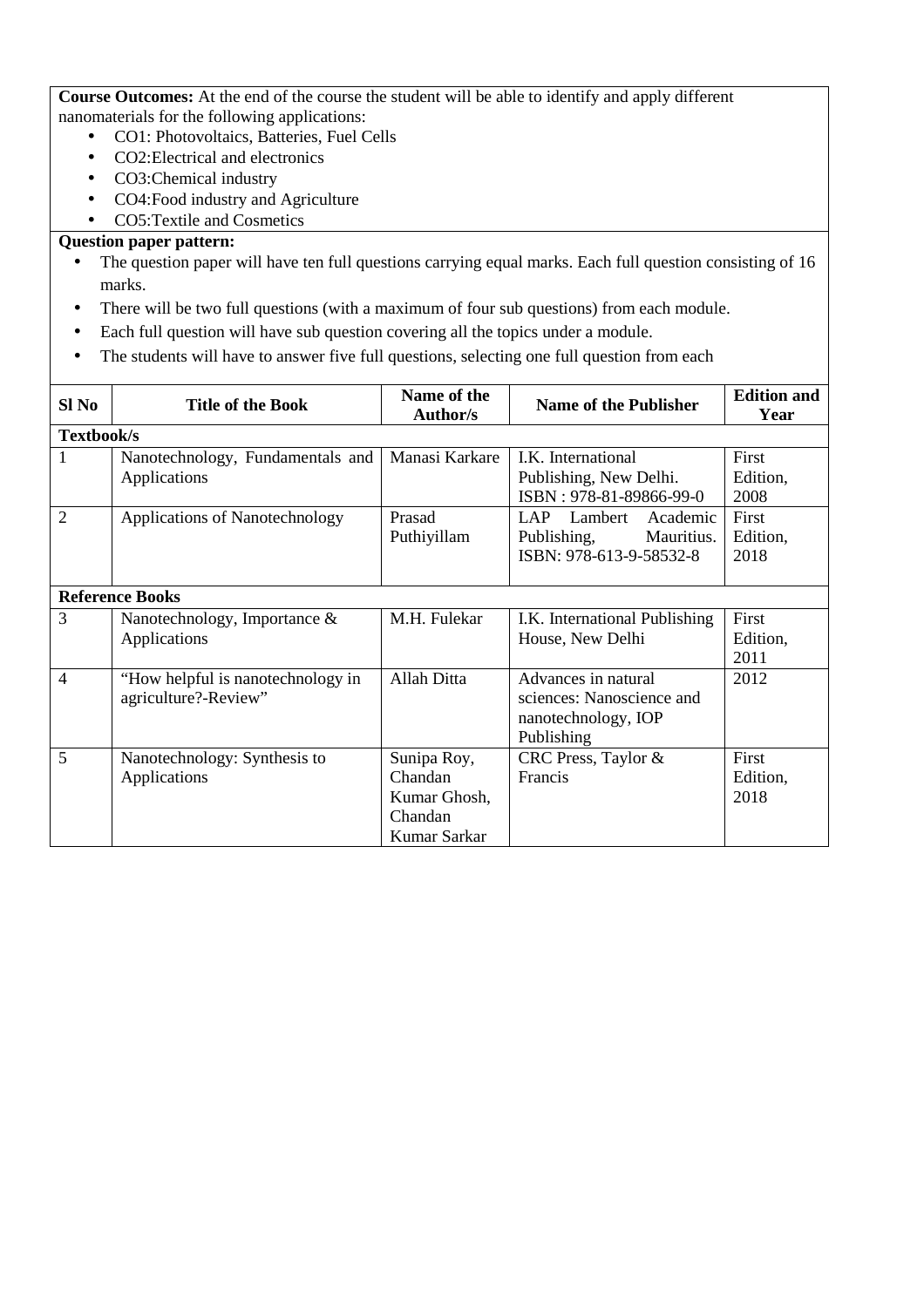**Course Outcomes:** At the end of the course the student will be able to identify and apply different nanomaterials for the following applications:

- CO1: Photovoltaics, Batteries, Fuel Cells
- CO2:Electrical and electronics
- CO3:Chemical industry
- CO4:Food industry and Agriculture
- CO5:Textile and Cosmetics

**Question paper pattern:**

- The question paper will have ten full questions carrying equal marks. Each full question consisting of 16 marks.
- There will be two full questions (with a maximum of four sub questions) from each module.
- Each full question will have sub question covering all the topics under a module.
- The students will have to answer five full questions, selecting one full question from each

| Sl No | Title of the Book | Name of the Author/s | Name of the Publisher | Edition and Year |
|---|---|---|---|---|
| **Textbook/s** | | | | |
| 1 | Nanotechnology, Fundamentals and Applications | Manasi Karkare | I.K. International Publishing, New Delhi. ISBN : 978-81-89866-99-0 | First Edition, 2008 |
| 2 | Applications of Nanotechnology | Prasad Puthiyillam | LAP Lambert Academic Publishing, Mauritius. ISBN: 978-613-9-58532-8 | First Edition, 2018 |
| **Reference Books** | | | | |
| 3 | Nanotechnology, Importance & Applications | M.H. Fulekar | I.K. International Publishing House, New Delhi | First Edition, 2011 |
| 4 | "How helpful is nanotechnology in agriculture?-Review" | Allah Ditta | Advances in natural sciences: Nanoscience and nanotechnology, IOP Publishing | 2012 |
| 5 | Nanotechnology: Synthesis to Applications | Sunipa Roy, Chandan Kumar Ghosh, Chandan Kumar Sarkar | CRC Press, Taylor & Francis | First Edition, 2018 |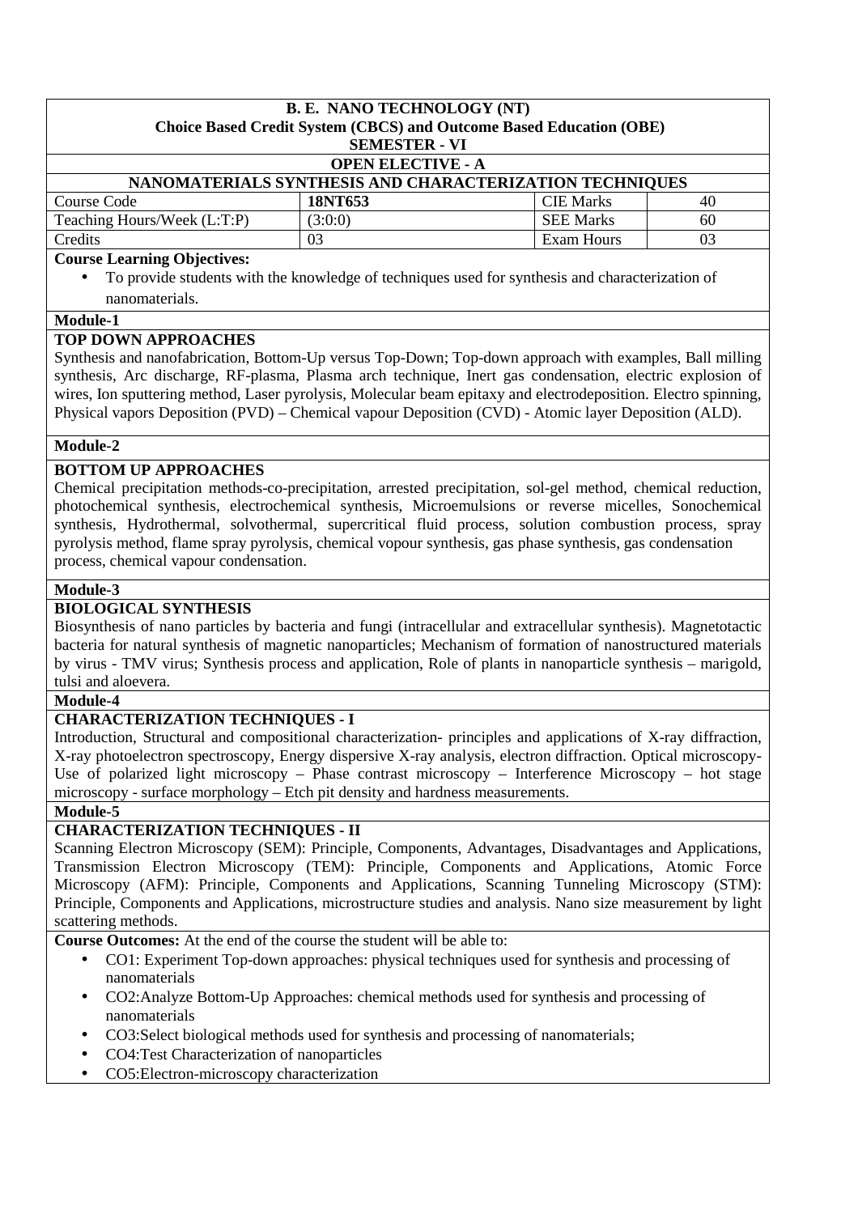**B. E. NANO TECHNOLOGY (NT)**
**Choice Based Credit System (CBCS) and Outcome Based Education (OBE)**
**SEMESTER - VI**

**OPEN ELECTIVE - A**

**NANOMATERIALS SYNTHESIS AND CHARACTERIZATION TECHNIQUES**

| Course Code | **18NT653** | CIE Marks | 40 |
|---|---|---|---|
| Teaching Hours/Week (L:T:P) | (3:0:0) | SEE Marks | 60 |
| Credits | 03 | Exam Hours | 03 |

**Course Learning Objectives:**

- To provide students with the knowledge of techniques used for synthesis and characterization of nanomaterials.

**Module-1**

**TOP DOWN APPROACHES**

Synthesis and nanofabrication, Bottom-Up versus Top-Down; Top-down approach with examples, Ball milling synthesis, Arc discharge, RF-plasma, Plasma arch technique, Inert gas condensation, electric explosion of wires, Ion sputtering method, Laser pyrolysis, Molecular beam epitaxy and electrodeposition. Electro spinning, Physical vapors Deposition (PVD) – Chemical vapour Deposition (CVD) - Atomic layer Deposition (ALD).

**Module-2**

**BOTTOM UP APPROACHES**

Chemical precipitation methods-co-precipitation, arrested precipitation, sol-gel method, chemical reduction, photochemical synthesis, electrochemical synthesis, Microemulsions or reverse micelles, Sonochemical synthesis, Hydrothermal, solvothermal, supercritical fluid process, solution combustion process, spray pyrolysis method, flame spray pyrolysis, chemical vopour synthesis, gas phase synthesis, gas condensation process, chemical vapour condensation.

**Module-3**

**BIOLOGICAL SYNTHESIS**

Biosynthesis of nano particles by bacteria and fungi (intracellular and extracellular synthesis). Magnetotactic bacteria for natural synthesis of magnetic nanoparticles; Mechanism of formation of nanostructured materials by virus - TMV virus; Synthesis process and application, Role of plants in nanoparticle synthesis – marigold, tulsi and aloevera.

**Module-4**

**CHARACTERIZATION TECHNIQUES - I**

Introduction, Structural and compositional characterization- principles and applications of X-ray diffraction, X-ray photoelectron spectroscopy, Energy dispersive X-ray analysis, electron diffraction. Optical microscopy- Use of polarized light microscopy – Phase contrast microscopy – Interference Microscopy – hot stage microscopy - surface morphology – Etch pit density and hardness measurements.

**Module-5**

**CHARACTERIZATION TECHNIQUES - II**

Scanning Electron Microscopy (SEM): Principle, Components, Advantages, Disadvantages and Applications, Transmission Electron Microscopy (TEM): Principle, Components and Applications, Atomic Force Microscopy (AFM): Principle, Components and Applications, Scanning Tunneling Microscopy (STM): Principle, Components and Applications, microstructure studies and analysis. Nano size measurement by light scattering methods.

**Course Outcomes:** At the end of the course the student will be able to:

- CO1: Experiment Top-down approaches: physical techniques used for synthesis and processing of nanomaterials
- CO2:Analyze Bottom-Up Approaches: chemical methods used for synthesis and processing of nanomaterials
- CO3:Select biological methods used for synthesis and processing of nanomaterials;
- CO4:Test Characterization of nanoparticles
- CO5:Electron-microscopy characterization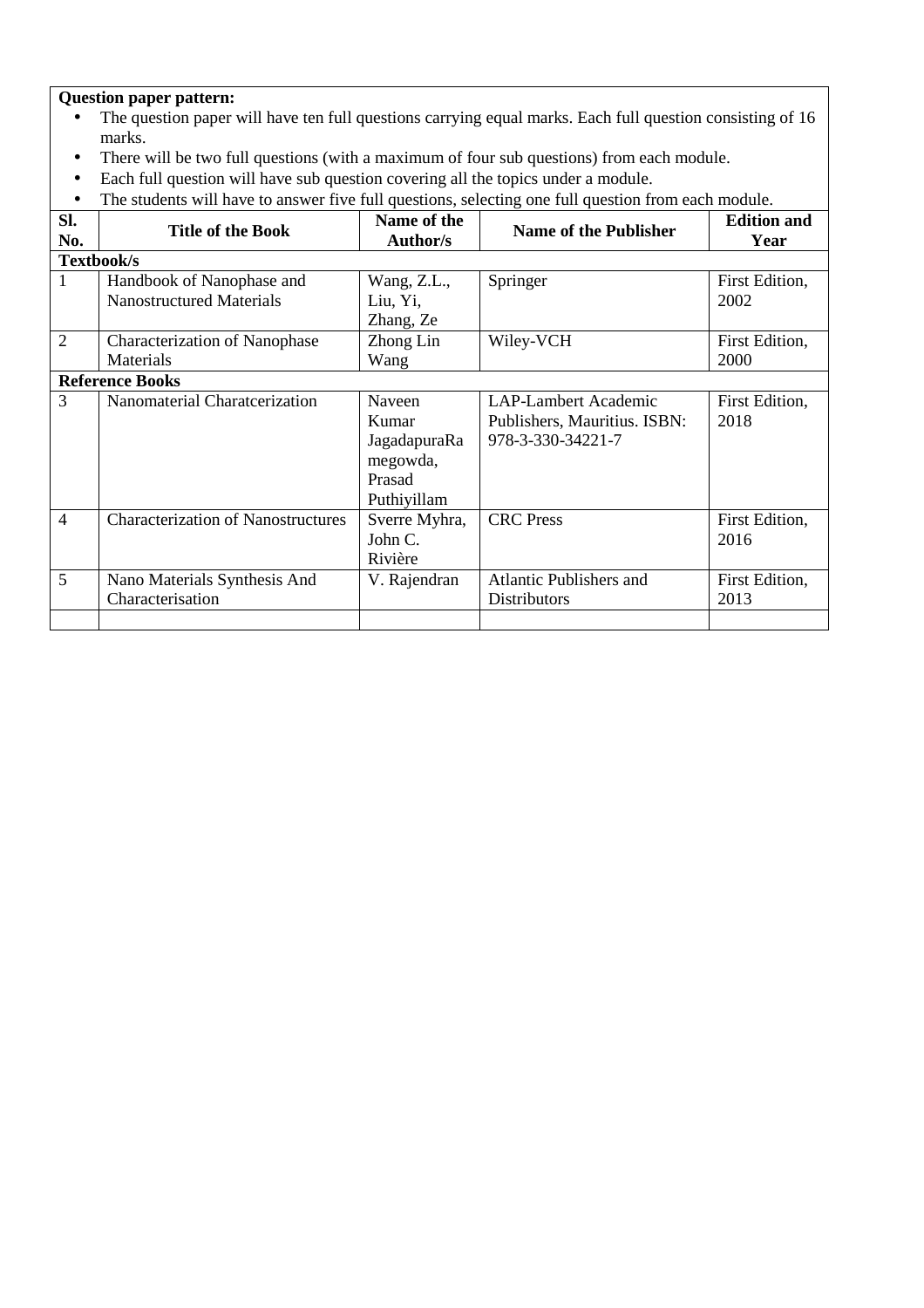**Question paper pattern:**

- The question paper will have ten full questions carrying equal marks. Each full question consisting of 16 marks.
- There will be two full questions (with a maximum of four sub questions) from each module.
- Each full question will have sub question covering all the topics under a module.
- The students will have to answer five full questions, selecting one full question from each module.

| Sl. No. | Title of the Book | Name of the Author/s | Name of the Publisher | Edition and Year |
|---|---|---|---|---|
| **Textbook/s** | | | | |
| 1 | Handbook of Nanophase and Nanostructured Materials | Wang, Z.L., Liu, Yi, Zhang, Ze | Springer | First Edition, 2002 |
| 2 | Characterization of Nanophase Materials | Zhong Lin Wang | Wiley-VCH | First Edition, 2000 |
| **Reference Books** | | | | |
| 3 | Nanomaterial Charatcerization | Naveen Kumar JagadapuraRamegowda, Prasad Puthiyillam | LAP-Lambert Academic Publishers, Mauritius. ISBN: 978-3-330-34221-7 | First Edition, 2018 |
| 4 | Characterization of Nanostructures | Sverre Myhra, John C. Rivière | CRC Press | First Edition, 2016 |
| 5 | Nano Materials Synthesis And Characterisation | V. Rajendran | Atlantic Publishers and Distributors | First Edition, 2013 |
| | | | | |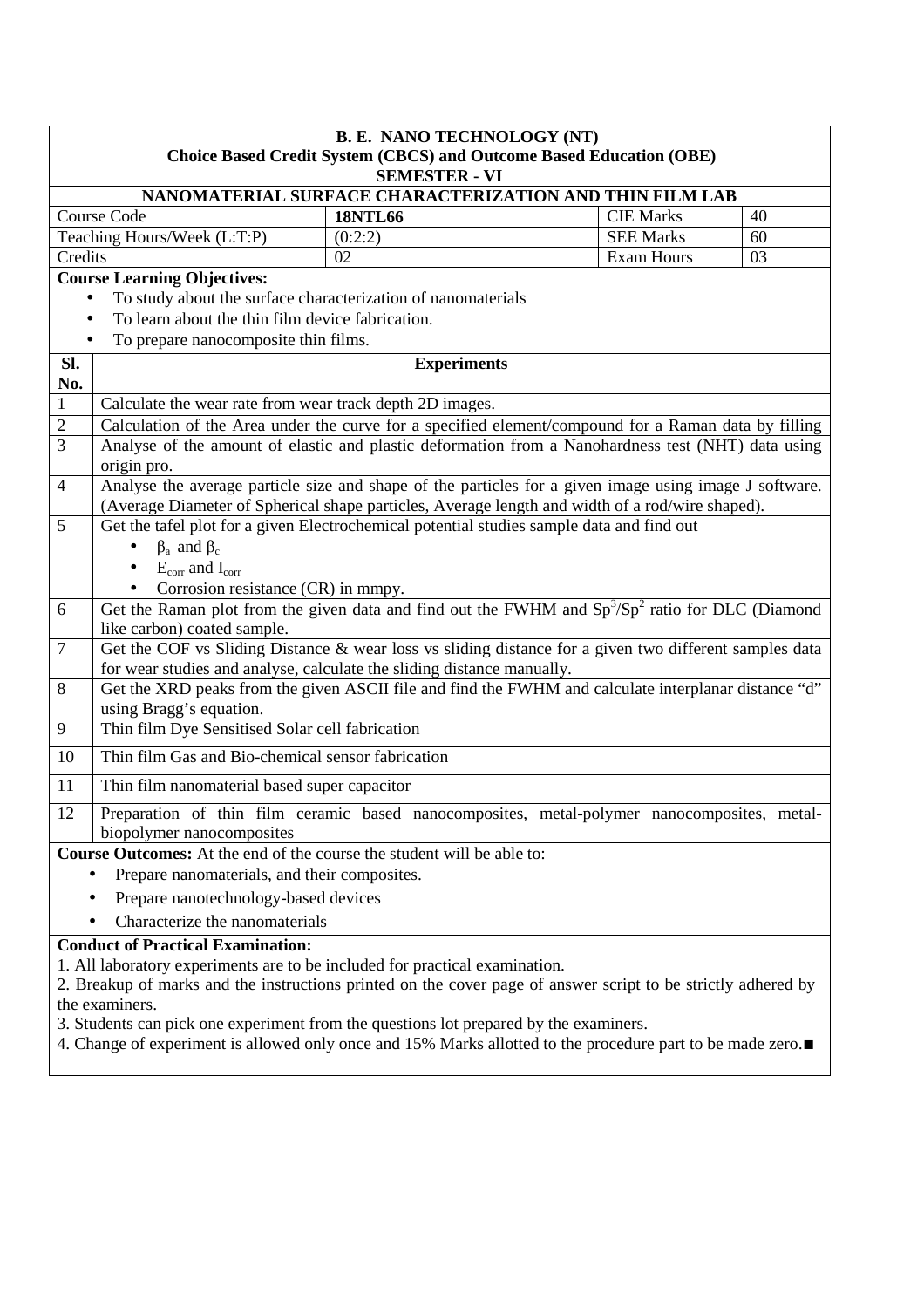**B. E. NANO TECHNOLOGY (NT)**
**Choice Based Credit System (CBCS) and Outcome Based Education (OBE)**
**SEMESTER - VI**

## NANOMATERIAL SURFACE CHARACTERIZATION AND THIN FILM LAB

| Course Code | **18NTL66** | CIE Marks | 40 |
|---|---|---|---|
| Teaching Hours/Week (L:T:P) | (0:2:2) | SEE Marks | 60 |
| Credits | 02 | Exam Hours | 03 |

**Course Learning Objectives:**

- To study about the surface characterization of nanomaterials
- To learn about the thin film device fabrication.
- To prepare nanocomposite thin films.

| Sl. No. | Experiments |
|---|---|
| 1 | Calculate the wear rate from wear track depth 2D images. |
| 2 | Calculation of the Area under the curve for a specified element/compound for a Raman data by filling |
| 3 | Analyse of the amount of elastic and plastic deformation from a Nanohardness test (NHT) data using origin pro. |
| 4 | Analyse the average particle size and shape of the particles for a given image using image J software. (Average Diameter of Spherical shape particles, Average length and width of a rod/wire shaped). |
| 5 | Get the tafel plot for a given Electrochemical potential studies sample data and find out<br>• $\beta_a$ and $\beta_c$<br>• $E_{corr}$ and $I_{corr}$<br>• Corrosion resistance (CR) in mmpy. |
| 6 | Get the Raman plot from the given data and find out the FWHM and $Sp^3/Sp^2$ ratio for DLC (Diamond like carbon) coated sample. |
| 7 | Get the COF vs Sliding Distance & wear loss vs sliding distance for a given two different samples data for wear studies and analyse, calculate the sliding distance manually. |
| 8 | Get the XRD peaks from the given ASCII file and find the FWHM and calculate interplanar distance "d" using Bragg's equation. |
| 9 | Thin film Dye Sensitised Solar cell fabrication |
| 10 | Thin film Gas and Bio-chemical sensor fabrication |
| 11 | Thin film nanomaterial based super capacitor |
| 12 | Preparation of thin film ceramic based nanocomposites, metal-polymer nanocomposites, metal-biopolymer nanocomposites |

**Course Outcomes:** At the end of the course the student will be able to:

- Prepare nanomaterials, and their composites.
- Prepare nanotechnology-based devices
- Characterize the nanomaterials

**Conduct of Practical Examination:**

1. All laboratory experiments are to be included for practical examination.
2. Breakup of marks and the instructions printed on the cover page of answer script to be strictly adhered by the examiners.
3. Students can pick one experiment from the questions lot prepared by the examiners.
4. Change of experiment is allowed only once and 15% Marks allotted to the procedure part to be made zero.■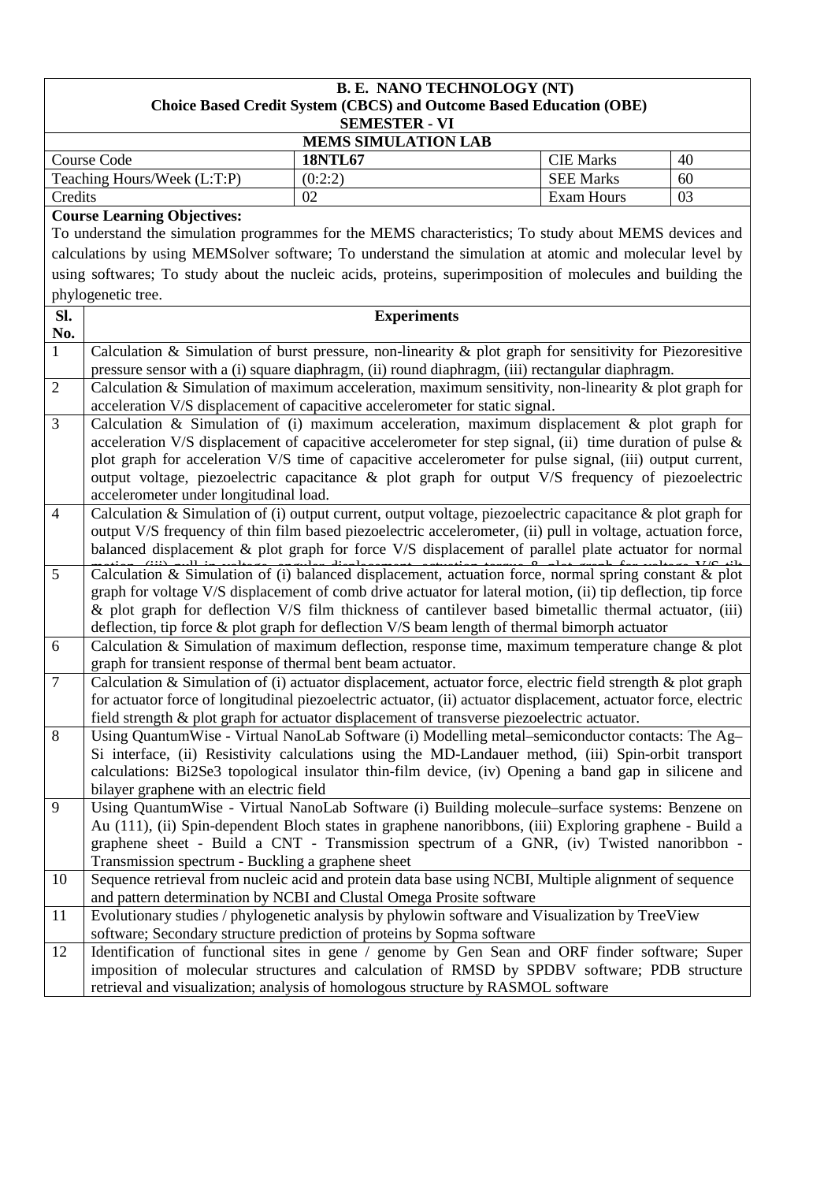**B. E. NANO TECHNOLOGY (NT)**
**Choice Based Credit System (CBCS) and Outcome Based Education (OBE)**
**SEMESTER - VI**

**MEMS SIMULATION LAB**

| Course Code | **18NTL67** | CIE Marks | 40 |
|---|---|---|---|
| Teaching Hours/Week (L:T:P) | (0:2:2) | SEE Marks | 60 |
| Credits | 02 | Exam Hours | 03 |

**Course Learning Objectives:**

To understand the simulation programmes for the MEMS characteristics; To study about MEMS devices and calculations by using MEMSolver software; To understand the simulation at atomic and molecular level by using softwares; To study about the nucleic acids, proteins, superimposition of molecules and building the phylogenetic tree.

| Sl. No. | Experiments |
|---|---|
| 1 | Calculation & Simulation of burst pressure, non-linearity & plot graph for sensitivity for Piezoresitive pressure sensor with a (i) square diaphragm, (ii) round diaphragm, (iii) rectangular diaphragm. |
| 2 | Calculation & Simulation of maximum acceleration, maximum sensitivity, non-linearity & plot graph for acceleration V/S displacement of capacitive accelerometer for static signal. |
| 3 | Calculation & Simulation of (i) maximum acceleration, maximum displacement & plot graph for acceleration V/S displacement of capacitive accelerometer for step signal, (ii) time duration of pulse & plot graph for acceleration V/S time of capacitive accelerometer for pulse signal, (iii) output current, output voltage, piezoelectric capacitance & plot graph for output V/S frequency of piezoelectric accelerometer under longitudinal load. |
| 4 | Calculation & Simulation of (i) output current, output voltage, piezoelectric capacitance & plot graph for output V/S frequency of thin film based piezoelectric accelerometer, (ii) pull in voltage, actuation force, balanced displacement & plot graph for force V/S displacement of parallel plate actuator for normal motion, (iii) pull in voltage, angular displacement, actuation torque & plot graph for voltage V/S tilt |
| 5 | Calculation & Simulation of (i) balanced displacement, actuation force, normal spring constant & plot graph for voltage V/S displacement of comb drive actuator for lateral motion, (ii) tip deflection, tip force & plot graph for deflection V/S film thickness of cantilever based bimetallic thermal actuator, (iii) deflection, tip force & plot graph for deflection V/S beam length of thermal bimorph actuator |
| 6 | Calculation & Simulation of maximum deflection, response time, maximum temperature change & plot graph for transient response of thermal bent beam actuator. |
| 7 | Calculation & Simulation of (i) actuator displacement, actuator force, electric field strength & plot graph for actuator force of longitudinal piezoelectric actuator, (ii) actuator displacement, actuator force, electric field strength & plot graph for actuator displacement of transverse piezoelectric actuator. |
| 8 | Using QuantumWise - Virtual NanoLab Software (i) Modelling metal–semiconductor contacts: The Ag–Si interface, (ii) Resistivity calculations using the MD-Landauer method, (iii) Spin-orbit transport calculations: $Bi_2Se_3$ topological insulator thin-film device, (iv) Opening a band gap in silicene and bilayer graphene with an electric field |
| 9 | Using QuantumWise - Virtual NanoLab Software (i) Building molecule–surface systems: Benzene on Au (111), (ii) Spin-dependent Bloch states in graphene nanoribbons, (iii) Exploring graphene - Build a graphene sheet - Build a CNT - Transmission spectrum of a GNR, (iv) Twisted nanoribbon - Transmission spectrum - Buckling a graphene sheet |
| 10 | Sequence retrieval from nucleic acid and protein data base using NCBI, Multiple alignment of sequence and pattern determination by NCBI and Clustal Omega Prosite software |
| 11 | Evolutionary studies / phylogenetic analysis by phylowin software and Visualization by TreeView software; Secondary structure prediction of proteins by Sopma software |
| 12 | Identification of functional sites in gene / genome by Gen Sean and ORF finder software; Super imposition of molecular structures and calculation of RMSD by SPDBV software; PDB structure retrieval and visualization; analysis of homologous structure by RASMOL software |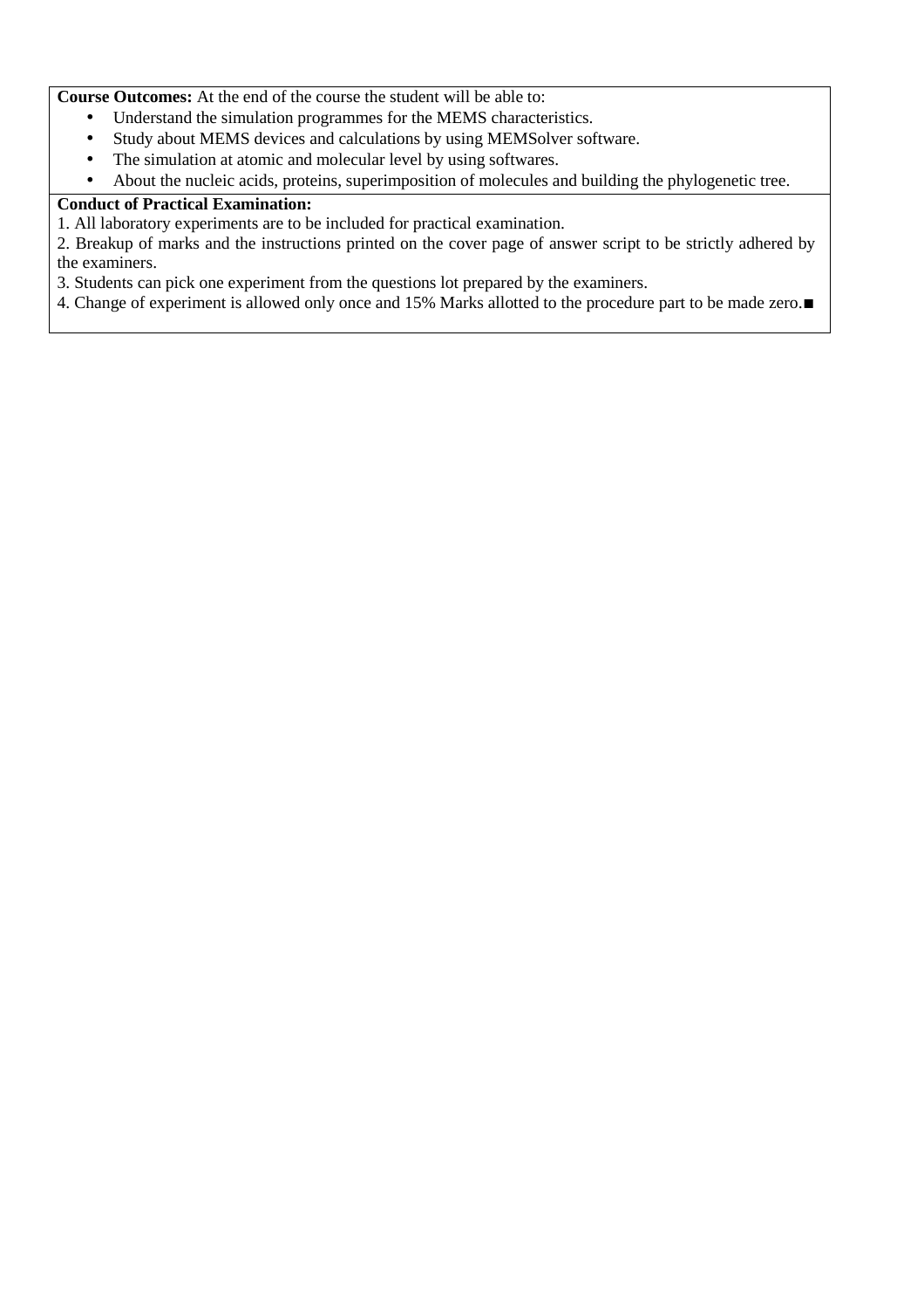**Course Outcomes:** At the end of the course the student will be able to:

- Understand the simulation programmes for the MEMS characteristics.
- Study about MEMS devices and calculations by using MEMSolver software.
- The simulation at atomic and molecular level by using softwares.
- About the nucleic acids, proteins, superimposition of molecules and building the phylogenetic tree.

**Conduct of Practical Examination:**

1. All laboratory experiments are to be included for practical examination.
2. Breakup of marks and the instructions printed on the cover page of answer script to be strictly adhered by the examiners.
3. Students can pick one experiment from the questions lot prepared by the examiners.
4. Change of experiment is allowed only once and 15% Marks allotted to the procedure part to be made zero.■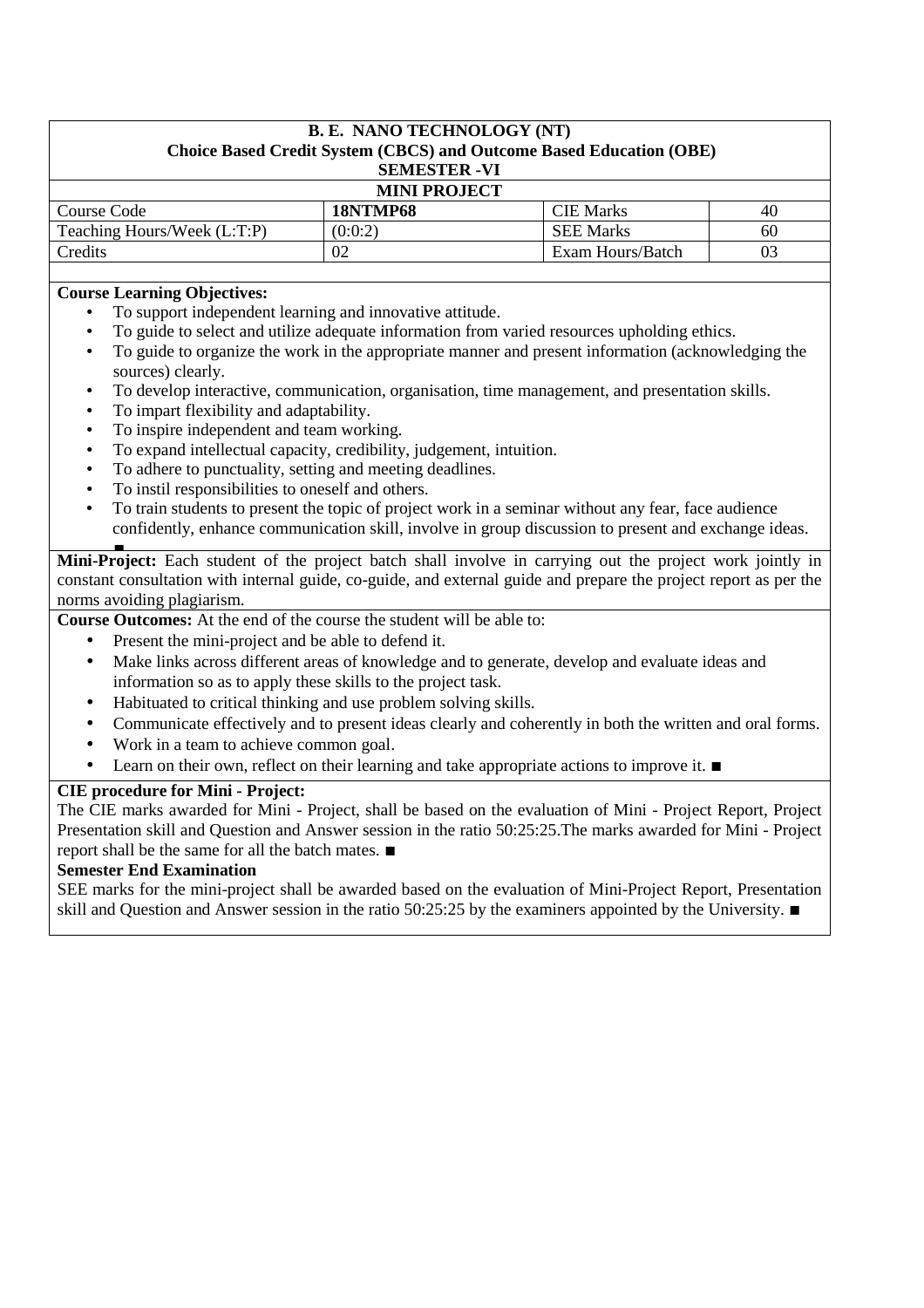**B. E. NANO TECHNOLOGY (NT)**
**Choice Based Credit System (CBCS) and Outcome Based Education (OBE)**
**SEMESTER -VI**

**MINI PROJECT**

| Course Code | **18NTMP68** | CIE Marks | 40 |
|---|---|---|---|
| Teaching Hours/Week (L:T:P) | (0:0:2) | SEE Marks | 60 |
| Credits | 02 | Exam Hours/Batch | 03 |

**Course Learning Objectives:**

- To support independent learning and innovative attitude.
- To guide to select and utilize adequate information from varied resources upholding ethics.
- To guide to organize the work in the appropriate manner and present information (acknowledging the sources) clearly.
- To develop interactive, communication, organisation, time management, and presentation skills.
- To impart flexibility and adaptability.
- To inspire independent and team working.
- To expand intellectual capacity, credibility, judgement, intuition.
- To adhere to punctuality, setting and meeting deadlines.
- To instil responsibilities to oneself and others.
- To train students to present the topic of project work in a seminar without any fear, face audience confidently, enhance communication skill, involve in group discussion to present and exchange ideas. ■

**Mini-Project:** Each student of the project batch shall involve in carrying out the project work jointly in constant consultation with internal guide, co-guide, and external guide and prepare the project report as per the norms avoiding plagiarism.

**Course Outcomes:** At the end of the course the student will be able to:

- Present the mini-project and be able to defend it.
- Make links across different areas of knowledge and to generate, develop and evaluate ideas and information so as to apply these skills to the project task.
- Habituated to critical thinking and use problem solving skills.
- Communicate effectively and to present ideas clearly and coherently in both the written and oral forms.
- Work in a team to achieve common goal.
- Learn on their own, reflect on their learning and take appropriate actions to improve it. ■

**CIE procedure for Mini - Project:**

The CIE marks awarded for Mini - Project, shall be based on the evaluation of Mini - Project Report, Project Presentation skill and Question and Answer session in the ratio 50:25:25.The marks awarded for Mini - Project report shall be the same for all the batch mates. ■

**Semester End Examination**

SEE marks for the mini-project shall be awarded based on the evaluation of Mini-Project Report, Presentation skill and Question and Answer session in the ratio 50:25:25 by the examiners appointed by the University. ■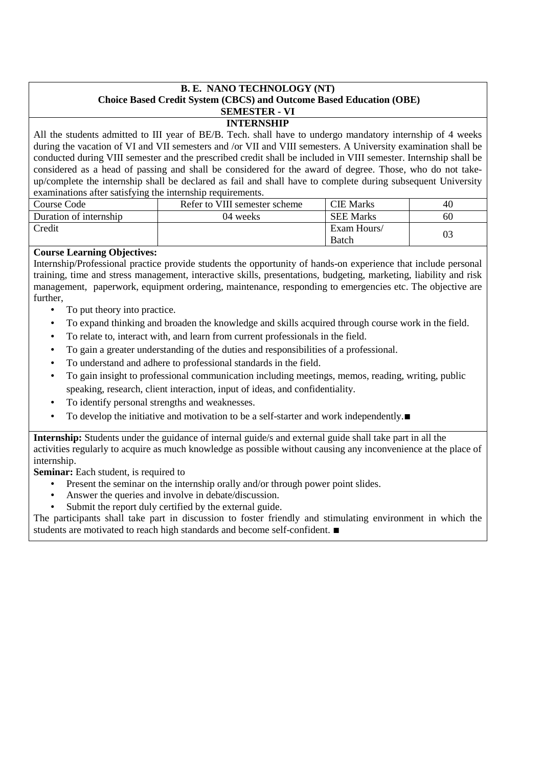**B. E. NANO TECHNOLOGY (NT)**
**Choice Based Credit System (CBCS) and Outcome Based Education (OBE)**
**SEMESTER - VI**

**INTERNSHIP**

All the students admitted to III year of BE/B. Tech. shall have to undergo mandatory internship of 4 weeks during the vacation of VI and VII semesters and /or VII and VIII semesters. A University examination shall be conducted during VIII semester and the prescribed credit shall be included in VIII semester. Internship shall be considered as a head of passing and shall be considered for the award of degree. Those, who do not take-up/complete the internship shall be declared as fail and shall have to complete during subsequent University examinations after satisfying the internship requirements.

| Course Code | Refer to VIII semester scheme | CIE Marks | 40 |
|---|---|---|---|
| Duration of internship | 04 weeks | SEE Marks | 60 |
| Credit | | Exam Hours/ Batch | 03 |

**Course Learning Objectives:**

Internship/Professional practice provide students the opportunity of hands-on experience that include personal training, time and stress management, interactive skills, presentations, budgeting, marketing, liability and risk management, paperwork, equipment ordering, maintenance, responding to emergencies etc. The objective are further,

- To put theory into practice.
- To expand thinking and broaden the knowledge and skills acquired through course work in the field.
- To relate to, interact with, and learn from current professionals in the field.
- To gain a greater understanding of the duties and responsibilities of a professional.
- To understand and adhere to professional standards in the field.
- To gain insight to professional communication including meetings, memos, reading, writing, public speaking, research, client interaction, input of ideas, and confidentiality.
- To identify personal strengths and weaknesses.
- To develop the initiative and motivation to be a self-starter and work independently.■

**Internship:** Students under the guidance of internal guide/s and external guide shall take part in all the activities regularly to acquire as much knowledge as possible without causing any inconvenience at the place of internship.

**Seminar:** Each student, is required to

- Present the seminar on the internship orally and/or through power point slides.
- Answer the queries and involve in debate/discussion.
- Submit the report duly certified by the external guide.

The participants shall take part in discussion to foster friendly and stimulating environment in which the students are motivated to reach high standards and become self-confident. ■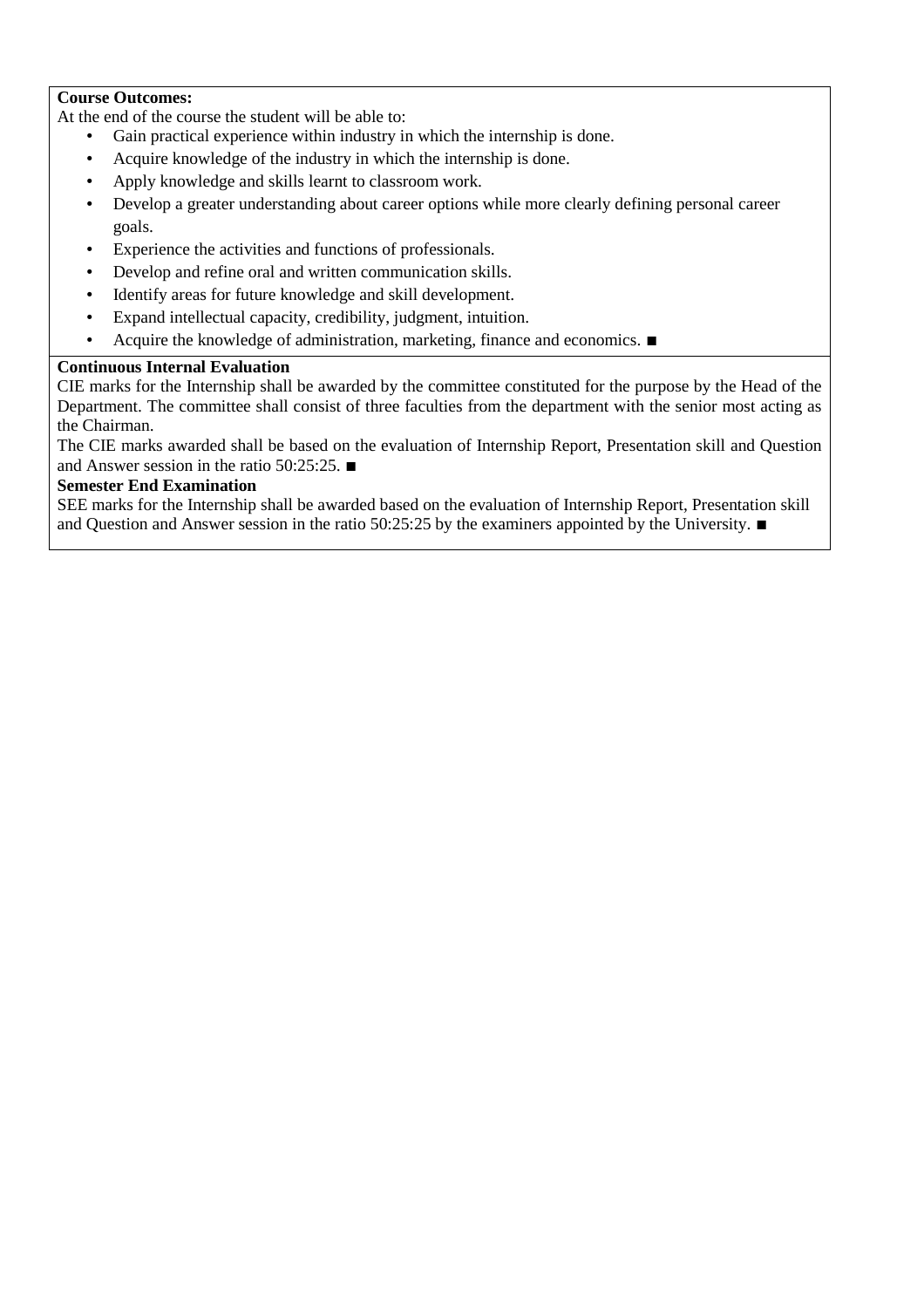**Course Outcomes:**

At the end of the course the student will be able to:

- Gain practical experience within industry in which the internship is done.
- Acquire knowledge of the industry in which the internship is done.
- Apply knowledge and skills learnt to classroom work.
- Develop a greater understanding about career options while more clearly defining personal career goals.
- Experience the activities and functions of professionals.
- Develop and refine oral and written communication skills.
- Identify areas for future knowledge and skill development.
- Expand intellectual capacity, credibility, judgment, intuition.
- Acquire the knowledge of administration, marketing, finance and economics. ■

**Continuous Internal Evaluation**

CIE marks for the Internship shall be awarded by the committee constituted for the purpose by the Head of the Department. The committee shall consist of three faculties from the department with the senior most acting as the Chairman.

The CIE marks awarded shall be based on the evaluation of Internship Report, Presentation skill and Question and Answer session in the ratio 50:25:25. ■

**Semester End Examination**

SEE marks for the Internship shall be awarded based on the evaluation of Internship Report, Presentation skill and Question and Answer session in the ratio 50:25:25 by the examiners appointed by the University. ■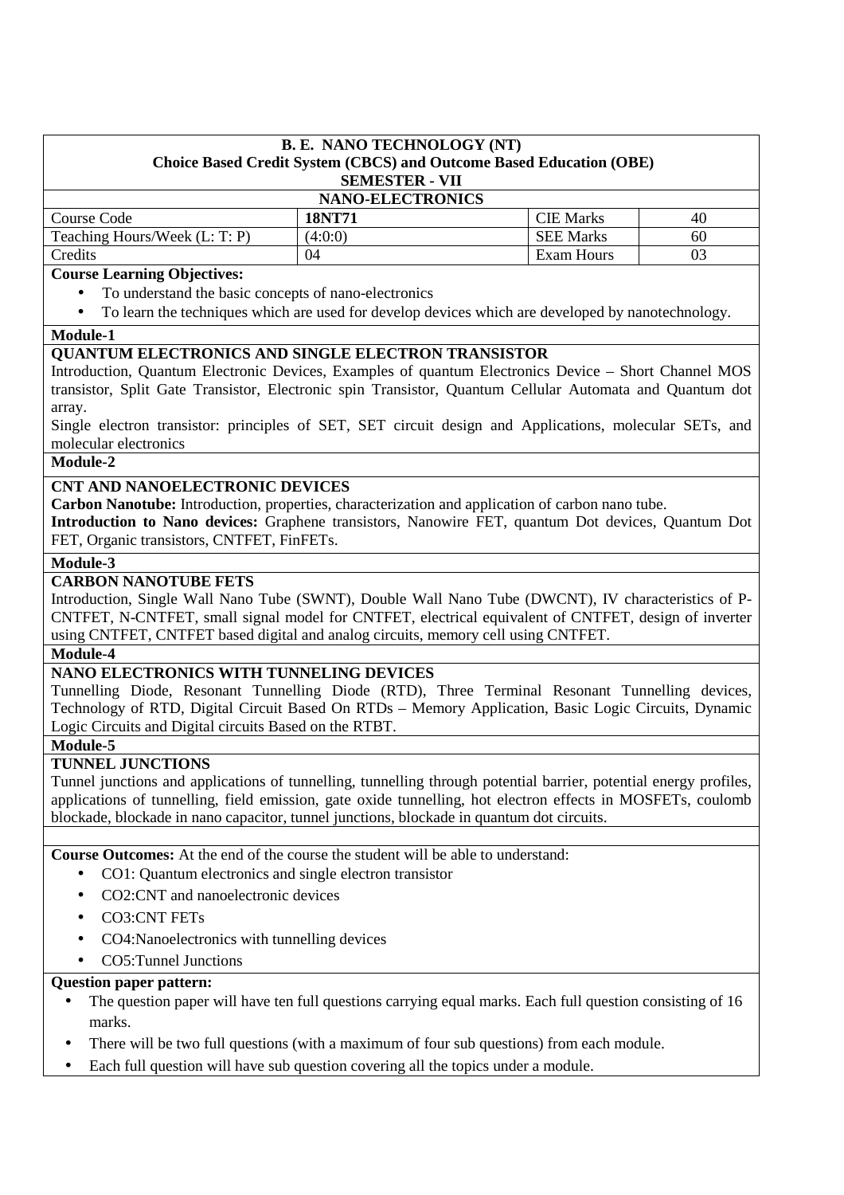**B. E. NANO TECHNOLOGY (NT)**
**Choice Based Credit System (CBCS) and Outcome Based Education (OBE)**
**SEMESTER - VII**

**NANO-ELECTRONICS**

| Course Code | **18NT71** | CIE Marks | 40 |
|---|---|---|---|
| Teaching Hours/Week (L: T: P) | (4:0:0) | SEE Marks | 60 |
| Credits | 04 | Exam Hours | 03 |

**Course Learning Objectives:**

- To understand the basic concepts of nano-electronics
- To learn the techniques which are used for develop devices which are developed by nanotechnology.

**Module-1**

**QUANTUM ELECTRONICS AND SINGLE ELECTRON TRANSISTOR**

Introduction, Quantum Electronic Devices, Examples of quantum Electronics Device – Short Channel MOS transistor, Split Gate Transistor, Electronic spin Transistor, Quantum Cellular Automata and Quantum dot array.

Single electron transistor: principles of SET, SET circuit design and Applications, molecular SETs, and molecular electronics

**Module-2**

**CNT AND NANOELECTRONIC DEVICES**

**Carbon Nanotube:** Introduction, properties, characterization and application of carbon nano tube.

**Introduction to Nano devices:** Graphene transistors, Nanowire FET, quantum Dot devices, Quantum Dot FET, Organic transistors, CNTFET, FinFETs.

**Module-3**

**CARBON NANOTUBE FETS**

Introduction, Single Wall Nano Tube (SWNT), Double Wall Nano Tube (DWCNT), IV characteristics of P-CNTFET, N-CNTFET, small signal model for CNTFET, electrical equivalent of CNTFET, design of inverter using CNTFET, CNTFET based digital and analog circuits, memory cell using CNTFET.

**Module-4**

**NANO ELECTRONICS WITH TUNNELING DEVICES**

Tunnelling Diode, Resonant Tunnelling Diode (RTD), Three Terminal Resonant Tunnelling devices, Technology of RTD, Digital Circuit Based On RTDs – Memory Application, Basic Logic Circuits, Dynamic Logic Circuits and Digital circuits Based on the RTBT.

**Module-5**

**TUNNEL JUNCTIONS**

Tunnel junctions and applications of tunnelling, tunnelling through potential barrier, potential energy profiles, applications of tunnelling, field emission, gate oxide tunnelling, hot electron effects in MOSFETs, coulomb blockade, blockade in nano capacitor, tunnel junctions, blockade in quantum dot circuits.

**Course Outcomes:** At the end of the course the student will be able to understand:

- CO1: Quantum electronics and single electron transistor
- CO2:CNT and nanoelectronic devices
- CO3:CNT FETs
- CO4:Nanoelectronics with tunnelling devices
- CO5:Tunnel Junctions

**Question paper pattern:**

- The question paper will have ten full questions carrying equal marks. Each full question consisting of 16 marks.
- There will be two full questions (with a maximum of four sub questions) from each module.
- Each full question will have sub question covering all the topics under a module.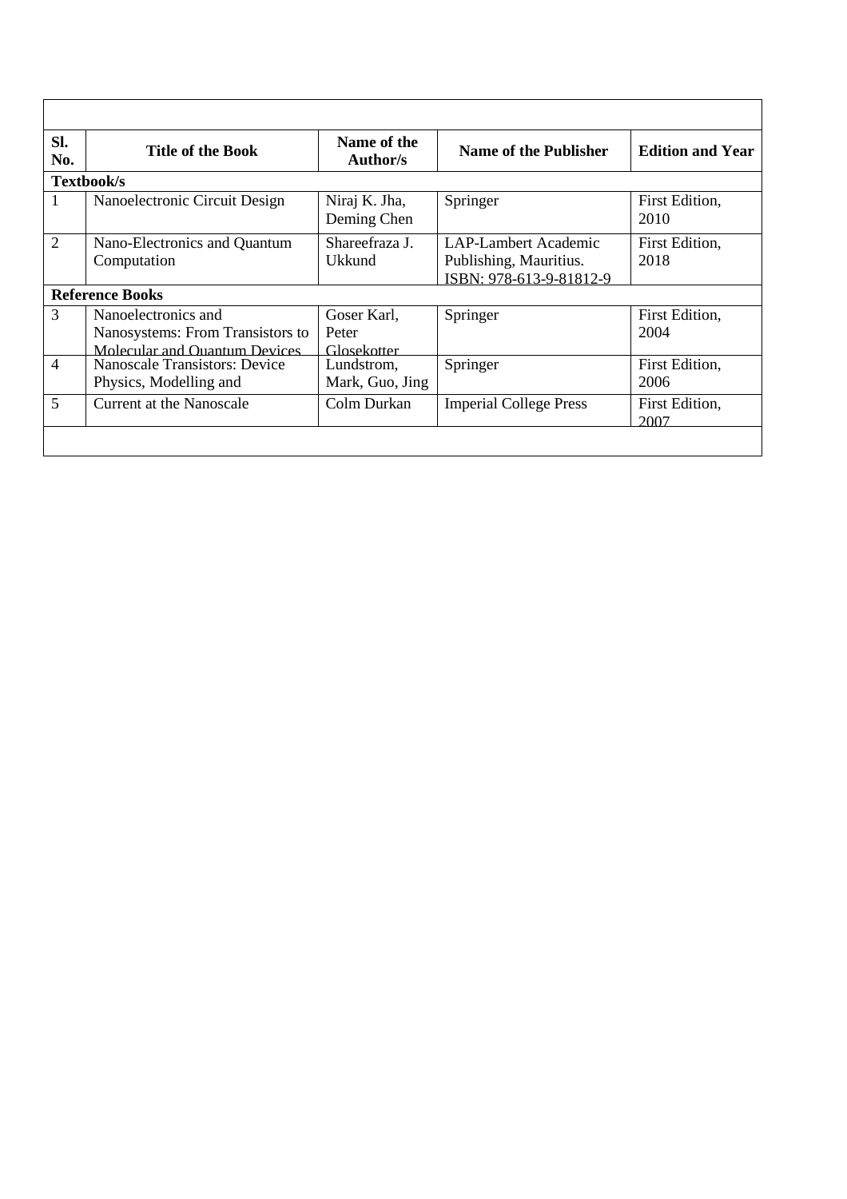| Sl. No. | Title of the Book | Name of the Author/s | Name of the Publisher | Edition and Year |
|---|---|---|---|---|
| **Textbook/s** | | | | |
| 1 | Nanoelectronic Circuit Design | Niraj K. Jha, Deming Chen | Springer | First Edition, 2010 |
| 2 | Nano-Electronics and Quantum Computation | Shareefraza J. Ukkund | LAP-Lambert Academic Publishing, Mauritius. ISBN: 978-613-9-81812-9 | First Edition, 2018 |
| **Reference Books** | | | | |
| 3 | Nanoelectronics and Nanosystems: From Transistors to Molecular and Quantum Devices | Goser Karl, Peter Glosekotter | Springer | First Edition, 2004 |
| 4 | Nanoscale Transistors: Device Physics, Modelling and | Lundstrom, Mark, Guo, Jing | Springer | First Edition, 2006 |
| 5 | Current at the Nanoscale | Colm Durkan | Imperial College Press | First Edition, 2007 |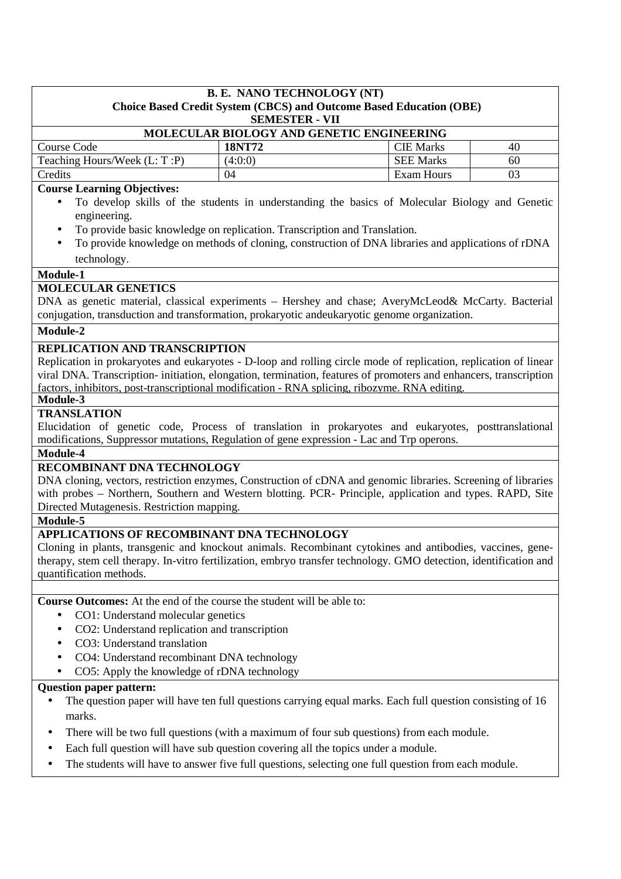**B. E. NANO TECHNOLOGY (NT)**
**Choice Based Credit System (CBCS) and Outcome Based Education (OBE)**
**SEMESTER - VII**

**MOLECULAR BIOLOGY AND GENETIC ENGINEERING**

| Course Code | **18NT72** | CIE Marks | 40 |
|---|---|---|---|
| Teaching Hours/Week (L: T :P) | (4:0:0) | SEE Marks | 60 |
| Credits | 04 | Exam Hours | 03 |

**Course Learning Objectives:**

- To develop skills of the students in understanding the basics of Molecular Biology and Genetic engineering.
- To provide basic knowledge on replication. Transcription and Translation.
- To provide knowledge on methods of cloning, construction of DNA libraries and applications of rDNA technology.

**Module-1**

**MOLECULAR GENETICS**

DNA as genetic material, classical experiments – Hershey and chase; AveryMcLeod& McCarty. Bacterial conjugation, transduction and transformation, prokaryotic andeukaryotic genome organization.

**Module-2**

**REPLICATION AND TRANSCRIPTION**

Replication in prokaryotes and eukaryotes - D-loop and rolling circle mode of replication, replication of linear viral DNA. Transcription- initiation, elongation, termination, features of promoters and enhancers, transcription factors, inhibitors, post-transcriptional modification - RNA splicing, ribozyme. RNA editing.

**Module-3**

**TRANSLATION**

Elucidation of genetic code, Process of translation in prokaryotes and eukaryotes, posttranslational modifications, Suppressor mutations, Regulation of gene expression - Lac and Trp operons.

**Module-4**

**RECOMBINANT DNA TECHNOLOGY**

DNA cloning, vectors, restriction enzymes, Construction of cDNA and genomic libraries. Screening of libraries with probes – Northern, Southern and Western blotting. PCR- Principle, application and types. RAPD, Site Directed Mutagenesis. Restriction mapping.

**Module-5**

**APPLICATIONS OF RECOMBINANT DNA TECHNOLOGY**

Cloning in plants, transgenic and knockout animals. Recombinant cytokines and antibodies, vaccines, gene-therapy, stem cell therapy. In-vitro fertilization, embryo transfer technology. GMO detection, identification and quantification methods.

**Course Outcomes:** At the end of the course the student will be able to:

- CO1: Understand molecular genetics
- CO2: Understand replication and transcription
- CO3: Understand translation
- CO4: Understand recombinant DNA technology
- CO5: Apply the knowledge of rDNA technology

**Question paper pattern:**

- The question paper will have ten full questions carrying equal marks. Each full question consisting of 16 marks.
- There will be two full questions (with a maximum of four sub questions) from each module.
- Each full question will have sub question covering all the topics under a module.
- The students will have to answer five full questions, selecting one full question from each module.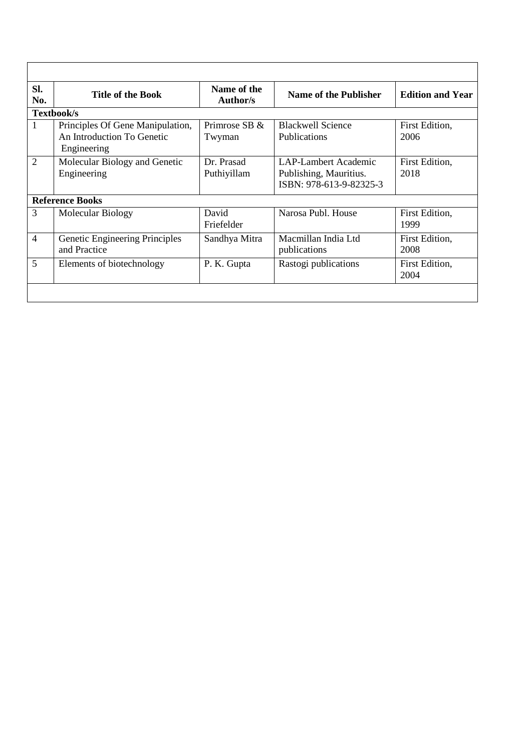| Sl. No. | Title of the Book | Name of the Author/s | Name of the Publisher | Edition and Year |
|---|---|---|---|---|
| **Textbook/s** | | | | |
| 1 | Principles Of Gene Manipulation, An Introduction To Genetic Engineering | Primrose SB & Twyman | Blackwell Science Publications | First Edition, 2006 |
| 2 | Molecular Biology and Genetic Engineering | Dr. Prasad Puthiyillam | LAP-Lambert Academic Publishing, Mauritius. ISBN: 978-613-9-82325-3 | First Edition, 2018 |
| **Reference Books** | | | | |
| 3 | Molecular Biology | David Friefelder | Narosa Publ. House | First Edition, 1999 |
| 4 | Genetic Engineering Principles and Practice | Sandhya Mitra | Macmillan India Ltd publications | First Edition, 2008 |
| 5 | Elements of biotechnology | P. K. Gupta | Rastogi publications | First Edition, 2004 |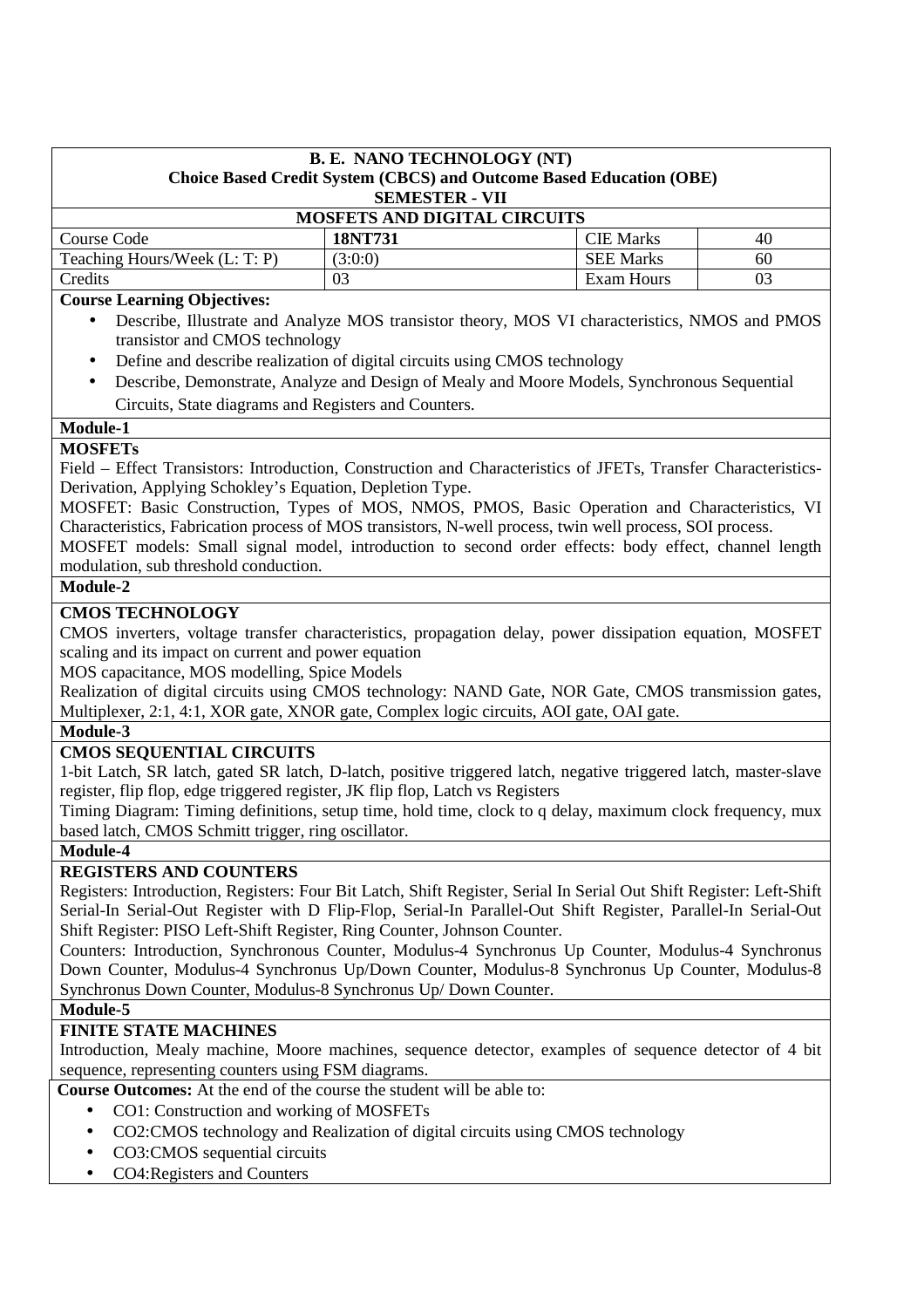**B. E. NANO TECHNOLOGY (NT)**
**Choice Based Credit System (CBCS) and Outcome Based Education (OBE)**
**SEMESTER - VII**

**MOSFETS AND DIGITAL CIRCUITS**

| Course Code | **18NT731** | CIE Marks | 40 |
|---|---|---|---|
| Teaching Hours/Week (L: T: P) | (3:0:0) | SEE Marks | 60 |
| Credits | 03 | Exam Hours | 03 |

**Course Learning Objectives:**

- Describe, Illustrate and Analyze MOS transistor theory, MOS VI characteristics, NMOS and PMOS transistor and CMOS technology
- Define and describe realization of digital circuits using CMOS technology
- Describe, Demonstrate, Analyze and Design of Mealy and Moore Models, Synchronous Sequential Circuits, State diagrams and Registers and Counters.

**Module-1**

**MOSFETs**

Field – Effect Transistors: Introduction, Construction and Characteristics of JFETs, Transfer Characteristics-Derivation, Applying Schokley's Equation, Depletion Type.

MOSFET: Basic Construction, Types of MOS, NMOS, PMOS, Basic Operation and Characteristics, VI Characteristics, Fabrication process of MOS transistors, N-well process, twin well process, SOI process.

MOSFET models: Small signal model, introduction to second order effects: body effect, channel length modulation, sub threshold conduction.

**Module-2**

**CMOS TECHNOLOGY**

CMOS inverters, voltage transfer characteristics, propagation delay, power dissipation equation, MOSFET scaling and its impact on current and power equation

MOS capacitance, MOS modelling, Spice Models

Realization of digital circuits using CMOS technology: NAND Gate, NOR Gate, CMOS transmission gates, Multiplexer, 2:1, 4:1, XOR gate, XNOR gate, Complex logic circuits, AOI gate, OAI gate.

**Module-3**

**CMOS SEQUENTIAL CIRCUITS**

1-bit Latch, SR latch, gated SR latch, D-latch, positive triggered latch, negative triggered latch, master-slave register, flip flop, edge triggered register, JK flip flop, Latch vs Registers

Timing Diagram: Timing definitions, setup time, hold time, clock to q delay, maximum clock frequency, mux based latch, CMOS Schmitt trigger, ring oscillator.

**Module-4**

**REGISTERS AND COUNTERS**

Registers: Introduction, Registers: Four Bit Latch, Shift Register, Serial In Serial Out Shift Register: Left-Shift Serial-In Serial-Out Register with D Flip-Flop, Serial-In Parallel-Out Shift Register, Parallel-In Serial-Out Shift Register: PISO Left-Shift Register, Ring Counter, Johnson Counter.

Counters: Introduction, Synchronous Counter, Modulus-4 Synchronus Up Counter, Modulus-4 Synchronus Down Counter, Modulus-4 Synchronus Up/Down Counter, Modulus-8 Synchronus Up Counter, Modulus-8 Synchronus Down Counter, Modulus-8 Synchronus Up/ Down Counter.

**Module-5**

**FINITE STATE MACHINES**

Introduction, Mealy machine, Moore machines, sequence detector, examples of sequence detector of 4 bit sequence, representing counters using FSM diagrams.

**Course Outcomes:** At the end of the course the student will be able to:

- CO1: Construction and working of MOSFETs
- CO2:CMOS technology and Realization of digital circuits using CMOS technology
- CO3:CMOS sequential circuits
- CO4:Registers and Counters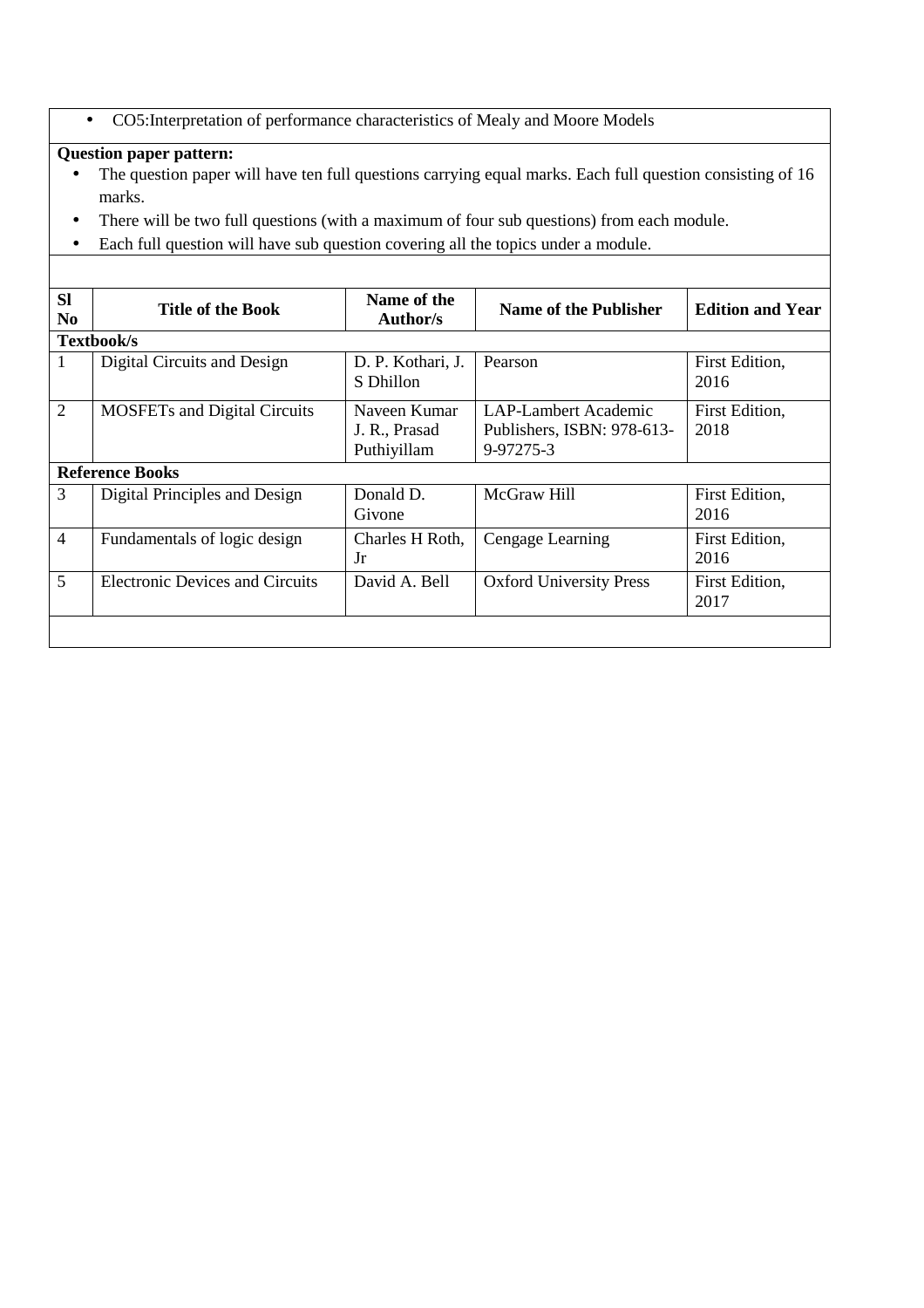- CO5:Interpretation of performance characteristics of Mealy and Moore Models

**Question paper pattern:**

- The question paper will have ten full questions carrying equal marks. Each full question consisting of 16 marks.
- There will be two full questions (with a maximum of four sub questions) from each module.
- Each full question will have sub question covering all the topics under a module.

| Sl No | Title of the Book | Name of the Author/s | Name of the Publisher | Edition and Year |
|---|---|---|---|---|
| **Textbook/s** | | | | |
| 1 | Digital Circuits and Design | D. P. Kothari, J. S Dhillon | Pearson | First Edition, 2016 |
| 2 | MOSFETs and Digital Circuits | Naveen Kumar J. R., Prasad Puthiyillam | LAP-Lambert Academic Publishers, ISBN: 978-613-9-97275-3 | First Edition, 2018 |
| **Reference Books** | | | | |
| 3 | Digital Principles and Design | Donald D. Givone | McGraw Hill | First Edition, 2016 |
| 4 | Fundamentals of logic design | Charles H Roth, Jr | Cengage Learning | First Edition, 2016 |
| 5 | Electronic Devices and Circuits | David A. Bell | Oxford University Press | First Edition, 2017 |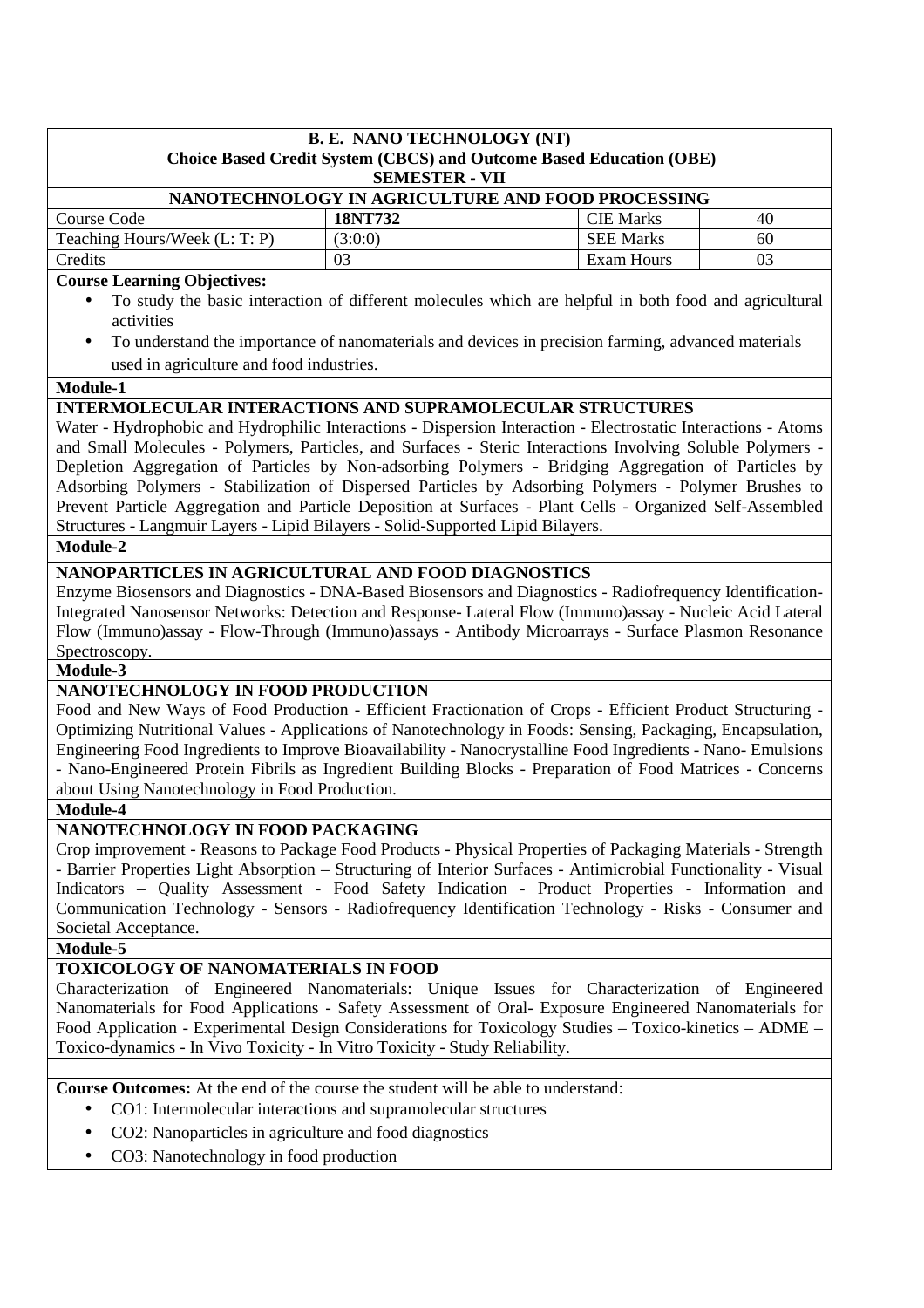**B. E. NANO TECHNOLOGY (NT)**
**Choice Based Credit System (CBCS) and Outcome Based Education (OBE)**
**SEMESTER - VII**

**NANOTECHNOLOGY IN AGRICULTURE AND FOOD PROCESSING**

| Course Code | **18NT732** | CIE Marks | 40 |
|---|---|---|---|
| Teaching Hours/Week (L: T: P) | (3:0:0) | SEE Marks | 60 |
| Credits | 03 | Exam Hours | 03 |

**Course Learning Objectives:**

- To study the basic interaction of different molecules which are helpful in both food and agricultural activities
- To understand the importance of nanomaterials and devices in precision farming, advanced materials used in agriculture and food industries.

**Module-1**

**INTERMOLECULAR INTERACTIONS AND SUPRAMOLECULAR STRUCTURES**

Water - Hydrophobic and Hydrophilic Interactions - Dispersion Interaction - Electrostatic Interactions - Atoms and Small Molecules - Polymers, Particles, and Surfaces - Steric Interactions Involving Soluble Polymers - Depletion Aggregation of Particles by Non-adsorbing Polymers - Bridging Aggregation of Particles by Adsorbing Polymers - Stabilization of Dispersed Particles by Adsorbing Polymers - Polymer Brushes to Prevent Particle Aggregation and Particle Deposition at Surfaces - Plant Cells - Organized Self-Assembled Structures - Langmuir Layers - Lipid Bilayers - Solid-Supported Lipid Bilayers.

**Module-2**

**NANOPARTICLES IN AGRICULTURAL AND FOOD DIAGNOSTICS**

Enzyme Biosensors and Diagnostics - DNA-Based Biosensors and Diagnostics - Radiofrequency Identification-Integrated Nanosensor Networks: Detection and Response- Lateral Flow (Immuno)assay - Nucleic Acid Lateral Flow (Immuno)assay - Flow-Through (Immuno)assays - Antibody Microarrays - Surface Plasmon Resonance Spectroscopy.

**Module-3**

**NANOTECHNOLOGY IN FOOD PRODUCTION**

Food and New Ways of Food Production - Efficient Fractionation of Crops - Efficient Product Structuring - Optimizing Nutritional Values - Applications of Nanotechnology in Foods: Sensing, Packaging, Encapsulation, Engineering Food Ingredients to Improve Bioavailability - Nanocrystalline Food Ingredients - Nano- Emulsions - Nano-Engineered Protein Fibrils as Ingredient Building Blocks - Preparation of Food Matrices - Concerns about Using Nanotechnology in Food Production.

**Module-4**

**NANOTECHNOLOGY IN FOOD PACKAGING**

Crop improvement - Reasons to Package Food Products - Physical Properties of Packaging Materials - Strength - Barrier Properties Light Absorption – Structuring of Interior Surfaces - Antimicrobial Functionality - Visual Indicators – Quality Assessment - Food Safety Indication - Product Properties - Information and Communication Technology - Sensors - Radiofrequency Identification Technology - Risks - Consumer and Societal Acceptance.

**Module-5**

**TOXICOLOGY OF NANOMATERIALS IN FOOD**

Characterization of Engineered Nanomaterials: Unique Issues for Characterization of Engineered Nanomaterials for Food Applications - Safety Assessment of Oral- Exposure Engineered Nanomaterials for Food Application - Experimental Design Considerations for Toxicology Studies – Toxico-kinetics – ADME – Toxico-dynamics - In Vivo Toxicity - In Vitro Toxicity - Study Reliability.

**Course Outcomes:** At the end of the course the student will be able to understand:

- CO1: Intermolecular interactions and supramolecular structures
- CO2: Nanoparticles in agriculture and food diagnostics
- CO3: Nanotechnology in food production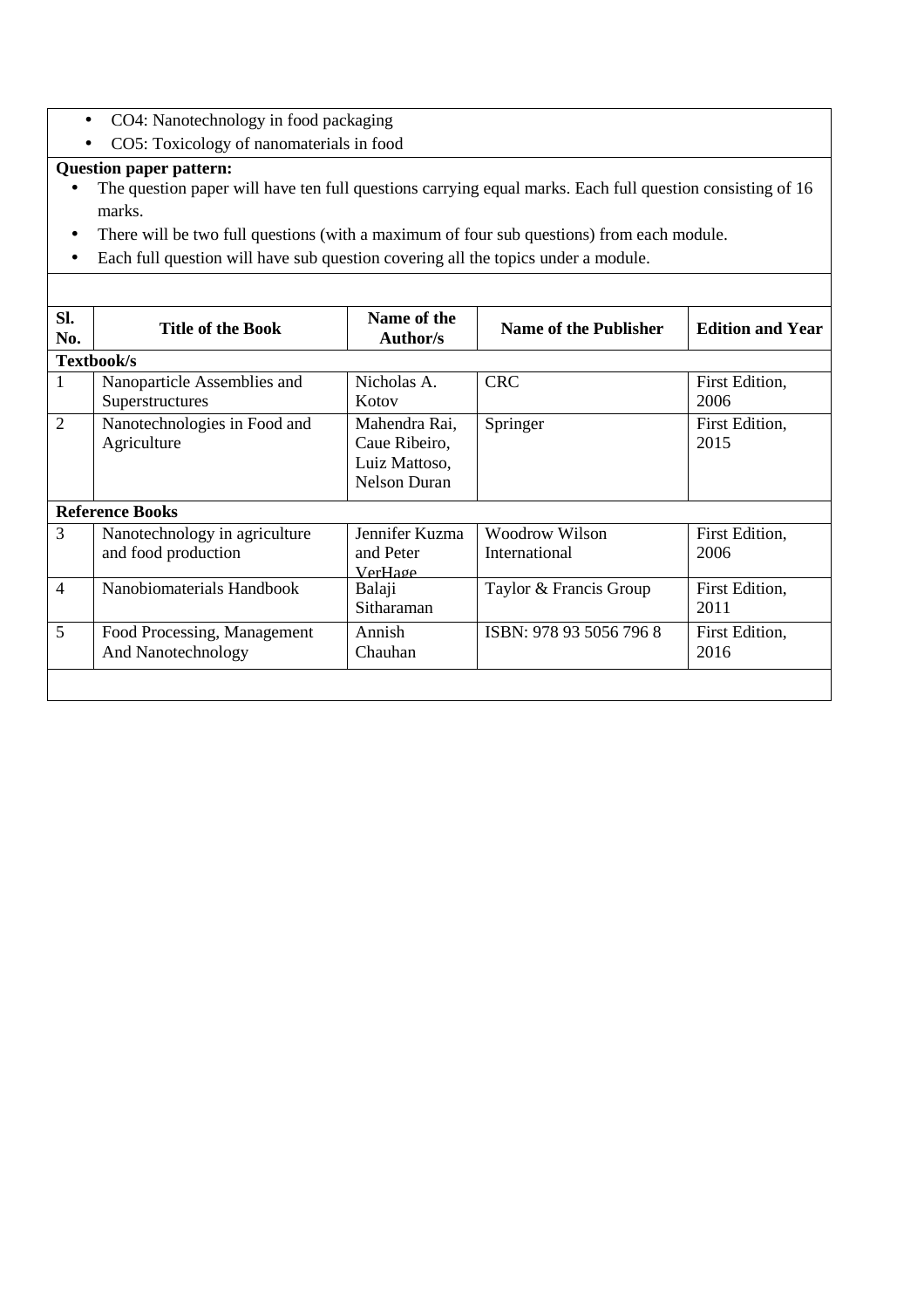- CO4: Nanotechnology in food packaging
- CO5: Toxicology of nanomaterials in food

**Question paper pattern:**

- The question paper will have ten full questions carrying equal marks. Each full question consisting of 16 marks.
- There will be two full questions (with a maximum of four sub questions) from each module.
- Each full question will have sub question covering all the topics under a module.

| Sl. No. | Title of the Book | Name of the Author/s | Name of the Publisher | Edition and Year |
|---|---|---|---|---|
| **Textbook/s** | | | | |
| 1 | Nanoparticle Assemblies and Superstructures | Nicholas A. Kotov | CRC | First Edition, 2006 |
| 2 | Nanotechnologies in Food and Agriculture | Mahendra Rai, Caue Ribeiro, Luiz Mattoso, Nelson Duran | Springer | First Edition, 2015 |
| **Reference Books** | | | | |
| 3 | Nanotechnology in agriculture and food production | Jennifer Kuzma and Peter VerHage | Woodrow Wilson International | First Edition, 2006 |
| 4 | Nanobiomaterials Handbook | Balaji Sitharaman | Taylor & Francis Group | First Edition, 2011 |
| 5 | Food Processing, Management And Nanotechnology | Annish Chauhan | ISBN: 978 93 5056 796 8 | First Edition, 2016 |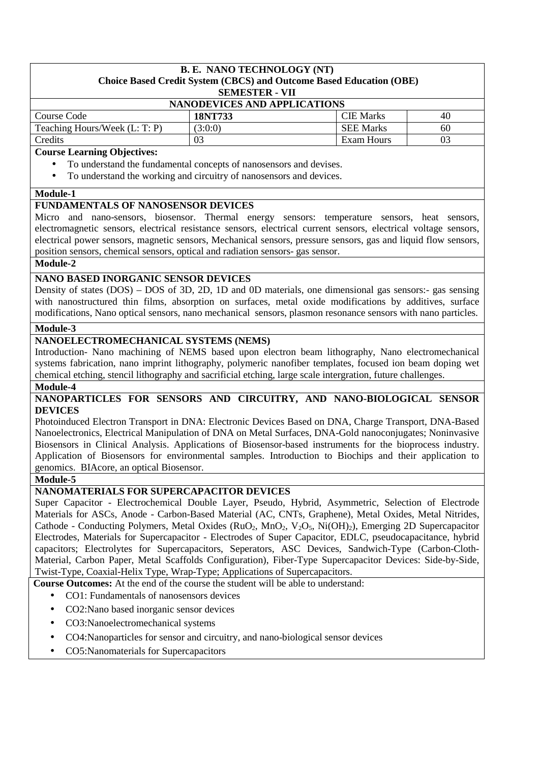**B. E. NANO TECHNOLOGY (NT)**
**Choice Based Credit System (CBCS) and Outcome Based Education (OBE)**
**SEMESTER - VII**

**NANODEVICES AND APPLICATIONS**

| Course Code | **18NT733** | CIE Marks | 40 |
|---|---|---|---|
| Teaching Hours/Week (L: T: P) | (3:0:0) | SEE Marks | 60 |
| Credits | 03 | Exam Hours | 03 |

**Course Learning Objectives:**

- To understand the fundamental concepts of nanosensors and devises.
- To understand the working and circuitry of nanosensors and devices.

**Module-1**

**FUNDAMENTALS OF NANOSENSOR DEVICES**

Micro and nano-sensors, biosensor. Thermal energy sensors: temperature sensors, heat sensors, electromagnetic sensors, electrical resistance sensors, electrical current sensors, electrical voltage sensors, electrical power sensors, magnetic sensors, Mechanical sensors, pressure sensors, gas and liquid flow sensors, position sensors, chemical sensors, optical and radiation sensors- gas sensor.

**Module-2**

**NANO BASED INORGANIC SENSOR DEVICES**

Density of states (DOS) – DOS of 3D, 2D, 1D and 0D materials, one dimensional gas sensors:- gas sensing with nanostructured thin films, absorption on surfaces, metal oxide modifications by additives, surface modifications, Nano optical sensors, nano mechanical sensors, plasmon resonance sensors with nano particles.

**Module-3**

**NANOELECTROMECHANICAL SYSTEMS (NEMS)**

Introduction- Nano machining of NEMS based upon electron beam lithography, Nano electromechanical systems fabrication, nano imprint lithography, polymeric nanofiber templates, focused ion beam doping wet chemical etching, stencil lithography and sacrificial etching, large scale intergration, future challenges.

**Module-4**

**NANOPARTICLES FOR SENSORS AND CIRCUITRY, AND NANO-BIOLOGICAL SENSOR DEVICES**

Photoinduced Electron Transport in DNA: Electronic Devices Based on DNA, Charge Transport, DNA-Based Nanoelectronics, Electrical Manipulation of DNA on Metal Surfaces, DNA-Gold nanoconjugates; Noninvasive Biosensors in Clinical Analysis. Applications of Biosensor-based instruments for the bioprocess industry. Application of Biosensors for environmental samples. Introduction to Biochips and their application to genomics. BIAcore, an optical Biosensor.

**Module-5**

**NANOMATERIALS FOR SUPERCAPACITOR DEVICES**

Super Capacitor - Electrochemical Double Layer, Pseudo, Hybrid, Asymmetric, Selection of Electrode Materials for ASCs, Anode - Carbon-Based Material (AC, CNTs, Graphene), Metal Oxides, Metal Nitrides, Cathode - Conducting Polymers, Metal Oxides ($RuO_2$, $MnO_2$, $V_2O_5$, $Ni(OH)_2$), Emerging 2D Supercapacitor Electrodes, Materials for Supercapacitor - Electrodes of Super Capacitor, EDLC, pseudocapacitance, hybrid capacitors; Electrolytes for Supercapacitors, Seperators, ASC Devices, Sandwich-Type (Carbon-Cloth-Material, Carbon Paper, Metal Scaffolds Configuration), Fiber-Type Supercapacitor Devices: Side-by-Side, Twist-Type, Coaxial-Helix Type, Wrap-Type; Applications of Supercapacitors.

**Course Outcomes:** At the end of the course the student will be able to understand:

- CO1: Fundamentals of nanosensors devices
- CO2:Nano based inorganic sensor devices
- CO3:Nanoelectromechanical systems
- CO4:Nanoparticles for sensor and circuitry, and nano-biological sensor devices
- CO5:Nanomaterials for Supercapacitors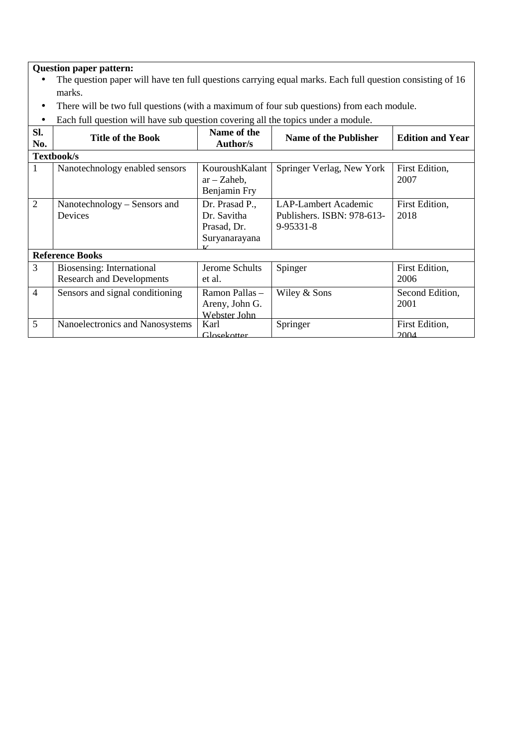**Question paper pattern:**

- The question paper will have ten full questions carrying equal marks. Each full question consisting of 16 marks.
- There will be two full questions (with a maximum of four sub questions) from each module.
- Each full question will have sub question covering all the topics under a module.

| Sl. No. | Title of the Book | Name of the Author/s | Name of the Publisher | Edition and Year |
|---|---|---|---|---|
| **Textbook/s** | | | | |
| 1 | Nanotechnology enabled sensors | KouroushKalantar – Zaheb, Benjamin Fry | Springer Verlag, New York | First Edition, 2007 |
| 2 | Nanotechnology – Sensors and Devices | Dr. Prasad P., Dr. Savitha Prasad, Dr. Suryanarayana K | LAP-Lambert Academic Publishers. ISBN: 978-613-9-95331-8 | First Edition, 2018 |
| **Reference Books** | | | | |
| 3 | Biosensing: International Research and Developments | Jerome Schults et al. | Spinger | First Edition, 2006 |
| 4 | Sensors and signal conditioning | Ramon Pallas – Areny, John G. Webster John | Wiley & Sons | Second Edition, 2001 |
| 5 | Nanoelectronics and Nanosystems | Karl Glosekotter | Springer | First Edition, 2004 |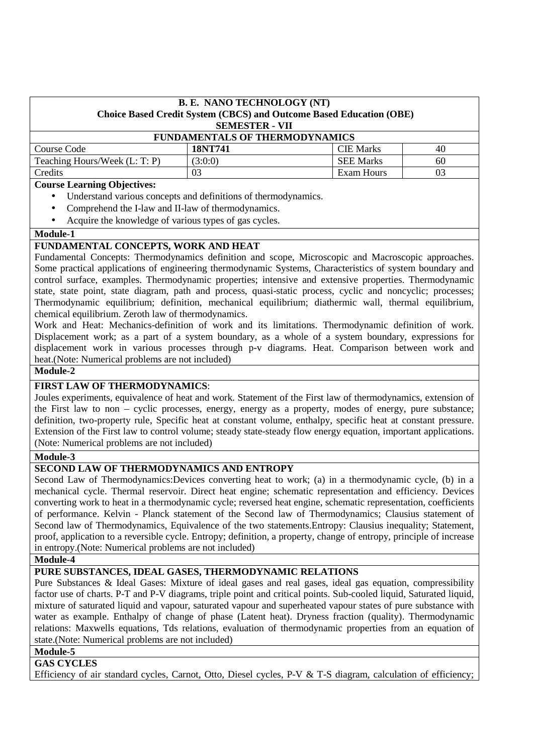**B. E. NANO TECHNOLOGY (NT)**
**Choice Based Credit System (CBCS) and Outcome Based Education (OBE)**
**SEMESTER - VII**

**FUNDAMENTALS OF THERMODYNAMICS**

| Course Code | **18NT741** | CIE Marks | 40 |
| --- | --- | --- | --- |
| Teaching Hours/Week (L: T: P) | (3:0:0) | SEE Marks | 60 |
| Credits | 03 | Exam Hours | 03 |

**Course Learning Objectives:**

- Understand various concepts and definitions of thermodynamics.
- Comprehend the I-law and II-law of thermodynamics.
- Acquire the knowledge of various types of gas cycles.

**Module-1**

**FUNDAMENTAL CONCEPTS, WORK AND HEAT**

Fundamental Concepts: Thermodynamics definition and scope, Microscopic and Macroscopic approaches. Some practical applications of engineering thermodynamic Systems, Characteristics of system boundary and control surface, examples. Thermodynamic properties; intensive and extensive properties. Thermodynamic state, state point, state diagram, path and process, quasi-static process, cyclic and noncyclic; processes; Thermodynamic equilibrium; definition, mechanical equilibrium; diathermic wall, thermal equilibrium, chemical equilibrium. Zeroth law of thermodynamics.

Work and Heat: Mechanics-definition of work and its limitations. Thermodynamic definition of work. Displacement work; as a part of a system boundary, as a whole of a system boundary, expressions for displacement work in various processes through p-v diagrams. Heat. Comparison between work and heat.(Note: Numerical problems are not included)

**Module-2**

**FIRST LAW OF THERMODYNAMICS**:

Joules experiments, equivalence of heat and work. Statement of the First law of thermodynamics, extension of the First law to non – cyclic processes, energy, energy as a property, modes of energy, pure substance; definition, two-property rule, Specific heat at constant volume, enthalpy, specific heat at constant pressure. Extension of the First law to control volume; steady state-steady flow energy equation, important applications. (Note: Numerical problems are not included)

**Module-3**

**SECOND LAW OF THERMODYNAMICS AND ENTROPY**

Second Law of Thermodynamics:Devices converting heat to work; (a) in a thermodynamic cycle, (b) in a mechanical cycle. Thermal reservoir. Direct heat engine; schematic representation and efficiency. Devices converting work to heat in a thermodynamic cycle; reversed heat engine, schematic representation, coefficients of performance. Kelvin - Planck statement of the Second law of Thermodynamics; Clausius statement of Second law of Thermodynamics, Equivalence of the two statements.Entropy: Clausius inequality; Statement, proof, application to a reversible cycle. Entropy; definition, a property, change of entropy, principle of increase in entropy.(Note: Numerical problems are not included)

**Module-4**

**PURE SUBSTANCES, IDEAL GASES, THERMODYNAMIC RELATIONS**

Pure Substances & Ideal Gases: Mixture of ideal gases and real gases, ideal gas equation, compressibility factor use of charts. P-T and P-V diagrams, triple point and critical points. Sub-cooled liquid, Saturated liquid, mixture of saturated liquid and vapour, saturated vapour and superheated vapour states of pure substance with water as example. Enthalpy of change of phase (Latent heat). Dryness fraction (quality). Thermodynamic relations: Maxwells equations, Tds relations, evaluation of thermodynamic properties from an equation of state.(Note: Numerical problems are not included)

**Module-5**

**GAS CYCLES**

Efficiency of air standard cycles, Carnot, Otto, Diesel cycles, P-V & T-S diagram, calculation of efficiency;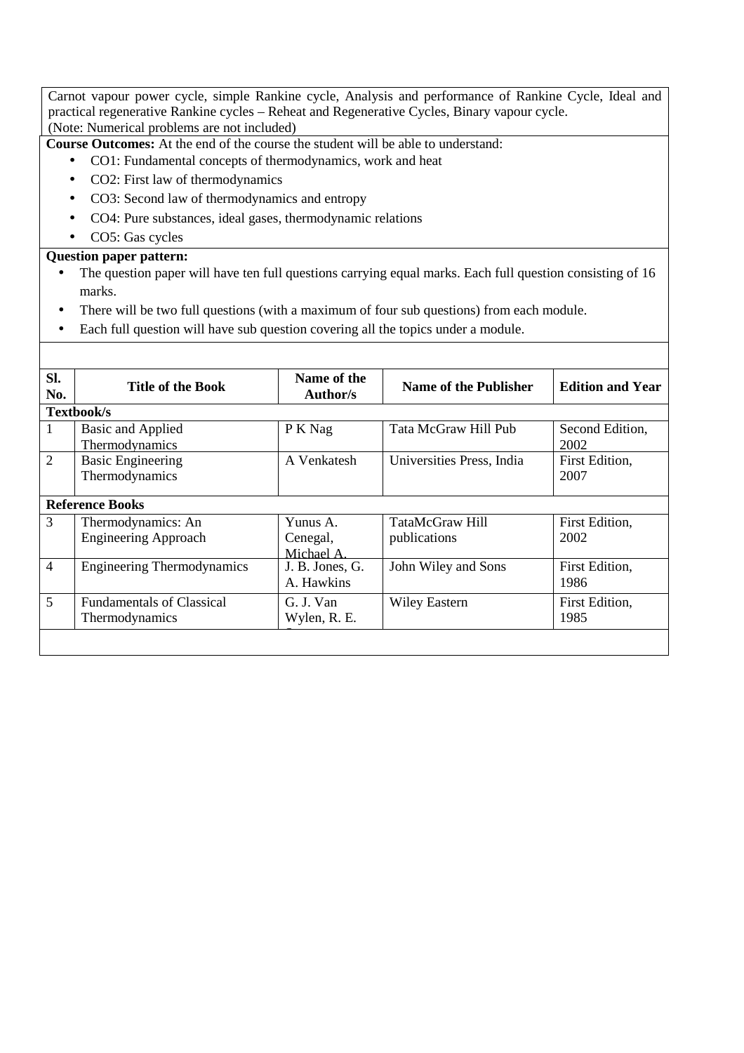Carnot vapour power cycle, simple Rankine cycle, Analysis and performance of Rankine Cycle, Ideal and practical regenerative Rankine cycles – Reheat and Regenerative Cycles, Binary vapour cycle.
(Note: Numerical problems are not included)

**Course Outcomes:** At the end of the course the student will be able to understand:

- CO1: Fundamental concepts of thermodynamics, work and heat
- CO2: First law of thermodynamics
- CO3: Second law of thermodynamics and entropy
- CO4: Pure substances, ideal gases, thermodynamic relations
- CO5: Gas cycles

**Question paper pattern:**

- The question paper will have ten full questions carrying equal marks. Each full question consisting of 16 marks.
- There will be two full questions (with a maximum of four sub questions) from each module.
- Each full question will have sub question covering all the topics under a module.

| Sl. No. | Title of the Book | Name of the Author/s | Name of the Publisher | Edition and Year |
|---|---|---|---|---|
| **Textbook/s** | | | | |
| 1 | Basic and Applied Thermodynamics | P K Nag | Tata McGraw Hill Pub | Second Edition, 2002 |
| 2 | Basic Engineering Thermodynamics | A Venkatesh | Universities Press, India | First Edition, 2007 |
| **Reference Books** | | | | |
| 3 | Thermodynamics: An Engineering Approach | Yunus A. Cenegal, Michael A. | TataMcGraw Hill publications | First Edition, 2002 |
| 4 | Engineering Thermodynamics | J. B. Jones, G. A. Hawkins | John Wiley and Sons | First Edition, 1986 |
| 5 | Fundamentals of Classical Thermodynamics | G. J. Van Wylen, R. E. | Wiley Eastern | First Edition, 1985 |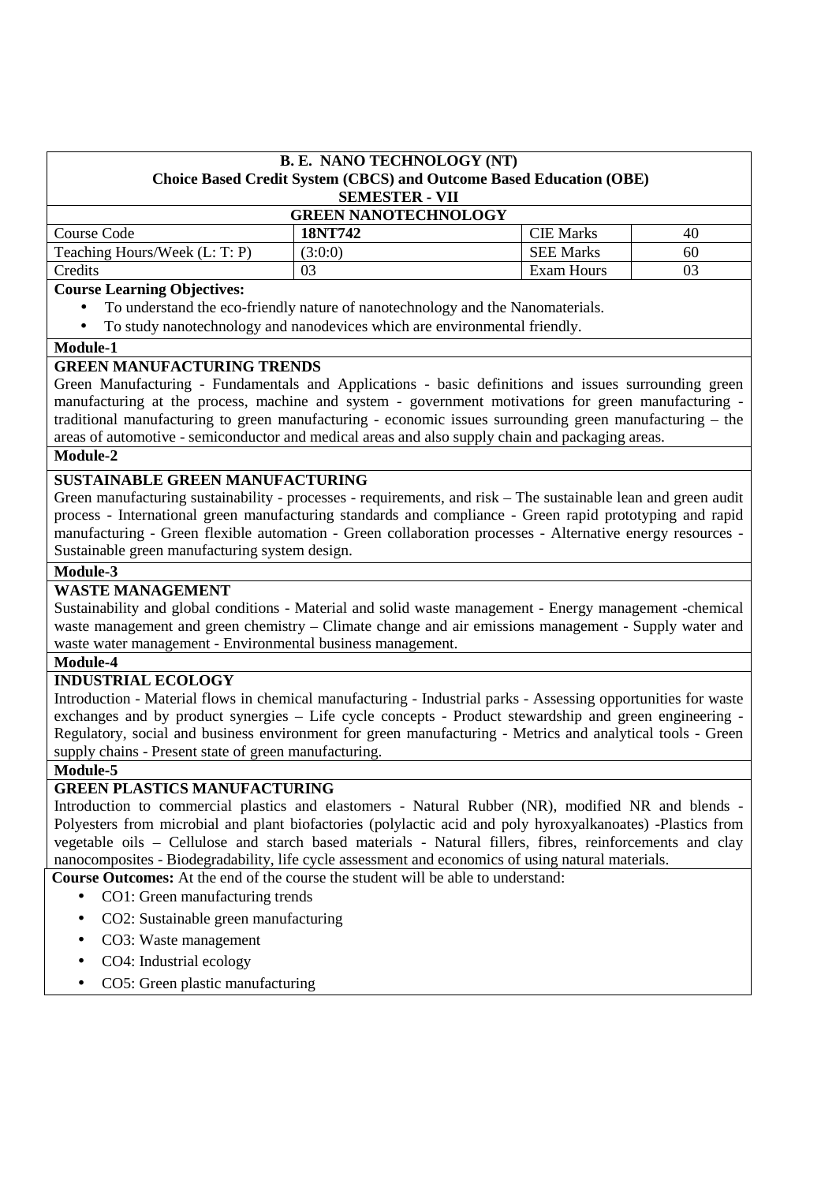**B. E. NANO TECHNOLOGY (NT)**
**Choice Based Credit System (CBCS) and Outcome Based Education (OBE)**
**SEMESTER - VII**

## GREEN NANOTECHNOLOGY

| Course Code | **18NT742** | CIE Marks | 40 |
|---|---|---|---|
| Teaching Hours/Week (L: T: P) | (3:0:0) | SEE Marks | 60 |
| Credits | 03 | Exam Hours | 03 |

**Course Learning Objectives:**

- To understand the eco-friendly nature of nanotechnology and the Nanomaterials.
- To study nanotechnology and nanodevices which are environmental friendly.

**Module-1**

**GREEN MANUFACTURING TRENDS**

Green Manufacturing - Fundamentals and Applications - basic definitions and issues surrounding green manufacturing at the process, machine and system - government motivations for green manufacturing - traditional manufacturing to green manufacturing - economic issues surrounding green manufacturing – the areas of automotive - semiconductor and medical areas and also supply chain and packaging areas.

**Module-2**

**SUSTAINABLE GREEN MANUFACTURING**

Green manufacturing sustainability - processes - requirements, and risk – The sustainable lean and green audit process - International green manufacturing standards and compliance - Green rapid prototyping and rapid manufacturing - Green flexible automation - Green collaboration processes - Alternative energy resources - Sustainable green manufacturing system design.

**Module-3**

**WASTE MANAGEMENT**

Sustainability and global conditions - Material and solid waste management - Energy management -chemical waste management and green chemistry – Climate change and air emissions management - Supply water and waste water management - Environmental business management.

**Module-4**

**INDUSTRIAL ECOLOGY**

Introduction - Material flows in chemical manufacturing - Industrial parks - Assessing opportunities for waste exchanges and by product synergies – Life cycle concepts - Product stewardship and green engineering - Regulatory, social and business environment for green manufacturing - Metrics and analytical tools - Green supply chains - Present state of green manufacturing.

**Module-5**

**GREEN PLASTICS MANUFACTURING**

Introduction to commercial plastics and elastomers - Natural Rubber (NR), modified NR and blends - Polyesters from microbial and plant biofactories (polylactic acid and poly hyroxyalkanoates) -Plastics from vegetable oils – Cellulose and starch based materials - Natural fillers, fibres, reinforcements and clay nanocomposites - Biodegradability, life cycle assessment and economics of using natural materials.

**Course Outcomes:** At the end of the course the student will be able to understand:

- CO1: Green manufacturing trends
- CO2: Sustainable green manufacturing
- CO3: Waste management
- CO4: Industrial ecology
- CO5: Green plastic manufacturing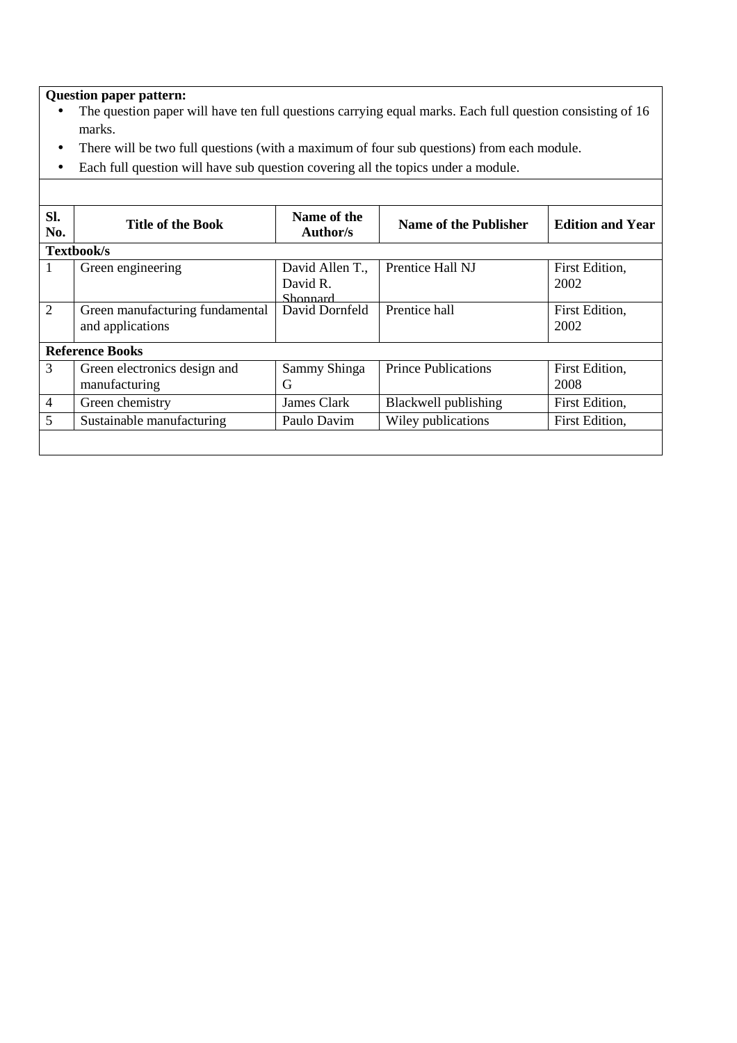**Question paper pattern:**

- The question paper will have ten full questions carrying equal marks. Each full question consisting of 16 marks.
- There will be two full questions (with a maximum of four sub questions) from each module.
- Each full question will have sub question covering all the topics under a module.

| Sl. No. | Title of the Book | Name of the Author/s | Name of the Publisher | Edition and Year |
|---|---|---|---|---|
| **Textbook/s** | | | | |
| 1 | Green engineering | David Allen T., David R. Shonnard | Prentice Hall NJ | First Edition, 2002 |
| 2 | Green manufacturing fundamental and applications | David Dornfeld | Prentice hall | First Edition, 2002 |
| **Reference Books** | | | | |
| 3 | Green electronics design and manufacturing | Sammy Shinga G | Prince Publications | First Edition, 2008 |
| 4 | Green chemistry | James Clark | Blackwell publishing | First Edition, |
| 5 | Sustainable manufacturing | Paulo Davim | Wiley publications | First Edition, |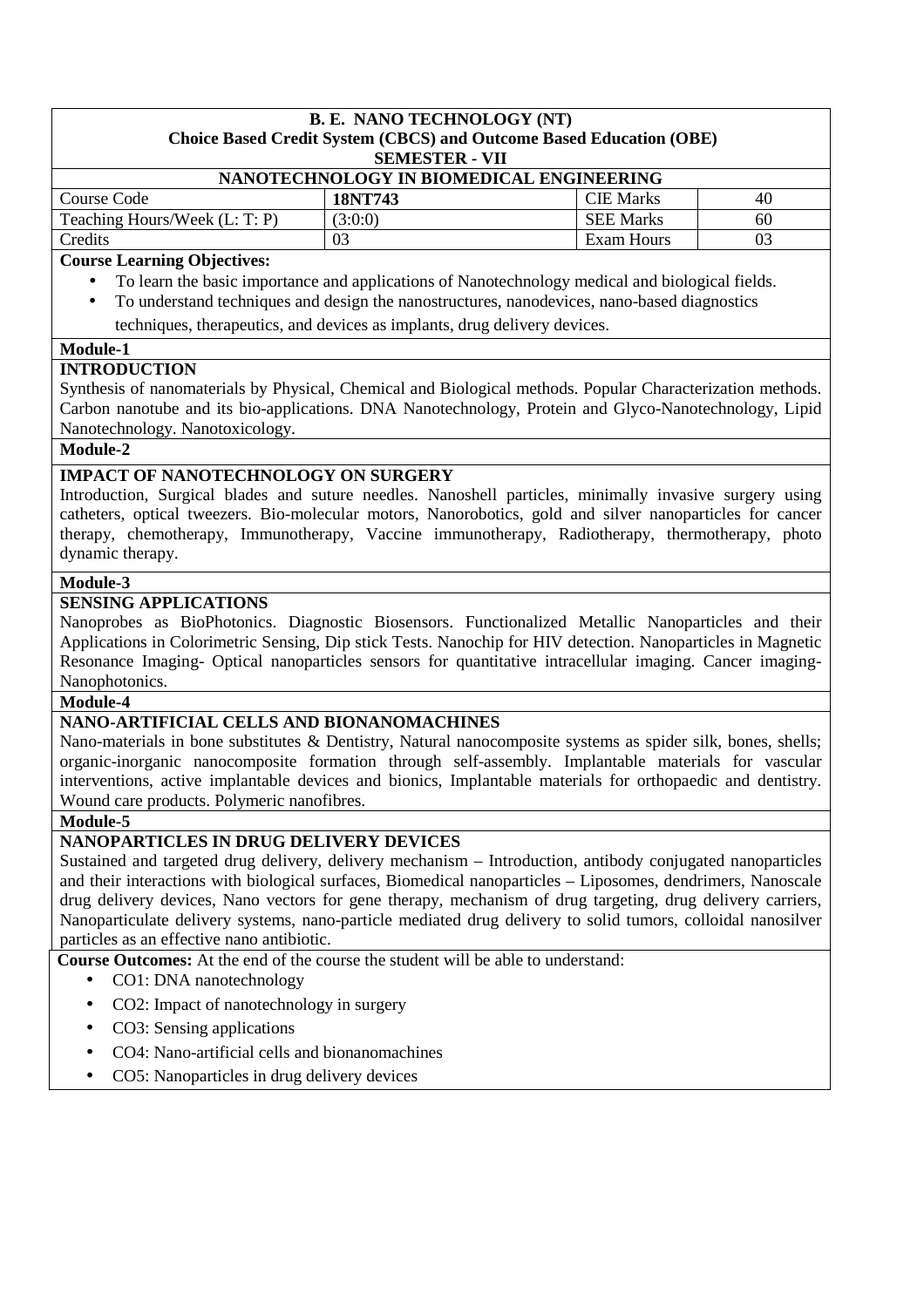**B. E. NANO TECHNOLOGY (NT)**
**Choice Based Credit System (CBCS) and Outcome Based Education (OBE)**
**SEMESTER - VII**

**NANOTECHNOLOGY IN BIOMEDICAL ENGINEERING**

| Course Code | **18NT743** | CIE Marks | 40 |
|---|---|---|---|
| Teaching Hours/Week (L: T: P) | (3:0:0) | SEE Marks | 60 |
| Credits | 03 | Exam Hours | 03 |

**Course Learning Objectives:**

- To learn the basic importance and applications of Nanotechnology medical and biological fields.
- To understand techniques and design the nanostructures, nanodevices, nano-based diagnostics techniques, therapeutics, and devices as implants, drug delivery devices.

**Module-1**

**INTRODUCTION**

Synthesis of nanomaterials by Physical, Chemical and Biological methods. Popular Characterization methods. Carbon nanotube and its bio-applications. DNA Nanotechnology, Protein and Glyco-Nanotechnology, Lipid Nanotechnology. Nanotoxicology.

**Module-2**

**IMPACT OF NANOTECHNOLOGY ON SURGERY**

Introduction, Surgical blades and suture needles. Nanoshell particles, minimally invasive surgery using catheters, optical tweezers. Bio-molecular motors, Nanorobotics, gold and silver nanoparticles for cancer therapy, chemotherapy, Immunotherapy, Vaccine immunotherapy, Radiotherapy, thermotherapy, photo dynamic therapy.

**Module-3**

**SENSING APPLICATIONS**

Nanoprobes as BioPhotonics. Diagnostic Biosensors. Functionalized Metallic Nanoparticles and their Applications in Colorimetric Sensing, Dip stick Tests. Nanochip for HIV detection. Nanoparticles in Magnetic Resonance Imaging- Optical nanoparticles sensors for quantitative intracellular imaging. Cancer imaging-Nanophotonics.

**Module-4**

**NANO-ARTIFICIAL CELLS AND BIONANOMACHINES**

Nano-materials in bone substitutes & Dentistry, Natural nanocomposite systems as spider silk, bones, shells; organic-inorganic nanocomposite formation through self-assembly. Implantable materials for vascular interventions, active implantable devices and bionics, Implantable materials for orthopaedic and dentistry. Wound care products. Polymeric nanofibres.

**Module-5**

**NANOPARTICLES IN DRUG DELIVERY DEVICES**

Sustained and targeted drug delivery, delivery mechanism – Introduction, antibody conjugated nanoparticles and their interactions with biological surfaces, Biomedical nanoparticles – Liposomes, dendrimers, Nanoscale drug delivery devices, Nano vectors for gene therapy, mechanism of drug targeting, drug delivery carriers, Nanoparticulate delivery systems, nano-particle mediated drug delivery to solid tumors, colloidal nanosilver particles as an effective nano antibiotic.

**Course Outcomes:** At the end of the course the student will be able to understand:

- CO1: DNA nanotechnology
- CO2: Impact of nanotechnology in surgery
- CO3: Sensing applications
- CO4: Nano-artificial cells and bionanomachines
- CO5: Nanoparticles in drug delivery devices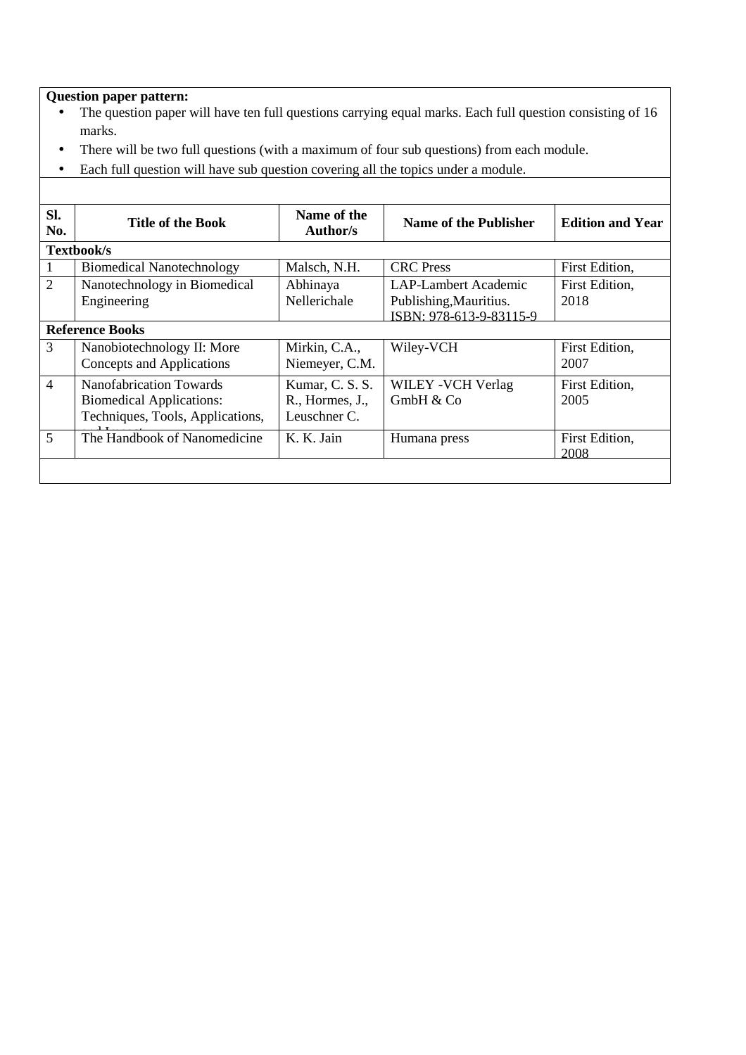**Question paper pattern:**

- The question paper will have ten full questions carrying equal marks. Each full question consisting of 16 marks.
- There will be two full questions (with a maximum of four sub questions) from each module.
- Each full question will have sub question covering all the topics under a module.

| Sl. No. | Title of the Book | Name of the Author/s | Name of the Publisher | Edition and Year |
|---|---|---|---|---|
| **Textbook/s** | | | | |
| 1 | Biomedical Nanotechnology | Malsch, N.H. | CRC Press | First Edition, |
| 2 | Nanotechnology in Biomedical Engineering | Abhinaya Nellerichale | LAP-Lambert Academic Publishing,Mauritius. ISBN: 978-613-9-83115-9 | First Edition, 2018 |
| **Reference Books** | | | | |
| 3 | Nanobiotechnology II: More Concepts and Applications | Mirkin, C.A., Niemeyer, C.M. | Wiley-VCH | First Edition, 2007 |
| 4 | Nanofabrication Towards Biomedical Applications: Techniques, Tools, Applications, and Impact | Kumar, C. S. S. R., Hormes, J., Leuschner C. | WILEY -VCH Verlag GmbH & Co | First Edition, 2005 |
| 5 | The Handbook of Nanomedicine | K. K. Jain | Humana press | First Edition, 2008 |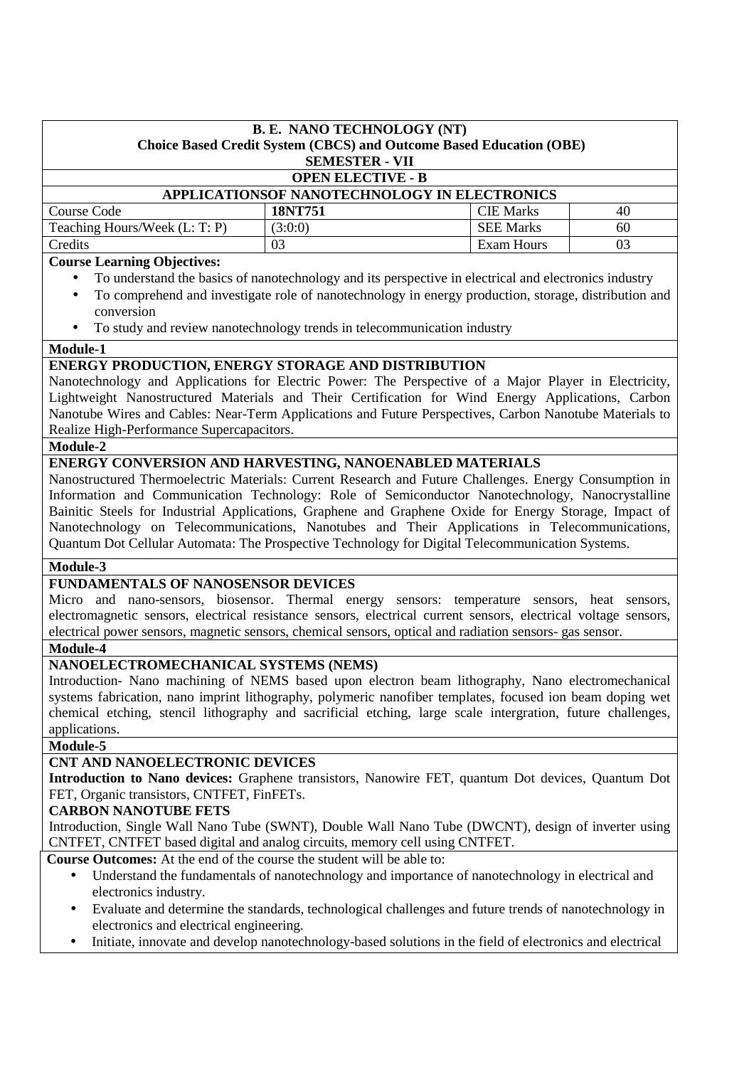**B. E. NANO TECHNOLOGY (NT)**
**Choice Based Credit System (CBCS) and Outcome Based Education (OBE)**
**SEMESTER - VII**

**OPEN ELECTIVE - B**

**APPLICATIONSOF NANOTECHNOLOGY IN ELECTRONICS**

| Course Code | **18NT751** | CIE Marks | 40 |
|---|---|---|---|
| Teaching Hours/Week (L: T: P) | (3:0:0) | SEE Marks | 60 |
| Credits | 03 | Exam Hours | 03 |

**Course Learning Objectives:**

- To understand the basics of nanotechnology and its perspective in electrical and electronics industry
- To comprehend and investigate role of nanotechnology in energy production, storage, distribution and conversion
- To study and review nanotechnology trends in telecommunication industry

**Module-1**

**ENERGY PRODUCTION, ENERGY STORAGE AND DISTRIBUTION**

Nanotechnology and Applications for Electric Power: The Perspective of a Major Player in Electricity, Lightweight Nanostructured Materials and Their Certification for Wind Energy Applications, Carbon Nanotube Wires and Cables: Near-Term Applications and Future Perspectives, Carbon Nanotube Materials to Realize High-Performance Supercapacitors.

**Module-2**

**ENERGY CONVERSION AND HARVESTING, NANOENABLED MATERIALS**

Nanostructured Thermoelectric Materials: Current Research and Future Challenges. Energy Consumption in Information and Communication Technology: Role of Semiconductor Nanotechnology, Nanocrystalline Bainitic Steels for Industrial Applications, Graphene and Graphene Oxide for Energy Storage, Impact of Nanotechnology on Telecommunications, Nanotubes and Their Applications in Telecommunications, Quantum Dot Cellular Automata: The Prospective Technology for Digital Telecommunication Systems.

**Module-3**

**FUNDAMENTALS OF NANOSENSOR DEVICES**

Micro and nano-sensors, biosensor. Thermal energy sensors: temperature sensors, heat sensors, electromagnetic sensors, electrical resistance sensors, electrical current sensors, electrical voltage sensors, electrical power sensors, magnetic sensors, chemical sensors, optical and radiation sensors- gas sensor.

**Module-4**

**NANOELECTROMECHANICAL SYSTEMS (NEMS)**

Introduction- Nano machining of NEMS based upon electron beam lithography, Nano electromechanical systems fabrication, nano imprint lithography, polymeric nanofiber templates, focused ion beam doping wet chemical etching, stencil lithography and sacrificial etching, large scale intergration, future challenges, applications.

**Module-5**

**CNT AND NANOELECTRONIC DEVICES**

**Introduction to Nano devices:** Graphene transistors, Nanowire FET, quantum Dot devices, Quantum Dot FET, Organic transistors, CNTFET, FinFETs.

**CARBON NANOTUBE FETS**

Introduction, Single Wall Nano Tube (SWNT), Double Wall Nano Tube (DWCNT), design of inverter using CNTFET, CNTFET based digital and analog circuits, memory cell using CNTFET.

**Course Outcomes:** At the end of the course the student will be able to:

- Understand the fundamentals of nanotechnology and importance of nanotechnology in electrical and electronics industry.
- Evaluate and determine the standards, technological challenges and future trends of nanotechnology in electronics and electrical engineering.
- Initiate, innovate and develop nanotechnology-based solutions in the field of electronics and electrical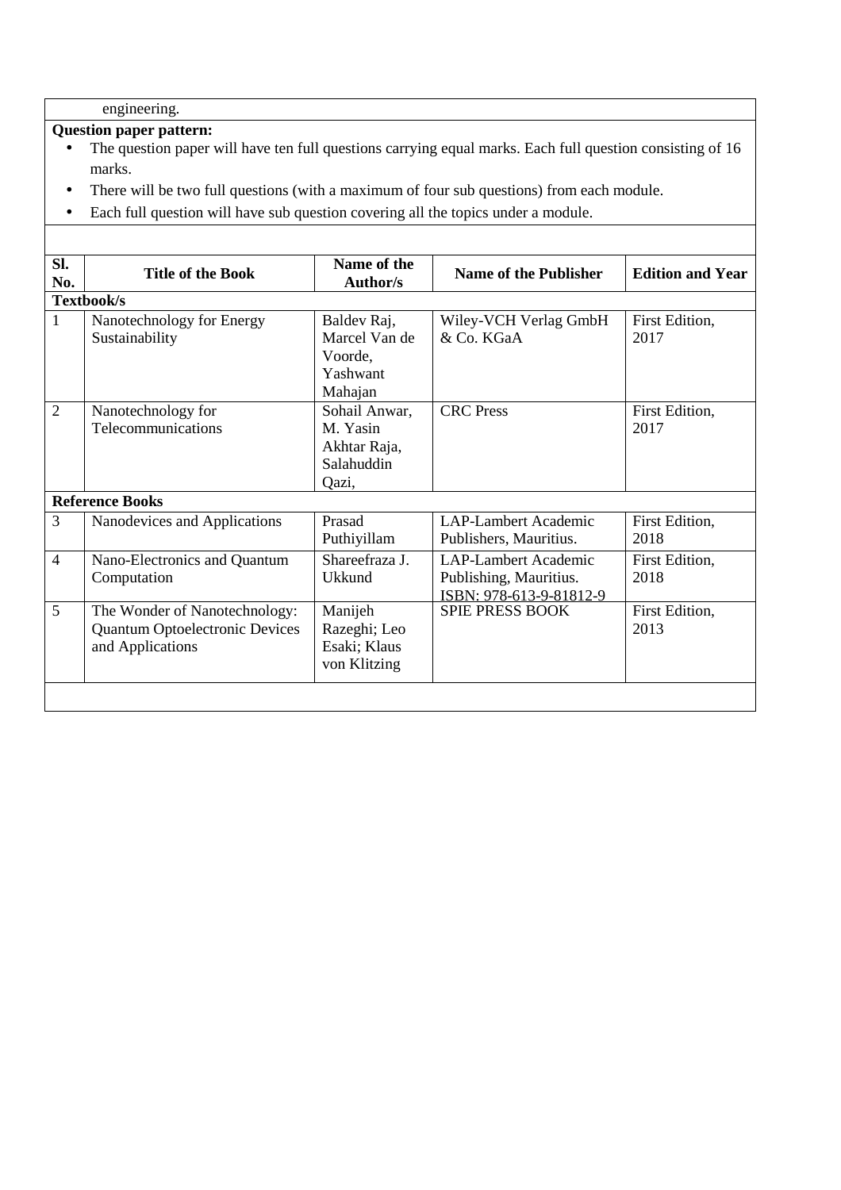engineering.

**Question paper pattern:**

- The question paper will have ten full questions carrying equal marks. Each full question consisting of 16 marks.
- There will be two full questions (with a maximum of four sub questions) from each module.
- Each full question will have sub question covering all the topics under a module.

| Sl. No. | Title of the Book | Name of the Author/s | Name of the Publisher | Edition and Year |
|---|---|---|---|---|
| **Textbook/s** | | | | |
| 1 | Nanotechnology for Energy Sustainability | Baldev Raj, Marcel Van de Voorde, Yashwant Mahajan | Wiley-VCH Verlag GmbH & Co. KGaA | First Edition, 2017 |
| 2 | Nanotechnology for Telecommunications | Sohail Anwar, M. Yasin Akhtar Raja, Salahuddin Qazi, | CRC Press | First Edition, 2017 |
| **Reference Books** | | | | |
| 3 | Nanodevices and Applications | Prasad Puthiyillam | LAP-Lambert Academic Publishers, Mauritius. | First Edition, 2018 |
| 4 | Nano-Electronics and Quantum Computation | Shareefraza J. Ukkund | LAP-Lambert Academic Publishing, Mauritius. ISBN: 978-613-9-81812-9 | First Edition, 2018 |
| 5 | The Wonder of Nanotechnology: Quantum Optoelectronic Devices and Applications | Manijeh Razeghi; Leo Esaki; Klaus von Klitzing | SPIE PRESS BOOK | First Edition, 2013 |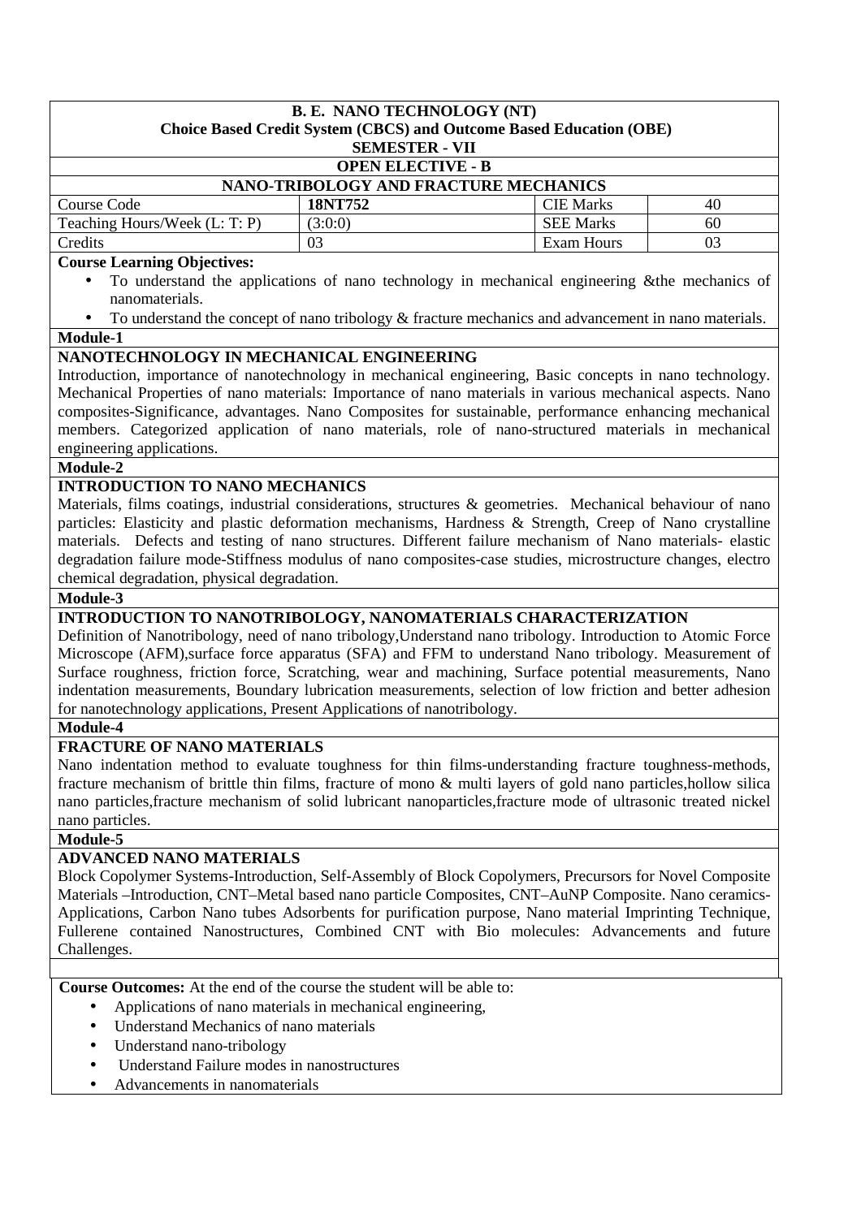**B. E. NANO TECHNOLOGY (NT)**
**Choice Based Credit System (CBCS) and Outcome Based Education (OBE)**
**SEMESTER - VII**

**OPEN ELECTIVE - B**

**NANO-TRIBOLOGY AND FRACTURE MECHANICS**

| Course Code | **18NT752** | CIE Marks | 40 |
|---|---|---|---|
| Teaching Hours/Week (L: T: P) | (3:0:0) | SEE Marks | 60 |
| Credits | 03 | Exam Hours | 03 |

**Course Learning Objectives:**

- To understand the applications of nano technology in mechanical engineering &the mechanics of nanomaterials.
- To understand the concept of nano tribology & fracture mechanics and advancement in nano materials.

**Module-1**

**NANOTECHNOLOGY IN MECHANICAL ENGINEERING**

Introduction, importance of nanotechnology in mechanical engineering, Basic concepts in nano technology. Mechanical Properties of nano materials: Importance of nano materials in various mechanical aspects. Nano composites-Significance, advantages. Nano Composites for sustainable, performance enhancing mechanical members. Categorized application of nano materials, role of nano-structured materials in mechanical engineering applications.

**Module-2**

**INTRODUCTION TO NANO MECHANICS**

Materials, films coatings, industrial considerations, structures & geometries. Mechanical behaviour of nano particles: Elasticity and plastic deformation mechanisms, Hardness & Strength, Creep of Nano crystalline materials. Defects and testing of nano structures. Different failure mechanism of Nano materials- elastic degradation failure mode-Stiffness modulus of nano composites-case studies, microstructure changes, electro chemical degradation, physical degradation.

**Module-3**

**INTRODUCTION TO NANOTRIBOLOGY, NANOMATERIALS CHARACTERIZATION**

Definition of Nanotribology, need of nano tribology,Understand nano tribology. Introduction to Atomic Force Microscope (AFM),surface force apparatus (SFA) and FFM to understand Nano tribology. Measurement of Surface roughness, friction force, Scratching, wear and machining, Surface potential measurements, Nano indentation measurements, Boundary lubrication measurements, selection of low friction and better adhesion for nanotechnology applications, Present Applications of nanotribology.

**Module-4**

**FRACTURE OF NANO MATERIALS**

Nano indentation method to evaluate toughness for thin films-understanding fracture toughness-methods, fracture mechanism of brittle thin films, fracture of mono & multi layers of gold nano particles,hollow silica nano particles,fracture mechanism of solid lubricant nanoparticles,fracture mode of ultrasonic treated nickel nano particles.

**Module-5**

**ADVANCED NANO MATERIALS**

Block Copolymer Systems-Introduction, Self-Assembly of Block Copolymers, Precursors for Novel Composite Materials –Introduction, CNT–Metal based nano particle Composites, CNT–AuNP Composite. Nano ceramics-Applications, Carbon Nano tubes Adsorbents for purification purpose, Nano material Imprinting Technique, Fullerene contained Nanostructures, Combined CNT with Bio molecules: Advancements and future Challenges.

**Course Outcomes:** At the end of the course the student will be able to:

- Applications of nano materials in mechanical engineering,
- Understand Mechanics of nano materials
- Understand nano-tribology
- Understand Failure modes in nanostructures
- Advancements in nanomaterials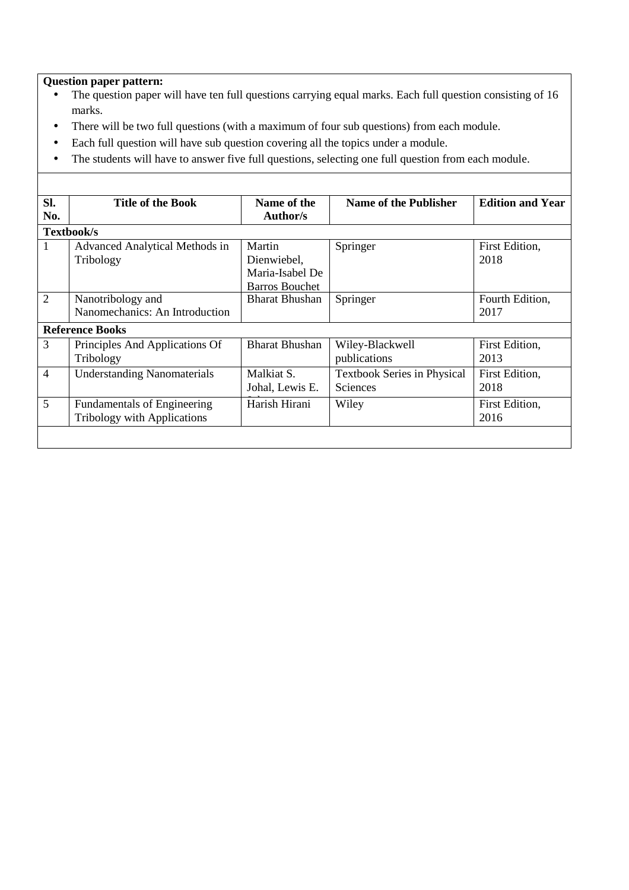**Question paper pattern:**

- The question paper will have ten full questions carrying equal marks. Each full question consisting of 16 marks.
- There will be two full questions (with a maximum of four sub questions) from each module.
- Each full question will have sub question covering all the topics under a module.
- The students will have to answer five full questions, selecting one full question from each module.

| Sl. No. | Title of the Book | Name of the Author/s | Name of the Publisher | Edition and Year |
|---|---|---|---|---|
| **Textbook/s** | | | | |
| 1 | Advanced Analytical Methods in Tribology | Martin Dienwiebel, Maria-Isabel De Barros Bouchet | Springer | First Edition, 2018 |
| 2 | Nanotribology and Nanomechanics: An Introduction | Bharat Bhushan | Springer | Fourth Edition, 2017 |
| **Reference Books** | | | | |
| 3 | Principles And Applications Of Tribology | Bharat Bhushan | Wiley-Blackwell publications | First Edition, 2013 |
| 4 | Understanding Nanomaterials | Malkiat S. Johal, Lewis E. | Textbook Series in Physical Sciences | First Edition, 2018 |
| 5 | Fundamentals of Engineering Tribology with Applications | Harish Hirani | Wiley | First Edition, 2016 |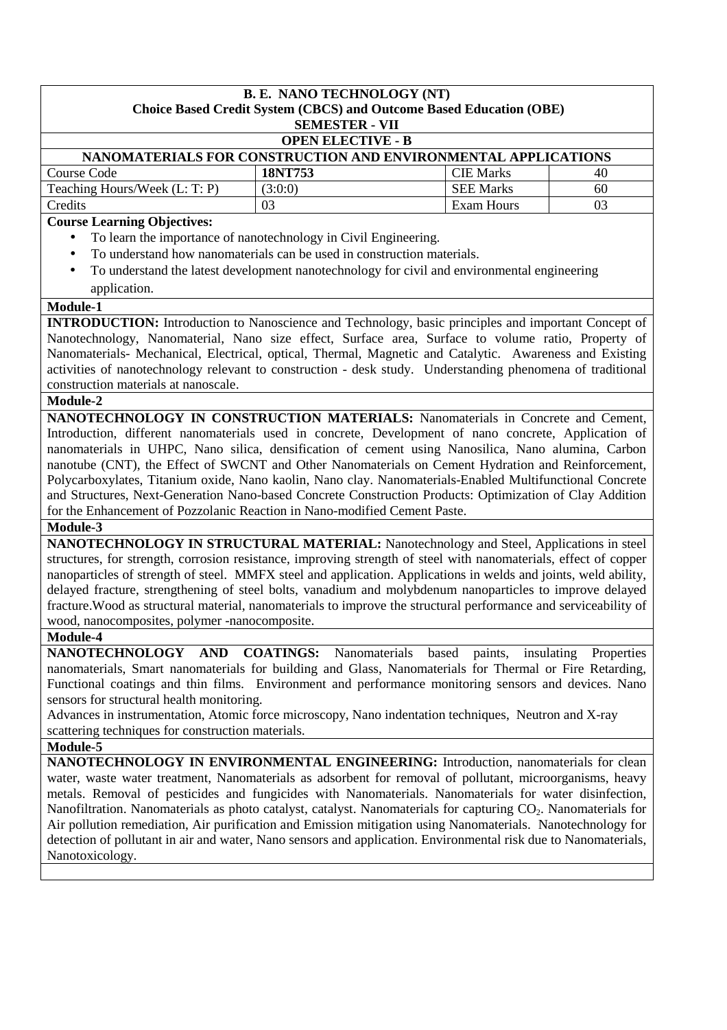**B. E. NANO TECHNOLOGY (NT)**
**Choice Based Credit System (CBCS) and Outcome Based Education (OBE)**
**SEMESTER - VII**
**OPEN ELECTIVE - B**

**NANOMATERIALS FOR CONSTRUCTION AND ENVIRONMENTAL APPLICATIONS**

| Course Code | **18NT753** | CIE Marks | 40 |
|---|---|---|---|
| Teaching Hours/Week (L: T: P) | (3:0:0) | SEE Marks | 60 |
| Credits | 03 | Exam Hours | 03 |

**Course Learning Objectives:**

- To learn the importance of nanotechnology in Civil Engineering.
- To understand how nanomaterials can be used in construction materials.
- To understand the latest development nanotechnology for civil and environmental engineering application.

**Module-1**

**INTRODUCTION:** Introduction to Nanoscience and Technology, basic principles and important Concept of Nanotechnology, Nanomaterial, Nano size effect, Surface area, Surface to volume ratio, Property of Nanomaterials- Mechanical, Electrical, optical, Thermal, Magnetic and Catalytic. Awareness and Existing activities of nanotechnology relevant to construction - desk study. Understanding phenomena of traditional construction materials at nanoscale.

**Module-2**

**NANOTECHNOLOGY IN CONSTRUCTION MATERIALS:** Nanomaterials in Concrete and Cement, Introduction, different nanomaterials used in concrete, Development of nano concrete, Application of nanomaterials in UHPC, Nano silica, densification of cement using Nanosilica, Nano alumina, Carbon nanotube (CNT), the Effect of SWCNT and Other Nanomaterials on Cement Hydration and Reinforcement, Polycarboxylates, Titanium oxide, Nano kaolin, Nano clay. Nanomaterials-Enabled Multifunctional Concrete and Structures, Next-Generation Nano-based Concrete Construction Products: Optimization of Clay Addition for the Enhancement of Pozzolanic Reaction in Nano-modified Cement Paste.

**Module-3**

**NANOTECHNOLOGY IN STRUCTURAL MATERIAL:** Nanotechnology and Steel, Applications in steel structures, for strength, corrosion resistance, improving strength of steel with nanomaterials, effect of copper nanoparticles of strength of steel. MMFX steel and application. Applications in welds and joints, weld ability, delayed fracture, strengthening of steel bolts, vanadium and molybdenum nanoparticles to improve delayed fracture.Wood as structural material, nanomaterials to improve the structural performance and serviceability of wood, nanocomposites, polymer -nanocomposite.

**Module-4**

**NANOTECHNOLOGY AND COATINGS:** Nanomaterials based paints, insulating Properties nanomaterials, Smart nanomaterials for building and Glass, Nanomaterials for Thermal or Fire Retarding, Functional coatings and thin films. Environment and performance monitoring sensors and devices. Nano sensors for structural health monitoring.

Advances in instrumentation, Atomic force microscopy, Nano indentation techniques, Neutron and X-ray scattering techniques for construction materials.

**Module-5**

**NANOTECHNOLOGY IN ENVIRONMENTAL ENGINEERING:** Introduction, nanomaterials for clean water, waste water treatment, Nanomaterials as adsorbent for removal of pollutant, microorganisms, heavy metals. Removal of pesticides and fungicides with Nanomaterials. Nanomaterials for water disinfection, Nanofiltration. Nanomaterials as photo catalyst, catalyst. Nanomaterials for capturing $CO_2$. Nanomaterials for Air pollution remediation, Air purification and Emission mitigation using Nanomaterials. Nanotechnology for detection of pollutant in air and water, Nano sensors and application. Environmental risk due to Nanomaterials, Nanotoxicology.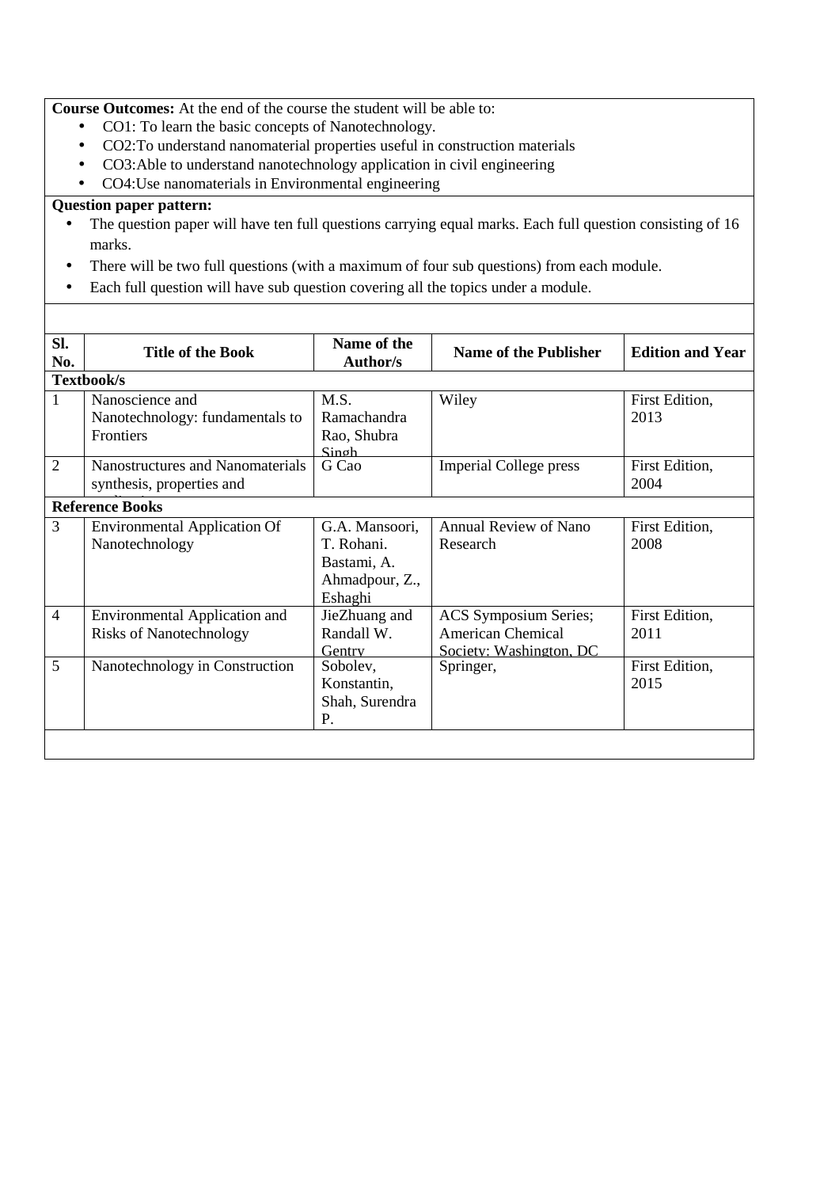**Course Outcomes:** At the end of the course the student will be able to:

- CO1: To learn the basic concepts of Nanotechnology.
- CO2:To understand nanomaterial properties useful in construction materials
- CO3:Able to understand nanotechnology application in civil engineering
- CO4:Use nanomaterials in Environmental engineering

**Question paper pattern:**

- The question paper will have ten full questions carrying equal marks. Each full question consisting of 16 marks.
- There will be two full questions (with a maximum of four sub questions) from each module.
- Each full question will have sub question covering all the topics under a module.

| Sl. No. | Title of the Book | Name of the Author/s | Name of the Publisher | Edition and Year |
|---|---|---|---|---|
| **Textbook/s** | | | | |
| 1 | Nanoscience and Nanotechnology: fundamentals to Frontiers | M.S. Ramachandra Rao, Shubra Singh | Wiley | First Edition, 2013 |
| 2 | Nanostructures and Nanomaterials synthesis, properties and applications | G Cao | Imperial College press | First Edition, 2004 |
| **Reference Books** | | | | |
| 3 | Environmental Application Of Nanotechnology | G.A. Mansoori, T. Rohani. Bastami, A. Ahmadpour, Z., Eshaghi | Annual Review of Nano Research | First Edition, 2008 |
| 4 | Environmental Application and Risks of Nanotechnology | JieZhuang and Randall W. Gentry | ACS Symposium Series; American Chemical Society: Washington, DC | First Edition, 2011 |
| 5 | Nanotechnology in Construction | Sobolev, Konstantin, Shah, Surendra P. | Springer, | First Edition, 2015 |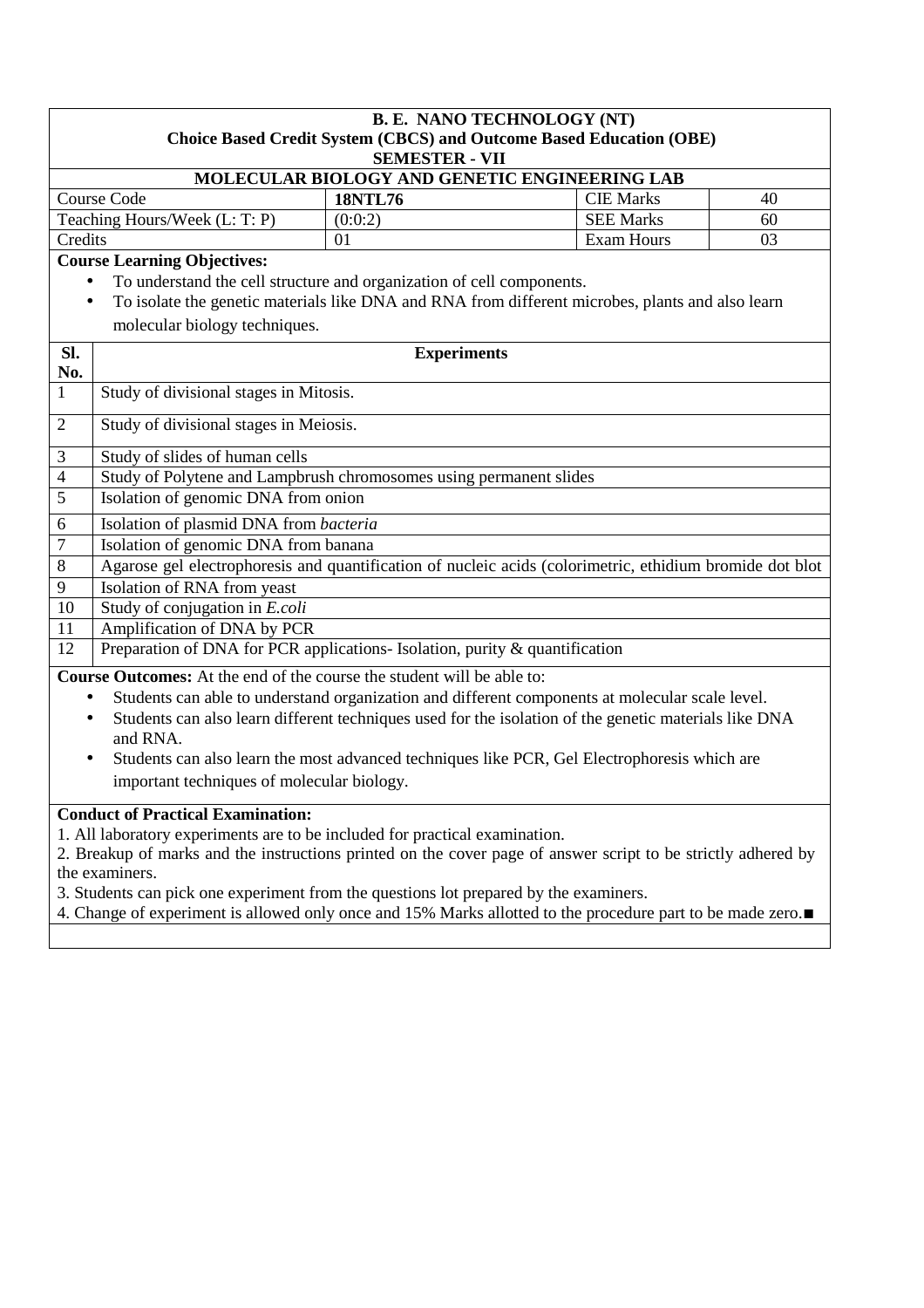**B. E. NANO TECHNOLOGY (NT)**
**Choice Based Credit System (CBCS) and Outcome Based Education (OBE)**
**SEMESTER - VII**

## MOLECULAR BIOLOGY AND GENETIC ENGINEERING LAB

| Course Code | **18NTL76** | CIE Marks | 40 |
|---|---|---|---|
| Teaching Hours/Week (L: T: P) | (0:0:2) | SEE Marks | 60 |
| Credits | 01 | Exam Hours | 03 |

**Course Learning Objectives:**

- To understand the cell structure and organization of cell components.
- To isolate the genetic materials like DNA and RNA from different microbes, plants and also learn molecular biology techniques.

| Sl. No. | Experiments |
|---|---|
| 1 | Study of divisional stages in Mitosis. |
| 2 | Study of divisional stages in Meiosis. |
| 3 | Study of slides of human cells |
| 4 | Study of Polytene and Lampbrush chromosomes using permanent slides |
| 5 | Isolation of genomic DNA from onion |
| 6 | Isolation of plasmid DNA from *bacteria* |
| 7 | Isolation of genomic DNA from banana |
| 8 | Agarose gel electrophoresis and quantification of nucleic acids (colorimetric, ethidium bromide dot blot |
| 9 | Isolation of RNA from yeast |
| 10 | Study of conjugation in *E.coli* |
| 11 | Amplification of DNA by PCR |
| 12 | Preparation of DNA for PCR applications- Isolation, purity & quantification |

**Course Outcomes:** At the end of the course the student will be able to:

- Students can able to understand organization and different components at molecular scale level.
- Students can also learn different techniques used for the isolation of the genetic materials like DNA and RNA.
- Students can also learn the most advanced techniques like PCR, Gel Electrophoresis which are important techniques of molecular biology.

**Conduct of Practical Examination:**

1. All laboratory experiments are to be included for practical examination.
2. Breakup of marks and the instructions printed on the cover page of answer script to be strictly adhered by the examiners.
3. Students can pick one experiment from the questions lot prepared by the examiners.
4. Change of experiment is allowed only once and 15% Marks allotted to the procedure part to be made zero.■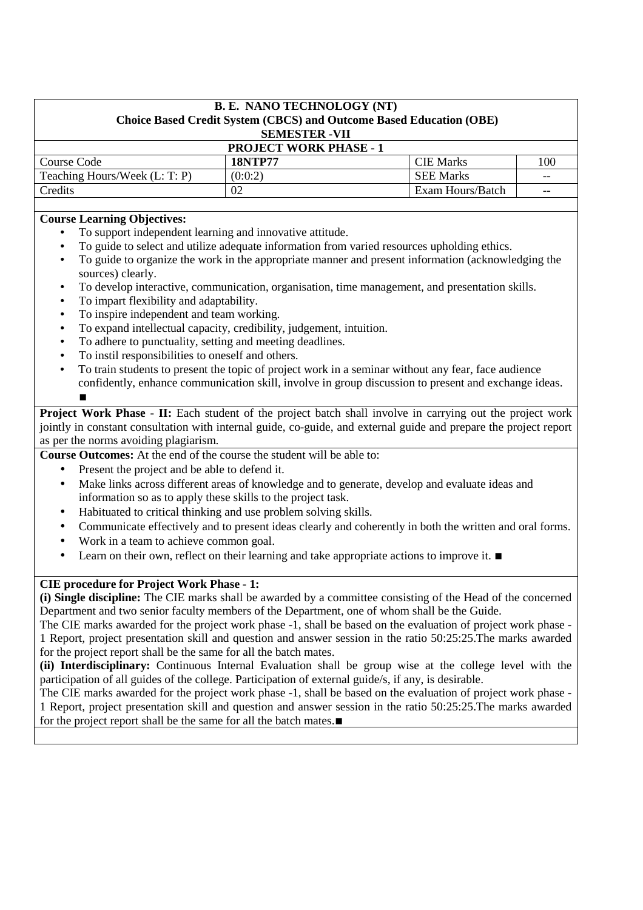| B. E. NANO TECHNOLOGY (NT) Choice Based Credit System (CBCS) and Outcome Based Education (OBE) SEMESTER -VII | | | |
|---|---|---|---|
| **PROJECT WORK PHASE - 1** | | | |
| Course Code | **18NTP77** | CIE Marks | 100 |
| Teaching Hours/Week (L: T: P) | (0:0:2) | SEE Marks | -- |
| Credits | 02 | Exam Hours/Batch | -- |

**Course Learning Objectives:**

- To support independent learning and innovative attitude.
- To guide to select and utilize adequate information from varied resources upholding ethics.
- To guide to organize the work in the appropriate manner and present information (acknowledging the sources) clearly.
- To develop interactive, communication, organisation, time management, and presentation skills.
- To impart flexibility and adaptability.
- To inspire independent and team working.
- To expand intellectual capacity, credibility, judgement, intuition.
- To adhere to punctuality, setting and meeting deadlines.
- To instil responsibilities to oneself and others.
- To train students to present the topic of project work in a seminar without any fear, face audience confidently, enhance communication skill, involve in group discussion to present and exchange ideas. ■

**Project Work Phase - II:** Each student of the project batch shall involve in carrying out the project work jointly in constant consultation with internal guide, co-guide, and external guide and prepare the project report as per the norms avoiding plagiarism.

**Course Outcomes:** At the end of the course the student will be able to:

- Present the project and be able to defend it.
- Make links across different areas of knowledge and to generate, develop and evaluate ideas and information so as to apply these skills to the project task.
- Habituated to critical thinking and use problem solving skills.
- Communicate effectively and to present ideas clearly and coherently in both the written and oral forms.
- Work in a team to achieve common goal.
- Learn on their own, reflect on their learning and take appropriate actions to improve it. ■

**CIE procedure for Project Work Phase - 1:**

**(i) Single discipline:** The CIE marks shall be awarded by a committee consisting of the Head of the concerned Department and two senior faculty members of the Department, one of whom shall be the Guide.

The CIE marks awarded for the project work phase -1, shall be based on the evaluation of project work phase -1 Report, project presentation skill and question and answer session in the ratio 50:25:25.The marks awarded for the project report shall be the same for all the batch mates.

**(ii) Interdisciplinary:** Continuous Internal Evaluation shall be group wise at the college level with the participation of all guides of the college. Participation of external guide/s, if any, is desirable.

The CIE marks awarded for the project work phase -1, shall be based on the evaluation of project work phase -1 Report, project presentation skill and question and answer session in the ratio 50:25:25.The marks awarded for the project report shall be the same for all the batch mates.■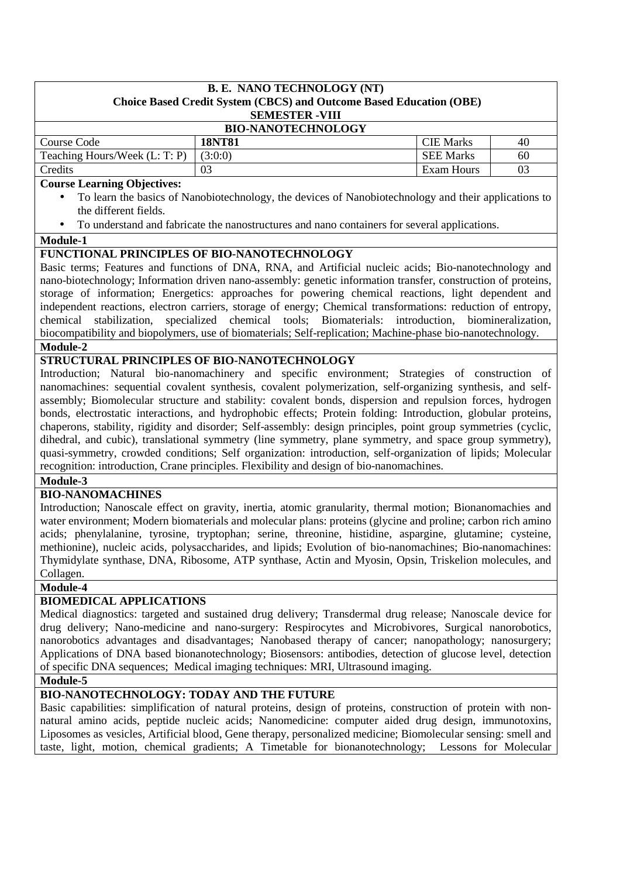**B. E. NANO TECHNOLOGY (NT)**
**Choice Based Credit System (CBCS) and Outcome Based Education (OBE)**
**SEMESTER -VIII**

**BIO-NANOTECHNOLOGY**

| Course Code | **18NT81** | CIE Marks | 40 |
|---|---|---|---|
| Teaching Hours/Week (L: T: P) | (3:0:0) | SEE Marks | 60 |
| Credits | 03 | Exam Hours | 03 |

**Course Learning Objectives:**

- To learn the basics of Nanobiotechnology, the devices of Nanobiotechnology and their applications to the different fields.
- To understand and fabricate the nanostructures and nano containers for several applications.

**Module-1**

**FUNCTIONAL PRINCIPLES OF BIO-NANOTECHNOLOGY**

Basic terms; Features and functions of DNA, RNA, and Artificial nucleic acids; Bio-nanotechnology and nano-biotechnology; Information driven nano-assembly: genetic information transfer, construction of proteins, storage of information; Energetics: approaches for powering chemical reactions, light dependent and independent reactions, electron carriers, storage of energy; Chemical transformations: reduction of entropy, chemical stabilization, specialized chemical tools; Biomaterials: introduction, biomineralization, biocompatibility and biopolymers, use of biomaterials; Self-replication; Machine-phase bio-nanotechnology.

**Module-2**

**STRUCTURAL PRINCIPLES OF BIO-NANOTECHNOLOGY**

Introduction; Natural bio-nanomachinery and specific environment; Strategies of construction of nanomachines: sequential covalent synthesis, covalent polymerization, self-organizing synthesis, and self-assembly; Biomolecular structure and stability: covalent bonds, dispersion and repulsion forces, hydrogen bonds, electrostatic interactions, and hydrophobic effects; Protein folding: Introduction, globular proteins, chaperons, stability, rigidity and disorder; Self-assembly: design principles, point group symmetries (cyclic, dihedral, and cubic), translational symmetry (line symmetry, plane symmetry, and space group symmetry), quasi-symmetry, crowded conditions; Self organization: introduction, self-organization of lipids; Molecular recognition: introduction, Crane principles. Flexibility and design of bio-nanomachines.

**Module-3**

**BIO-NANOMACHINES**

Introduction; Nanoscale effect on gravity, inertia, atomic granularity, thermal motion; Bionanomachies and water environment; Modern biomaterials and molecular plans: proteins (glycine and proline; carbon rich amino acids; phenylalanine, tyrosine, tryptophan; serine, threonine, histidine, aspargine, glutamine; cysteine, methionine), nucleic acids, polysaccharides, and lipids; Evolution of bio-nanomachines; Bio-nanomachines: Thymidylate synthase, DNA, Ribosome, ATP synthase, Actin and Myosin, Opsin, Triskelion molecules, and Collagen.

**Module-4**

**BIOMEDICAL APPLICATIONS**

Medical diagnostics: targeted and sustained drug delivery; Transdermal drug release; Nanoscale device for drug delivery; Nano-medicine and nano-surgery: Respirocytes and Microbivores, Surgical nanorobotics, nanorobotics advantages and disadvantages; Nanobased therapy of cancer; nanopathology; nanosurgery; Applications of DNA based bionanotechnology; Biosensors: antibodies, detection of glucose level, detection of specific DNA sequences; Medical imaging techniques: MRI, Ultrasound imaging.

**Module-5**

**BIO-NANOTECHNOLOGY: TODAY AND THE FUTURE**

Basic capabilities: simplification of natural proteins, design of proteins, construction of protein with non-natural amino acids, peptide nucleic acids; Nanomedicine: computer aided drug design, immunotoxins, Liposomes as vesicles, Artificial blood, Gene therapy, personalized medicine; Biomolecular sensing: smell and taste, light, motion, chemical gradients; A Timetable for bionanotechnology; Lessons for Molecular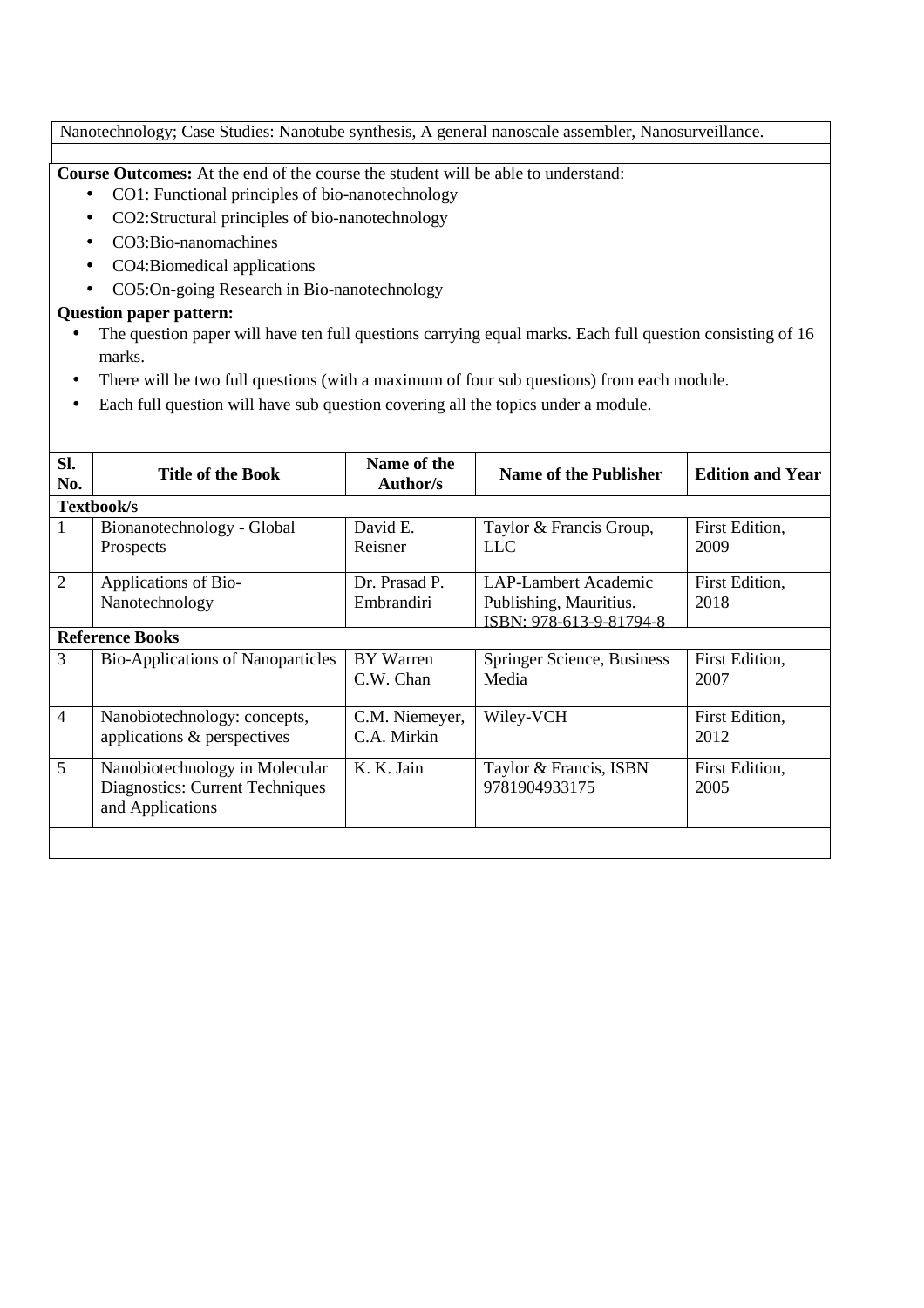Nanotechnology; Case Studies: Nanotube synthesis, A general nanoscale assembler, Nanosurveillance.

**Course Outcomes:** At the end of the course the student will be able to understand:

- CO1: Functional principles of bio-nanotechnology
- CO2:Structural principles of bio-nanotechnology
- CO3:Bio-nanomachines
- CO4:Biomedical applications
- CO5:On-going Research in Bio-nanotechnology

**Question paper pattern:**

- The question paper will have ten full questions carrying equal marks. Each full question consisting of 16 marks.
- There will be two full questions (with a maximum of four sub questions) from each module.
- Each full question will have sub question covering all the topics under a module.

| Sl. No. | Title of the Book | Name of the Author/s | Name of the Publisher | Edition and Year |
|---|---|---|---|---|
| **Textbook/s** | | | | |
| 1 | Bionanotechnology - Global Prospects | David E. Reisner | Taylor & Francis Group, LLC | First Edition, 2009 |
| 2 | Applications of Bio-Nanotechnology | Dr. Prasad P. Embrandiri | LAP-Lambert Academic Publishing, Mauritius. ISBN: 978-613-9-81794-8 | First Edition, 2018 |
| **Reference Books** | | | | |
| 3 | Bio-Applications of Nanoparticles | BY Warren C.W. Chan | Springer Science, Business Media | First Edition, 2007 |
| 4 | Nanobiotechnology: concepts, applications & perspectives | C.M. Niemeyer, C.A. Mirkin | Wiley-VCH | First Edition, 2012 |
| 5 | Nanobiotechnology in Molecular Diagnostics: Current Techniques and Applications | K. K. Jain | Taylor & Francis, ISBN 9781904933175 | First Edition, 2005 |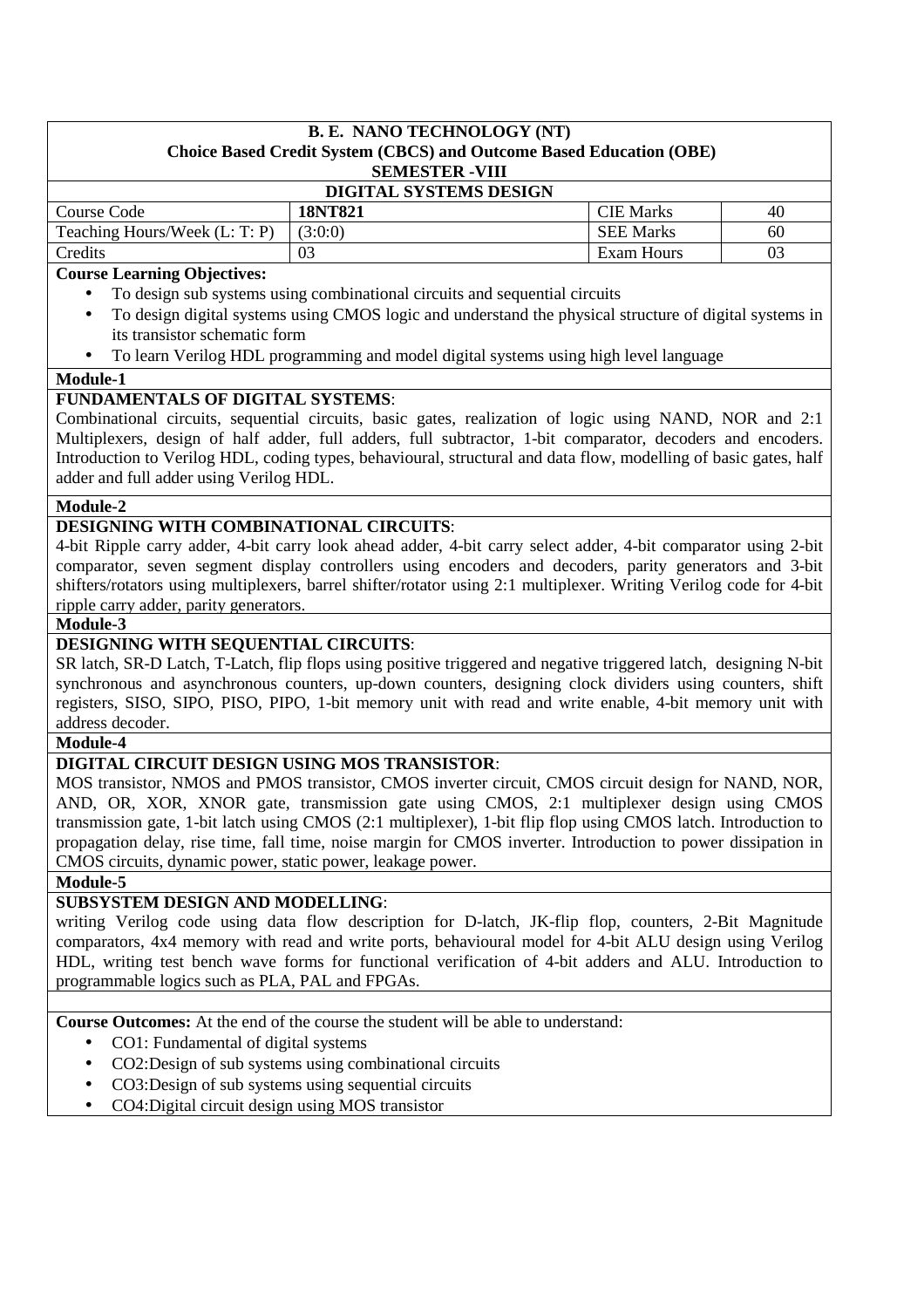**B. E. NANO TECHNOLOGY (NT)**
**Choice Based Credit System (CBCS) and Outcome Based Education (OBE)**
**SEMESTER -VIII**

**DIGITAL SYSTEMS DESIGN**

| Course Code | **18NT821** | CIE Marks | 40 |
|---|---|---|---|
| Teaching Hours/Week (L: T: P) | (3:0:0) | SEE Marks | 60 |
| Credits | 03 | Exam Hours | 03 |

**Course Learning Objectives:**

- To design sub systems using combinational circuits and sequential circuits
- To design digital systems using CMOS logic and understand the physical structure of digital systems in its transistor schematic form
- To learn Verilog HDL programming and model digital systems using high level language

**Module-1**

**FUNDAMENTALS OF DIGITAL SYSTEMS**:

Combinational circuits, sequential circuits, basic gates, realization of logic using NAND, NOR and 2:1 Multiplexers, design of half adder, full adders, full subtractor, 1-bit comparator, decoders and encoders. Introduction to Verilog HDL, coding types, behavioural, structural and data flow, modelling of basic gates, half adder and full adder using Verilog HDL.

**Module-2**

**DESIGNING WITH COMBINATIONAL CIRCUITS**:

4-bit Ripple carry adder, 4-bit carry look ahead adder, 4-bit carry select adder, 4-bit comparator using 2-bit comparator, seven segment display controllers using encoders and decoders, parity generators and 3-bit shifters/rotators using multiplexers, barrel shifter/rotator using 2:1 multiplexer. Writing Verilog code for 4-bit ripple carry adder, parity generators.

**Module-3**

**DESIGNING WITH SEQUENTIAL CIRCUITS**:

SR latch, SR-D Latch, T-Latch, flip flops using positive triggered and negative triggered latch, designing N-bit synchronous and asynchronous counters, up-down counters, designing clock dividers using counters, shift registers, SISO, SIPO, PISO, PIPO, 1-bit memory unit with read and write enable, 4-bit memory unit with address decoder.

**Module-4**

**DIGITAL CIRCUIT DESIGN USING MOS TRANSISTOR**:

MOS transistor, NMOS and PMOS transistor, CMOS inverter circuit, CMOS circuit design for NAND, NOR, AND, OR, XOR, XNOR gate, transmission gate using CMOS, 2:1 multiplexer design using CMOS transmission gate, 1-bit latch using CMOS (2:1 multiplexer), 1-bit flip flop using CMOS latch. Introduction to propagation delay, rise time, fall time, noise margin for CMOS inverter. Introduction to power dissipation in CMOS circuits, dynamic power, static power, leakage power.

**Module-5**

**SUBSYSTEM DESIGN AND MODELLING**:

writing Verilog code using data flow description for D-latch, JK-flip flop, counters, 2-Bit Magnitude comparators, 4x4 memory with read and write ports, behavioural model for 4-bit ALU design using Verilog HDL, writing test bench wave forms for functional verification of 4-bit adders and ALU. Introduction to programmable logics such as PLA, PAL and FPGAs.

**Course Outcomes:** At the end of the course the student will be able to understand:

- CO1: Fundamental of digital systems
- CO2:Design of sub systems using combinational circuits
- CO3:Design of sub systems using sequential circuits
- CO4:Digital circuit design using MOS transistor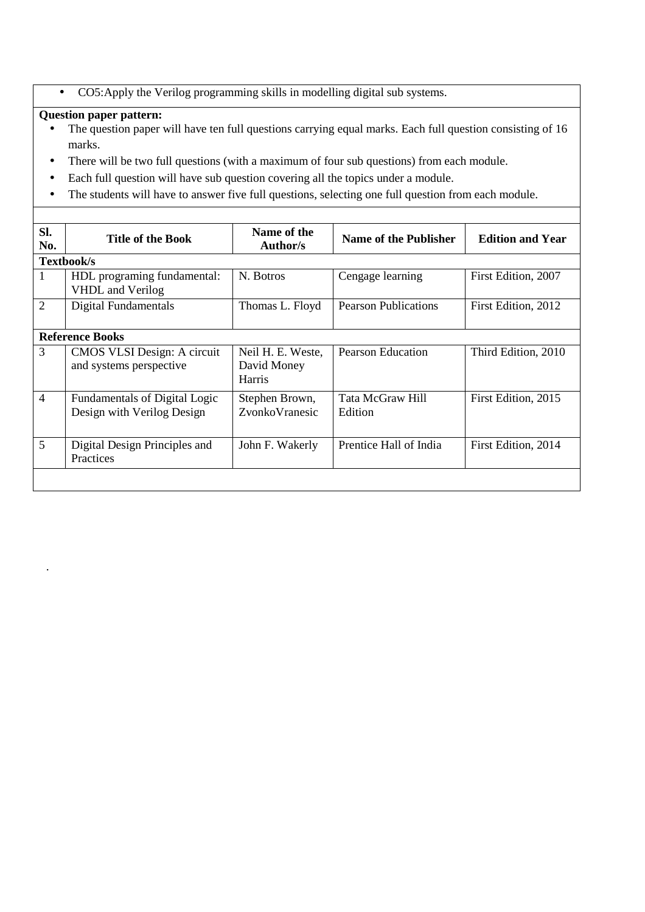- CO5:Apply the Verilog programming skills in modelling digital sub systems.

**Question paper pattern:**

- The question paper will have ten full questions carrying equal marks. Each full question consisting of 16 marks.
- There will be two full questions (with a maximum of four sub questions) from each module.
- Each full question will have sub question covering all the topics under a module.
- The students will have to answer five full questions, selecting one full question from each module.

| Sl. No. | Title of the Book | Name of the Author/s | Name of the Publisher | Edition and Year |
|---|---|---|---|---|
| **Textbook/s** | | | | |
| 1 | HDL programing fundamental: VHDL and Verilog | N. Botros | Cengage learning | First Edition, 2007 |
| 2 | Digital Fundamentals | Thomas L. Floyd | Pearson Publications | First Edition, 2012 |
| **Reference Books** | | | | |
| 3 | CMOS VLSI Design: A circuit and systems perspective | Neil H. E. Weste, David Money Harris | Pearson Education | Third Edition, 2010 |
| 4 | Fundamentals of Digital Logic Design with Verilog Design | Stephen Brown, ZvonkoVranesic | Tata McGraw Hill Edition | First Edition, 2015 |
| 5 | Digital Design Principles and Practices | John F. Wakerly | Prentice Hall of India | First Edition, 2014 |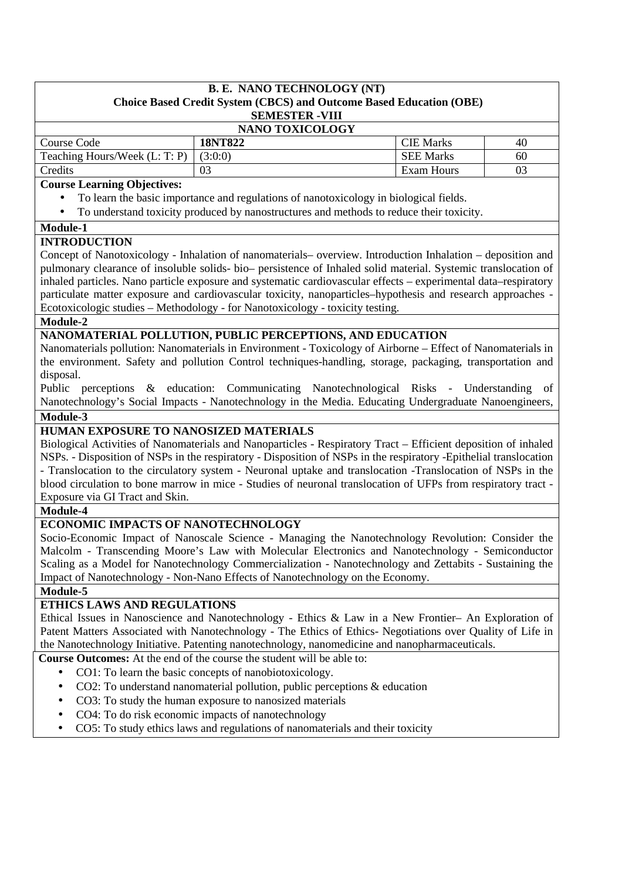**B. E. NANO TECHNOLOGY (NT)**
**Choice Based Credit System (CBCS) and Outcome Based Education (OBE)**
**SEMESTER -VIII**

## NANO TOXICOLOGY

| Course Code | **18NT822** | CIE Marks | 40 |
|---|---|---|---|
| Teaching Hours/Week (L: T: P) | (3:0:0) | SEE Marks | 60 |
| Credits | 03 | Exam Hours | 03 |

**Course Learning Objectives:**

- To learn the basic importance and regulations of nanotoxicology in biological fields.
- To understand toxicity produced by nanostructures and methods to reduce their toxicity.

### Module-1

**INTRODUCTION**

Concept of Nanotoxicology - Inhalation of nanomaterials– overview. Introduction Inhalation – deposition and pulmonary clearance of insoluble solids- bio– persistence of Inhaled solid material. Systemic translocation of inhaled particles. Nano particle exposure and systematic cardiovascular effects – experimental data–respiratory particulate matter exposure and cardiovascular toxicity, nanoparticles–hypothesis and research approaches - Ecotoxicologic studies – Methodology - for Nanotoxicology - toxicity testing.

### Module-2

**NANOMATERIAL POLLUTION, PUBLIC PERCEPTIONS, AND EDUCATION**

Nanomaterials pollution: Nanomaterials in Environment - Toxicology of Airborne – Effect of Nanomaterials in the environment. Safety and pollution Control techniques-handling, storage, packaging, transportation and disposal.

Public perceptions & education: Communicating Nanotechnological Risks - Understanding of Nanotechnology's Social Impacts - Nanotechnology in the Media. Educating Undergraduate Nanoengineers,

### Module-3

**HUMAN EXPOSURE TO NANOSIZED MATERIALS**

Biological Activities of Nanomaterials and Nanoparticles - Respiratory Tract – Efficient deposition of inhaled NSPs. - Disposition of NSPs in the respiratory - Disposition of NSPs in the respiratory -Epithelial translocation - Translocation to the circulatory system - Neuronal uptake and translocation -Translocation of NSPs in the blood circulation to bone marrow in mice - Studies of neuronal translocation of UFPs from respiratory tract - Exposure via GI Tract and Skin.

### Module-4

**ECONOMIC IMPACTS OF NANOTECHNOLOGY**

Socio-Economic Impact of Nanoscale Science - Managing the Nanotechnology Revolution: Consider the Malcolm - Transcending Moore's Law with Molecular Electronics and Nanotechnology - Semiconductor Scaling as a Model for Nanotechnology Commercialization - Nanotechnology and Zettabits - Sustaining the Impact of Nanotechnology - Non-Nano Effects of Nanotechnology on the Economy.

### Module-5

**ETHICS LAWS AND REGULATIONS**

Ethical Issues in Nanoscience and Nanotechnology - Ethics & Law in a New Frontier– An Exploration of Patent Matters Associated with Nanotechnology - The Ethics of Ethics- Negotiations over Quality of Life in the Nanotechnology Initiative. Patenting nanotechnology, nanomedicine and nanopharmaceuticals.

**Course Outcomes:** At the end of the course the student will be able to:

- CO1: To learn the basic concepts of nanobiotoxicology.
- CO2: To understand nanomaterial pollution, public perceptions & education
- CO3: To study the human exposure to nanosized materials
- CO4: To do risk economic impacts of nanotechnology
- CO5: To study ethics laws and regulations of nanomaterials and their toxicity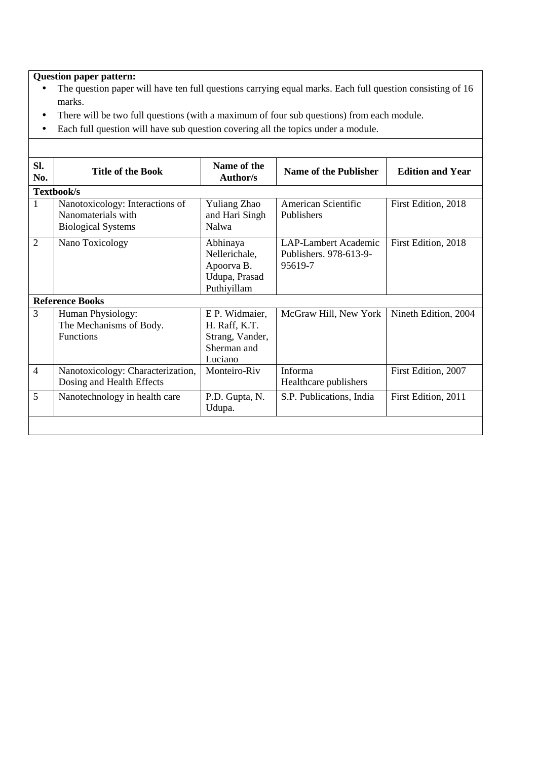**Question paper pattern:**

- The question paper will have ten full questions carrying equal marks. Each full question consisting of 16 marks.
- There will be two full questions (with a maximum of four sub questions) from each module.
- Each full question will have sub question covering all the topics under a module.

| Sl. No. | Title of the Book | Name of the Author/s | Name of the Publisher | Edition and Year |
|---|---|---|---|---|
| **Textbook/s** | | | | |
| 1 | Nanotoxicology: Interactions of Nanomaterials with Biological Systems | Yuliang Zhao and Hari Singh Nalwa | American Scientific Publishers | First Edition, 2018 |
| 2 | Nano Toxicology | Abhinaya Nellerichale, Apoorva B. Udupa, Prasad Puthiyillam | LAP-Lambert Academic Publishers. 978-613-9-95619-7 | First Edition, 2018 |
| **Reference Books** | | | | |
| 3 | Human Physiology: The Mechanisms of Body. Functions | E P. Widmaier, H. Raff, K.T. Strang, Vander, Sherman and Luciano | McGraw Hill, New York | Nineth Edition, 2004 |
| 4 | Nanotoxicology: Characterization, Dosing and Health Effects | Monteiro-Riv | Informa Healthcare publishers | First Edition, 2007 |
| 5 | Nanotechnology in health care | P.D. Gupta, N. Udupa. | S.P. Publications, India | First Edition, 2011 |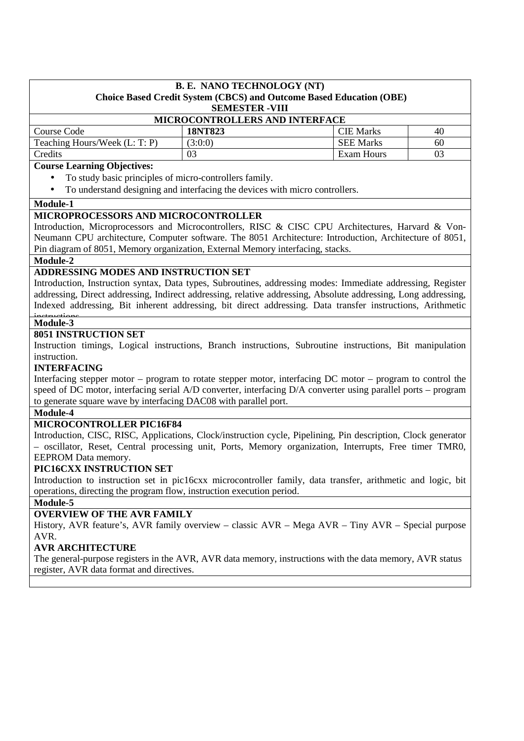**B. E. NANO TECHNOLOGY (NT)**
**Choice Based Credit System (CBCS) and Outcome Based Education (OBE)**
**SEMESTER -VIII**

**MICROCONTROLLERS AND INTERFACE**

| Course Code | **18NT823** | CIE Marks | 40 |
|---|---|---|---|
| Teaching Hours/Week (L: T: P) | (3:0:0) | SEE Marks | 60 |
| Credits | 03 | Exam Hours | 03 |

**Course Learning Objectives:**

- To study basic principles of micro-controllers family.
- To understand designing and interfacing the devices with micro controllers.

**Module-1**

**MICROPROCESSORS AND MICROCONTROLLER**

Introduction, Microprocessors and Microcontrollers, RISC & CISC CPU Architectures, Harvard & Von-Neumann CPU architecture, Computer software. The 8051 Architecture: Introduction, Architecture of 8051, Pin diagram of 8051, Memory organization, External Memory interfacing, stacks.

**Module-2**

**ADDRESSING MODES AND INSTRUCTION SET**

Introduction, Instruction syntax, Data types, Subroutines, addressing modes: Immediate addressing, Register addressing, Direct addressing, Indirect addressing, relative addressing, Absolute addressing, Long addressing, Indexed addressing, Bit inherent addressing, bit direct addressing. Data transfer instructions, Arithmetic instructions

**Module-3**

**8051 INSTRUCTION SET**

Instruction timings, Logical instructions, Branch instructions, Subroutine instructions, Bit manipulation instruction.

**INTERFACING**

Interfacing stepper motor – program to rotate stepper motor, interfacing DC motor – program to control the speed of DC motor, interfacing serial A/D converter, interfacing D/A converter using parallel ports – program to generate square wave by interfacing DAC08 with parallel port.

**Module-4**

**MICROCONTROLLER PIC16F84**

Introduction, CISC, RISC, Applications, Clock/instruction cycle, Pipelining, Pin description, Clock generator – oscillator, Reset, Central processing unit, Ports, Memory organization, Interrupts, Free timer TMR0, EEPROM Data memory.

**PIC16CXX INSTRUCTION SET**

Introduction to instruction set in pic16cxx microcontroller family, data transfer, arithmetic and logic, bit operations, directing the program flow, instruction execution period.

**Module-5**

**OVERVIEW OF THE AVR FAMILY**

History, AVR feature's, AVR family overview – classic AVR – Mega AVR – Tiny AVR – Special purpose AVR.

**AVR ARCHITECTURE**

The general-purpose registers in the AVR, AVR data memory, instructions with the data memory, AVR status register, AVR data format and directives.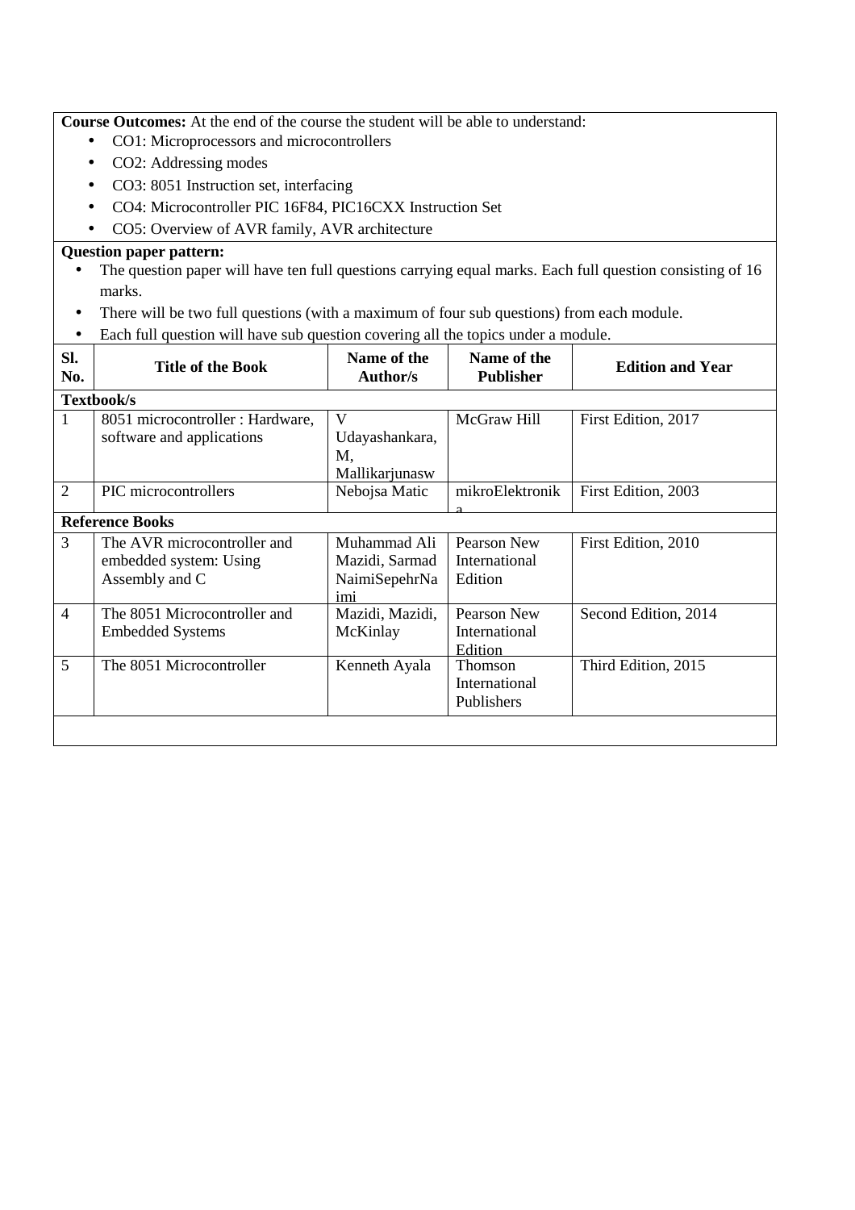**Course Outcomes:** At the end of the course the student will be able to understand:

- CO1: Microprocessors and microcontrollers
- CO2: Addressing modes
- CO3: 8051 Instruction set, interfacing
- CO4: Microcontroller PIC 16F84, PIC16CXX Instruction Set
- CO5: Overview of AVR family, AVR architecture

**Question paper pattern:**

- The question paper will have ten full questions carrying equal marks. Each full question consisting of 16 marks.
- There will be two full questions (with a maximum of four sub questions) from each module.
- Each full question will have sub question covering all the topics under a module.

| Sl. No. | Title of the Book | Name of the Author/s | Name of the Publisher | Edition and Year |
|---|---|---|---|---|
| **Textbook/s** | | | | |
| 1 | 8051 microcontroller : Hardware, software and applications | V Udayashankara, M, Mallikarjunasw | McGraw Hill | First Edition, 2017 |
| 2 | PIC microcontrollers | Nebojsa Matic | mikroElektronika | First Edition, 2003 |
| **Reference Books** | | | | |
| 3 | The AVR microcontroller and embedded system: Using Assembly and C | Muhammad Ali Mazidi, Sarmad NaimiSepehrNaimi | Pearson New International Edition | First Edition, 2010 |
| 4 | The 8051 Microcontroller and Embedded Systems | Mazidi, Mazidi, McKinlay | Pearson New International Edition | Second Edition, 2014 |
| 5 | The 8051 Microcontroller | Kenneth Ayala | Thomson International Publishers | Third Edition, 2015 |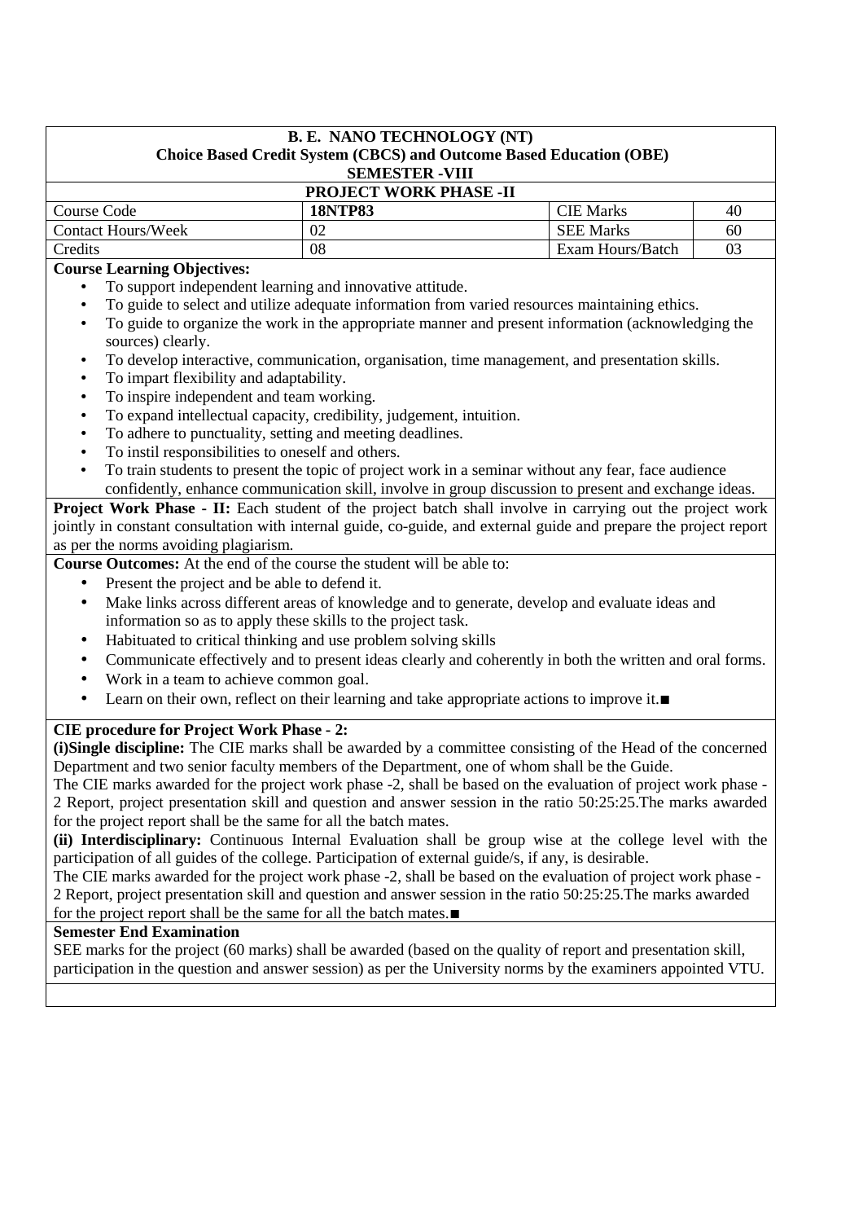**B. E. NANO TECHNOLOGY (NT)**
**Choice Based Credit System (CBCS) and Outcome Based Education (OBE)**
**SEMESTER -VIII**

**PROJECT WORK PHASE -II**

| Course Code | **18NTP83** | CIE Marks | 40 |
|---|---|---|---|
| Contact Hours/Week | 02 | SEE Marks | 60 |
| Credits | 08 | Exam Hours/Batch | 03 |

**Course Learning Objectives:**

- To support independent learning and innovative attitude.
- To guide to select and utilize adequate information from varied resources maintaining ethics.
- To guide to organize the work in the appropriate manner and present information (acknowledging the sources) clearly.
- To develop interactive, communication, organisation, time management, and presentation skills.
- To impart flexibility and adaptability.
- To inspire independent and team working.
- To expand intellectual capacity, credibility, judgement, intuition.
- To adhere to punctuality, setting and meeting deadlines.
- To instil responsibilities to oneself and others.
- To train students to present the topic of project work in a seminar without any fear, face audience confidently, enhance communication skill, involve in group discussion to present and exchange ideas.

**Project Work Phase - II:** Each student of the project batch shall involve in carrying out the project work jointly in constant consultation with internal guide, co-guide, and external guide and prepare the project report as per the norms avoiding plagiarism.

**Course Outcomes:** At the end of the course the student will be able to:

- Present the project and be able to defend it.
- Make links across different areas of knowledge and to generate, develop and evaluate ideas and information so as to apply these skills to the project task.
- Habituated to critical thinking and use problem solving skills
- Communicate effectively and to present ideas clearly and coherently in both the written and oral forms.
- Work in a team to achieve common goal.
- Learn on their own, reflect on their learning and take appropriate actions to improve it.■

**CIE procedure for Project Work Phase - 2:**

**(i)Single discipline:** The CIE marks shall be awarded by a committee consisting of the Head of the concerned Department and two senior faculty members of the Department, one of whom shall be the Guide.

The CIE marks awarded for the project work phase -2, shall be based on the evaluation of project work phase -2 Report, project presentation skill and question and answer session in the ratio 50:25:25.The marks awarded for the project report shall be the same for all the batch mates.

**(ii) Interdisciplinary:** Continuous Internal Evaluation shall be group wise at the college level with the participation of all guides of the college. Participation of external guide/s, if any, is desirable.

The CIE marks awarded for the project work phase -2, shall be based on the evaluation of project work phase -2 Report, project presentation skill and question and answer session in the ratio 50:25:25.The marks awarded for the project report shall be the same for all the batch mates.■

**Semester End Examination**

SEE marks for the project (60 marks) shall be awarded (based on the quality of report and presentation skill, participation in the question and answer session) as per the University norms by the examiners appointed VTU.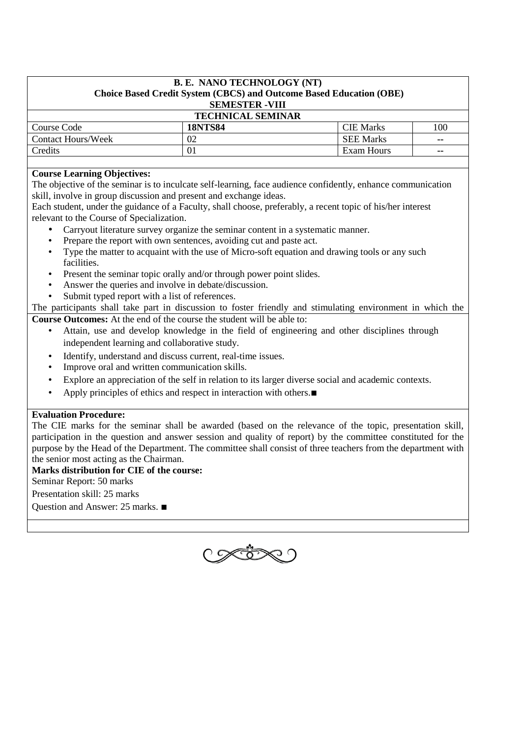**B. E. NANO TECHNOLOGY (NT)**
**Choice Based Credit System (CBCS) and Outcome Based Education (OBE)**
**SEMESTER -VIII**

**TECHNICAL SEMINAR**

| | | | |
|---|---|---|---|
| Course Code | **18NTS84** | CIE Marks | 100 |
| Contact Hours/Week | 02 | SEE Marks | -- |
| Credits | 01 | Exam Hours | -- |

**Course Learning Objectives:**

The objective of the seminar is to inculcate self-learning, face audience confidently, enhance communication skill, involve in group discussion and present and exchange ideas.

Each student, under the guidance of a Faculty, shall choose, preferably, a recent topic of his/her interest relevant to the Course of Specialization.

- Carryout literature survey organize the seminar content in a systematic manner.
- Prepare the report with own sentences, avoiding cut and paste act.
- Type the matter to acquaint with the use of Micro-soft equation and drawing tools or any such facilities.
- Present the seminar topic orally and/or through power point slides.
- Answer the queries and involve in debate/discussion.
- Submit typed report with a list of references.

The participants shall take part in discussion to foster friendly and stimulating environment in which the

**Course Outcomes:** At the end of the course the student will be able to:

- Attain, use and develop knowledge in the field of engineering and other disciplines through independent learning and collaborative study.
- Identify, understand and discuss current, real-time issues.
- Improve oral and written communication skills.
- Explore an appreciation of the self in relation to its larger diverse social and academic contexts.
- Apply principles of ethics and respect in interaction with others.■

**Evaluation Procedure:**

The CIE marks for the seminar shall be awarded (based on the relevance of the topic, presentation skill, participation in the question and answer session and quality of report) by the committee constituted for the purpose by the Head of the Department. The committee shall consist of three teachers from the department with the senior most acting as the Chairman.

**Marks distribution for CIE of the course:**

Seminar Report: 50 marks

Presentation skill: 25 marks

Question and Answer: 25 marks. ■